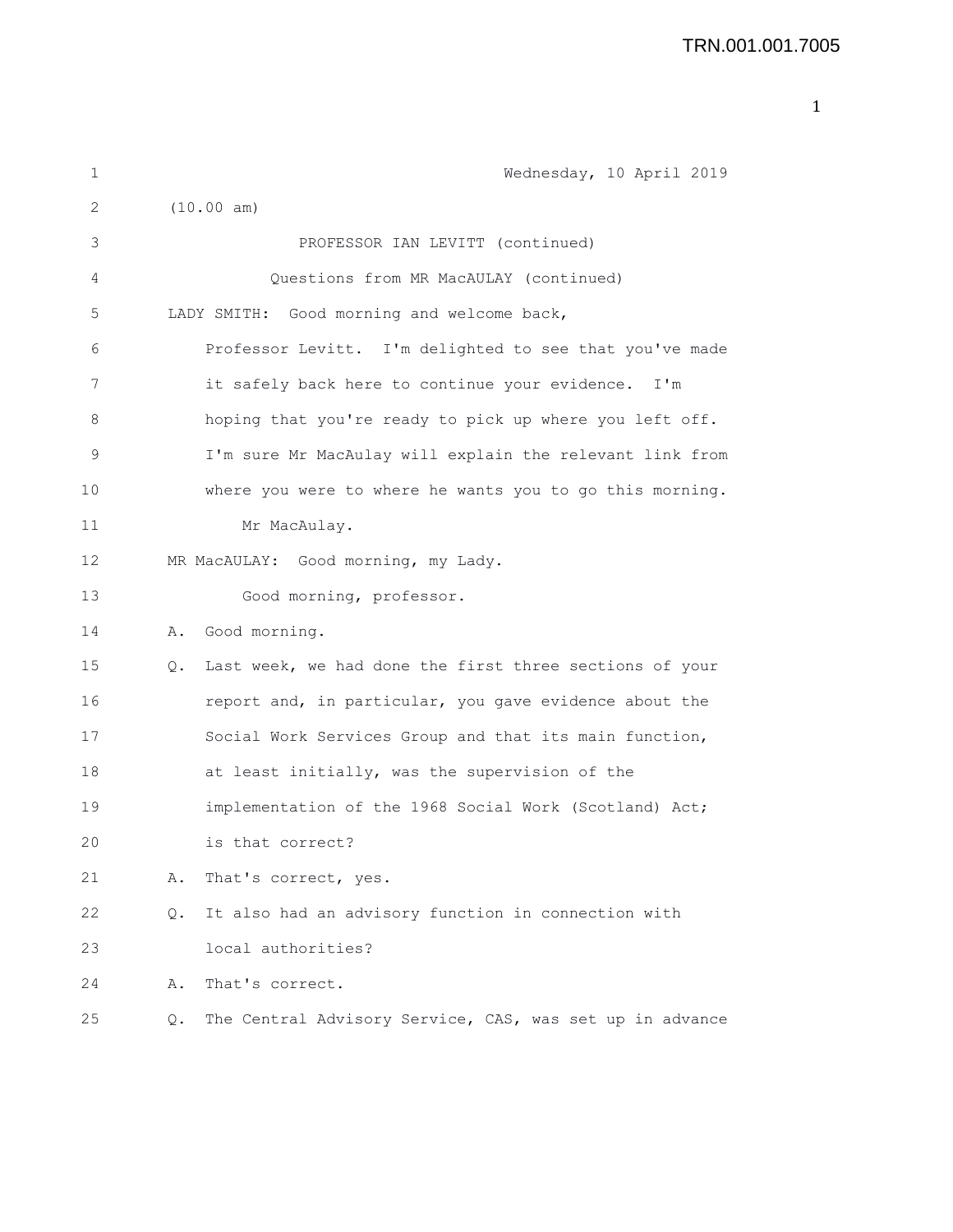Wednesday, 10 April 2019

(10.00 am)

PROFESSOR IAN LEVITT (continued)

Questions from MR MacAULAY (continued)

LADY SMITH: Good morning and welcome back, Professor Levitt. I'm delighted to see that you've made it safely back here to continue your evidence. I'm hoping that you're ready to pick up where you left off. I'm sure Mr MacAulay will explain the relevant link from where you were to where he wants you to go this morning.

Mr MacAulay.

MR MacAULAY: Good morning, my Lady.

Good morning, professor.

A. Good morning.

Q. Last week, we had done the first three sections of your report and, in particular, you gave evidence about the Social Work Services Group and that its main function, at least initially, was the supervision of the implementation of the 1968 Social Work (Scotland) Act; is that correct?

A. That's correct, yes.

Q. It also had an advisory function in connection with local authorities?

A. That's correct.

Q. The Central Advisory Service, CAS, was set up in advance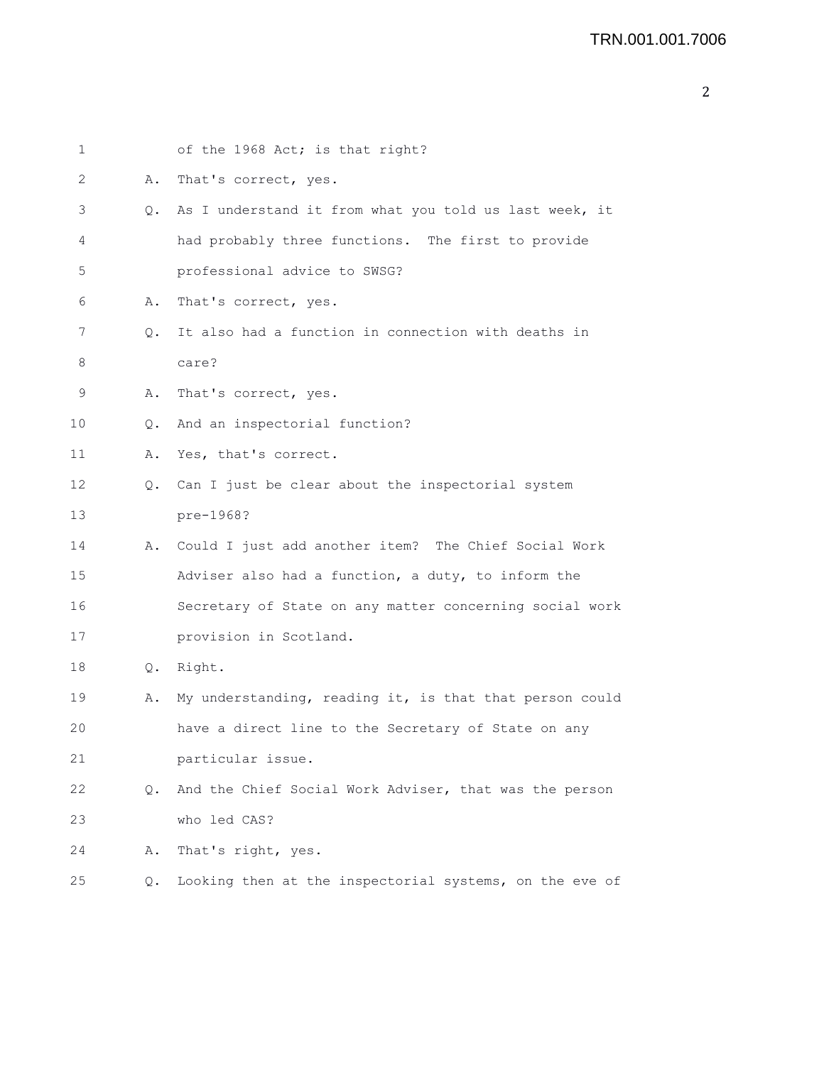1 of the 1968 Act; is that right?

2 A. That's correct, yes.

3 Q. As I understand it from what you told us last week, it

4 had probably three functions. The first to provide

5 professional advice to SWSG?

6 A. That's correct, yes.

7 Q. It also had a function in connection with deaths in

8 care?

9 A. That's correct, yes.

10 Q. And an inspectorial function?

11 A. Yes, that's correct.

12 Q. Can I just be clear about the inspectorial system

13 pre-1968?

14 A. Could I just add another item? The Chief Social Work

15 Adviser also had a function, a duty, to inform the

16 Secretary of State on any matter concerning social work

17 provision in Scotland.

18 Q. Right.

19 A. My understanding, reading it, is that that person could

20 have a direct line to the Secretary of State on any

21 particular issue.

22 Q. And the Chief Social Work Adviser, that was the person

23 who led CAS?

24 A. That's right, yes.

25 Q. Looking then at the inspectorial systems, on the eve of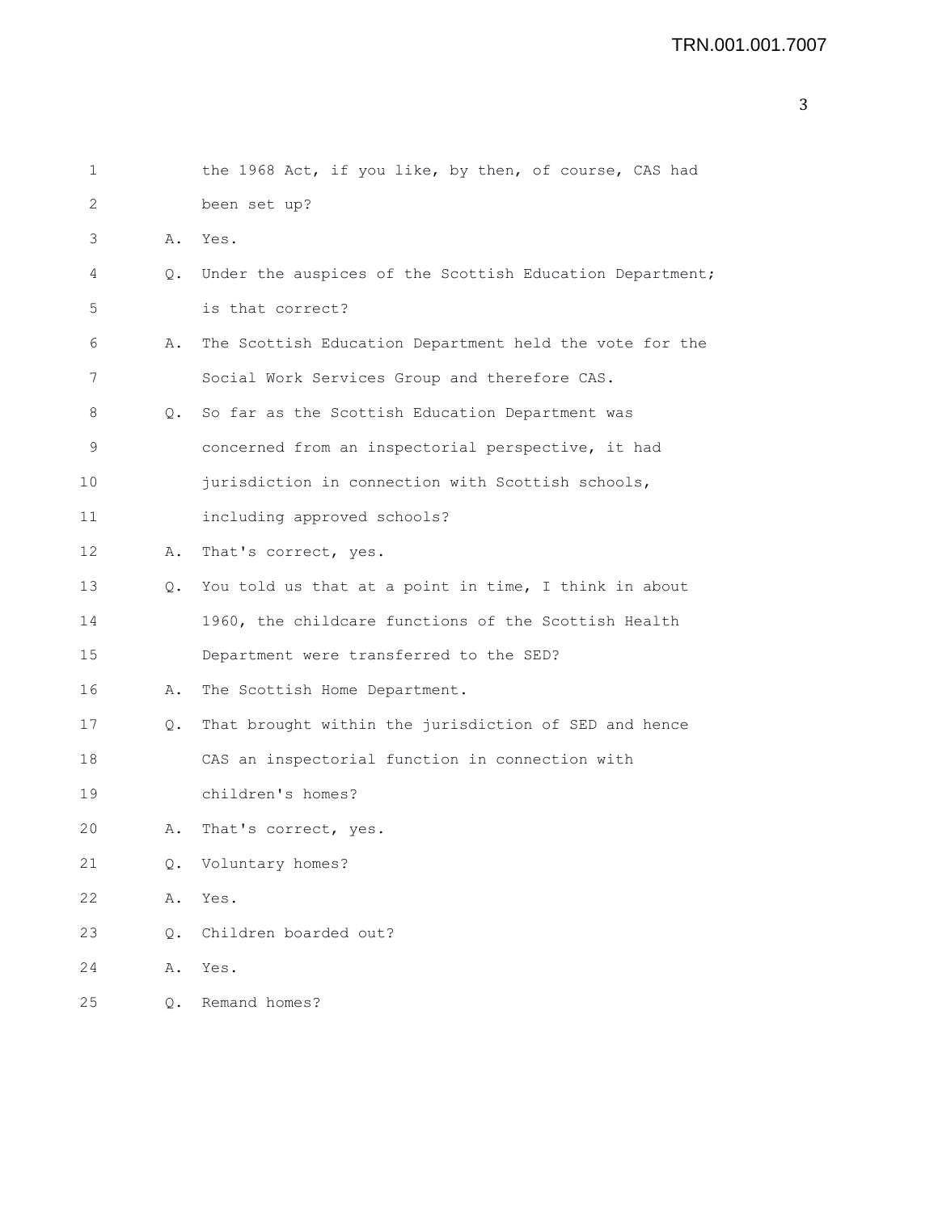1 the 1968 Act, if you like, by then, of course, CAS had
2 been set up?
3 A. Yes.
4 Q. Under the auspices of the Scottish Education Department;
5 is that correct?
6 A. The Scottish Education Department held the vote for the
7 Social Work Services Group and therefore CAS.
8 Q. So far as the Scottish Education Department was
9 concerned from an inspectorial perspective, it had
10 jurisdiction in connection with Scottish schools,
11 including approved schools?
12 A. That's correct, yes.
13 Q. You told us that at a point in time, I think in about
14 1960, the childcare functions of the Scottish Health
15 Department were transferred to the SED?
16 A. The Scottish Home Department.
17 Q. That brought within the jurisdiction of SED and hence
18 CAS an inspectorial function in connection with
19 children's homes?
20 A. That's correct, yes.
21 Q. Voluntary homes?
22 A. Yes.
23 Q. Children boarded out?
24 A. Yes.
25 Q. Remand homes?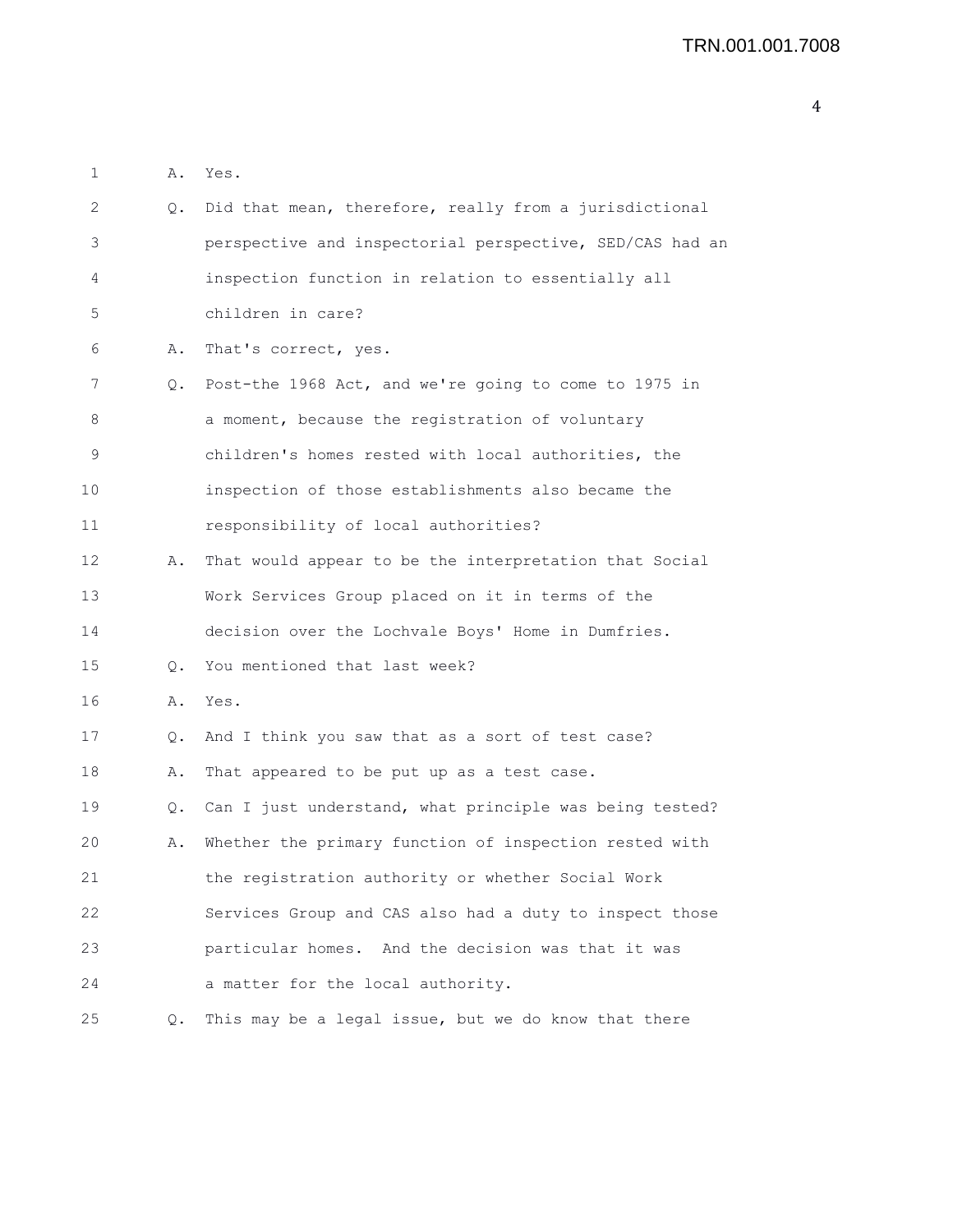A. Yes.

Q. Did that mean, therefore, really from a jurisdictional perspective and inspectorial perspective, SED/CAS had an inspection function in relation to essentially all children in care?

A. That's correct, yes.

Q. Post-the 1968 Act, and we're going to come to 1975 in a moment, because the registration of voluntary children's homes rested with local authorities, the inspection of those establishments also became the responsibility of local authorities?

A. That would appear to be the interpretation that Social Work Services Group placed on it in terms of the decision over the Lochvale Boys' Home in Dumfries.

Q. You mentioned that last week?

A. Yes.

Q. And I think you saw that as a sort of test case?

A. That appeared to be put up as a test case.

Q. Can I just understand, what principle was being tested?

A. Whether the primary function of inspection rested with the registration authority or whether Social Work Services Group and CAS also had a duty to inspect those particular homes. And the decision was that it was a matter for the local authority.

Q. This may be a legal issue, but we do know that there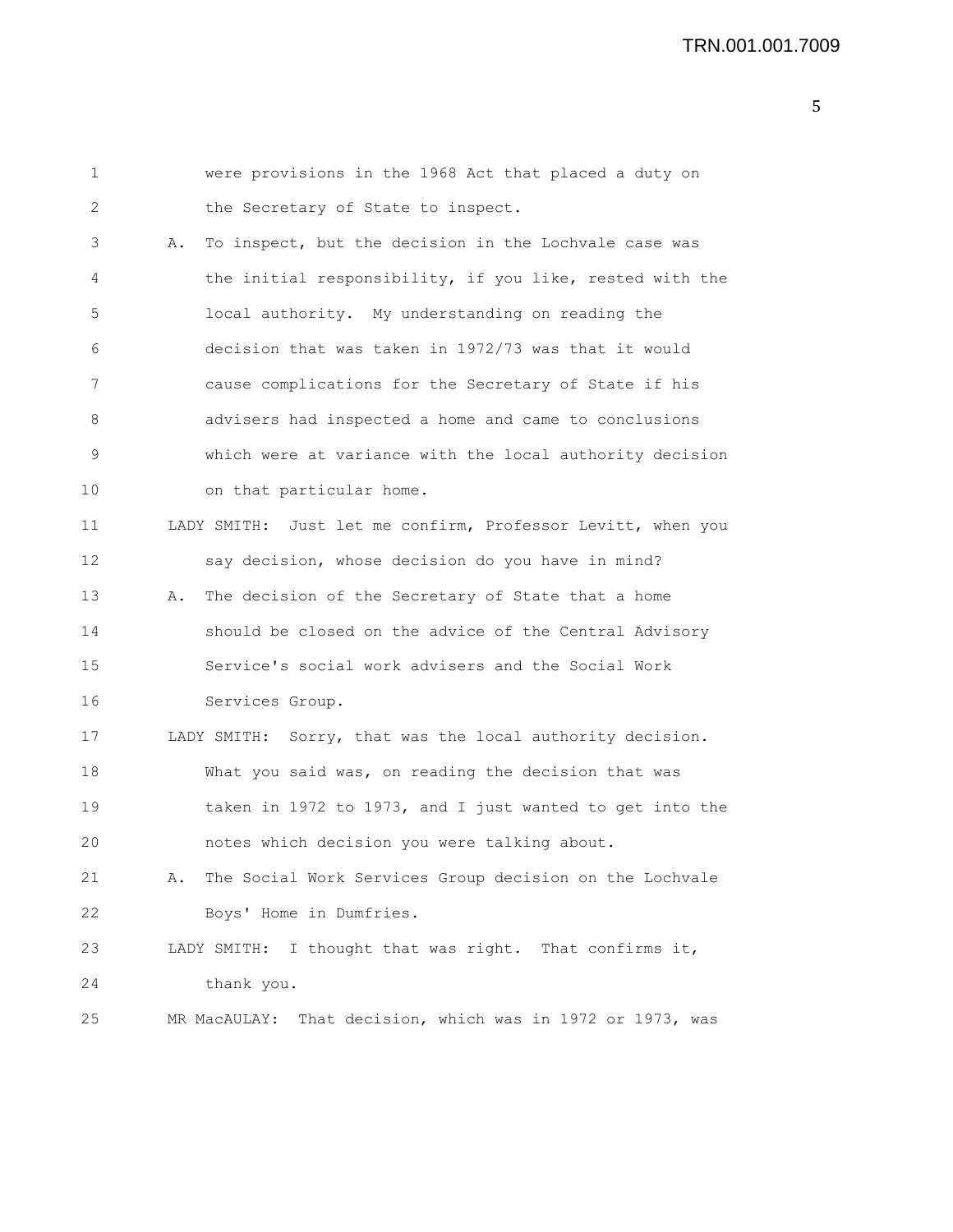1 were provisions in the 1968 Act that placed a duty on
2 the Secretary of State to inspect.
3 A. To inspect, but the decision in the Lochvale case was
4 the initial responsibility, if you like, rested with the
5 local authority. My understanding on reading the
6 decision that was taken in 1972/73 was that it would
7 cause complications for the Secretary of State if his
8 advisers had inspected a home and came to conclusions
9 which were at variance with the local authority decision
10 on that particular home.
11 LADY SMITH: Just let me confirm, Professor Levitt, when you
12 say decision, whose decision do you have in mind?
13 A. The decision of the Secretary of State that a home
14 should be closed on the advice of the Central Advisory
15 Service's social work advisers and the Social Work
16 Services Group.
17 LADY SMITH: Sorry, that was the local authority decision.
18 What you said was, on reading the decision that was
19 taken in 1972 to 1973, and I just wanted to get into the
20 notes which decision you were talking about.
21 A. The Social Work Services Group decision on the Lochvale
22 Boys' Home in Dumfries.
23 LADY SMITH: I thought that was right. That confirms it,
24 thank you.
25 MR MacAULAY: That decision, which was in 1972 or 1973, was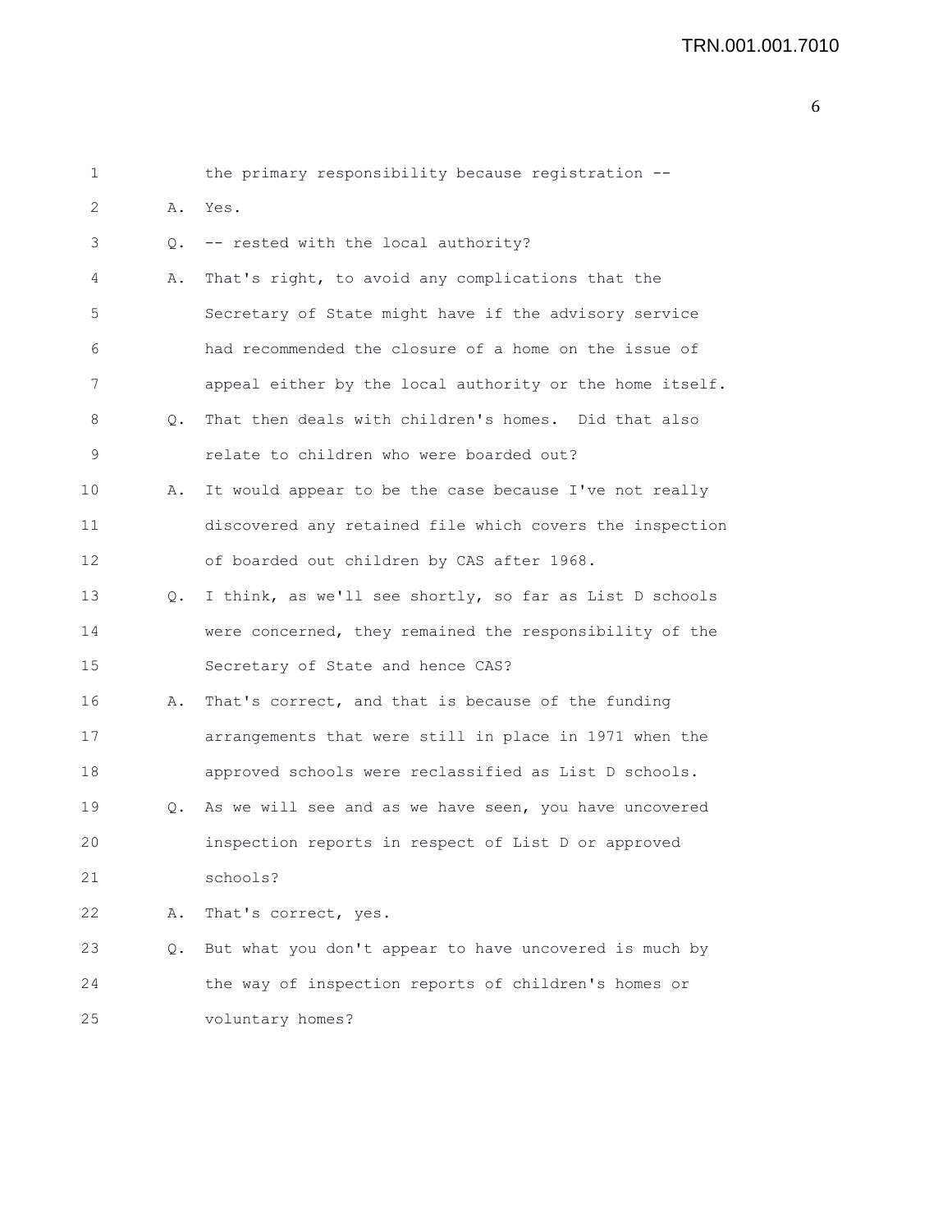1 the primary responsibility because registration --

2 A. Yes.

3 Q. -- rested with the local authority?

4 A. That's right, to avoid any complications that the

5 Secretary of State might have if the advisory service

6 had recommended the closure of a home on the issue of

7 appeal either by the local authority or the home itself.

8 Q. That then deals with children's homes. Did that also

9 relate to children who were boarded out?

10 A. It would appear to be the case because I've not really

11 discovered any retained file which covers the inspection

12 of boarded out children by CAS after 1968.

13 Q. I think, as we'll see shortly, so far as List D schools

14 were concerned, they remained the responsibility of the

15 Secretary of State and hence CAS?

16 A. That's correct, and that is because of the funding

17 arrangements that were still in place in 1971 when the

18 approved schools were reclassified as List D schools.

19 Q. As we will see and as we have seen, you have uncovered

20 inspection reports in respect of List D or approved

21 schools?

22 A. That's correct, yes.

23 Q. But what you don't appear to have uncovered is much by

24 the way of inspection reports of children's homes or

25 voluntary homes?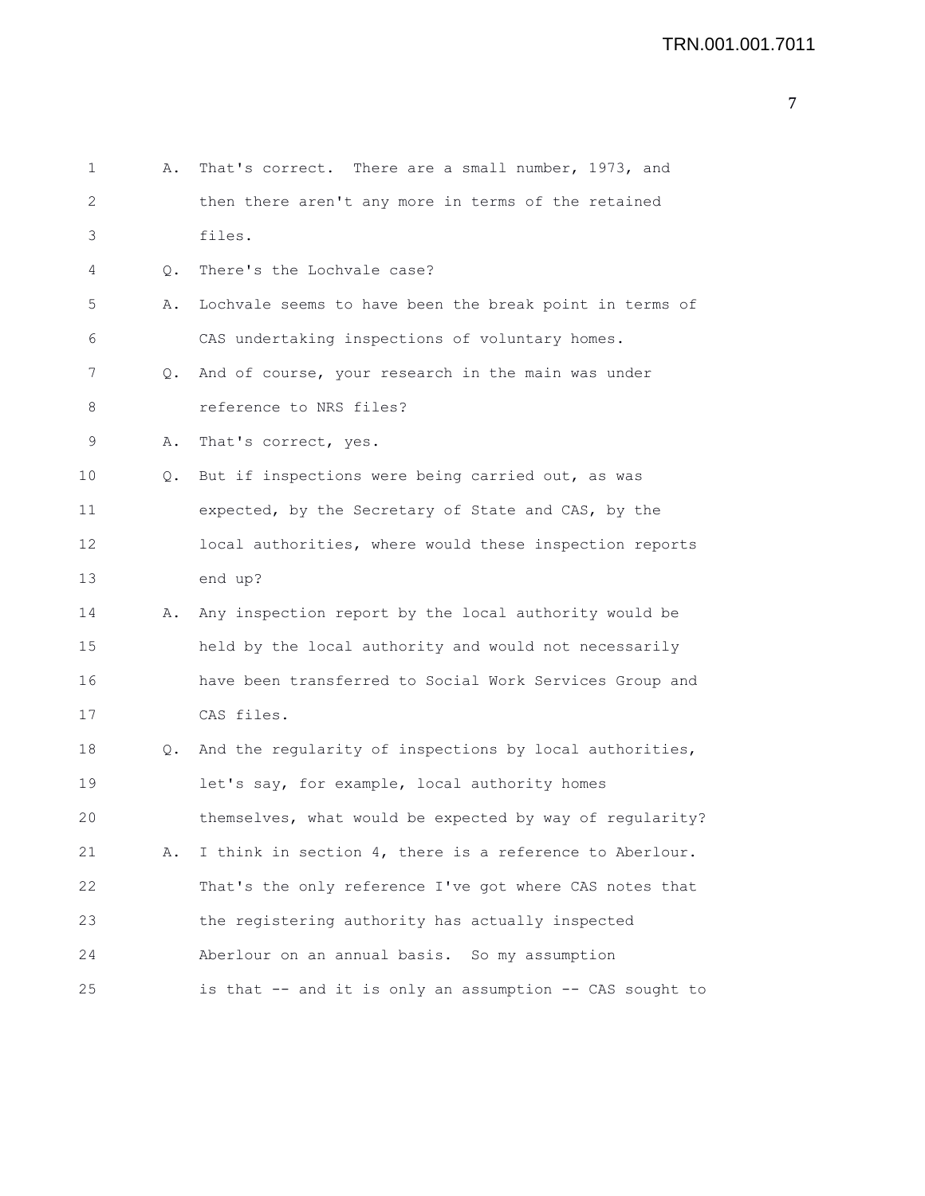1 A. That's correct. There are a small number, 1973, and
2 then there aren't any more in terms of the retained
3 files.
4 Q. There's the Lochvale case?
5 A. Lochvale seems to have been the break point in terms of
6 CAS undertaking inspections of voluntary homes.
7 Q. And of course, your research in the main was under
8 reference to NRS files?
9 A. That's correct, yes.
10 Q. But if inspections were being carried out, as was
11 expected, by the Secretary of State and CAS, by the
12 local authorities, where would these inspection reports
13 end up?
14 A. Any inspection report by the local authority would be
15 held by the local authority and would not necessarily
16 have been transferred to Social Work Services Group and
17 CAS files.
18 Q. And the regularity of inspections by local authorities,
19 let's say, for example, local authority homes
20 themselves, what would be expected by way of regularity?
21 A. I think in section 4, there is a reference to Aberlour.
22 That's the only reference I've got where CAS notes that
23 the registering authority has actually inspected
24 Aberlour on an annual basis. So my assumption
25 is that -- and it is only an assumption -- CAS sought to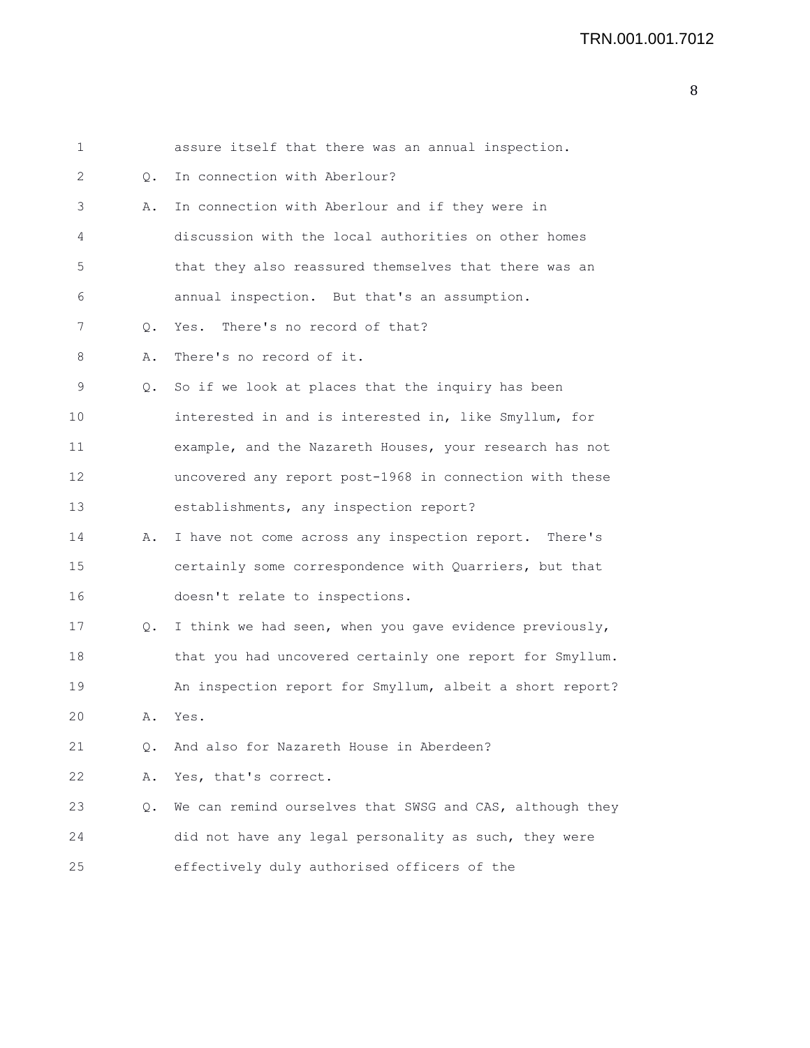1 assure itself that there was an annual inspection.

2 Q. In connection with Aberlour?

3 A. In connection with Aberlour and if they were in

4 discussion with the local authorities on other homes

5 that they also reassured themselves that there was an

6 annual inspection. But that's an assumption.

7 Q. Yes. There's no record of that?

8 A. There's no record of it.

9 Q. So if we look at places that the inquiry has been

10 interested in and is interested in, like Smyllum, for

11 example, and the Nazareth Houses, your research has not

12 uncovered any report post-1968 in connection with these

13 establishments, any inspection report?

14 A. I have not come across any inspection report. There's

15 certainly some correspondence with Quarriers, but that

16 doesn't relate to inspections.

17 Q. I think we had seen, when you gave evidence previously,

18 that you had uncovered certainly one report for Smyllum.

19 An inspection report for Smyllum, albeit a short report?

20 A. Yes.

21 Q. And also for Nazareth House in Aberdeen?

22 A. Yes, that's correct.

23 Q. We can remind ourselves that SWSG and CAS, although they

24 did not have any legal personality as such, they were

25 effectively duly authorised officers of the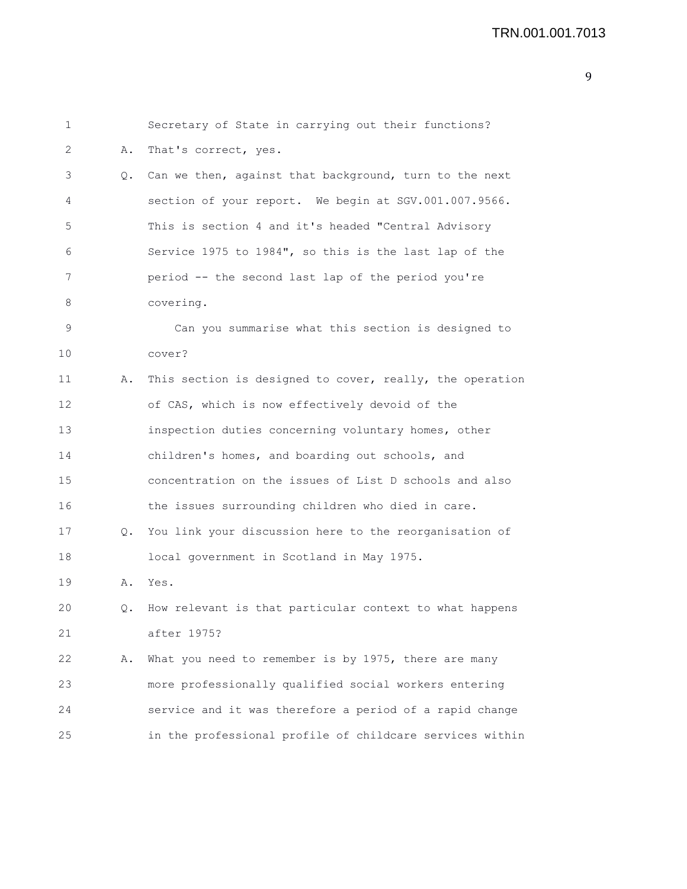1 Secretary of State in carrying out their functions?

2 A. That's correct, yes.

3 Q. Can we then, against that background, turn to the next

4 section of your report. We begin at SGV.001.007.9566.

5 This is section 4 and it's headed "Central Advisory

6 Service 1975 to 1984", so this is the last lap of the

7 period -- the second last lap of the period you're

8 covering.

9 Can you summarise what this section is designed to

10 cover?

11 A. This section is designed to cover, really, the operation

12 of CAS, which is now effectively devoid of the

13 inspection duties concerning voluntary homes, other

14 children's homes, and boarding out schools, and

15 concentration on the issues of List D schools and also

16 the issues surrounding children who died in care.

17 Q. You link your discussion here to the reorganisation of

18 local government in Scotland in May 1975.

19 A. Yes.

20 Q. How relevant is that particular context to what happens

21 after 1975?

22 A. What you need to remember is by 1975, there are many

23 more professionally qualified social workers entering

24 service and it was therefore a period of a rapid change

25 in the professional profile of childcare services within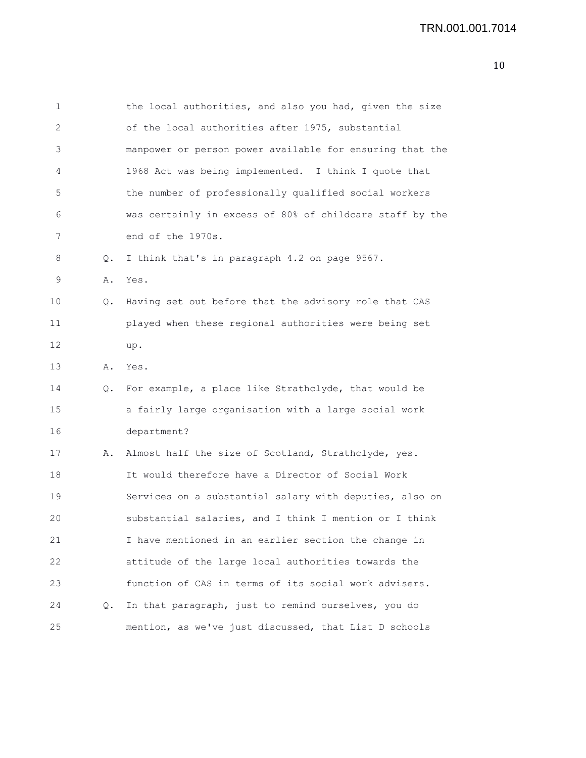1 the local authorities, and also you had, given the size
2 of the local authorities after 1975, substantial
3 manpower or person power available for ensuring that the
4 1968 Act was being implemented. I think I quote that
5 the number of professionally qualified social workers
6 was certainly in excess of 80% of childcare staff by the
7 end of the 1970s.

8 Q. I think that's in paragraph 4.2 on page 9567.

9 A. Yes.

10 Q. Having set out before that the advisory role that CAS
11 played when these regional authorities were being set
12 up.

13 A. Yes.

14 Q. For example, a place like Strathclyde, that would be
15 a fairly large organisation with a large social work
16 department?

17 A. Almost half the size of Scotland, Strathclyde, yes.
18 It would therefore have a Director of Social Work
19 Services on a substantial salary with deputies, also on
20 substantial salaries, and I think I mention or I think
21 I have mentioned in an earlier section the change in
22 attitude of the large local authorities towards the
23 function of CAS in terms of its social work advisers.

24 Q. In that paragraph, just to remind ourselves, you do
25 mention, as we've just discussed, that List D schools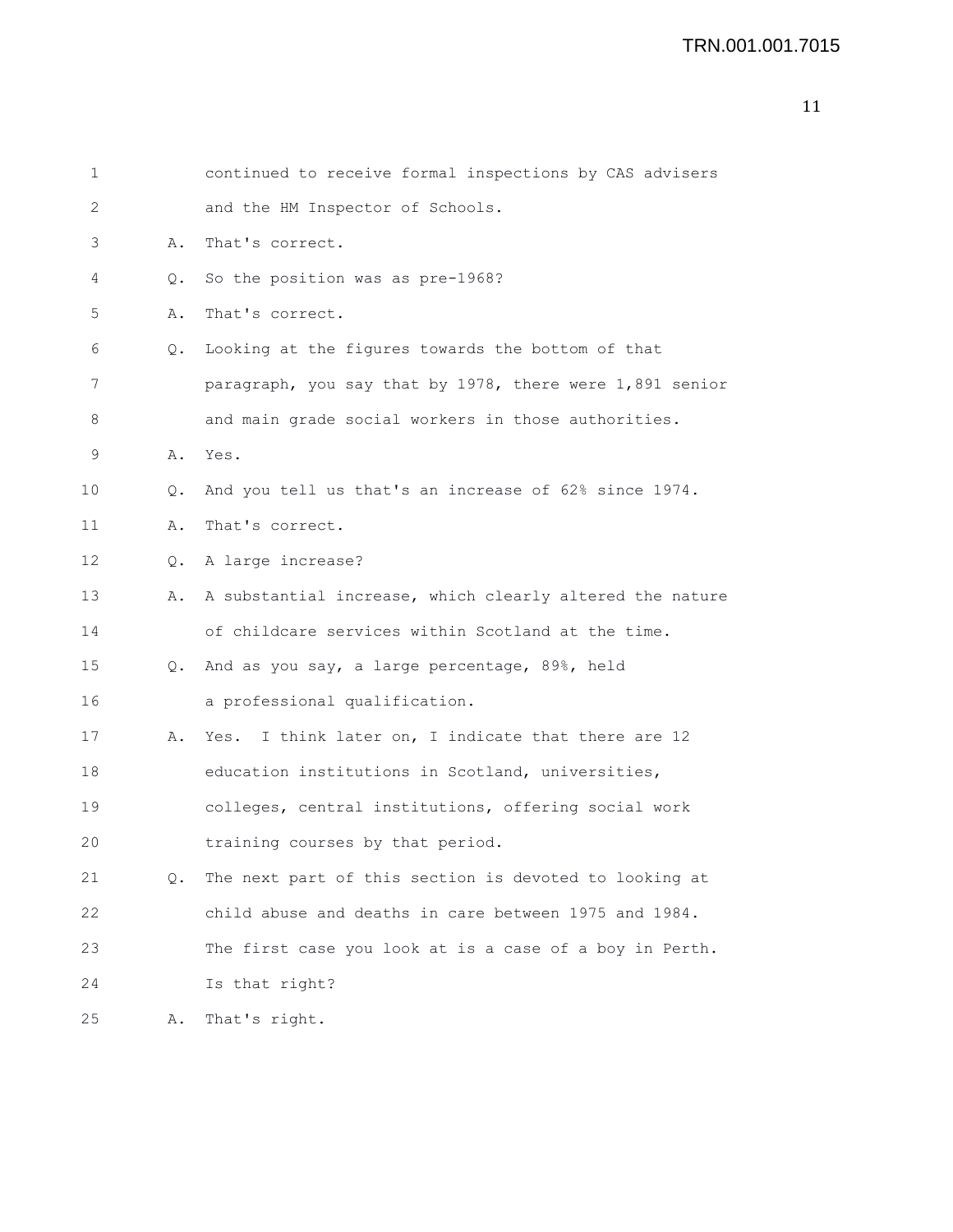continued to receive formal inspections by CAS advisers and the HM Inspector of Schools.

A. That's correct.

Q. So the position was as pre-1968?

A. That's correct.

Q. Looking at the figures towards the bottom of that paragraph, you say that by 1978, there were 1,891 senior and main grade social workers in those authorities.

A. Yes.

Q. And you tell us that's an increase of 62% since 1974.

A. That's correct.

Q. A large increase?

A. A substantial increase, which clearly altered the nature of childcare services within Scotland at the time.

Q. And as you say, a large percentage, 89%, held a professional qualification.

A. Yes. I think later on, I indicate that there are 12 education institutions in Scotland, universities, colleges, central institutions, offering social work training courses by that period.

Q. The next part of this section is devoted to looking at child abuse and deaths in care between 1975 and 1984. The first case you look at is a case of a boy in Perth. Is that right?

A. That's right.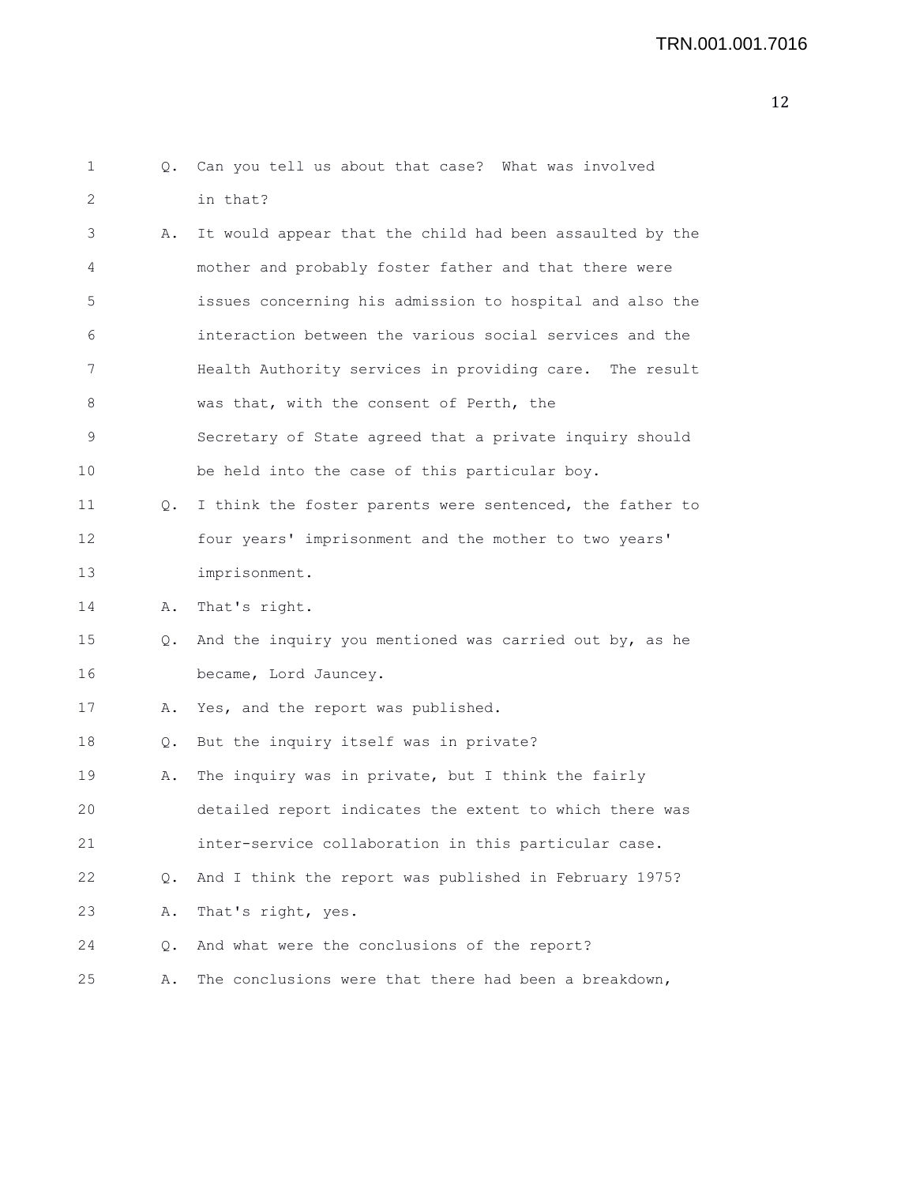Q. Can you tell us about that case? What was involved in that?

A. It would appear that the child had been assaulted by the mother and probably foster father and that there were issues concerning his admission to hospital and also the interaction between the various social services and the Health Authority services in providing care. The result was that, with the consent of Perth, the Secretary of State agreed that a private inquiry should be held into the case of this particular boy.

Q. I think the foster parents were sentenced, the father to four years' imprisonment and the mother to two years' imprisonment.

A. That's right.

Q. And the inquiry you mentioned was carried out by, as he became, Lord Jauncey.

A. Yes, and the report was published.

Q. But the inquiry itself was in private?

A. The inquiry was in private, but I think the fairly detailed report indicates the extent to which there was inter-service collaboration in this particular case.

Q. And I think the report was published in February 1975?

A. That's right, yes.

Q. And what were the conclusions of the report?

A. The conclusions were that there had been a breakdown,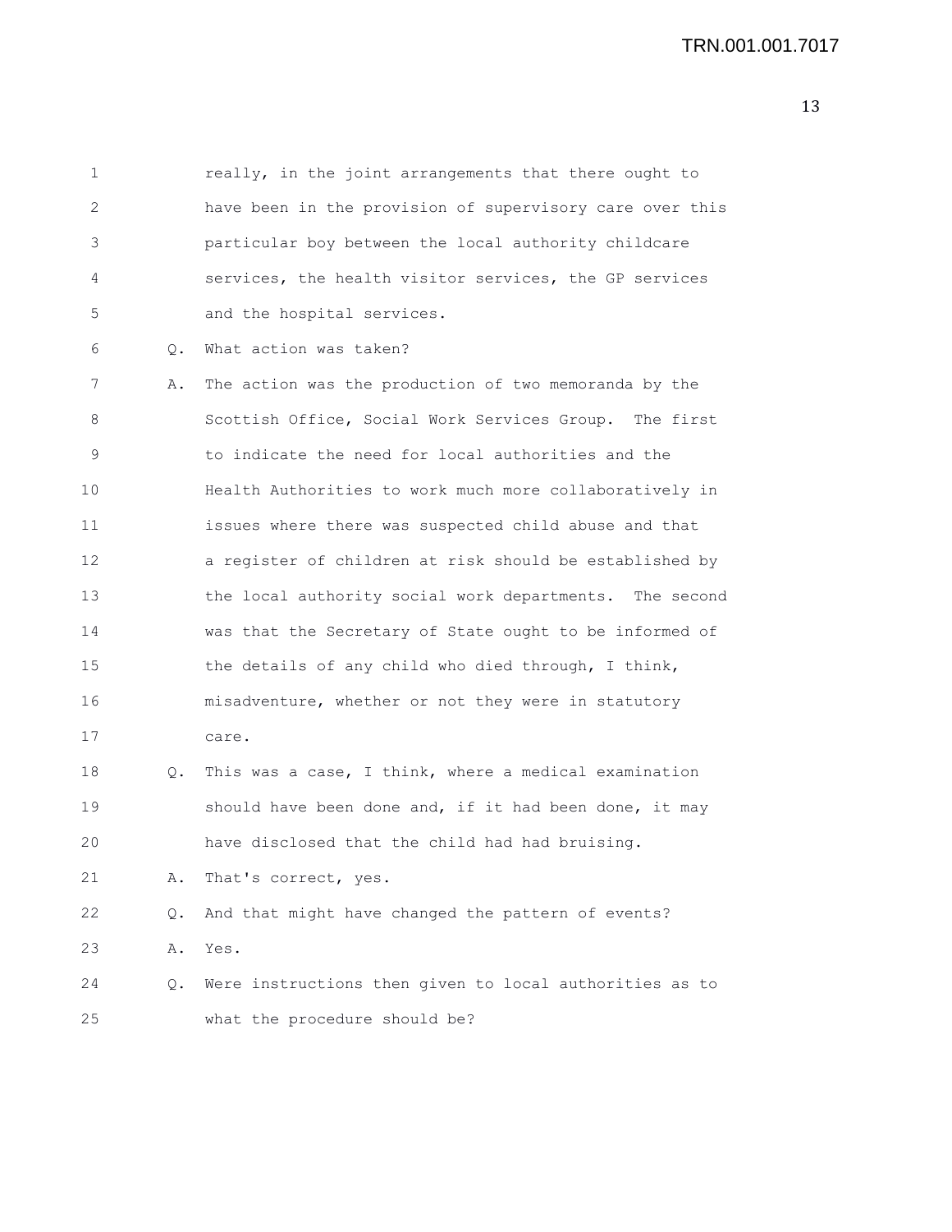really, in the joint arrangements that there ought to have been in the provision of supervisory care over this particular boy between the local authority childcare services, the health visitor services, the GP services and the hospital services.

Q. What action was taken?

A. The action was the production of two memoranda by the Scottish Office, Social Work Services Group. The first to indicate the need for local authorities and the Health Authorities to work much more collaboratively in issues where there was suspected child abuse and that a register of children at risk should be established by the local authority social work departments. The second was that the Secretary of State ought to be informed of the details of any child who died through, I think, misadventure, whether or not they were in statutory care.

Q. This was a case, I think, where a medical examination should have been done and, if it had been done, it may have disclosed that the child had had bruising.

A. That's correct, yes.

Q. And that might have changed the pattern of events?

A. Yes.

Q. Were instructions then given to local authorities as to what the procedure should be?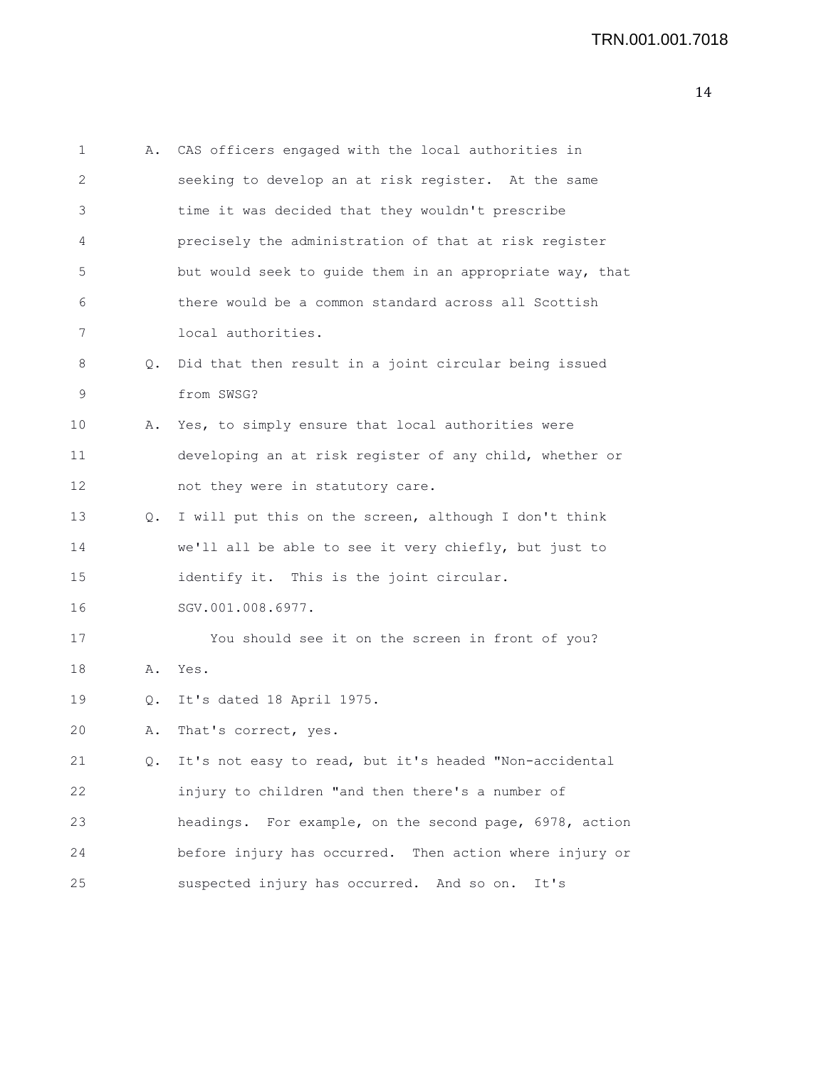1 A. CAS officers engaged with the local authorities in
2 seeking to develop an at risk register. At the same
3 time it was decided that they wouldn't prescribe
4 precisely the administration of that at risk register
5 but would seek to guide them in an appropriate way, that
6 there would be a common standard across all Scottish
7 local authorities.

8 Q. Did that then result in a joint circular being issued
9 from SWSG?

10 A. Yes, to simply ensure that local authorities were
11 developing an at risk register of any child, whether or
12 not they were in statutory care.

13 Q. I will put this on the screen, although I don't think
14 we'll all be able to see it very chiefly, but just to
15 identify it. This is the joint circular.
16 SGV.001.008.6977.
17 You should see it on the screen in front of you?

18 A. Yes.

19 Q. It's dated 18 April 1975.

20 A. That's correct, yes.

21 Q. It's not easy to read, but it's headed "Non-accidental
22 injury to children "and then there's a number of
23 headings. For example, on the second page, 6978, action
24 before injury has occurred. Then action where injury or
25 suspected injury has occurred. And so on. It's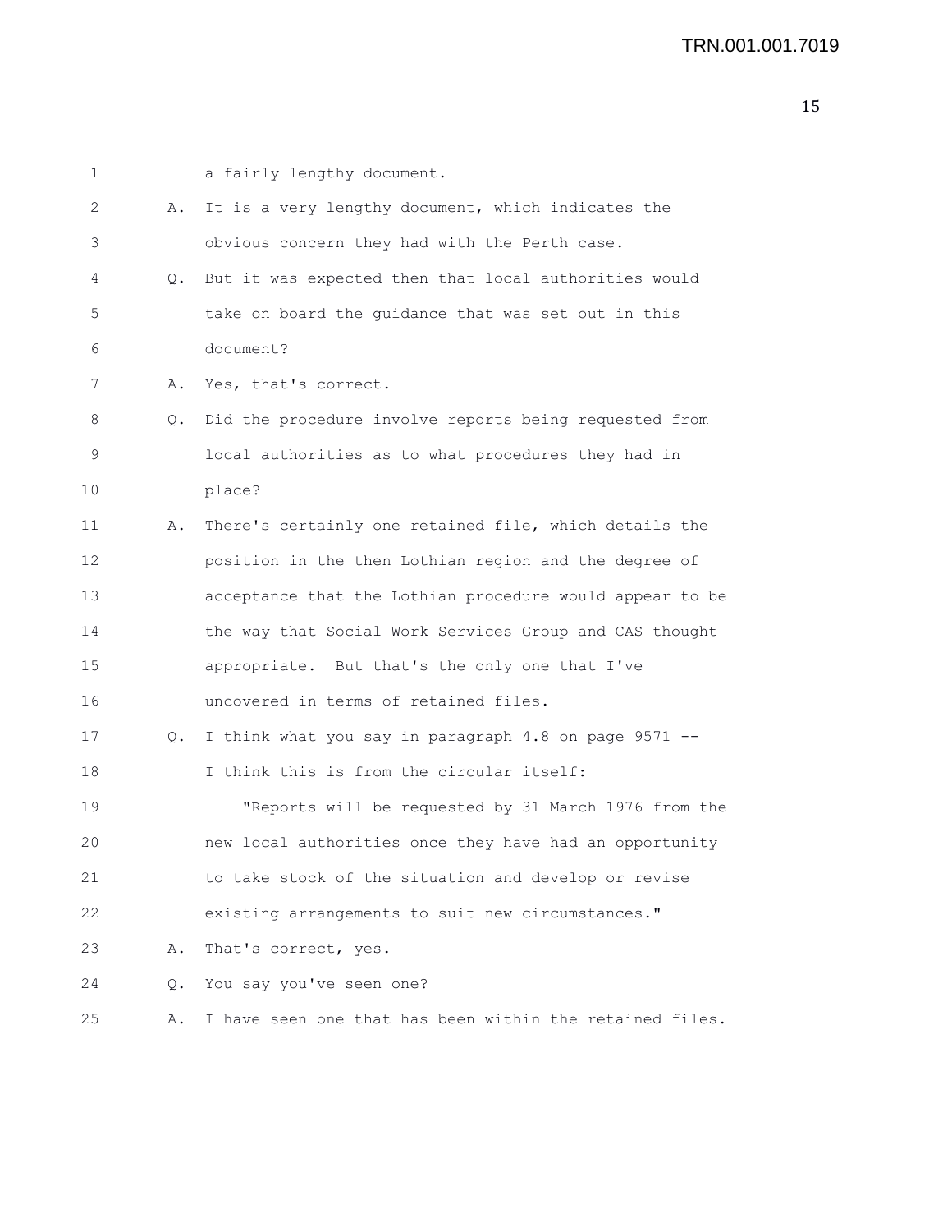1 a fairly lengthy document.

2 A. It is a very lengthy document, which indicates the
3 obvious concern they had with the Perth case.

4 Q. But it was expected then that local authorities would
5 take on board the guidance that was set out in this
6 document?

7 A. Yes, that's correct.

8 Q. Did the procedure involve reports being requested from
9 local authorities as to what procedures they had in
10 place?

11 A. There's certainly one retained file, which details the
12 position in the then Lothian region and the degree of
13 acceptance that the Lothian procedure would appear to be
14 the way that Social Work Services Group and CAS thought
15 appropriate. But that's the only one that I've
16 uncovered in terms of retained files.

17 Q. I think what you say in paragraph 4.8 on page 9571 --
18 I think this is from the circular itself:

19 "Reports will be requested by 31 March 1976 from the
20 new local authorities once they have had an opportunity
21 to take stock of the situation and develop or revise
22 existing arrangements to suit new circumstances."

23 A. That's correct, yes.

24 Q. You say you've seen one?

25 A. I have seen one that has been within the retained files.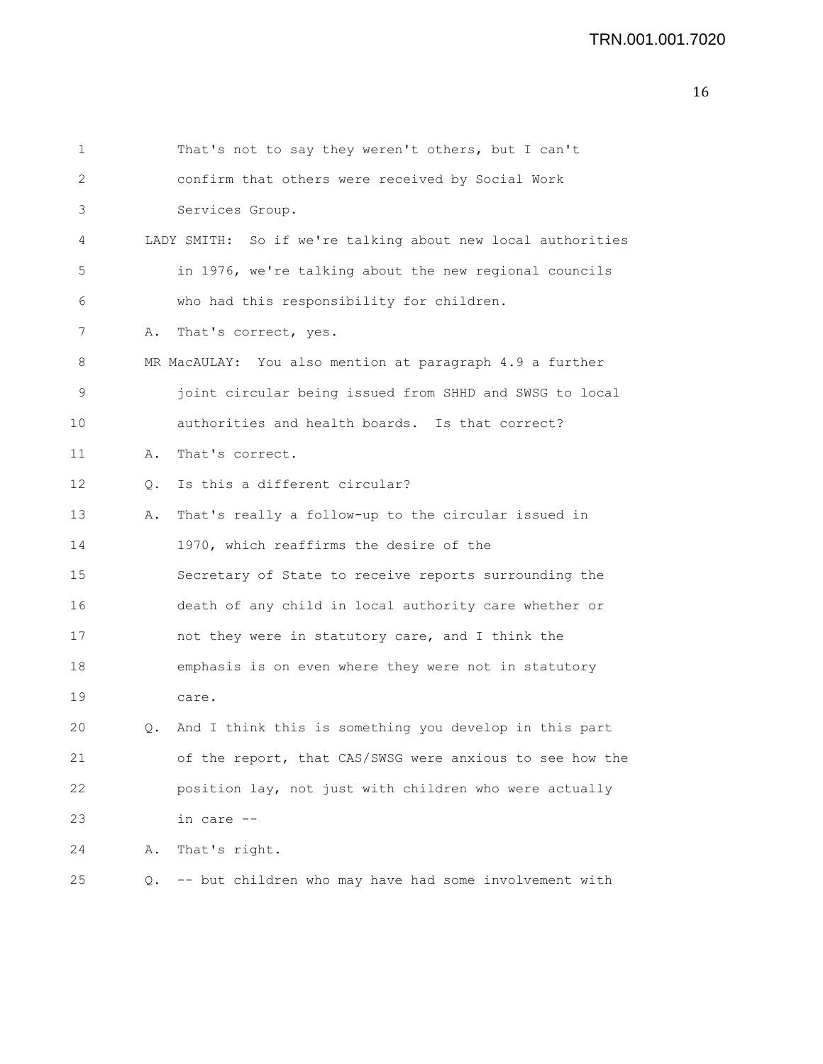1 That's not to say they weren't others, but I can't
2 confirm that others were received by Social Work
3 Services Group.
4 LADY SMITH: So if we're talking about new local authorities
5 in 1976, we're talking about the new regional councils
6 who had this responsibility for children.
7 A. That's correct, yes.
8 MR MacAULAY: You also mention at paragraph 4.9 a further
9 joint circular being issued from SHHD and SWSG to local
10 authorities and health boards. Is that correct?
11 A. That's correct.
12 Q. Is this a different circular?
13 A. That's really a follow-up to the circular issued in
14 1970, which reaffirms the desire of the
15 Secretary of State to receive reports surrounding the
16 death of any child in local authority care whether or
17 not they were in statutory care, and I think the
18 emphasis is on even where they were not in statutory
19 care.
20 Q. And I think this is something you develop in this part
21 of the report, that CAS/SWSG were anxious to see how the
22 position lay, not just with children who were actually
23 in care --
24 A. That's right.
25 Q. -- but children who may have had some involvement with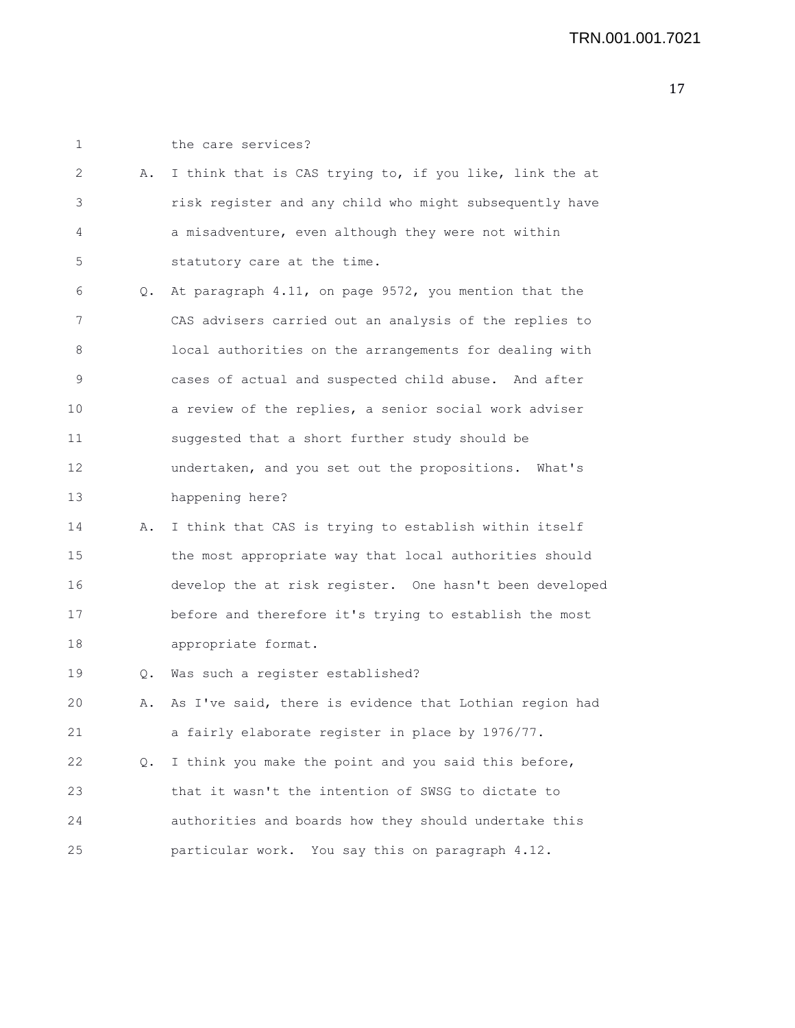the care services?

A. I think that is CAS trying to, if you like, link the at risk register and any child who might subsequently have a misadventure, even although they were not within statutory care at the time.

Q. At paragraph 4.11, on page 9572, you mention that the CAS advisers carried out an analysis of the replies to local authorities on the arrangements for dealing with cases of actual and suspected child abuse. And after a review of the replies, a senior social work adviser suggested that a short further study should be undertaken, and you set out the propositions. What's happening here?

A. I think that CAS is trying to establish within itself the most appropriate way that local authorities should develop the at risk register. One hasn't been developed before and therefore it's trying to establish the most appropriate format.

Q. Was such a register established?

A. As I've said, there is evidence that Lothian region had a fairly elaborate register in place by 1976/77.

Q. I think you make the point and you said this before, that it wasn't the intention of SWSG to dictate to authorities and boards how they should undertake this particular work. You say this on paragraph 4.12.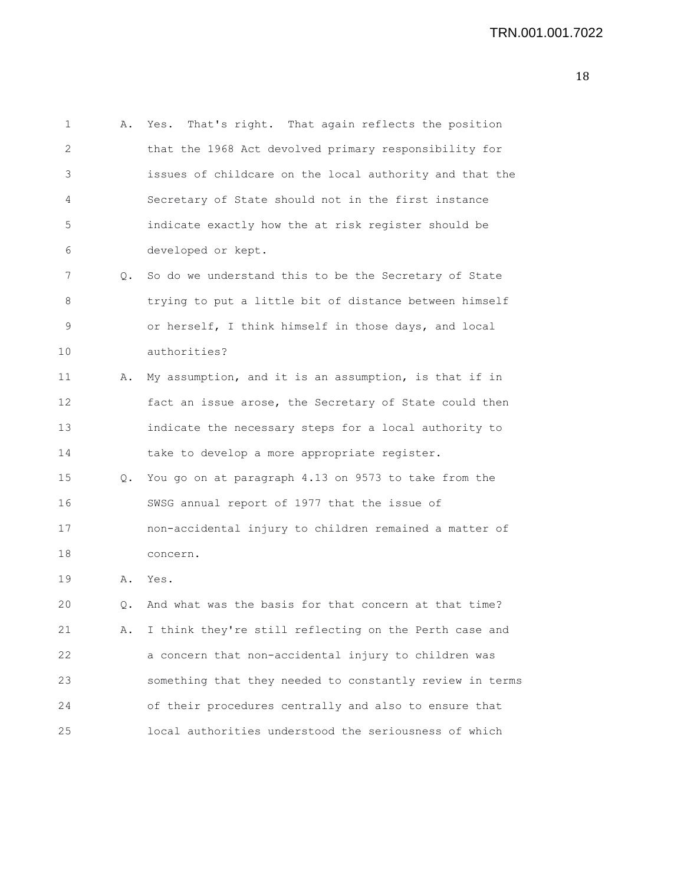1 A. Yes. That's right. That again reflects the position
2 that the 1968 Act devolved primary responsibility for
3 issues of childcare on the local authority and that the
4 Secretary of State should not in the first instance
5 indicate exactly how the at risk register should be
6 developed or kept.
7 Q. So do we understand this to be the Secretary of State
8 trying to put a little bit of distance between himself
9 or herself, I think himself in those days, and local
10 authorities?
11 A. My assumption, and it is an assumption, is that if in
12 fact an issue arose, the Secretary of State could then
13 indicate the necessary steps for a local authority to
14 take to develop a more appropriate register.
15 Q. You go on at paragraph 4.13 on 9573 to take from the
16 SWSG annual report of 1977 that the issue of
17 non-accidental injury to children remained a matter of
18 concern.
19 A. Yes.
20 Q. And what was the basis for that concern at that time?
21 A. I think they're still reflecting on the Perth case and
22 a concern that non-accidental injury to children was
23 something that they needed to constantly review in terms
24 of their procedures centrally and also to ensure that
25 local authorities understood the seriousness of which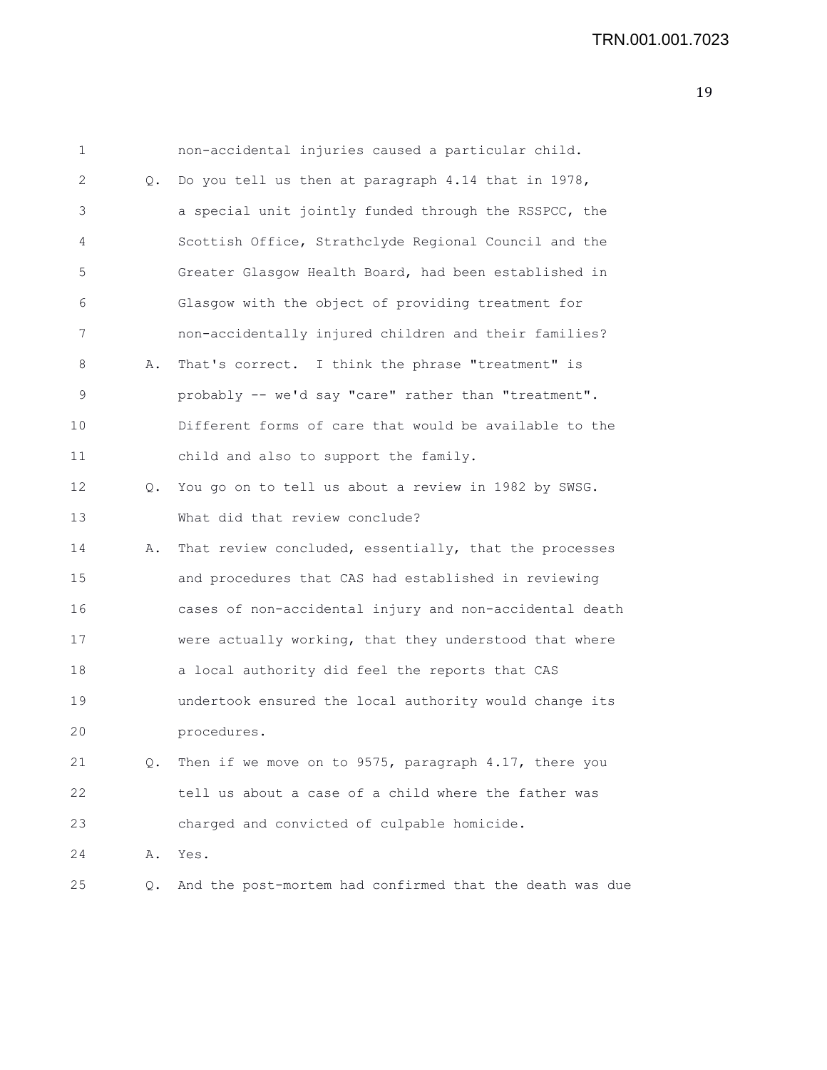1 non-accidental injuries caused a particular child.

2 Q. Do you tell us then at paragraph 4.14 that in 1978,
3 a special unit jointly funded through the RSSPCC, the
4 Scottish Office, Strathclyde Regional Council and the
5 Greater Glasgow Health Board, had been established in
6 Glasgow with the object of providing treatment for
7 non-accidentally injured children and their families?

8 A. That's correct. I think the phrase "treatment" is
9 probably -- we'd say "care" rather than "treatment".
10 Different forms of care that would be available to the
11 child and also to support the family.

12 Q. You go on to tell us about a review in 1982 by SWSG.
13 What did that review conclude?

14 A. That review concluded, essentially, that the processes
15 and procedures that CAS had established in reviewing
16 cases of non-accidental injury and non-accidental death
17 were actually working, that they understood that where
18 a local authority did feel the reports that CAS
19 undertook ensured the local authority would change its
20 procedures.

21 Q. Then if we move on to 9575, paragraph 4.17, there you
22 tell us about a case of a child where the father was
23 charged and convicted of culpable homicide.

24 A. Yes.

25 Q. And the post-mortem had confirmed that the death was due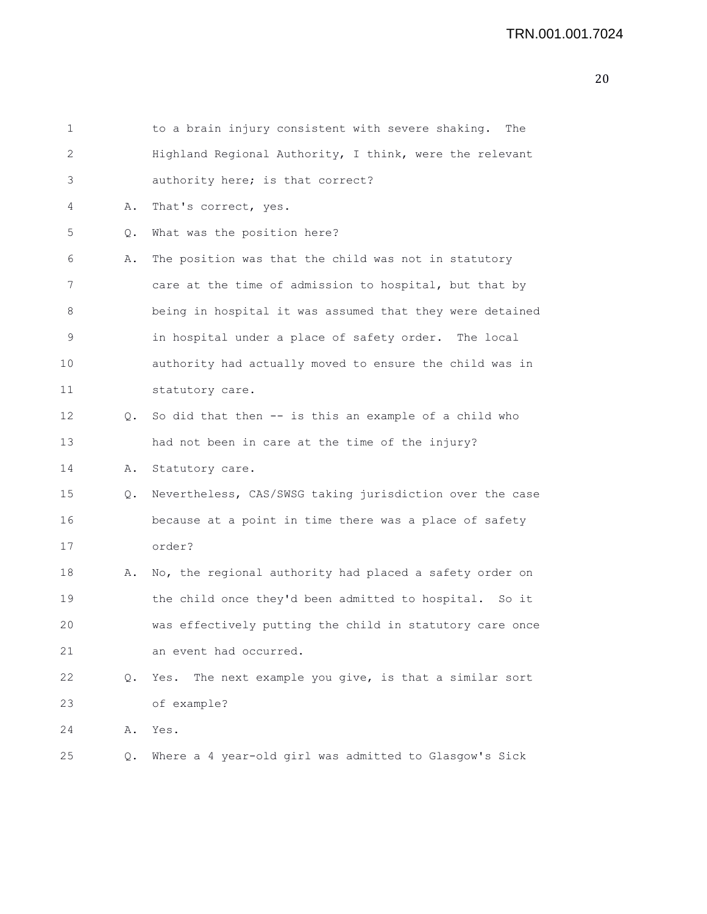to a brain injury consistent with severe shaking. The Highland Regional Authority, I think, were the relevant authority here; is that correct?

A. That's correct, yes.

Q. What was the position here?

A. The position was that the child was not in statutory care at the time of admission to hospital, but that by being in hospital it was assumed that they were detained in hospital under a place of safety order. The local authority had actually moved to ensure the child was in statutory care.

Q. So did that then -- is this an example of a child who had not been in care at the time of the injury?

A. Statutory care.

Q. Nevertheless, CAS/SWSG taking jurisdiction over the case because at a point in time there was a place of safety order?

A. No, the regional authority had placed a safety order on the child once they'd been admitted to hospital. So it was effectively putting the child in statutory care once an event had occurred.

Q. Yes. The next example you give, is that a similar sort of example?

A. Yes.

Q. Where a 4 year-old girl was admitted to Glasgow's Sick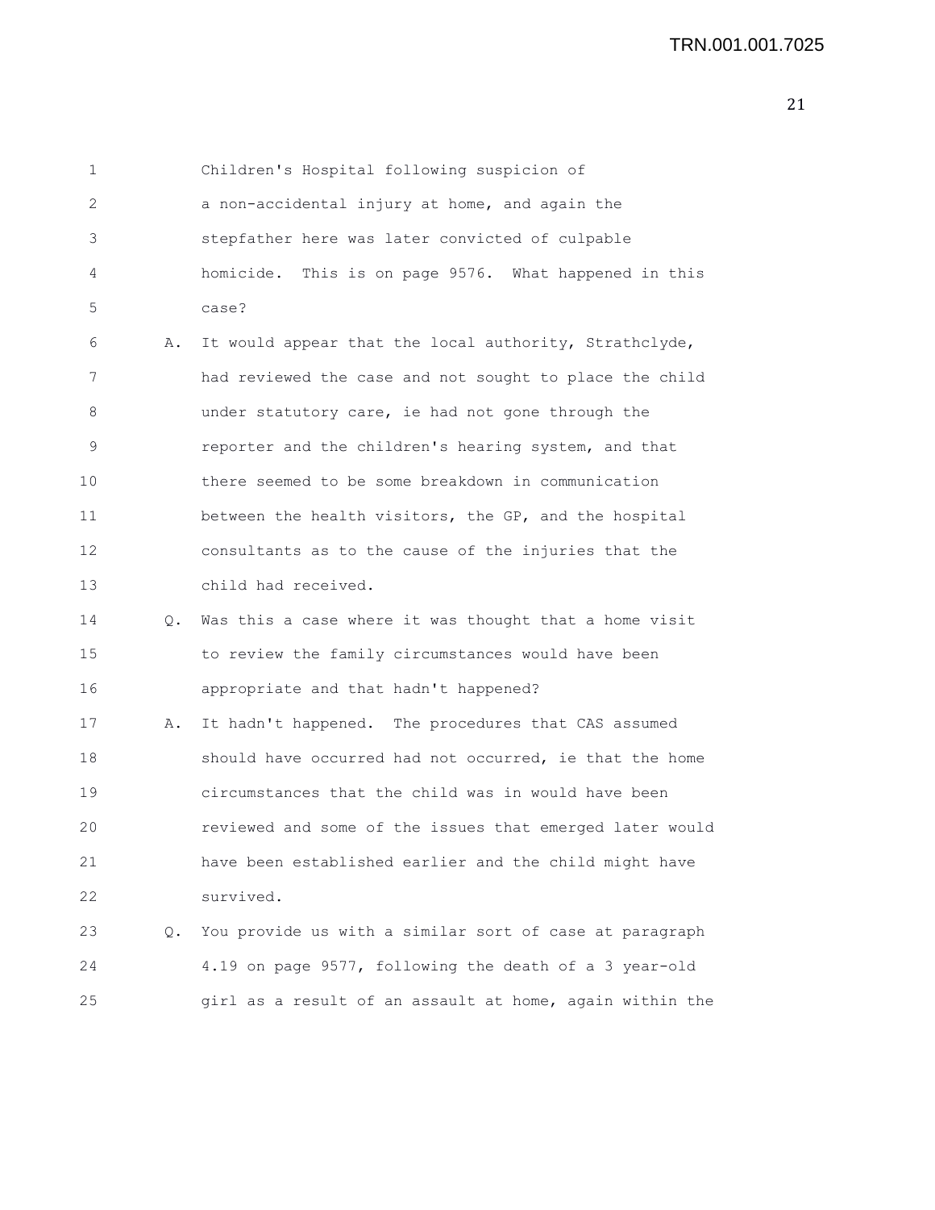Children's Hospital following suspicion of a non-accidental injury at home, and again the stepfather here was later convicted of culpable homicide. This is on page 9576. What happened in this case?

A. It would appear that the local authority, Strathclyde, had reviewed the case and not sought to place the child under statutory care, ie had not gone through the reporter and the children's hearing system, and that there seemed to be some breakdown in communication between the health visitors, the GP, and the hospital consultants as to the cause of the injuries that the child had received.

Q. Was this a case where it was thought that a home visit to review the family circumstances would have been appropriate and that hadn't happened?

A. It hadn't happened. The procedures that CAS assumed should have occurred had not occurred, ie that the home circumstances that the child was in would have been reviewed and some of the issues that emerged later would have been established earlier and the child might have survived.

Q. You provide us with a similar sort of case at paragraph 4.19 on page 9577, following the death of a 3 year-old girl as a result of an assault at home, again within the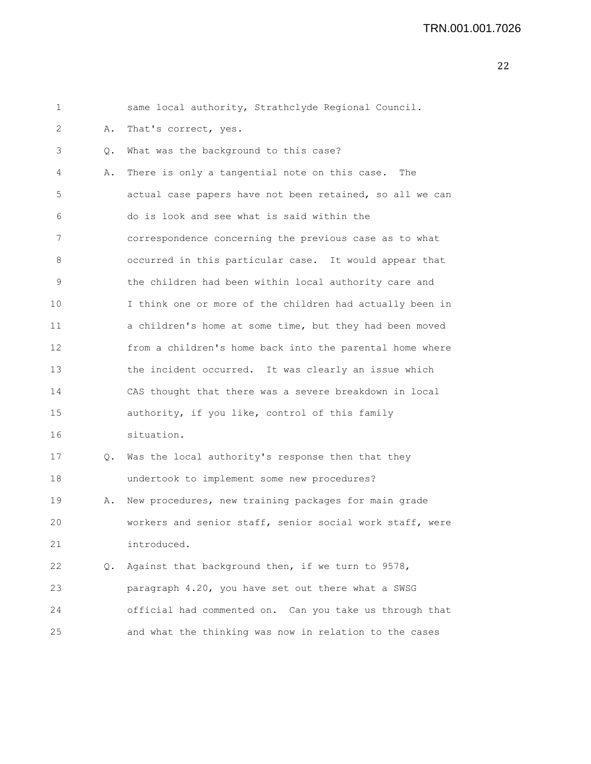same local authority, Strathclyde Regional Council.

A. That's correct, yes.

Q. What was the background to this case?

A. There is only a tangential note on this case. The actual case papers have not been retained, so all we can do is look and see what is said within the correspondence concerning the previous case as to what occurred in this particular case. It would appear that the children had been within local authority care and I think one or more of the children had actually been in a children's home at some time, but they had been moved from a children's home back into the parental home where the incident occurred. It was clearly an issue which CAS thought that there was a severe breakdown in local authority, if you like, control of this family situation.

Q. Was the local authority's response then that they undertook to implement some new procedures?

A. New procedures, new training packages for main grade workers and senior staff, senior social work staff, were introduced.

Q. Against that background then, if we turn to 9578, paragraph 4.20, you have set out there what a SWSG official had commented on. Can you take us through that and what the thinking was now in relation to the cases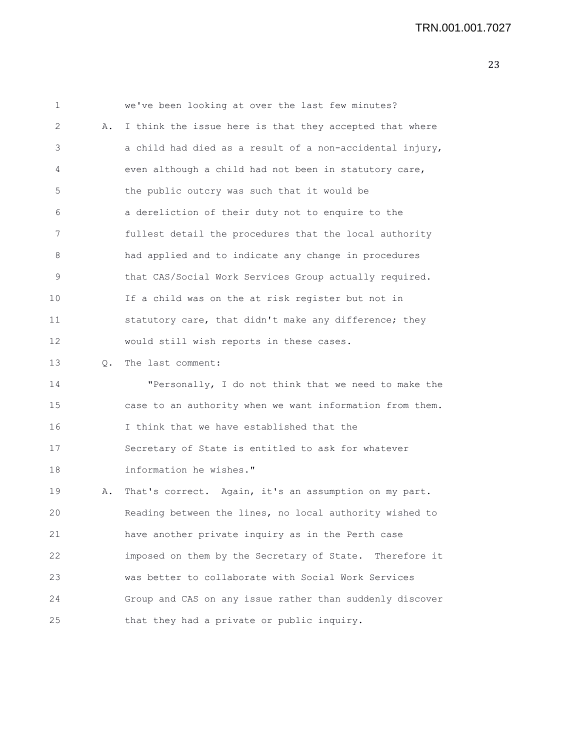we've been looking at over the last few minutes?

A. I think the issue here is that they accepted that where a child had died as a result of a non-accidental injury, even although a child had not been in statutory care, the public outcry was such that it would be a dereliction of their duty not to enquire to the fullest detail the procedures that the local authority had applied and to indicate any change in procedures that CAS/Social Work Services Group actually required. If a child was on the at risk register but not in statutory care, that didn't make any difference; they would still wish reports in these cases.

Q. The last comment:

"Personally, I do not think that we need to make the case to an authority when we want information from them. I think that we have established that the Secretary of State is entitled to ask for whatever information he wishes."

A. That's correct. Again, it's an assumption on my part. Reading between the lines, no local authority wished to have another private inquiry as in the Perth case imposed on them by the Secretary of State. Therefore it was better to collaborate with Social Work Services Group and CAS on any issue rather than suddenly discover that they had a private or public inquiry.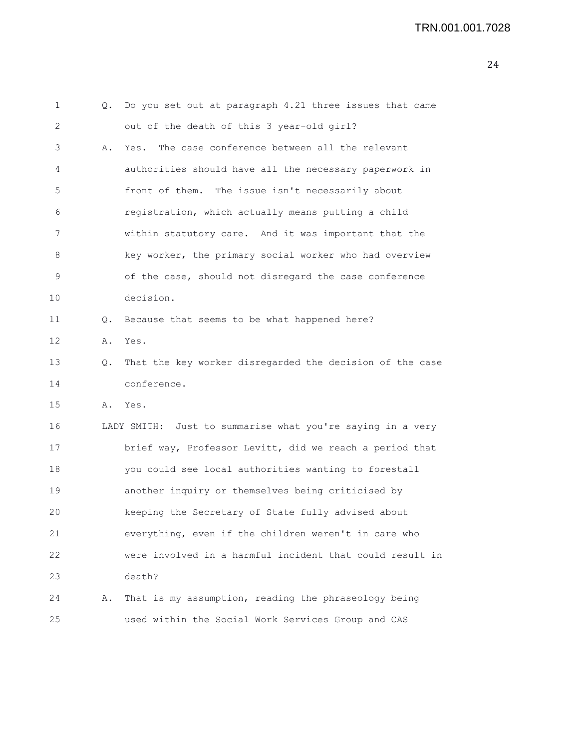Q. Do you set out at paragraph 4.21 three issues that came out of the death of this 3 year-old girl?

A. Yes. The case conference between all the relevant authorities should have all the necessary paperwork in front of them. The issue isn't necessarily about registration, which actually means putting a child within statutory care. And it was important that the key worker, the primary social worker who had overview of the case, should not disregard the case conference decision.

Q. Because that seems to be what happened here?

A. Yes.

Q. That the key worker disregarded the decision of the case conference.

A. Yes.

LADY SMITH: Just to summarise what you're saying in a very brief way, Professor Levitt, did we reach a period that you could see local authorities wanting to forestall another inquiry or themselves being criticised by keeping the Secretary of State fully advised about everything, even if the children weren't in care who were involved in a harmful incident that could result in death?

A. That is my assumption, reading the phraseology being used within the Social Work Services Group and CAS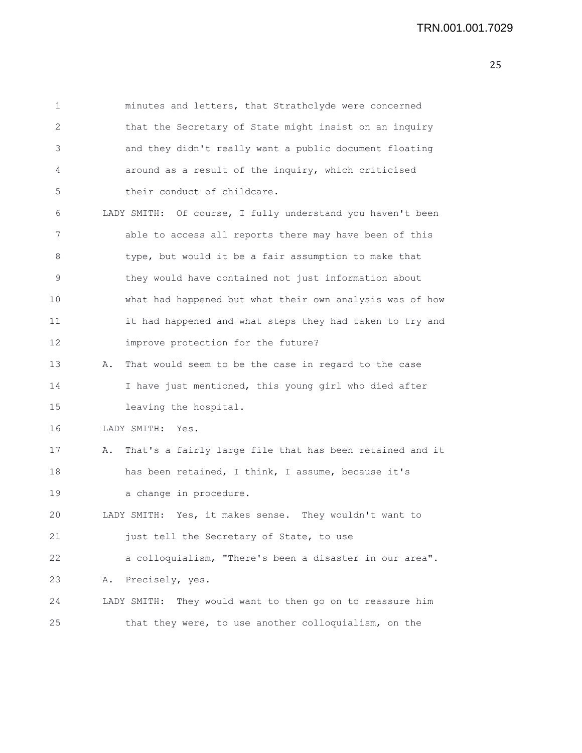minutes and letters, that Strathclyde were concerned that the Secretary of State might insist on an inquiry and they didn't really want a public document floating around as a result of the inquiry, which criticised their conduct of childcare.

LADY SMITH: Of course, I fully understand you haven't been able to access all reports there may have been of this type, but would it be a fair assumption to make that they would have contained not just information about what had happened but what their own analysis was of how it had happened and what steps they had taken to try and improve protection for the future?

A. That would seem to be the case in regard to the case I have just mentioned, this young girl who died after leaving the hospital.

LADY SMITH: Yes.

A. That's a fairly large file that has been retained and it has been retained, I think, I assume, because it's a change in procedure.

LADY SMITH: Yes, it makes sense. They wouldn't want to just tell the Secretary of State, to use a colloquialism, "There's been a disaster in our area".

A. Precisely, yes.

LADY SMITH: They would want to then go on to reassure him that they were, to use another colloquialism, on the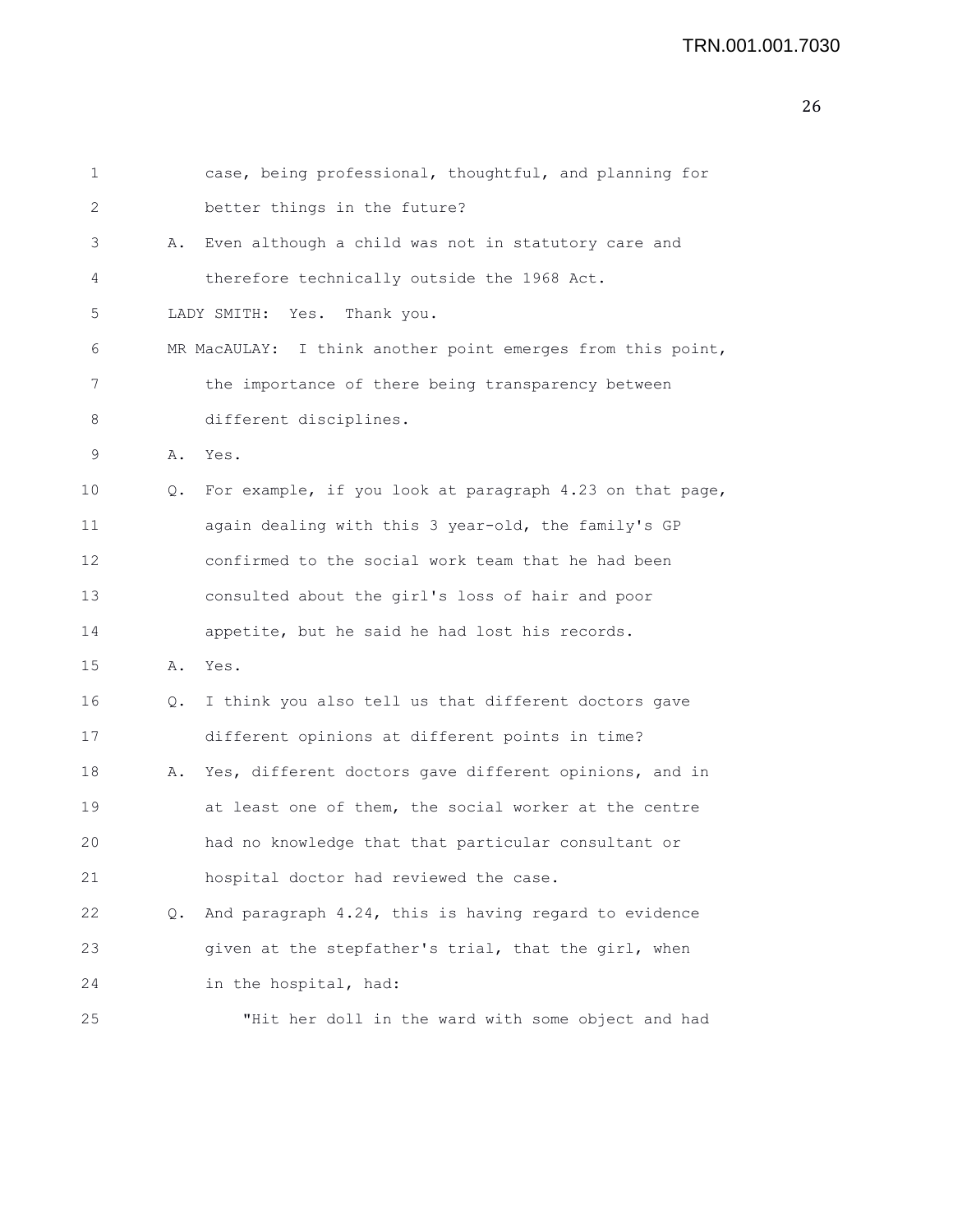1 case, being professional, thoughtful, and planning for
2 better things in the future?
3 A. Even although a child was not in statutory care and
4 therefore technically outside the 1968 Act.
5 LADY SMITH: Yes. Thank you.
6 MR MacAULAY: I think another point emerges from this point,
7 the importance of there being transparency between
8 different disciplines.
9 A. Yes.
10 Q. For example, if you look at paragraph 4.23 on that page,
11 again dealing with this 3 year-old, the family's GP
12 confirmed to the social work team that he had been
13 consulted about the girl's loss of hair and poor
14 appetite, but he said he had lost his records.
15 A. Yes.
16 Q. I think you also tell us that different doctors gave
17 different opinions at different points in time?
18 A. Yes, different doctors gave different opinions, and in
19 at least one of them, the social worker at the centre
20 had no knowledge that that particular consultant or
21 hospital doctor had reviewed the case.
22 Q. And paragraph 4.24, this is having regard to evidence
23 given at the stepfather's trial, that the girl, when
24 in the hospital, had:
25 "Hit her doll in the ward with some object and had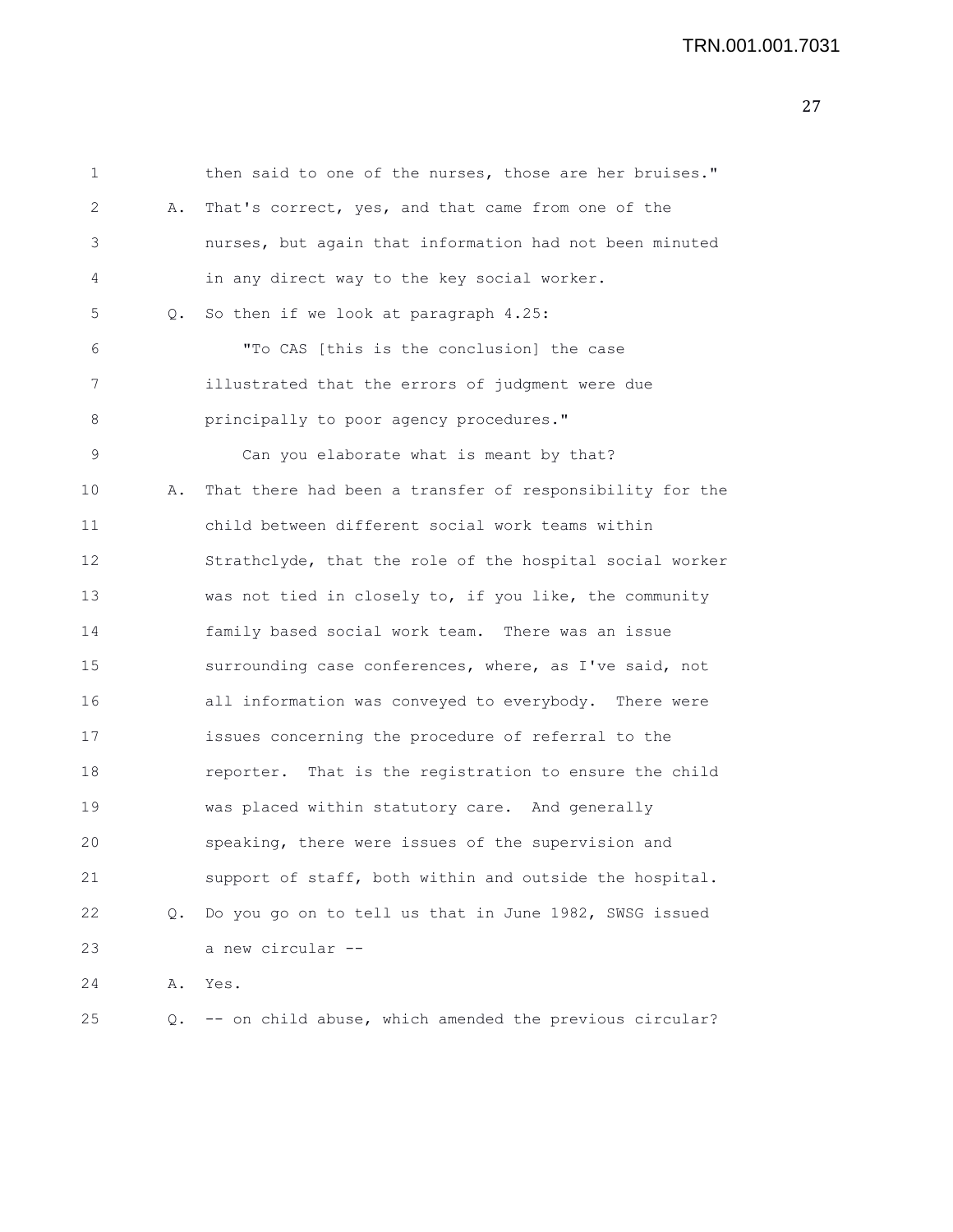1 then said to one of the nurses, those are her bruises."

2 A. That's correct, yes, and that came from one of the

3 nurses, but again that information had not been minuted

4 in any direct way to the key social worker.

5 Q. So then if we look at paragraph 4.25:

6 "To CAS [this is the conclusion] the case

7 illustrated that the errors of judgment were due

8 principally to poor agency procedures."

9 Can you elaborate what is meant by that?

10 A. That there had been a transfer of responsibility for the

11 child between different social work teams within

12 Strathclyde, that the role of the hospital social worker

13 was not tied in closely to, if you like, the community

14 family based social work team. There was an issue

15 surrounding case conferences, where, as I've said, not

16 all information was conveyed to everybody. There were

17 issues concerning the procedure of referral to the

18 reporter. That is the registration to ensure the child

19 was placed within statutory care. And generally

20 speaking, there were issues of the supervision and

21 support of staff, both within and outside the hospital.

22 Q. Do you go on to tell us that in June 1982, SWSG issued

23 a new circular --

24 A. Yes.

25 Q. -- on child abuse, which amended the previous circular?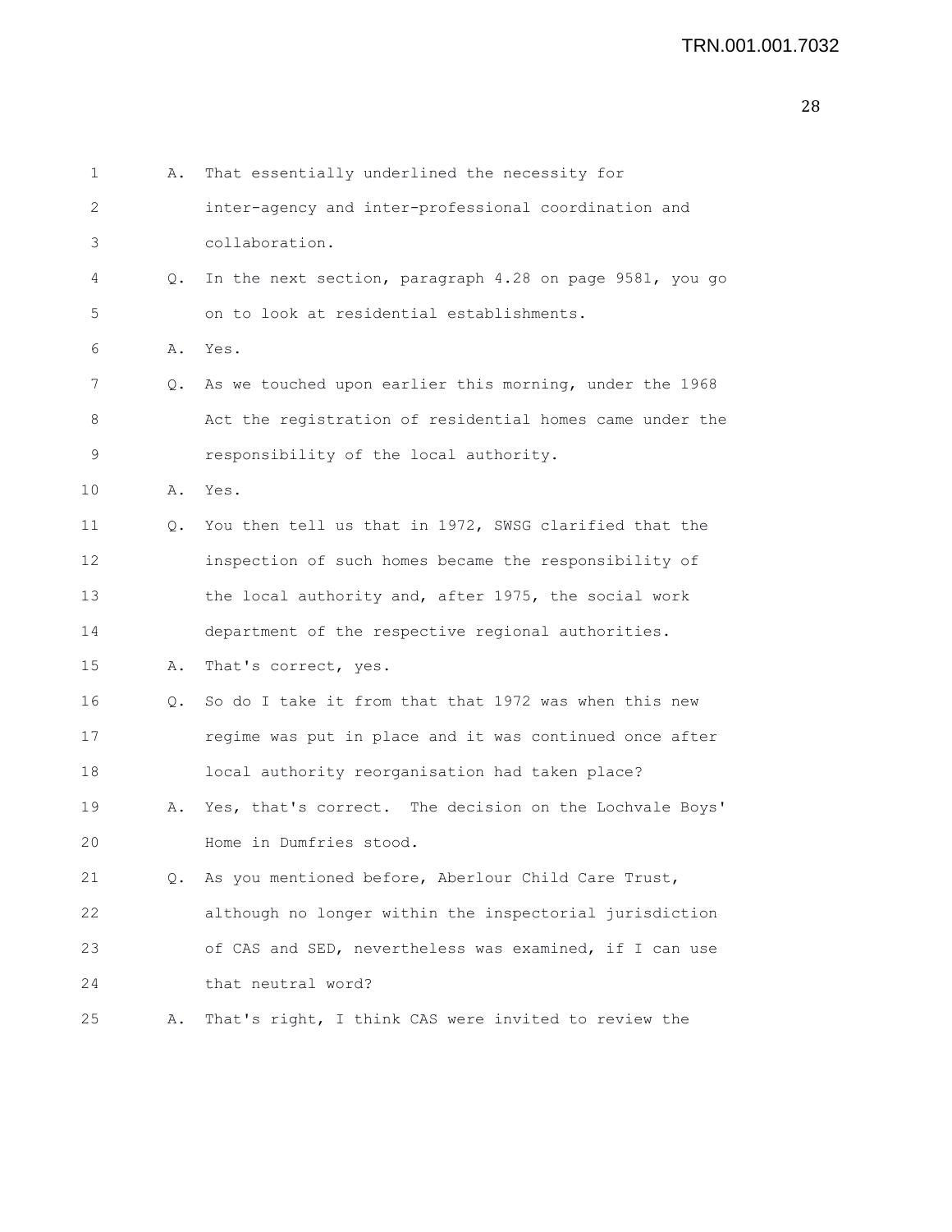A. That essentially underlined the necessity for inter-agency and inter-professional coordination and collaboration.

Q. In the next section, paragraph 4.28 on page 9581, you go on to look at residential establishments.

A. Yes.

Q. As we touched upon earlier this morning, under the 1968 Act the registration of residential homes came under the responsibility of the local authority.

A. Yes.

Q. You then tell us that in 1972, SWSG clarified that the inspection of such homes became the responsibility of the local authority and, after 1975, the social work department of the respective regional authorities.

A. That's correct, yes.

Q. So do I take it from that that 1972 was when this new regime was put in place and it was continued once after local authority reorganisation had taken place?

A. Yes, that's correct. The decision on the Lochvale Boys' Home in Dumfries stood.

Q. As you mentioned before, Aberlour Child Care Trust, although no longer within the inspectorial jurisdiction of CAS and SED, nevertheless was examined, if I can use that neutral word?

A. That's right, I think CAS were invited to review the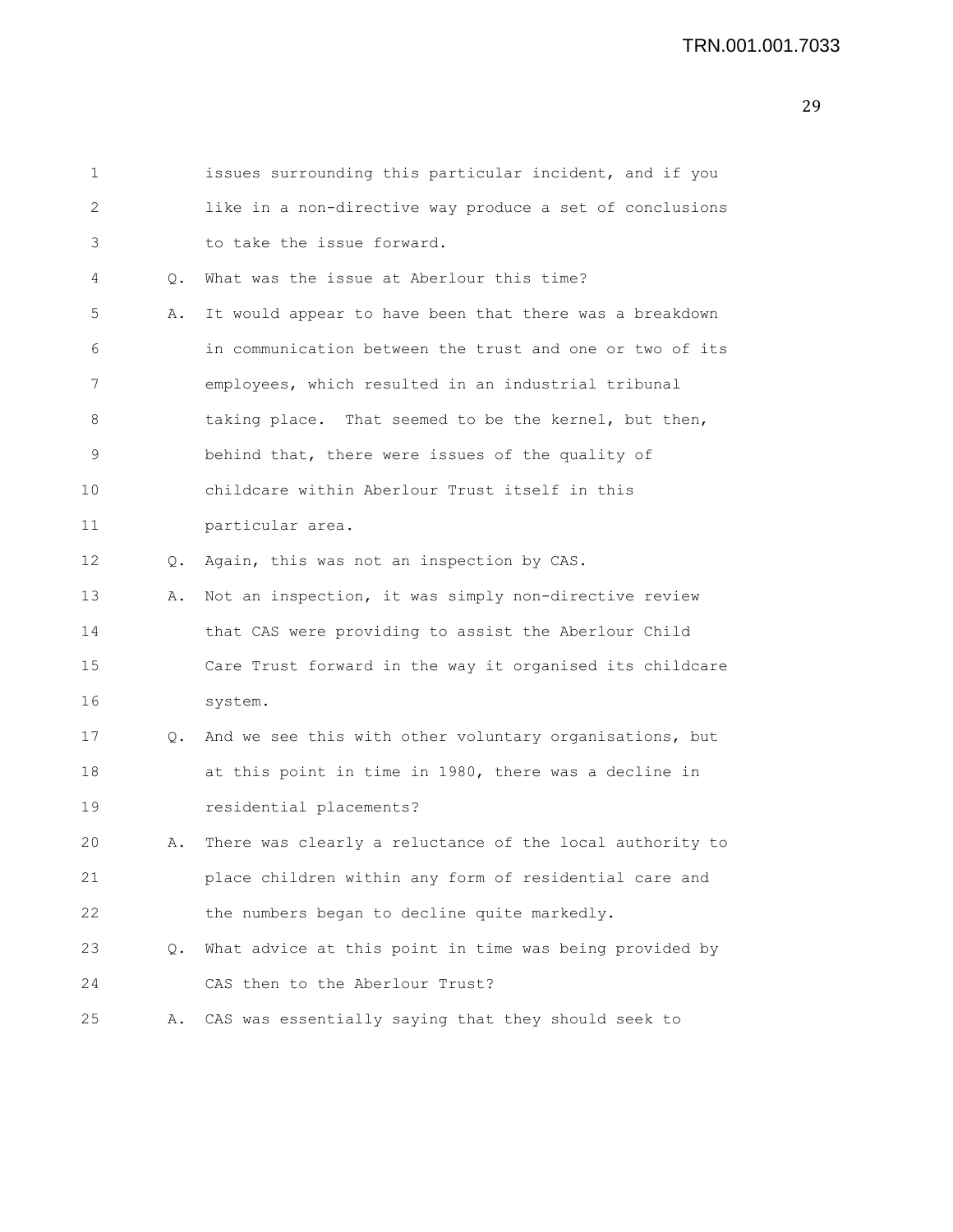issues surrounding this particular incident, and if you like in a non-directive way produce a set of conclusions to take the issue forward.

Q. What was the issue at Aberlour this time?

A. It would appear to have been that there was a breakdown in communication between the trust and one or two of its employees, which resulted in an industrial tribunal taking place. That seemed to be the kernel, but then, behind that, there were issues of the quality of childcare within Aberlour Trust itself in this particular area.

Q. Again, this was not an inspection by CAS.

A. Not an inspection, it was simply non-directive review that CAS were providing to assist the Aberlour Child Care Trust forward in the way it organised its childcare system.

Q. And we see this with other voluntary organisations, but at this point in time in 1980, there was a decline in residential placements?

A. There was clearly a reluctance of the local authority to place children within any form of residential care and the numbers began to decline quite markedly.

Q. What advice at this point in time was being provided by CAS then to the Aberlour Trust?

A. CAS was essentially saying that they should seek to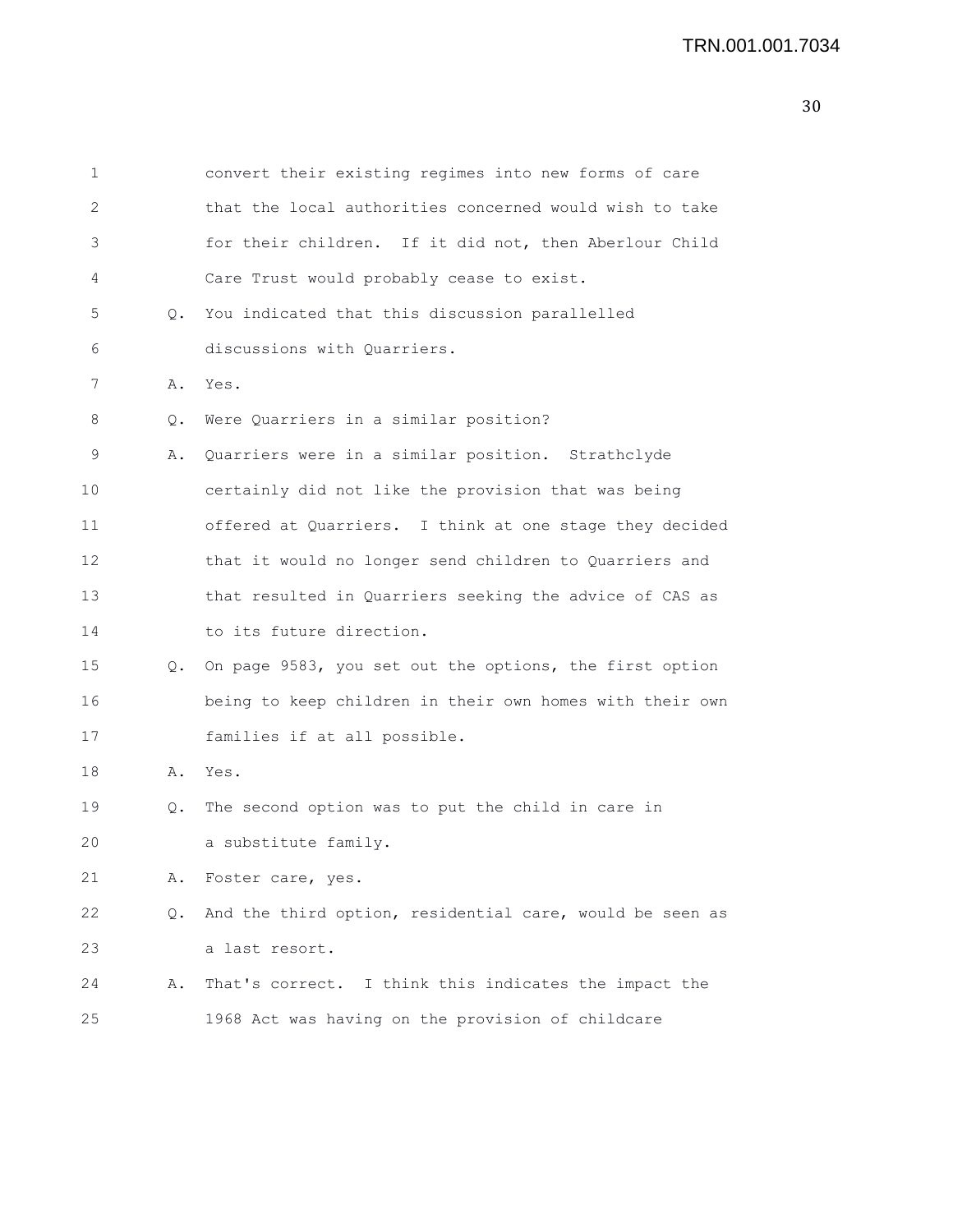convert their existing regimes into new forms of care that the local authorities concerned would wish to take for their children. If it did not, then Aberlour Child Care Trust would probably cease to exist.

Q. You indicated that this discussion parallelled discussions with Quarriers.

A. Yes.

Q. Were Quarriers in a similar position?

A. Quarriers were in a similar position. Strathclyde certainly did not like the provision that was being offered at Quarriers. I think at one stage they decided that it would no longer send children to Quarriers and that resulted in Quarriers seeking the advice of CAS as to its future direction.

Q. On page 9583, you set out the options, the first option being to keep children in their own homes with their own families if at all possible.

A. Yes.

Q. The second option was to put the child in care in a substitute family.

A. Foster care, yes.

Q. And the third option, residential care, would be seen as a last resort.

A. That's correct. I think this indicates the impact the 1968 Act was having on the provision of childcare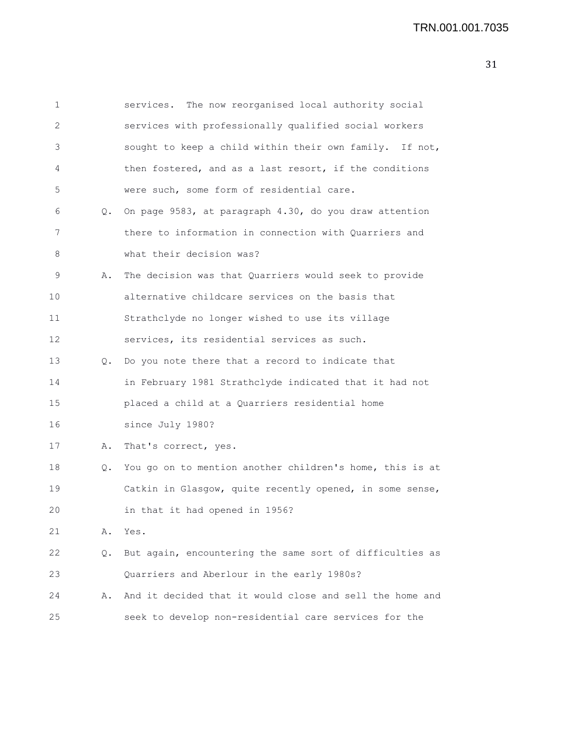services. The now reorganised local authority social services with professionally qualified social workers sought to keep a child within their own family. If not, then fostered, and as a last resort, if the conditions were such, some form of residential care.

Q. On page 9583, at paragraph 4.30, do you draw attention there to information in connection with Quarriers and what their decision was?

A. The decision was that Quarriers would seek to provide alternative childcare services on the basis that Strathclyde no longer wished to use its village services, its residential services as such.

Q. Do you note there that a record to indicate that in February 1981 Strathclyde indicated that it had not placed a child at a Quarriers residential home since July 1980?

A. That's correct, yes.

Q. You go on to mention another children's home, this is at Catkin in Glasgow, quite recently opened, in some sense, in that it had opened in 1956?

A. Yes.

Q. But again, encountering the same sort of difficulties as Quarriers and Aberlour in the early 1980s?

A. And it decided that it would close and sell the home and seek to develop non-residential care services for the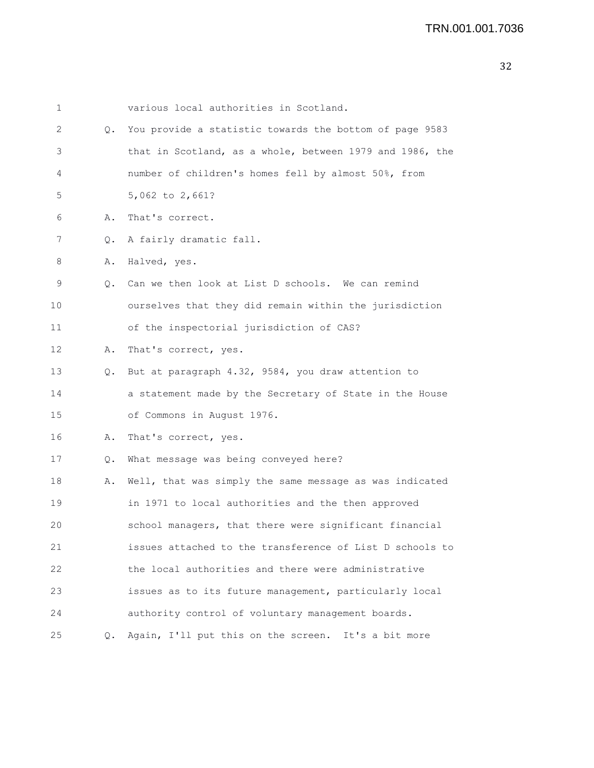various local authorities in Scotland.

Q. You provide a statistic towards the bottom of page 9583 that in Scotland, as a whole, between 1979 and 1986, the number of children's homes fell by almost 50%, from 5,062 to 2,661?

A. That's correct.

Q. A fairly dramatic fall.

A. Halved, yes.

Q. Can we then look at List D schools. We can remind ourselves that they did remain within the jurisdiction of the inspectorial jurisdiction of CAS?

A. That's correct, yes.

Q. But at paragraph 4.32, 9584, you draw attention to a statement made by the Secretary of State in the House of Commons in August 1976.

A. That's correct, yes.

Q. What message was being conveyed here?

A. Well, that was simply the same message as was indicated in 1971 to local authorities and the then approved school managers, that there were significant financial issues attached to the transference of List D schools to the local authorities and there were administrative issues as to its future management, particularly local authority control of voluntary management boards.

Q. Again, I'll put this on the screen. It's a bit more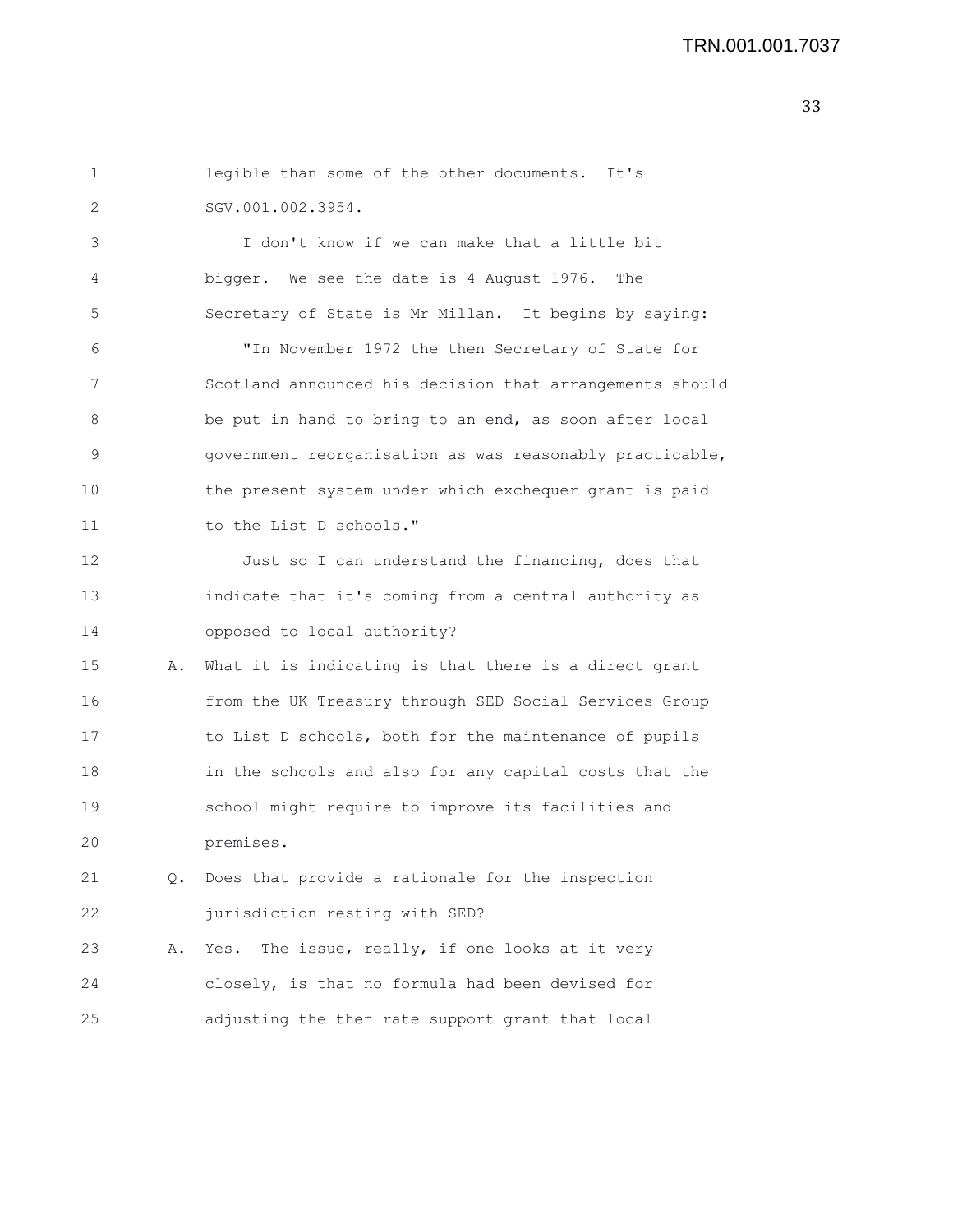legible than some of the other documents. It's SGV.001.002.3954.

I don't know if we can make that a little bit bigger. We see the date is 4 August 1976. The Secretary of State is Mr Millan. It begins by saying:

"In November 1972 the then Secretary of State for Scotland announced his decision that arrangements should be put in hand to bring to an end, as soon after local government reorganisation as was reasonably practicable, the present system under which exchequer grant is paid to the List D schools."

Just so I can understand the financing, does that indicate that it's coming from a central authority as opposed to local authority?

A. What it is indicating is that there is a direct grant from the UK Treasury through SED Social Services Group to List D schools, both for the maintenance of pupils in the schools and also for any capital costs that the school might require to improve its facilities and premises.

Q. Does that provide a rationale for the inspection jurisdiction resting with SED?

A. Yes. The issue, really, if one looks at it very closely, is that no formula had been devised for adjusting the then rate support grant that local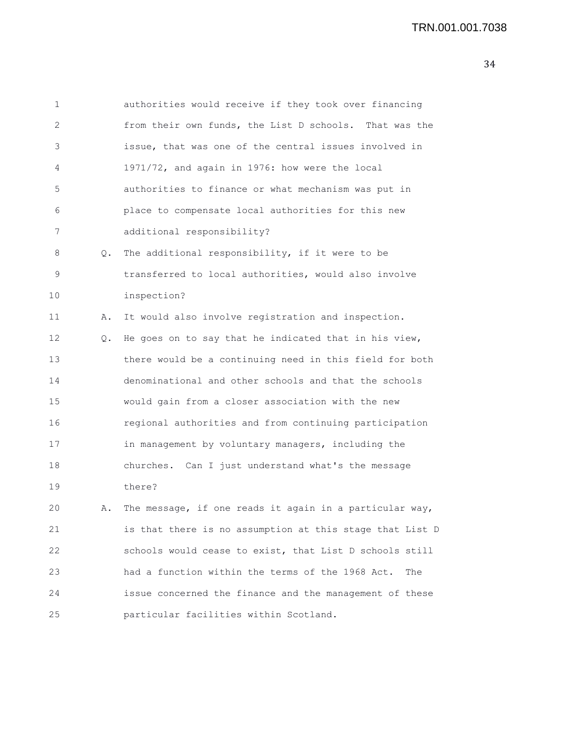authorities would receive if they took over financing from their own funds, the List D schools. That was the issue, that was one of the central issues involved in 1971/72, and again in 1976: how were the local authorities to finance or what mechanism was put in place to compensate local authorities for this new additional responsibility?

Q. The additional responsibility, if it were to be transferred to local authorities, would also involve inspection?

A. It would also involve registration and inspection.

Q. He goes on to say that he indicated that in his view, there would be a continuing need in this field for both denominational and other schools and that the schools would gain from a closer association with the new regional authorities and from continuing participation in management by voluntary managers, including the churches. Can I just understand what's the message there?

A. The message, if one reads it again in a particular way, is that there is no assumption at this stage that List D schools would cease to exist, that List D schools still had a function within the terms of the 1968 Act. The issue concerned the finance and the management of these particular facilities within Scotland.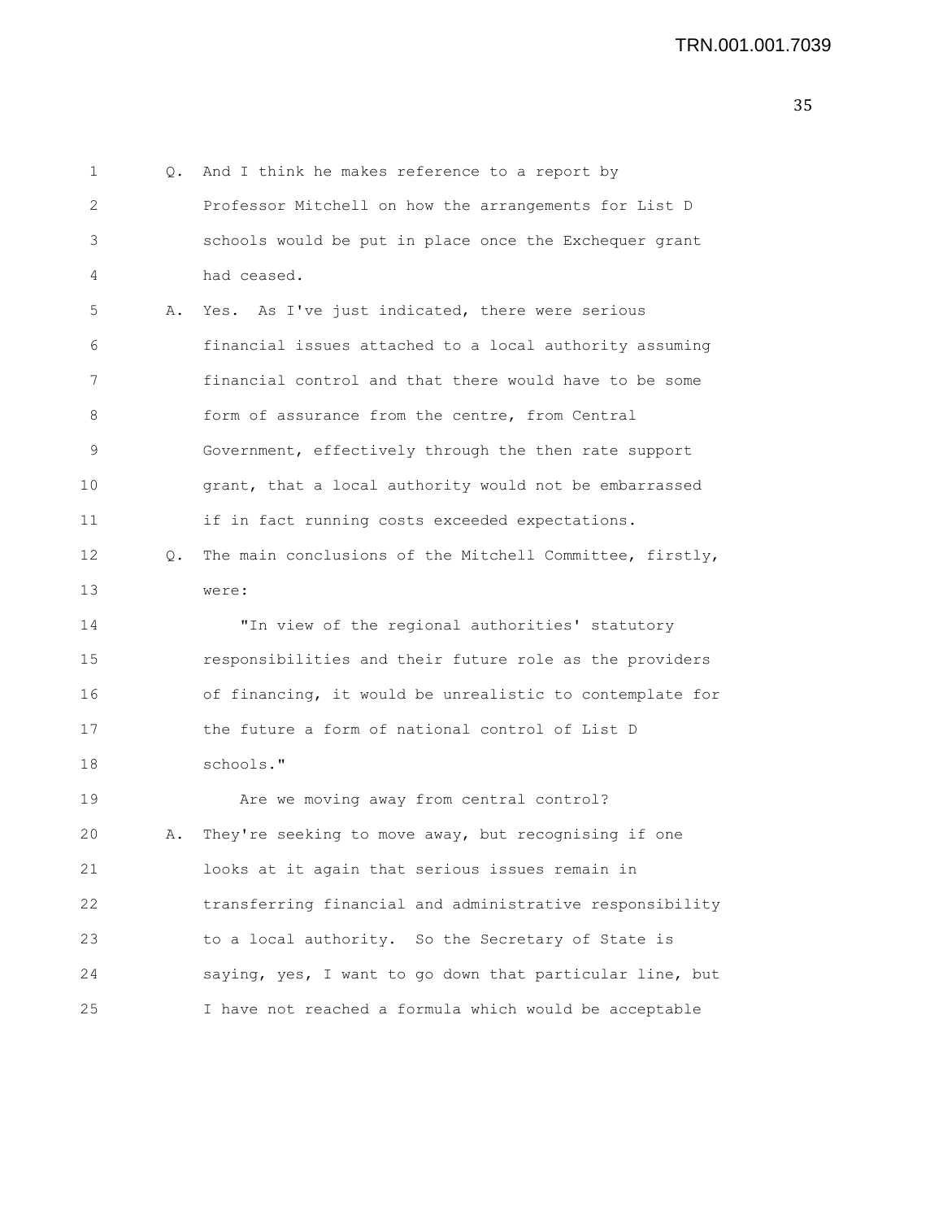Q. And I think he makes reference to a report by Professor Mitchell on how the arrangements for List D schools would be put in place once the Exchequer grant had ceased.

A. Yes. As I've just indicated, there were serious financial issues attached to a local authority assuming financial control and that there would have to be some form of assurance from the centre, from Central Government, effectively through the then rate support grant, that a local authority would not be embarrassed if in fact running costs exceeded expectations.

Q. The main conclusions of the Mitchell Committee, firstly, were:

> "In view of the regional authorities' statutory responsibilities and their future role as the providers of financing, it would be unrealistic to contemplate for the future a form of national control of List D schools."

Are we moving away from central control?

A. They're seeking to move away, but recognising if one looks at it again that serious issues remain in transferring financial and administrative responsibility to a local authority. So the Secretary of State is saying, yes, I want to go down that particular line, but I have not reached a formula which would be acceptable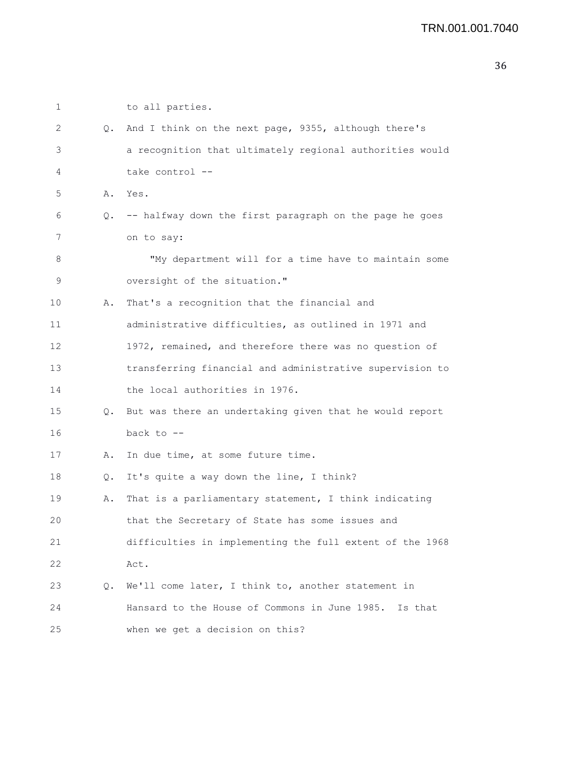to all parties.

Q. And I think on the next page, 9355, although there's a recognition that ultimately regional authorities would take control --

A. Yes.

Q. -- halfway down the first paragraph on the page he goes on to say:

"My department will for a time have to maintain some oversight of the situation."

A. That's a recognition that the financial and administrative difficulties, as outlined in 1971 and 1972, remained, and therefore there was no question of transferring financial and administrative supervision to the local authorities in 1976.

Q. But was there an undertaking given that he would report back to --

A. In due time, at some future time.

Q. It's quite a way down the line, I think?

A. That is a parliamentary statement, I think indicating that the Secretary of State has some issues and difficulties in implementing the full extent of the 1968 Act.

Q. We'll come later, I think to, another statement in Hansard to the House of Commons in June 1985. Is that when we get a decision on this?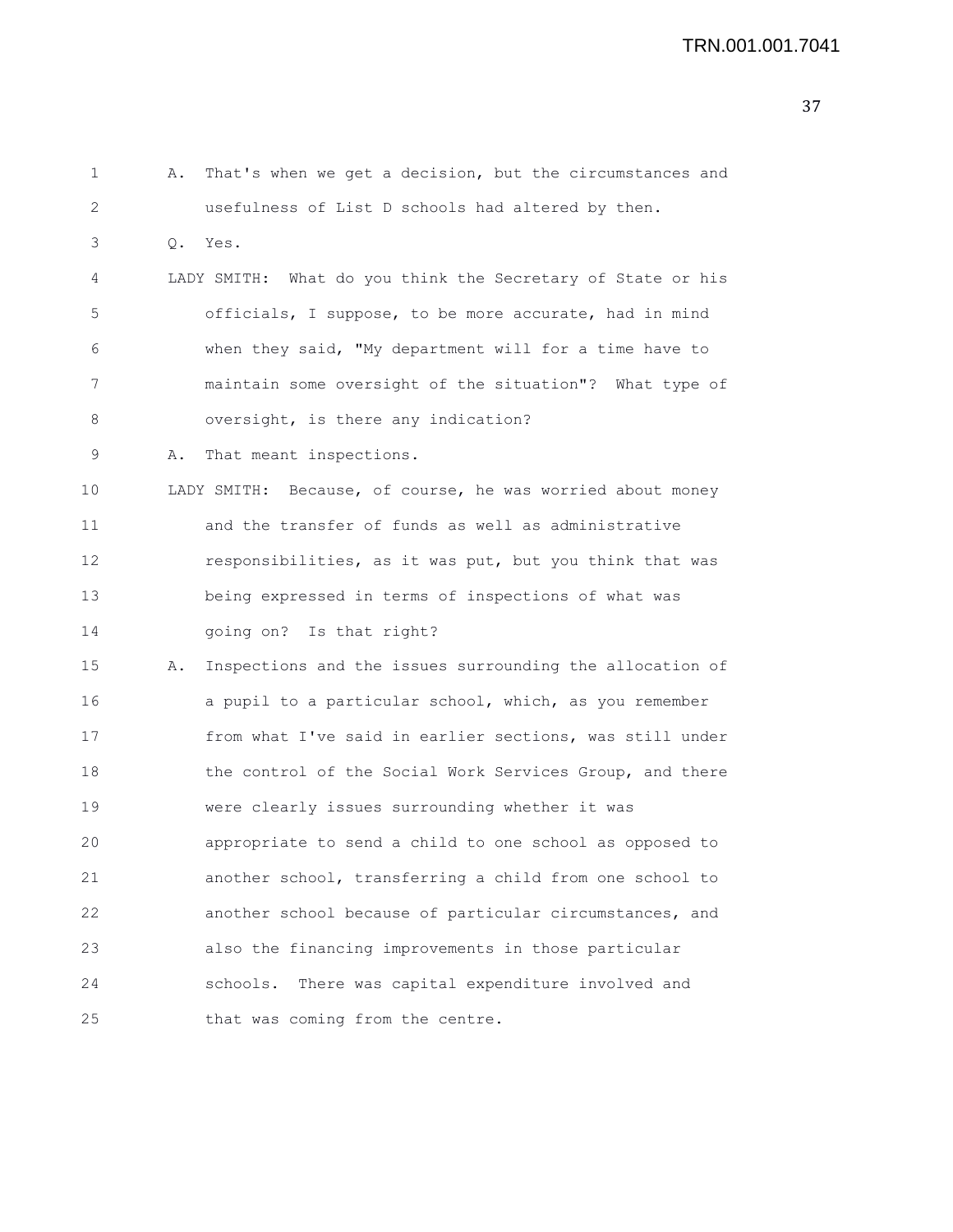A. That's when we get a decision, but the circumstances and usefulness of List D schools had altered by then.

Q. Yes.

LADY SMITH: What do you think the Secretary of State or his officials, I suppose, to be more accurate, had in mind when they said, "My department will for a time have to maintain some oversight of the situation"? What type of oversight, is there any indication?

A. That meant inspections.

LADY SMITH: Because, of course, he was worried about money and the transfer of funds as well as administrative responsibilities, as it was put, but you think that was being expressed in terms of inspections of what was going on? Is that right?

A. Inspections and the issues surrounding the allocation of a pupil to a particular school, which, as you remember from what I've said in earlier sections, was still under the control of the Social Work Services Group, and there were clearly issues surrounding whether it was appropriate to send a child to one school as opposed to another school, transferring a child from one school to another school because of particular circumstances, and also the financing improvements in those particular schools. There was capital expenditure involved and that was coming from the centre.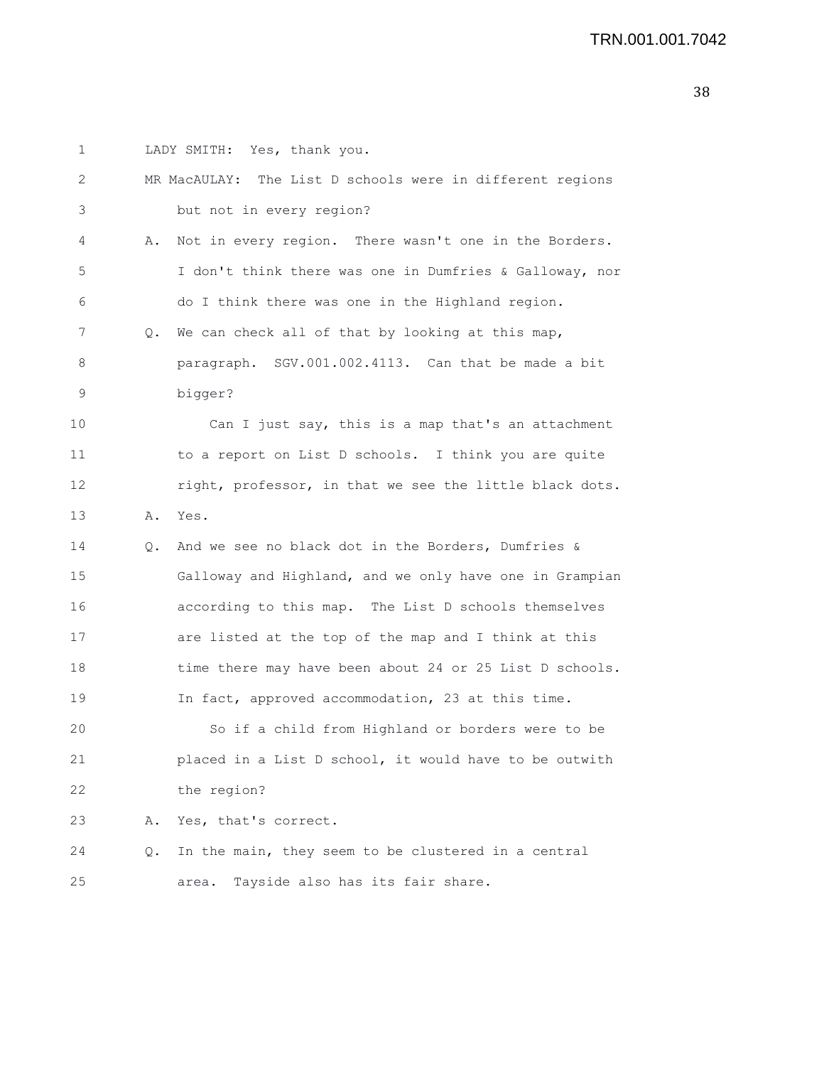1 LADY SMITH: Yes, thank you.

2 MR MacAULAY: The List D schools were in different regions

3 but not in every region?

4 A. Not in every region. There wasn't one in the Borders.

5 I don't think there was one in Dumfries & Galloway, nor

6 do I think there was one in the Highland region.

7 Q. We can check all of that by looking at this map,

8 paragraph. SGV.001.002.4113. Can that be made a bit

9 bigger?

10 Can I just say, this is a map that's an attachment

11 to a report on List D schools. I think you are quite

12 right, professor, in that we see the little black dots.

13 A. Yes.

14 Q. And we see no black dot in the Borders, Dumfries &

15 Galloway and Highland, and we only have one in Grampian

16 according to this map. The List D schools themselves

17 are listed at the top of the map and I think at this

18 time there may have been about 24 or 25 List D schools.

19 In fact, approved accommodation, 23 at this time.

20 So if a child from Highland or borders were to be

21 placed in a List D school, it would have to be outwith

22 the region?

23 A. Yes, that's correct.

24 Q. In the main, they seem to be clustered in a central

25 area. Tayside also has its fair share.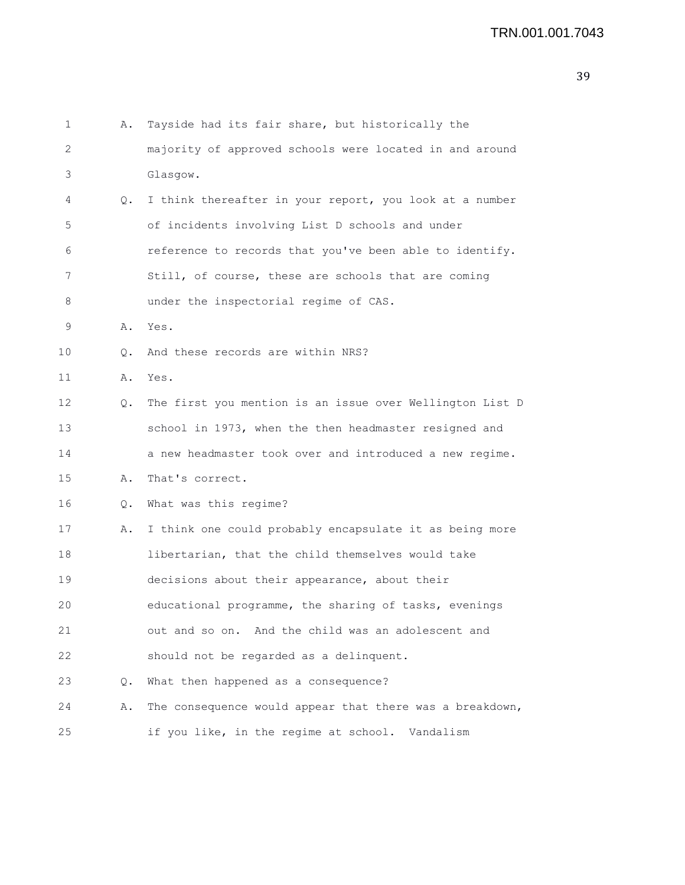1 A. Tayside had its fair share, but historically the
2 majority of approved schools were located in and around
3 Glasgow.
4 Q. I think thereafter in your report, you look at a number
5 of incidents involving List D schools and under
6 reference to records that you've been able to identify.
7 Still, of course, these are schools that are coming
8 under the inspectorial regime of CAS.
9 A. Yes.
10 Q. And these records are within NRS?
11 A. Yes.
12 Q. The first you mention is an issue over Wellington List D
13 school in 1973, when the then headmaster resigned and
14 a new headmaster took over and introduced a new regime.
15 A. That's correct.
16 Q. What was this regime?
17 A. I think one could probably encapsulate it as being more
18 libertarian, that the child themselves would take
19 decisions about their appearance, about their
20 educational programme, the sharing of tasks, evenings
21 out and so on. And the child was an adolescent and
22 should not be regarded as a delinquent.
23 Q. What then happened as a consequence?
24 A. The consequence would appear that there was a breakdown,
25 if you like, in the regime at school. Vandalism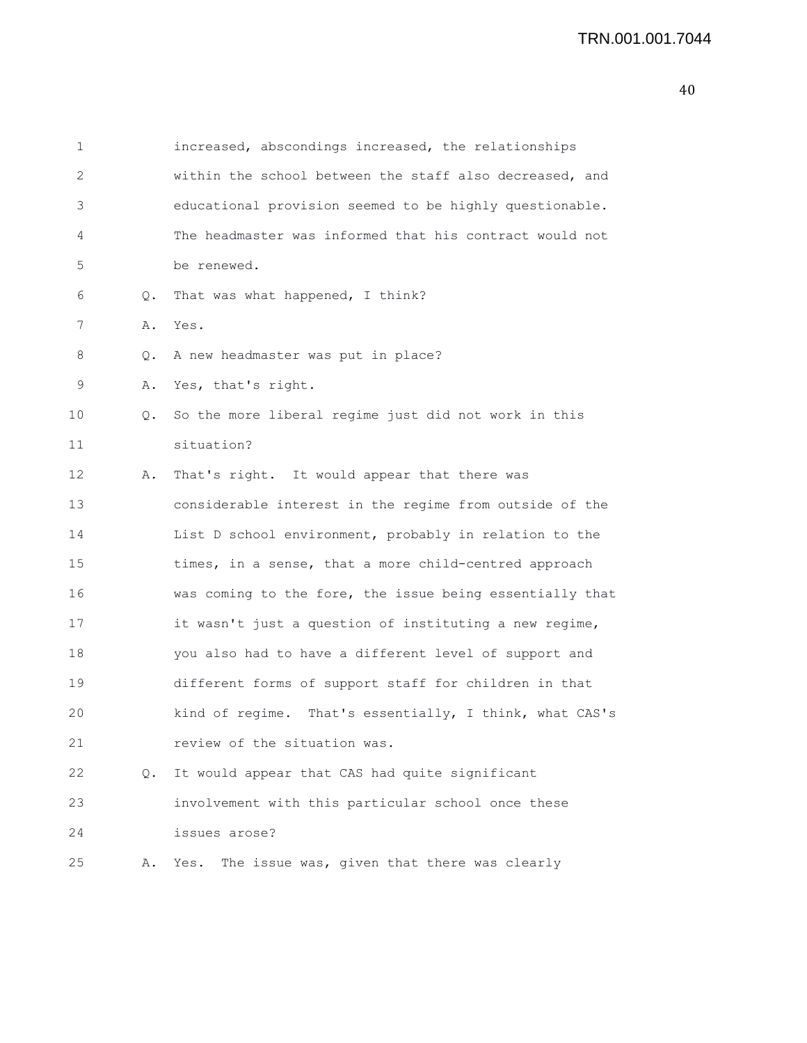increased, abscondings increased, the relationships within the school between the staff also decreased, and educational provision seemed to be highly questionable. The headmaster was informed that his contract would not be renewed.

Q. That was what happened, I think?

A. Yes.

Q. A new headmaster was put in place?

A. Yes, that's right.

Q. So the more liberal regime just did not work in this situation?

A. That's right. It would appear that there was considerable interest in the regime from outside of the List D school environment, probably in relation to the times, in a sense, that a more child-centred approach was coming to the fore, the issue being essentially that it wasn't just a question of instituting a new regime, you also had to have a different level of support and different forms of support staff for children in that kind of regime. That's essentially, I think, what CAS's review of the situation was.

Q. It would appear that CAS had quite significant involvement with this particular school once these issues arose?

A. Yes. The issue was, given that there was clearly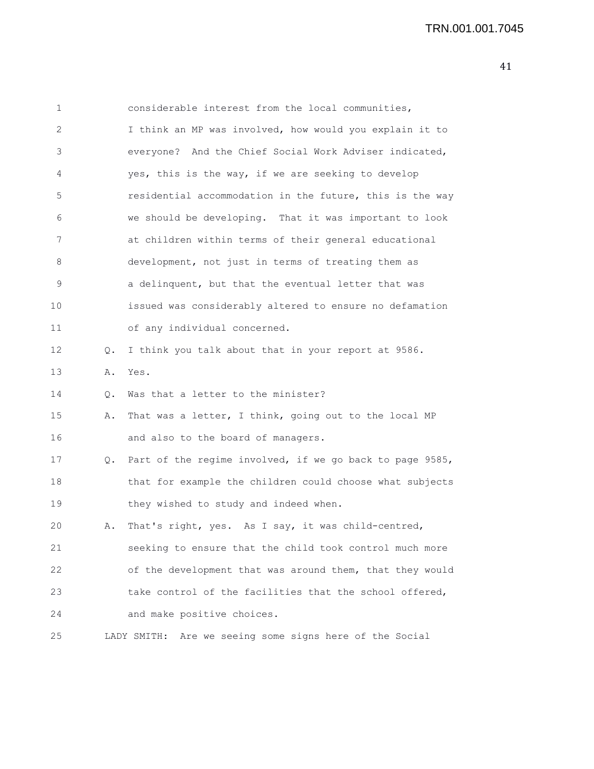1 considerable interest from the local communities,
2 I think an MP was involved, how would you explain it to
3 everyone? And the Chief Social Work Adviser indicated,
4 yes, this is the way, if we are seeking to develop
5 residential accommodation in the future, this is the way
6 we should be developing. That it was important to look
7 at children within terms of their general educational
8 development, not just in terms of treating them as
9 a delinquent, but that the eventual letter that was
10 issued was considerably altered to ensure no defamation
11 of any individual concerned.
12 Q. I think you talk about that in your report at 9586.
13 A. Yes.
14 Q. Was that a letter to the minister?
15 A. That was a letter, I think, going out to the local MP
16 and also to the board of managers.
17 Q. Part of the regime involved, if we go back to page 9585,
18 that for example the children could choose what subjects
19 they wished to study and indeed when.
20 A. That's right, yes. As I say, it was child-centred,
21 seeking to ensure that the child took control much more
22 of the development that was around them, that they would
23 take control of the facilities that the school offered,
24 and make positive choices.
25 LADY SMITH: Are we seeing some signs here of the Social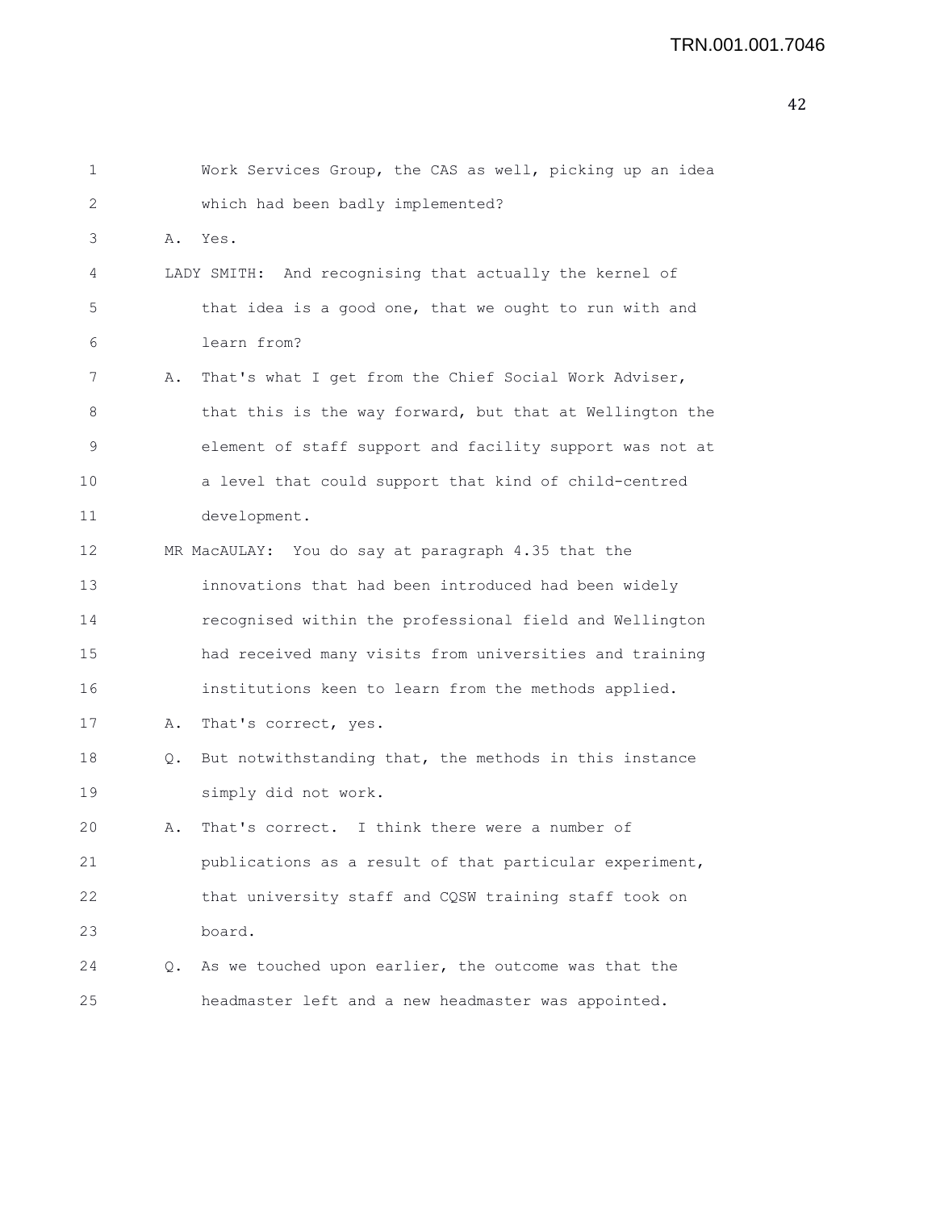Work Services Group, the CAS as well, picking up an idea which had been badly implemented?

A. Yes.

LADY SMITH: And recognising that actually the kernel of that idea is a good one, that we ought to run with and learn from?

A. That's what I get from the Chief Social Work Adviser, that this is the way forward, but that at Wellington the element of staff support and facility support was not at a level that could support that kind of child-centred development.

MR MacAULAY: You do say at paragraph 4.35 that the innovations that had been introduced had been widely recognised within the professional field and Wellington had received many visits from universities and training institutions keen to learn from the methods applied.

A. That's correct, yes.

Q. But notwithstanding that, the methods in this instance simply did not work.

A. That's correct. I think there were a number of publications as a result of that particular experiment, that university staff and CQSW training staff took on board.

Q. As we touched upon earlier, the outcome was that the headmaster left and a new headmaster was appointed.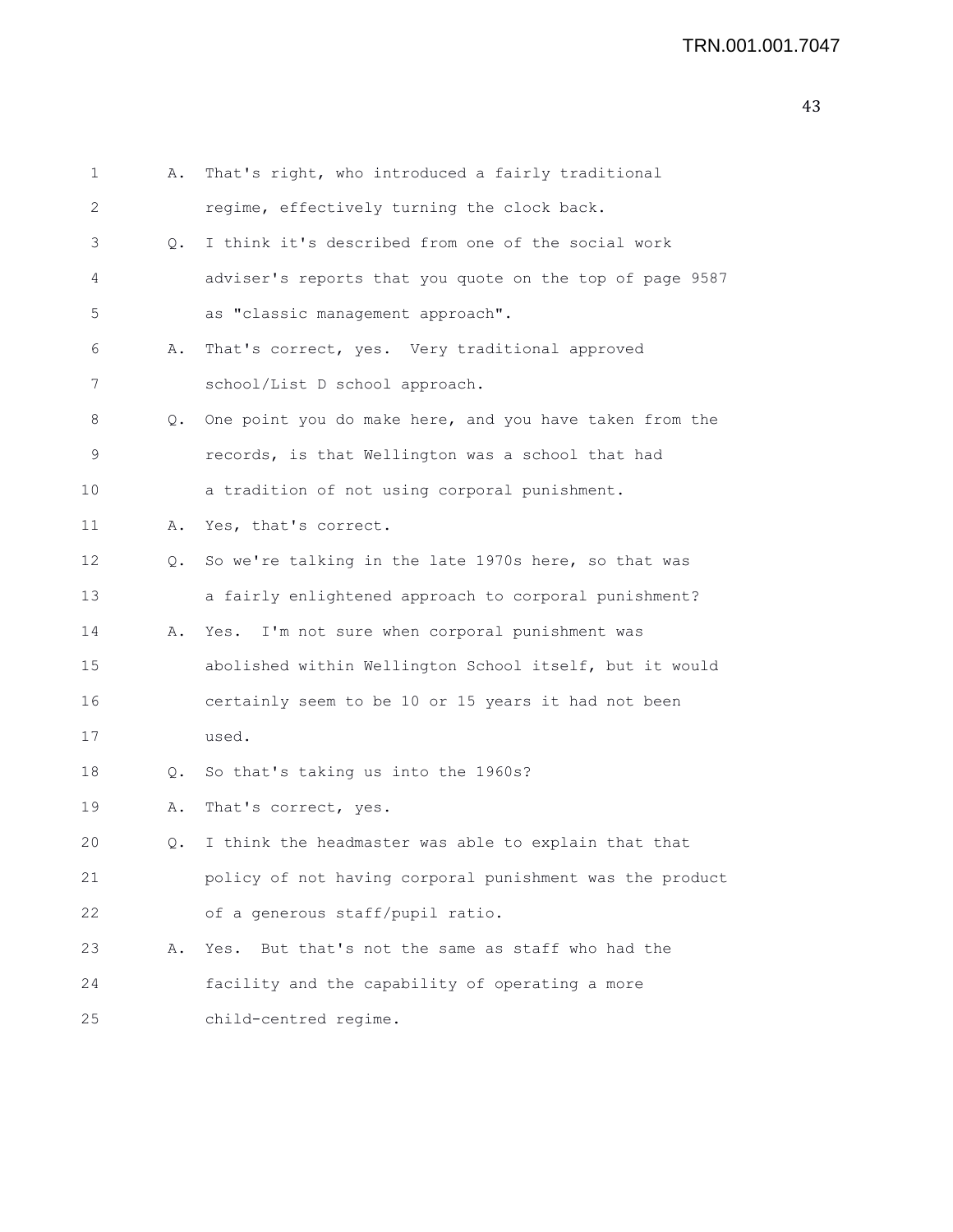1 A. That's right, who introduced a fairly traditional
2 regime, effectively turning the clock back.
3 Q. I think it's described from one of the social work
4 adviser's reports that you quote on the top of page 9587
5 as "classic management approach".
6 A. That's correct, yes. Very traditional approved
7 school/List D school approach.
8 Q. One point you do make here, and you have taken from the
9 records, is that Wellington was a school that had
10 a tradition of not using corporal punishment.
11 A. Yes, that's correct.
12 Q. So we're talking in the late 1970s here, so that was
13 a fairly enlightened approach to corporal punishment?
14 A. Yes. I'm not sure when corporal punishment was
15 abolished within Wellington School itself, but it would
16 certainly seem to be 10 or 15 years it had not been
17 used.
18 Q. So that's taking us into the 1960s?
19 A. That's correct, yes.
20 Q. I think the headmaster was able to explain that that
21 policy of not having corporal punishment was the product
22 of a generous staff/pupil ratio.
23 A. Yes. But that's not the same as staff who had the
24 facility and the capability of operating a more
25 child-centred regime.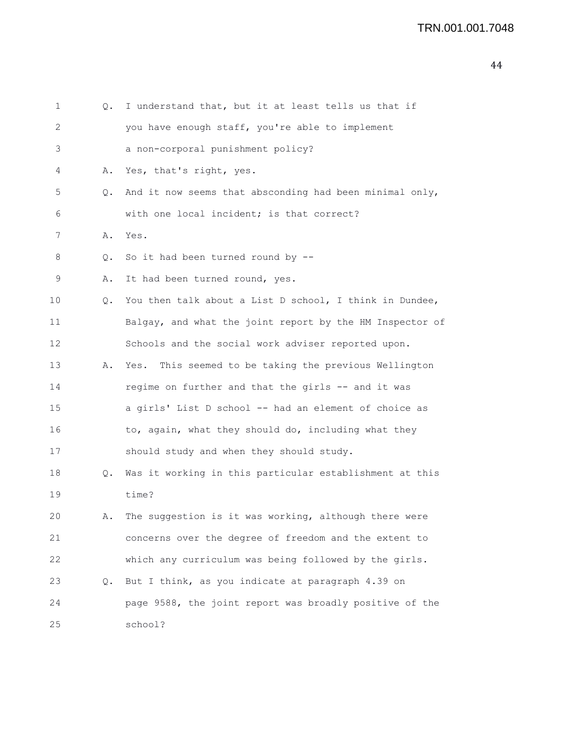Q. I understand that, but it at least tells us that if you have enough staff, you're able to implement a non-corporal punishment policy?

A. Yes, that's right, yes.

Q. And it now seems that absconding had been minimal only, with one local incident; is that correct?

A. Yes.

Q. So it had been turned round by --

A. It had been turned round, yes.

Q. You then talk about a List D school, I think in Dundee, Balgay, and what the joint report by the HM Inspector of Schools and the social work adviser reported upon.

A. Yes. This seemed to be taking the previous Wellington regime on further and that the girls -- and it was a girls' List D school -- had an element of choice as to, again, what they should do, including what they should study and when they should study.

Q. Was it working in this particular establishment at this time?

A. The suggestion is it was working, although there were concerns over the degree of freedom and the extent to which any curriculum was being followed by the girls.

Q. But I think, as you indicate at paragraph 4.39 on page 9588, the joint report was broadly positive of the school?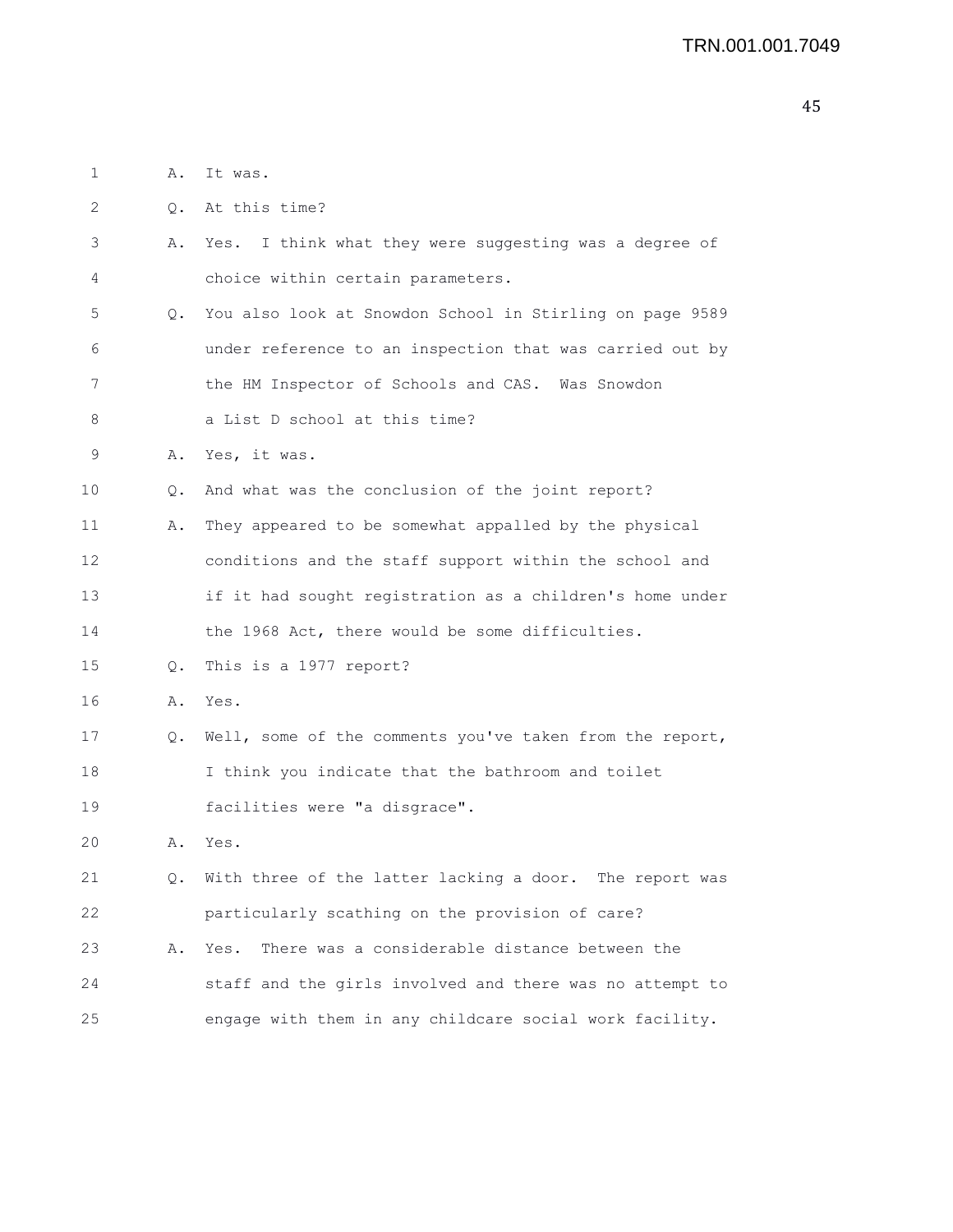1 A. It was.

2 Q. At this time?

3 A. Yes. I think what they were suggesting was a degree of

4 choice within certain parameters.

5 Q. You also look at Snowdon School in Stirling on page 9589

6 under reference to an inspection that was carried out by

7 the HM Inspector of Schools and CAS. Was Snowdon

8 a List D school at this time?

9 A. Yes, it was.

10 Q. And what was the conclusion of the joint report?

11 A. They appeared to be somewhat appalled by the physical

12 conditions and the staff support within the school and

13 if it had sought registration as a children's home under

14 the 1968 Act, there would be some difficulties.

15 Q. This is a 1977 report?

16 A. Yes.

17 Q. Well, some of the comments you've taken from the report,

18 I think you indicate that the bathroom and toilet

19 facilities were "a disgrace".

20 A. Yes.

21 Q. With three of the latter lacking a door. The report was

22 particularly scathing on the provision of care?

23 A. Yes. There was a considerable distance between the

24 staff and the girls involved and there was no attempt to

25 engage with them in any childcare social work facility.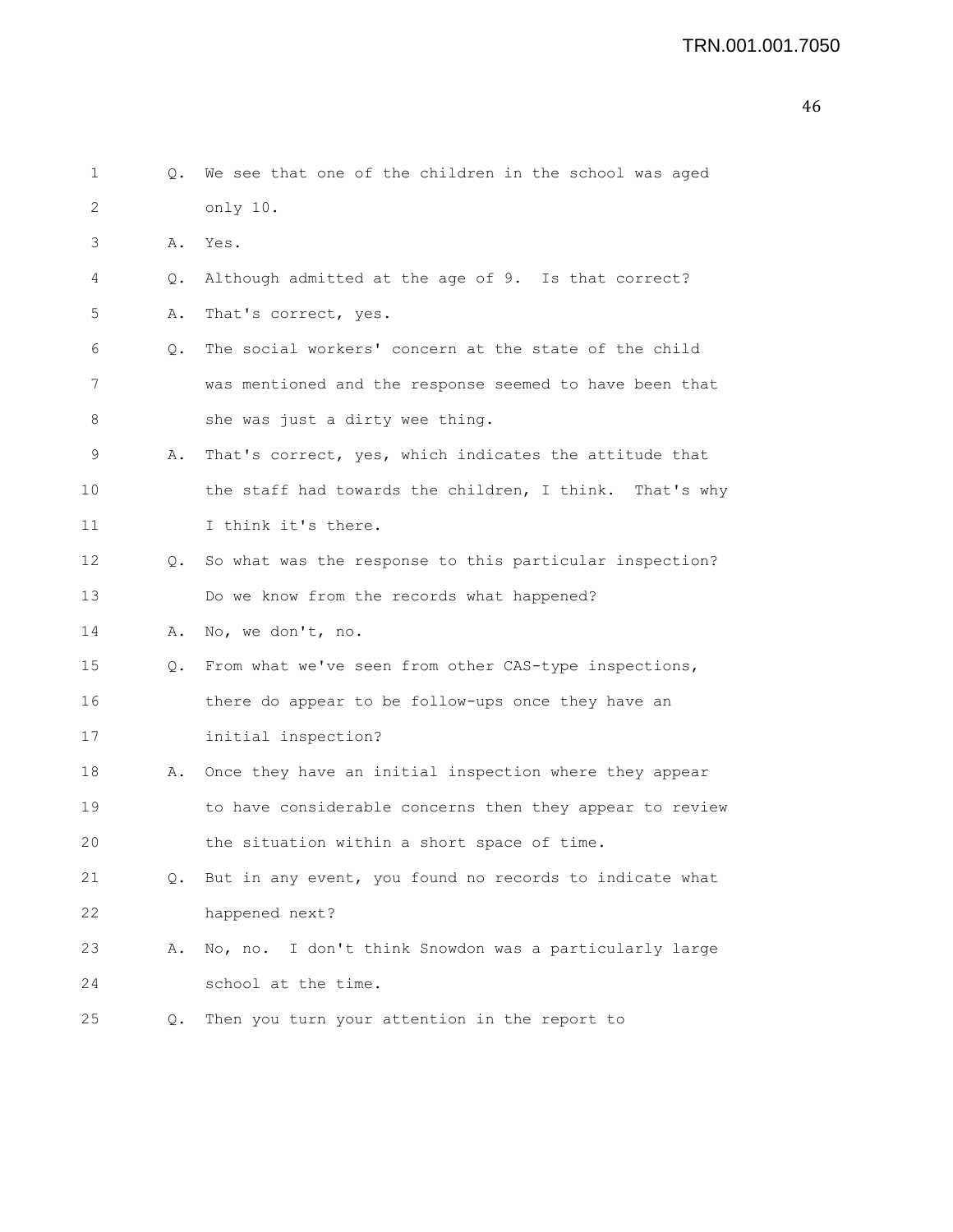1 Q. We see that one of the children in the school was aged
2 only 10.
3 A. Yes.
4 Q. Although admitted at the age of 9. Is that correct?
5 A. That's correct, yes.
6 Q. The social workers' concern at the state of the child
7 was mentioned and the response seemed to have been that
8 she was just a dirty wee thing.
9 A. That's correct, yes, which indicates the attitude that
10 the staff had towards the children, I think. That's why
11 I think it's there.
12 Q. So what was the response to this particular inspection?
13 Do we know from the records what happened?
14 A. No, we don't, no.
15 Q. From what we've seen from other CAS-type inspections,
16 there do appear to be follow-ups once they have an
17 initial inspection?
18 A. Once they have an initial inspection where they appear
19 to have considerable concerns then they appear to review
20 the situation within a short space of time.
21 Q. But in any event, you found no records to indicate what
22 happened next?
23 A. No, no. I don't think Snowdon was a particularly large
24 school at the time.
25 Q. Then you turn your attention in the report to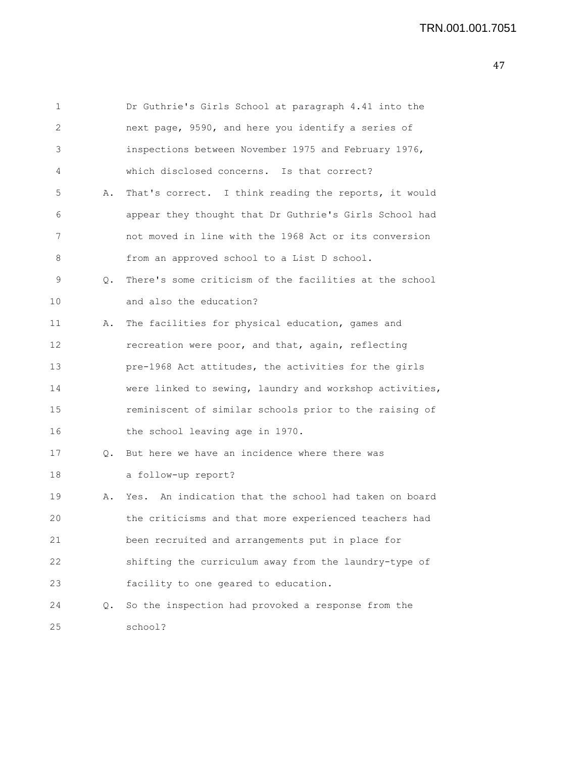1 Dr Guthrie's Girls School at paragraph 4.41 into the
2 next page, 9590, and here you identify a series of
3 inspections between November 1975 and February 1976,
4 which disclosed concerns. Is that correct?

5 A. That's correct. I think reading the reports, it would
6 appear they thought that Dr Guthrie's Girls School had
7 not moved in line with the 1968 Act or its conversion
8 from an approved school to a List D school.

9 Q. There's some criticism of the facilities at the school
10 and also the education?

11 A. The facilities for physical education, games and
12 recreation were poor, and that, again, reflecting
13 pre-1968 Act attitudes, the activities for the girls
14 were linked to sewing, laundry and workshop activities,
15 reminiscent of similar schools prior to the raising of
16 the school leaving age in 1970.

17 Q. But here we have an incidence where there was
18 a follow-up report?

19 A. Yes. An indication that the school had taken on board
20 the criticisms and that more experienced teachers had
21 been recruited and arrangements put in place for
22 shifting the curriculum away from the laundry-type of
23 facility to one geared to education.

24 Q. So the inspection had provoked a response from the
25 school?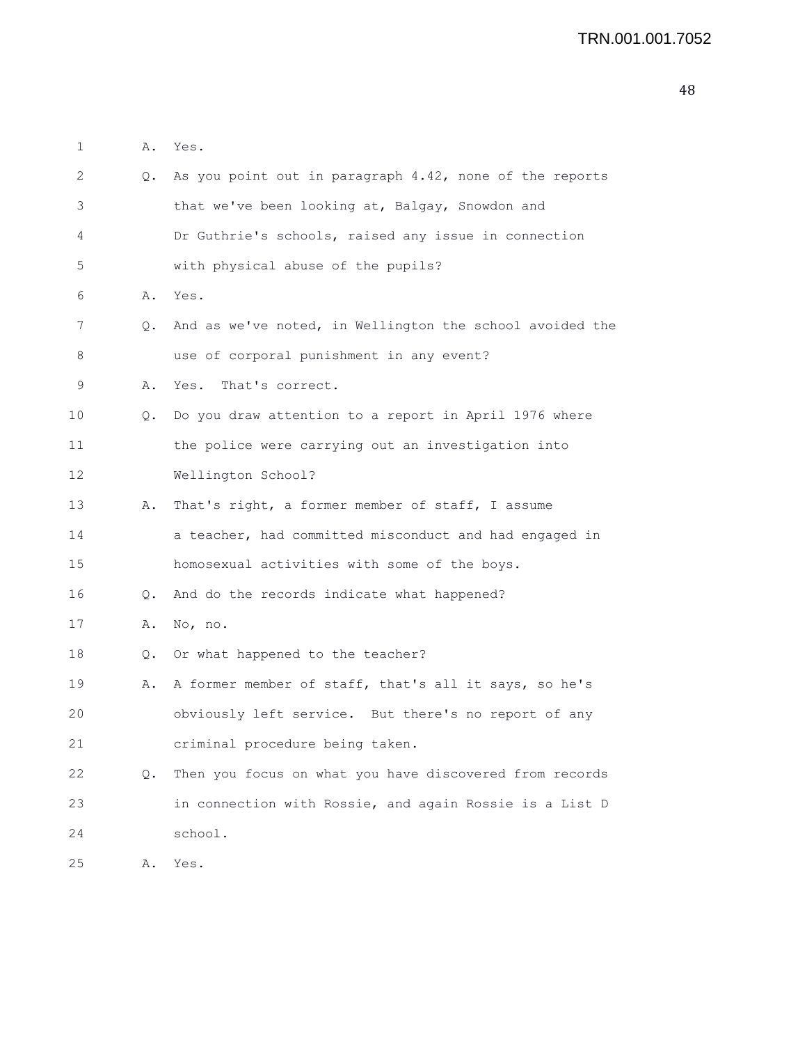1 A. Yes.

2 Q. As you point out in paragraph 4.42, none of the reports
3 that we've been looking at, Balgay, Snowdon and
4 Dr Guthrie's schools, raised any issue in connection
5 with physical abuse of the pupils?

6 A. Yes.

7 Q. And as we've noted, in Wellington the school avoided the
8 use of corporal punishment in any event?

9 A. Yes. That's correct.

10 Q. Do you draw attention to a report in April 1976 where
11 the police were carrying out an investigation into
12 Wellington School?

13 A. That's right, a former member of staff, I assume
14 a teacher, had committed misconduct and had engaged in
15 homosexual activities with some of the boys.

16 Q. And do the records indicate what happened?

17 A. No, no.

18 Q. Or what happened to the teacher?

19 A. A former member of staff, that's all it says, so he's
20 obviously left service. But there's no report of any
21 criminal procedure being taken.

22 Q. Then you focus on what you have discovered from records
23 in connection with Rossie, and again Rossie is a List D
24 school.

25 A. Yes.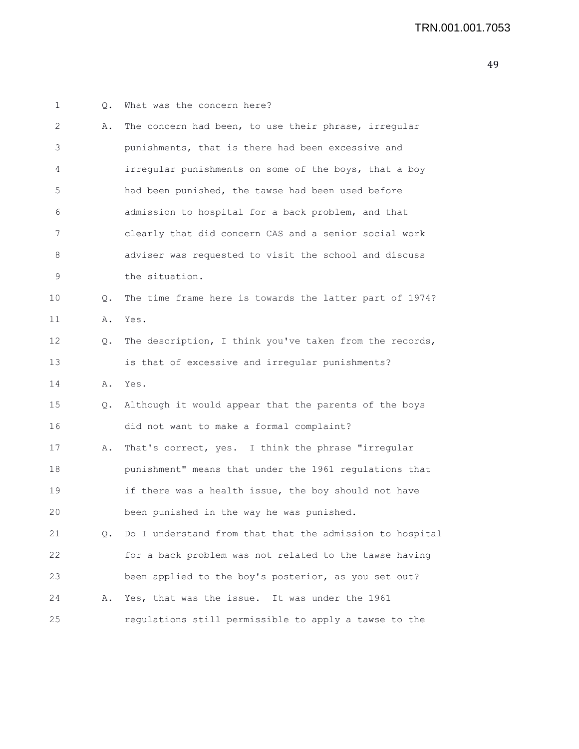1 Q. What was the concern here?

2 A. The concern had been, to use their phrase, irregular
3 punishments, that is there had been excessive and
4 irregular punishments on some of the boys, that a boy
5 had been punished, the tawse had been used before
6 admission to hospital for a back problem, and that
7 clearly that did concern CAS and a senior social work
8 adviser was requested to visit the school and discuss
9 the situation.

10 Q. The time frame here is towards the latter part of 1974?

11 A. Yes.

12 Q. The description, I think you've taken from the records,
13 is that of excessive and irregular punishments?

14 A. Yes.

15 Q. Although it would appear that the parents of the boys
16 did not want to make a formal complaint?

17 A. That's correct, yes. I think the phrase "irregular
18 punishment" means that under the 1961 regulations that
19 if there was a health issue, the boy should not have
20 been punished in the way he was punished.

21 Q. Do I understand from that that the admission to hospital
22 for a back problem was not related to the tawse having
23 been applied to the boy's posterior, as you set out?

24 A. Yes, that was the issue. It was under the 1961
25 regulations still permissible to apply a tawse to the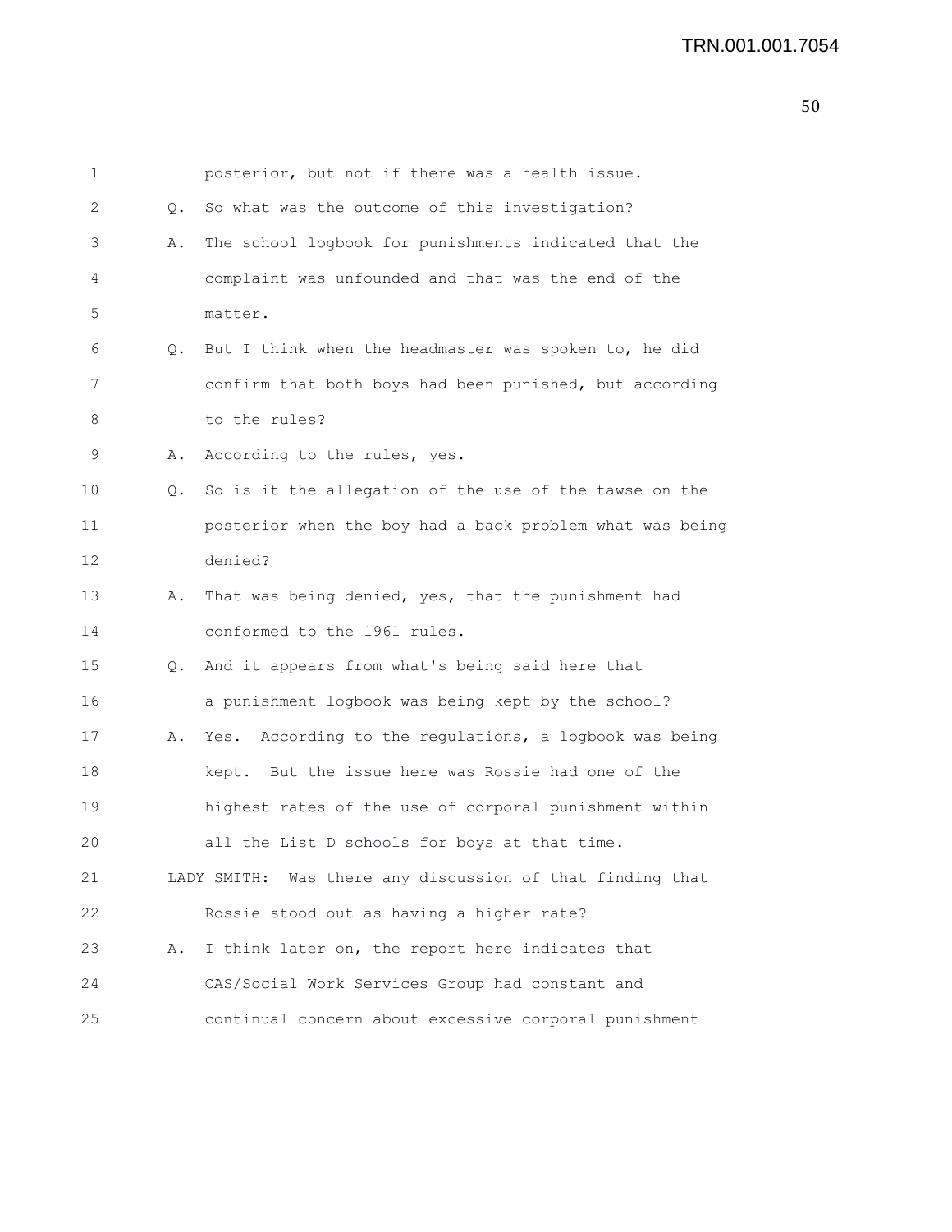posterior, but not if there was a health issue.

Q. So what was the outcome of this investigation?

A. The school logbook for punishments indicated that the complaint was unfounded and that was the end of the matter.

Q. But I think when the headmaster was spoken to, he did confirm that both boys had been punished, but according to the rules?

A. According to the rules, yes.

Q. So is it the allegation of the use of the tawse on the posterior when the boy had a back problem what was being denied?

A. That was being denied, yes, that the punishment had conformed to the 1961 rules.

Q. And it appears from what's being said here that a punishment logbook was being kept by the school?

A. Yes. According to the regulations, a logbook was being kept. But the issue here was Rossie had one of the highest rates of the use of corporal punishment within all the List D schools for boys at that time.

LADY SMITH: Was there any discussion of that finding that Rossie stood out as having a higher rate?

A. I think later on, the report here indicates that CAS/Social Work Services Group had constant and continual concern about excessive corporal punishment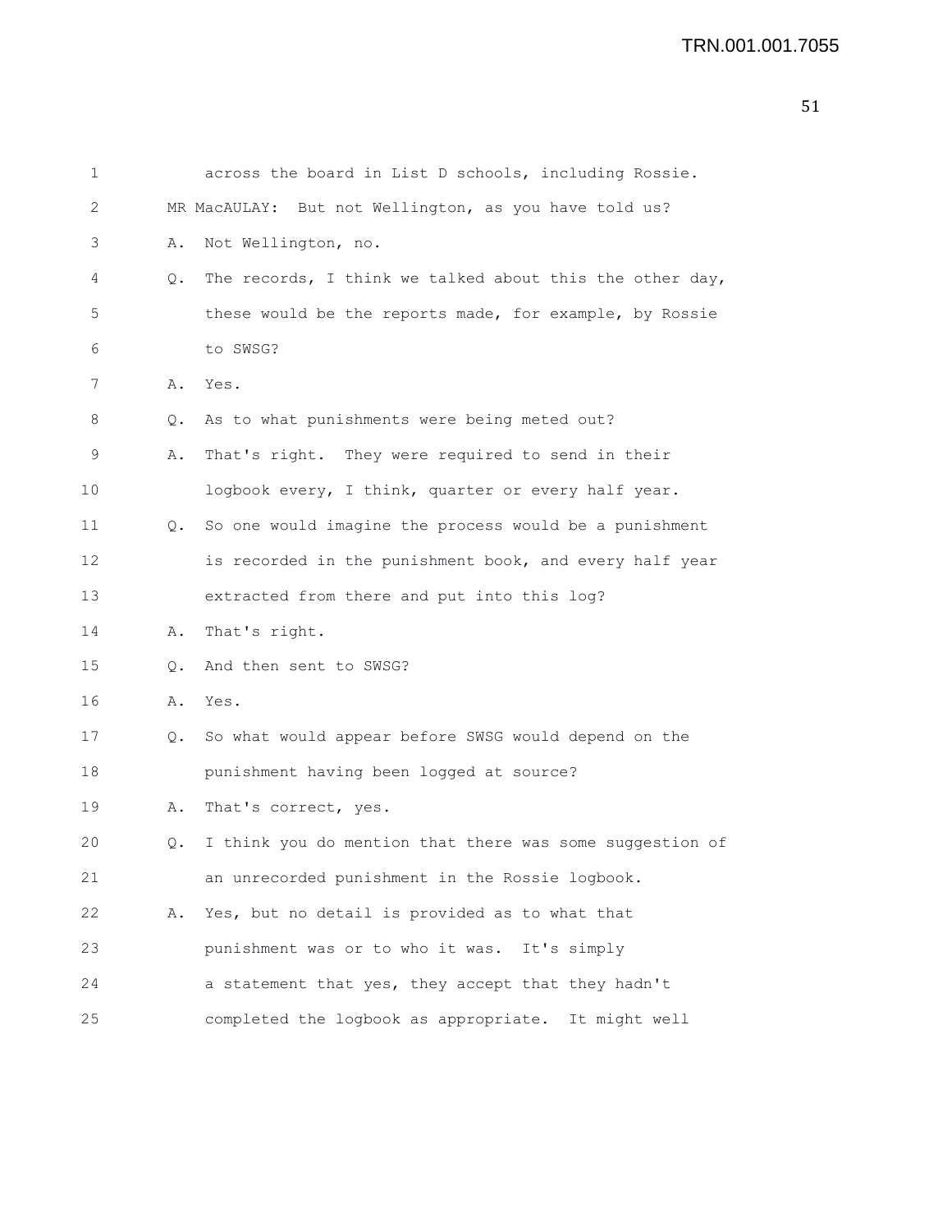1 across the board in List D schools, including Rossie.

2 MR MacAULAY: But not Wellington, as you have told us?

3 A. Not Wellington, no.

4 Q. The records, I think we talked about this the other day,

5 these would be the reports made, for example, by Rossie

6 to SWSG?

7 A. Yes.

8 Q. As to what punishments were being meted out?

9 A. That's right. They were required to send in their

10 logbook every, I think, quarter or every half year.

11 Q. So one would imagine the process would be a punishment

12 is recorded in the punishment book, and every half year

13 extracted from there and put into this log?

14 A. That's right.

15 Q. And then sent to SWSG?

16 A. Yes.

17 Q. So what would appear before SWSG would depend on the

18 punishment having been logged at source?

19 A. That's correct, yes.

20 Q. I think you do mention that there was some suggestion of

21 an unrecorded punishment in the Rossie logbook.

22 A. Yes, but no detail is provided as to what that

23 punishment was or to who it was. It's simply

24 a statement that yes, they accept that they hadn't

25 completed the logbook as appropriate. It might well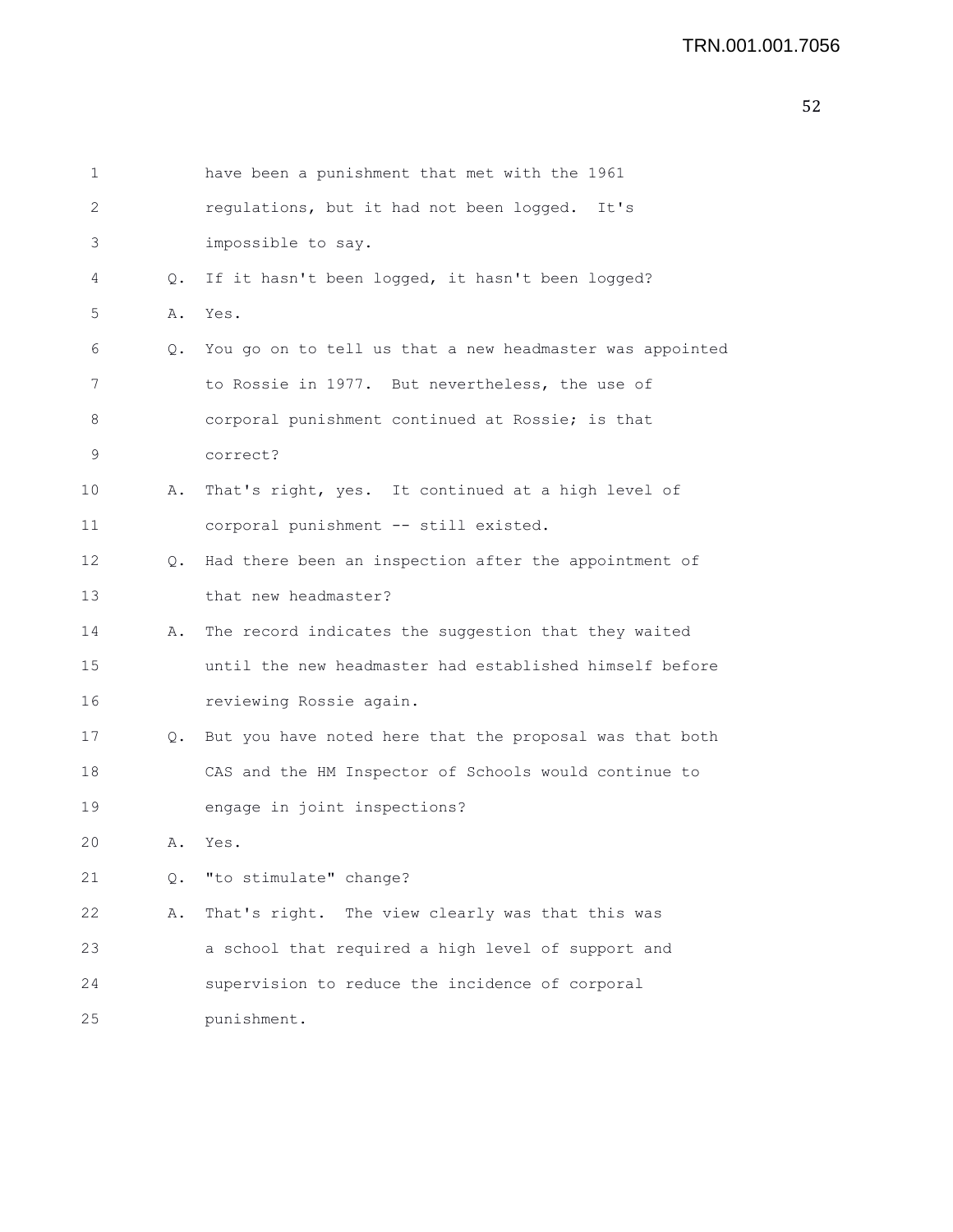have been a punishment that met with the 1961 regulations, but it had not been logged. It's impossible to say.

Q. If it hasn't been logged, it hasn't been logged?

A. Yes.

Q. You go on to tell us that a new headmaster was appointed to Rossie in 1977. But nevertheless, the use of corporal punishment continued at Rossie; is that correct?

A. That's right, yes. It continued at a high level of corporal punishment -- still existed.

Q. Had there been an inspection after the appointment of that new headmaster?

A. The record indicates the suggestion that they waited until the new headmaster had established himself before reviewing Rossie again.

Q. But you have noted here that the proposal was that both CAS and the HM Inspector of Schools would continue to engage in joint inspections?

A. Yes.

Q. "to stimulate" change?

A. That's right. The view clearly was that this was a school that required a high level of support and supervision to reduce the incidence of corporal punishment.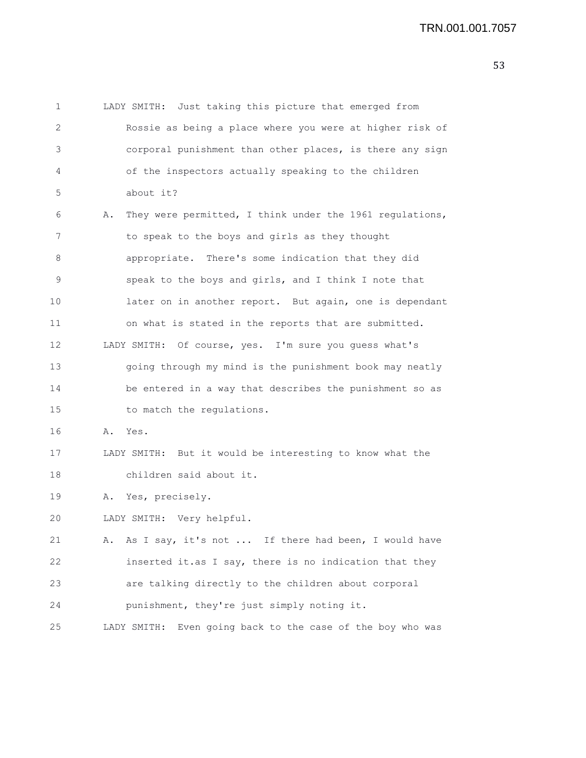LADY SMITH: Just taking this picture that emerged from Rossie as being a place where you were at higher risk of corporal punishment than other places, is there any sign of the inspectors actually speaking to the children about it?

A. They were permitted, I think under the 1961 regulations, to speak to the boys and girls as they thought appropriate. There's some indication that they did speak to the boys and girls, and I think I note that later on in another report. But again, one is dependant on what is stated in the reports that are submitted.

LADY SMITH: Of course, yes. I'm sure you guess what's going through my mind is the punishment book may neatly be entered in a way that describes the punishment so as to match the regulations.

A. Yes.

LADY SMITH: But it would be interesting to know what the children said about it.

A. Yes, precisely.

LADY SMITH: Very helpful.

A. As I say, it's not ... If there had been, I would have inserted it.as I say, there is no indication that they are talking directly to the children about corporal punishment, they're just simply noting it.

LADY SMITH: Even going back to the case of the boy who was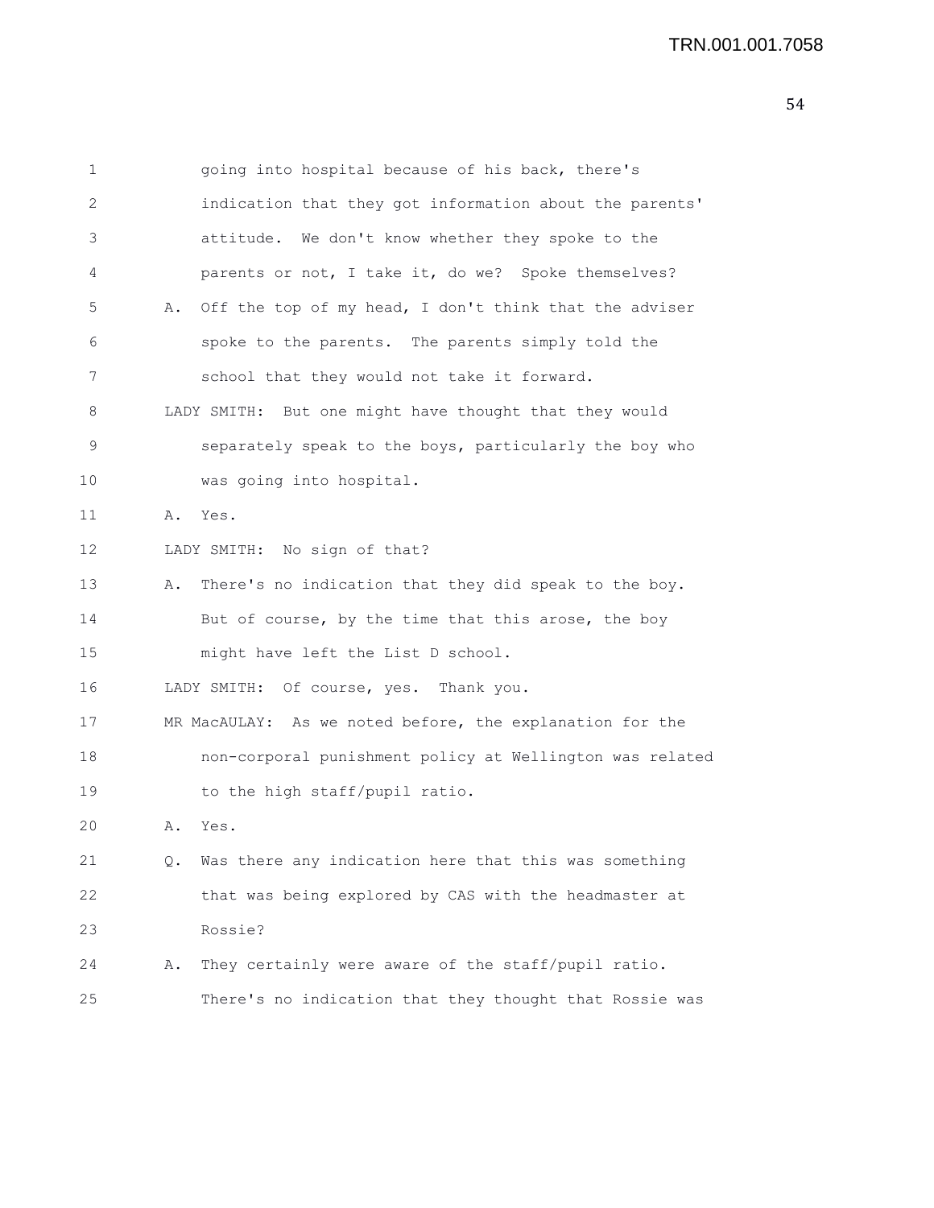1 going into hospital because of his back, there's
2 indication that they got information about the parents'
3 attitude. We don't know whether they spoke to the
4 parents or not, I take it, do we? Spoke themselves?
5 A. Off the top of my head, I don't think that the adviser
6 spoke to the parents. The parents simply told the
7 school that they would not take it forward.
8 LADY SMITH: But one might have thought that they would
9 separately speak to the boys, particularly the boy who
10 was going into hospital.
11 A. Yes.
12 LADY SMITH: No sign of that?
13 A. There's no indication that they did speak to the boy.
14 But of course, by the time that this arose, the boy
15 might have left the List D school.
16 LADY SMITH: Of course, yes. Thank you.
17 MR MacAULAY: As we noted before, the explanation for the
18 non-corporal punishment policy at Wellington was related
19 to the high staff/pupil ratio.
20 A. Yes.
21 Q. Was there any indication here that this was something
22 that was being explored by CAS with the headmaster at
23 Rossie?
24 A. They certainly were aware of the staff/pupil ratio.
25 There's no indication that they thought that Rossie was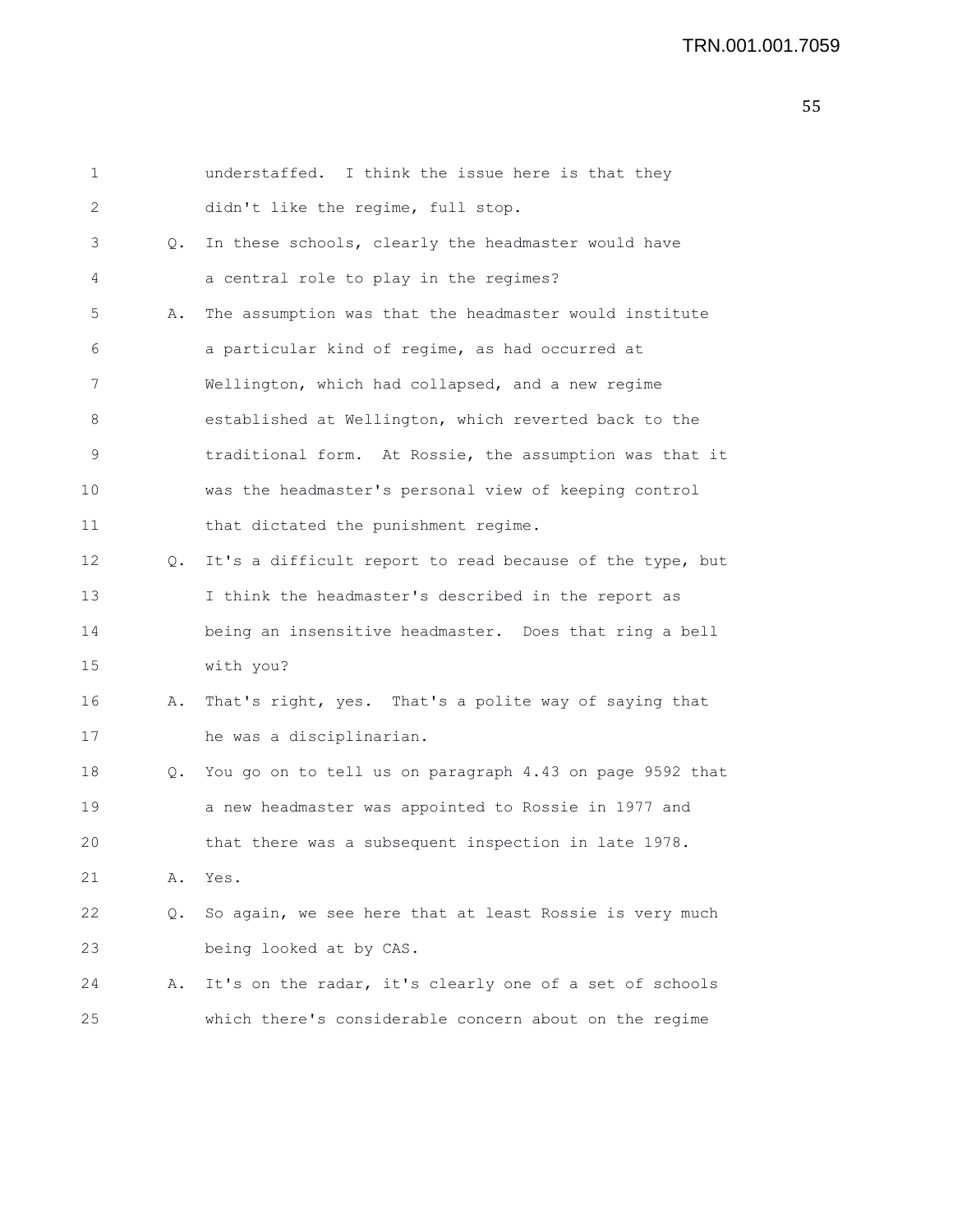understaffed. I think the issue here is that they didn't like the regime, full stop.

Q. In these schools, clearly the headmaster would have a central role to play in the regimes?

A. The assumption was that the headmaster would institute a particular kind of regime, as had occurred at Wellington, which had collapsed, and a new regime established at Wellington, which reverted back to the traditional form. At Rossie, the assumption was that it was the headmaster's personal view of keeping control that dictated the punishment regime.

Q. It's a difficult report to read because of the type, but I think the headmaster's described in the report as being an insensitive headmaster. Does that ring a bell with you?

A. That's right, yes. That's a polite way of saying that he was a disciplinarian.

Q. You go on to tell us on paragraph 4.43 on page 9592 that a new headmaster was appointed to Rossie in 1977 and that there was a subsequent inspection in late 1978.

A. Yes.

Q. So again, we see here that at least Rossie is very much being looked at by CAS.

A. It's on the radar, it's clearly one of a set of schools which there's considerable concern about on the regime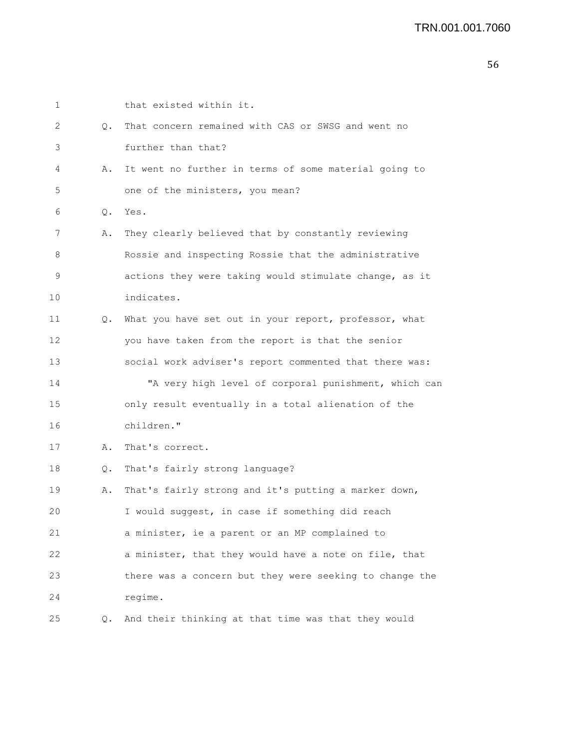that existed within it.

Q. That concern remained with CAS or SWSG and went no further than that?

A. It went no further in terms of some material going to one of the ministers, you mean?

Q. Yes.

A. They clearly believed that by constantly reviewing Rossie and inspecting Rossie that the administrative actions they were taking would stimulate change, as it indicates.

Q. What you have set out in your report, professor, what you have taken from the report is that the senior social work adviser's report commented that there was:

"A very high level of corporal punishment, which can only result eventually in a total alienation of the children."

A. That's correct.

Q. That's fairly strong language?

A. That's fairly strong and it's putting a marker down, I would suggest, in case if something did reach a minister, ie a parent or an MP complained to a minister, that they would have a note on file, that there was a concern but they were seeking to change the regime.

Q. And their thinking at that time was that they would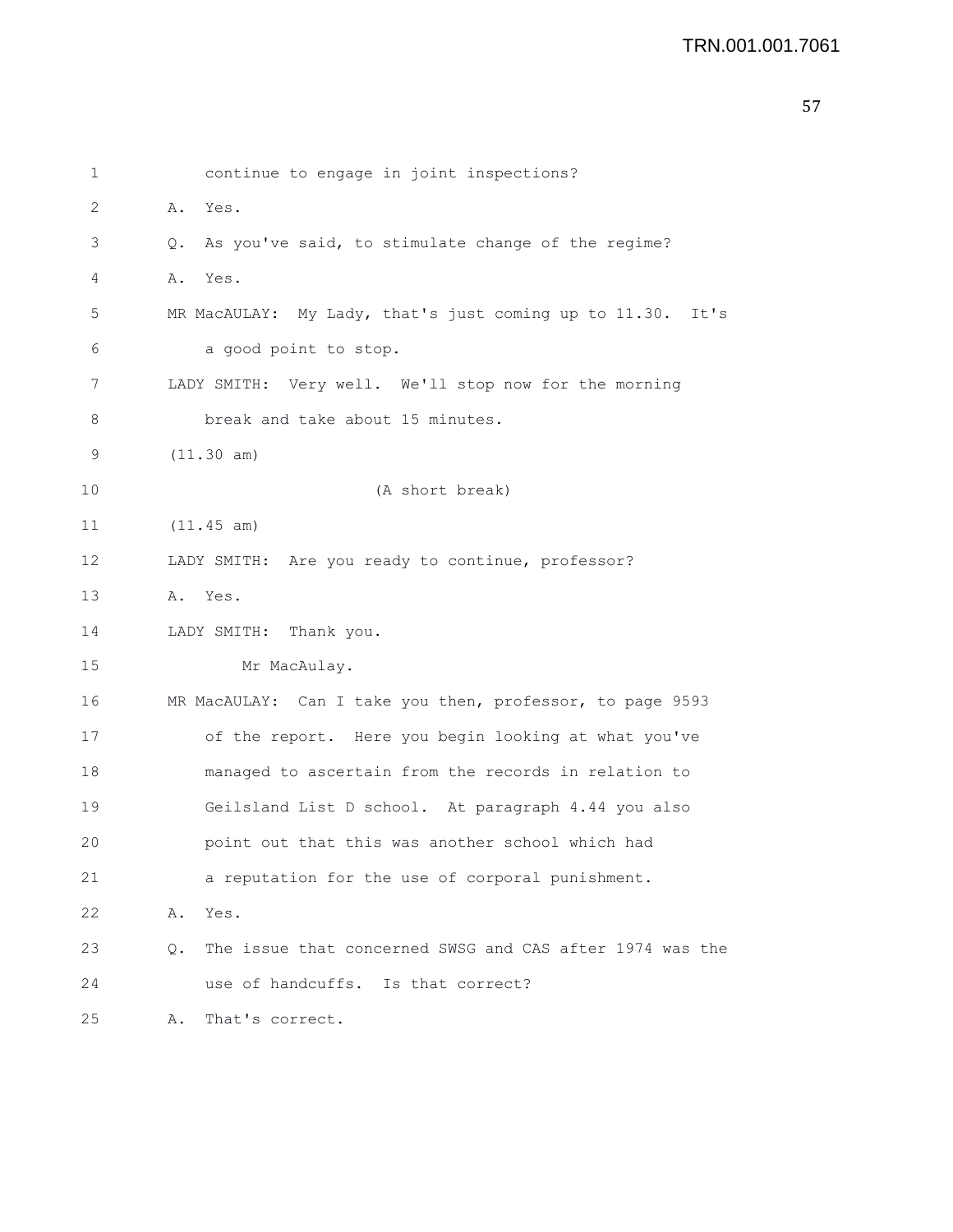continue to engage in joint inspections?

A. Yes.

Q. As you've said, to stimulate change of the regime?

A. Yes.

MR MacAULAY: My Lady, that's just coming up to 11.30. It's a good point to stop.

LADY SMITH: Very well. We'll stop now for the morning break and take about 15 minutes.

(11.30 am)

(A short break)

(11.45 am)

LADY SMITH: Are you ready to continue, professor?

A. Yes.

LADY SMITH: Thank you.

Mr MacAulay.

MR MacAULAY: Can I take you then, professor, to page 9593 of the report. Here you begin looking at what you've managed to ascertain from the records in relation to Geilsland List D school. At paragraph 4.44 you also point out that this was another school which had a reputation for the use of corporal punishment.

A. Yes.

Q. The issue that concerned SWSG and CAS after 1974 was the use of handcuffs. Is that correct?

A. That's correct.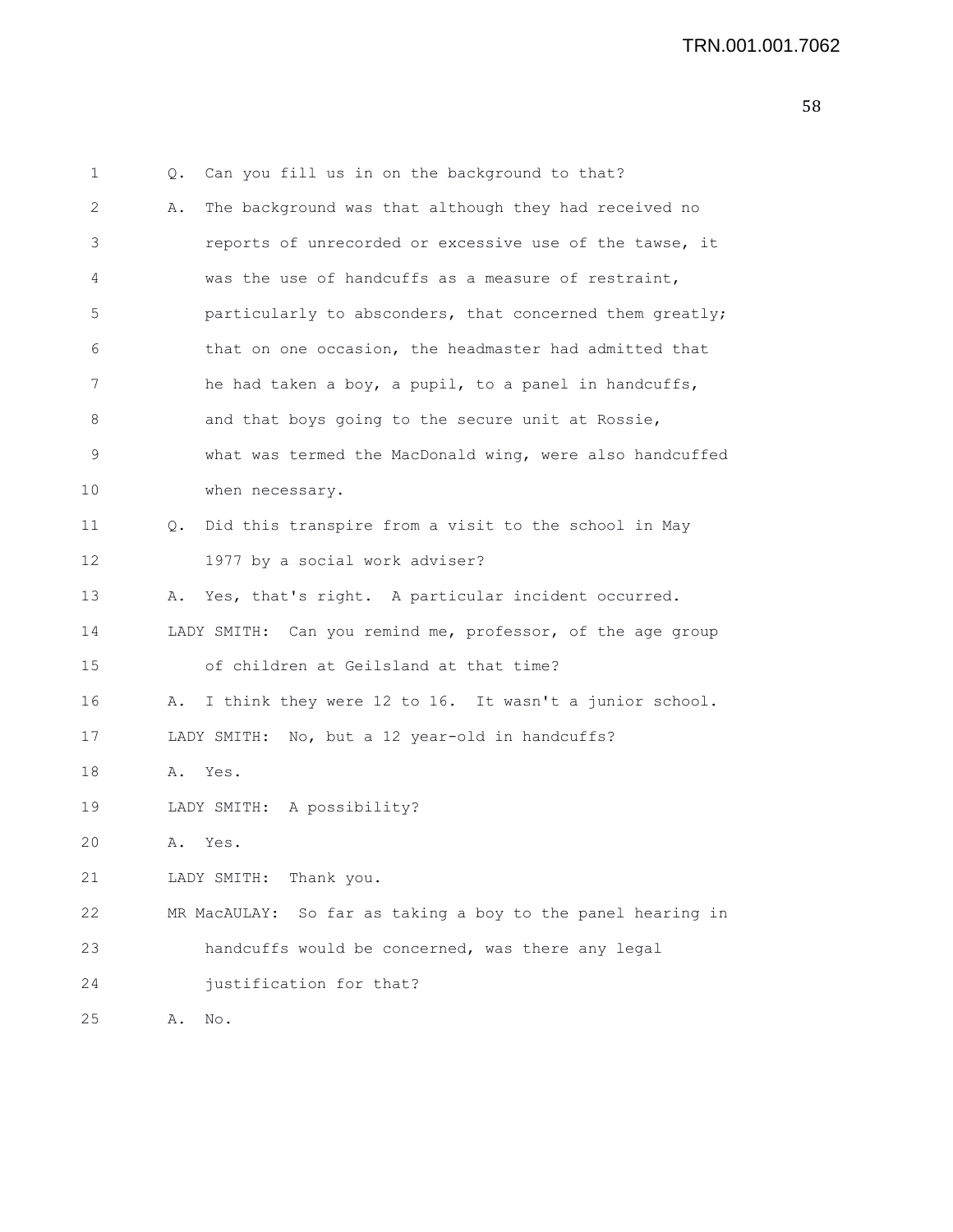Q. Can you fill us in on the background to that?

A. The background was that although they had received no reports of unrecorded or excessive use of the tawse, it was the use of handcuffs as a measure of restraint, particularly to absconders, that concerned them greatly; that on one occasion, the headmaster had admitted that he had taken a boy, a pupil, to a panel in handcuffs, and that boys going to the secure unit at Rossie, what was termed the MacDonald wing, were also handcuffed when necessary.

Q. Did this transpire from a visit to the school in May 1977 by a social work adviser?

A. Yes, that's right. A particular incident occurred.

LADY SMITH: Can you remind me, professor, of the age group of children at Geilsland at that time?

A. I think they were 12 to 16. It wasn't a junior school.

LADY SMITH: No, but a 12 year-old in handcuffs?

A. Yes.

LADY SMITH: A possibility?

A. Yes.

LADY SMITH: Thank you.

MR MacAULAY: So far as taking a boy to the panel hearing in handcuffs would be concerned, was there any legal justification for that?

A. No.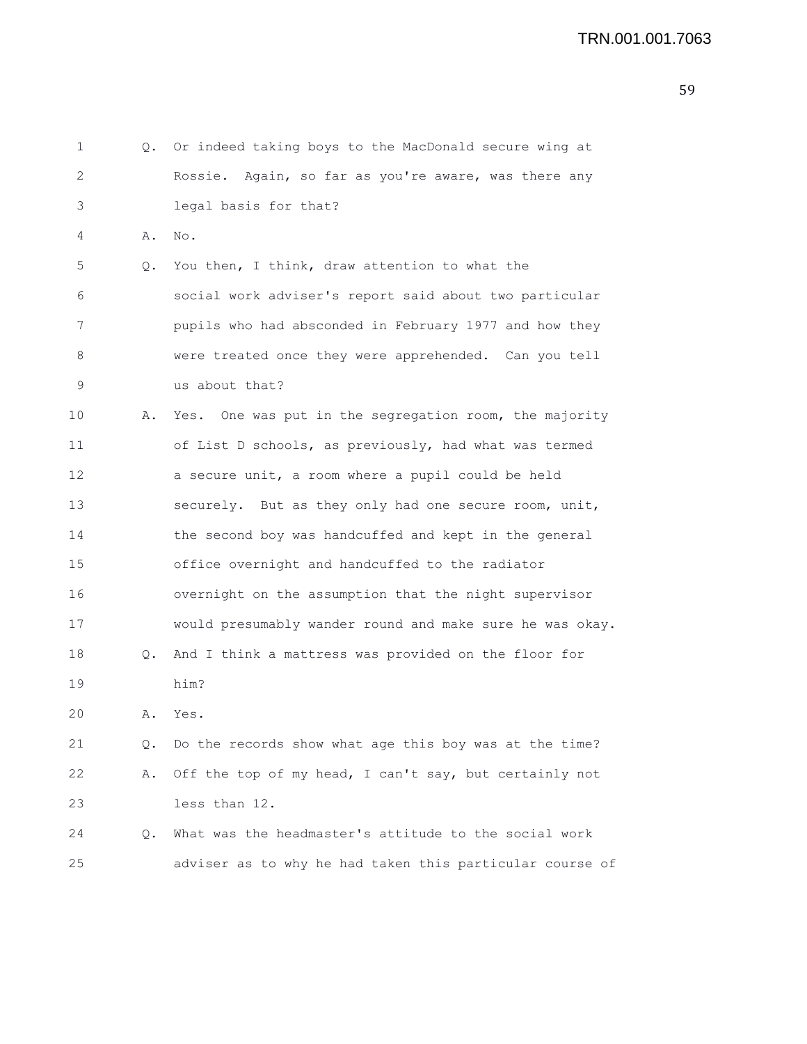1 Q. Or indeed taking boys to the MacDonald secure wing at
2 Rossie. Again, so far as you're aware, was there any
3 legal basis for that?
4 A. No.
5 Q. You then, I think, draw attention to what the
6 social work adviser's report said about two particular
7 pupils who had absconded in February 1977 and how they
8 were treated once they were apprehended. Can you tell
9 us about that?
10 A. Yes. One was put in the segregation room, the majority
11 of List D schools, as previously, had what was termed
12 a secure unit, a room where a pupil could be held
13 securely. But as they only had one secure room, unit,
14 the second boy was handcuffed and kept in the general
15 office overnight and handcuffed to the radiator
16 overnight on the assumption that the night supervisor
17 would presumably wander round and make sure he was okay.
18 Q. And I think a mattress was provided on the floor for
19 him?
20 A. Yes.
21 Q. Do the records show what age this boy was at the time?
22 A. Off the top of my head, I can't say, but certainly not
23 less than 12.
24 Q. What was the headmaster's attitude to the social work
25 adviser as to why he had taken this particular course of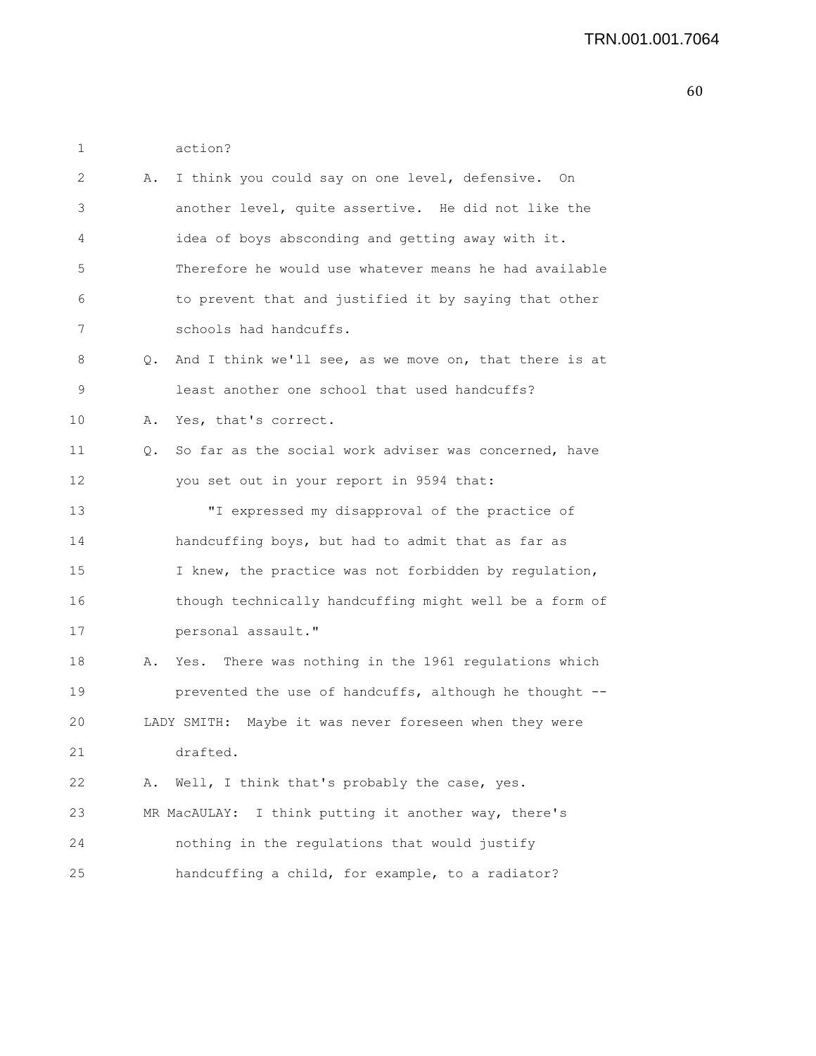action?

A. I think you could say on one level, defensive. On another level, quite assertive. He did not like the idea of boys absconding and getting away with it. Therefore he would use whatever means he had available to prevent that and justified it by saying that other schools had handcuffs.

Q. And I think we'll see, as we move on, that there is at least another one school that used handcuffs?

A. Yes, that's correct.

Q. So far as the social work adviser was concerned, have you set out in your report in 9594 that:

"I expressed my disapproval of the practice of handcuffing boys, but had to admit that as far as I knew, the practice was not forbidden by regulation, though technically handcuffing might well be a form of personal assault."

A. Yes. There was nothing in the 1961 regulations which prevented the use of handcuffs, although he thought --

LADY SMITH: Maybe it was never foreseen when they were drafted.

A. Well, I think that's probably the case, yes.

MR MacAULAY: I think putting it another way, there's nothing in the regulations that would justify handcuffing a child, for example, to a radiator?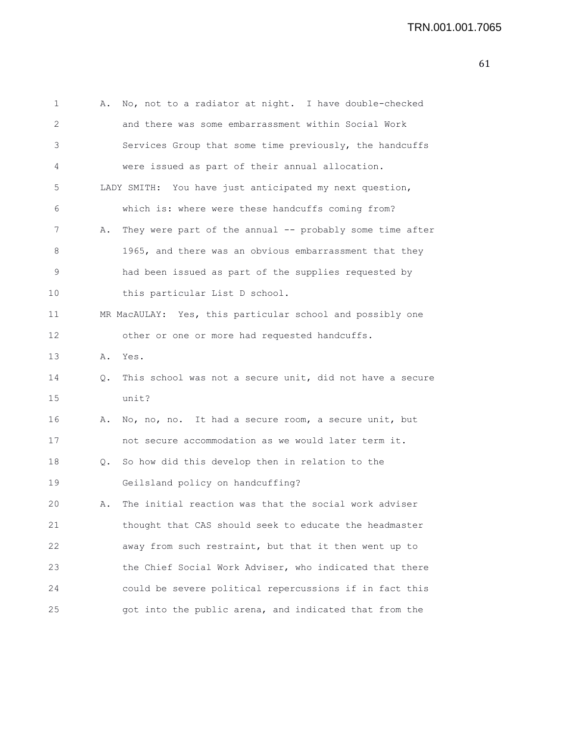A. No, not to a radiator at night. I have double-checked and there was some embarrassment within Social Work Services Group that some time previously, the handcuffs were issued as part of their annual allocation.

LADY SMITH: You have just anticipated my next question, which is: where were these handcuffs coming from?

A. They were part of the annual -- probably some time after 1965, and there was an obvious embarrassment that they had been issued as part of the supplies requested by this particular List D school.

MR MacAULAY: Yes, this particular school and possibly one other or one or more had requested handcuffs.

A. Yes.

Q. This school was not a secure unit, did not have a secure unit?

A. No, no, no. It had a secure room, a secure unit, but not secure accommodation as we would later term it.

Q. So how did this develop then in relation to the Geilsland policy on handcuffing?

A. The initial reaction was that the social work adviser thought that CAS should seek to educate the headmaster away from such restraint, but that it then went up to the Chief Social Work Adviser, who indicated that there could be severe political repercussions if in fact this got into the public arena, and indicated that from the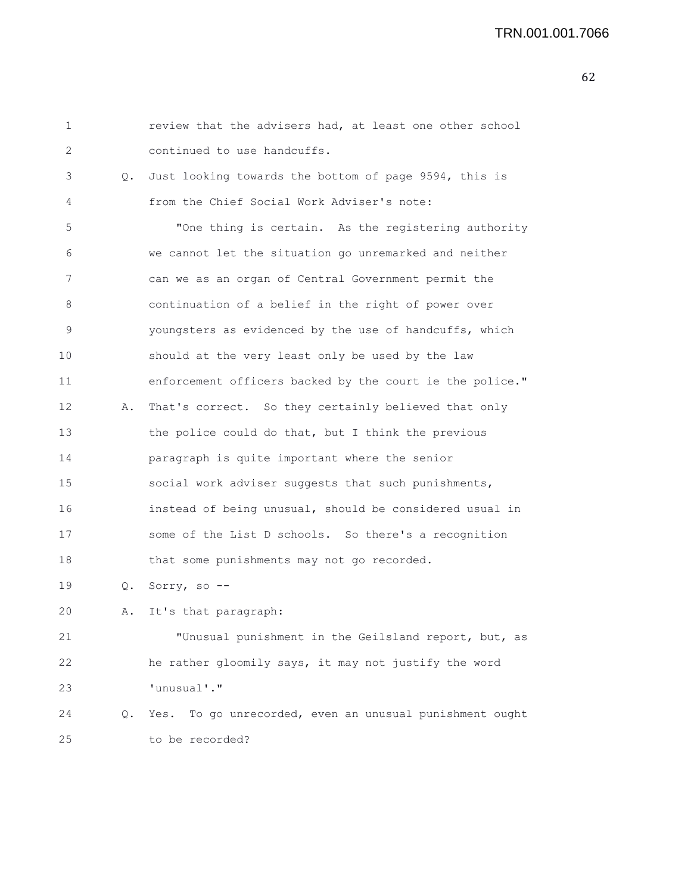review that the advisers had, at least one other school continued to use handcuffs.

Q. Just looking towards the bottom of page 9594, this is from the Chief Social Work Adviser's note:

"One thing is certain. As the registering authority we cannot let the situation go unremarked and neither can we as an organ of Central Government permit the continuation of a belief in the right of power over youngsters as evidenced by the use of handcuffs, which should at the very least only be used by the law enforcement officers backed by the court ie the police."

A. That's correct. So they certainly believed that only the police could do that, but I think the previous paragraph is quite important where the senior social work adviser suggests that such punishments, instead of being unusual, should be considered usual in some of the List D schools. So there's a recognition that some punishments may not go recorded.

Q. Sorry, so --

A. It's that paragraph:

"Unusual punishment in the Geilsland report, but, as he rather gloomily says, it may not justify the word 'unusual'."

Q. Yes. To go unrecorded, even an unusual punishment ought to be recorded?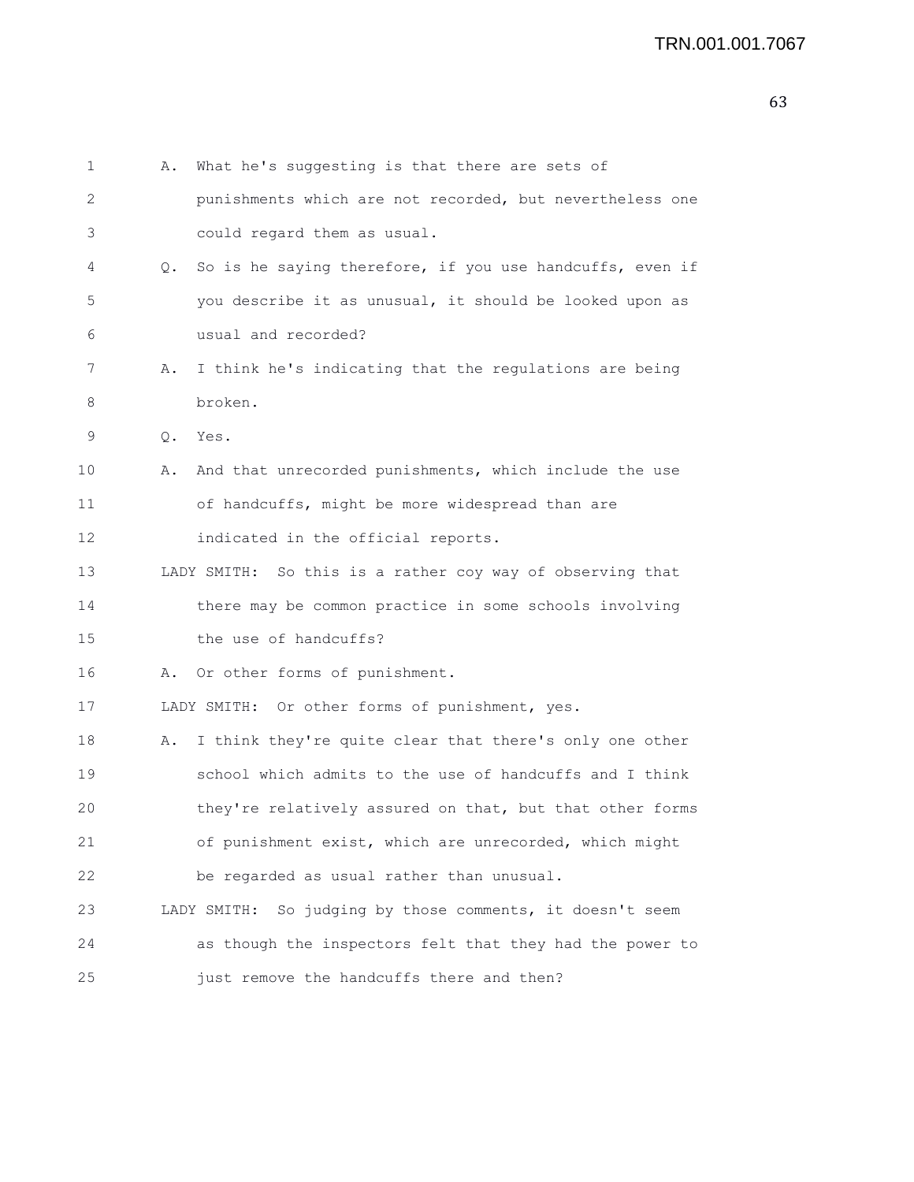A. What he's suggesting is that there are sets of punishments which are not recorded, but nevertheless one could regard them as usual.

Q. So is he saying therefore, if you use handcuffs, even if you describe it as unusual, it should be looked upon as usual and recorded?

A. I think he's indicating that the regulations are being broken.

Q. Yes.

A. And that unrecorded punishments, which include the use of handcuffs, might be more widespread than are indicated in the official reports.

LADY SMITH: So this is a rather coy way of observing that there may be common practice in some schools involving the use of handcuffs?

A. Or other forms of punishment.

LADY SMITH: Or other forms of punishment, yes.

A. I think they're quite clear that there's only one other school which admits to the use of handcuffs and I think they're relatively assured on that, but that other forms of punishment exist, which are unrecorded, which might be regarded as usual rather than unusual.

LADY SMITH: So judging by those comments, it doesn't seem as though the inspectors felt that they had the power to just remove the handcuffs there and then?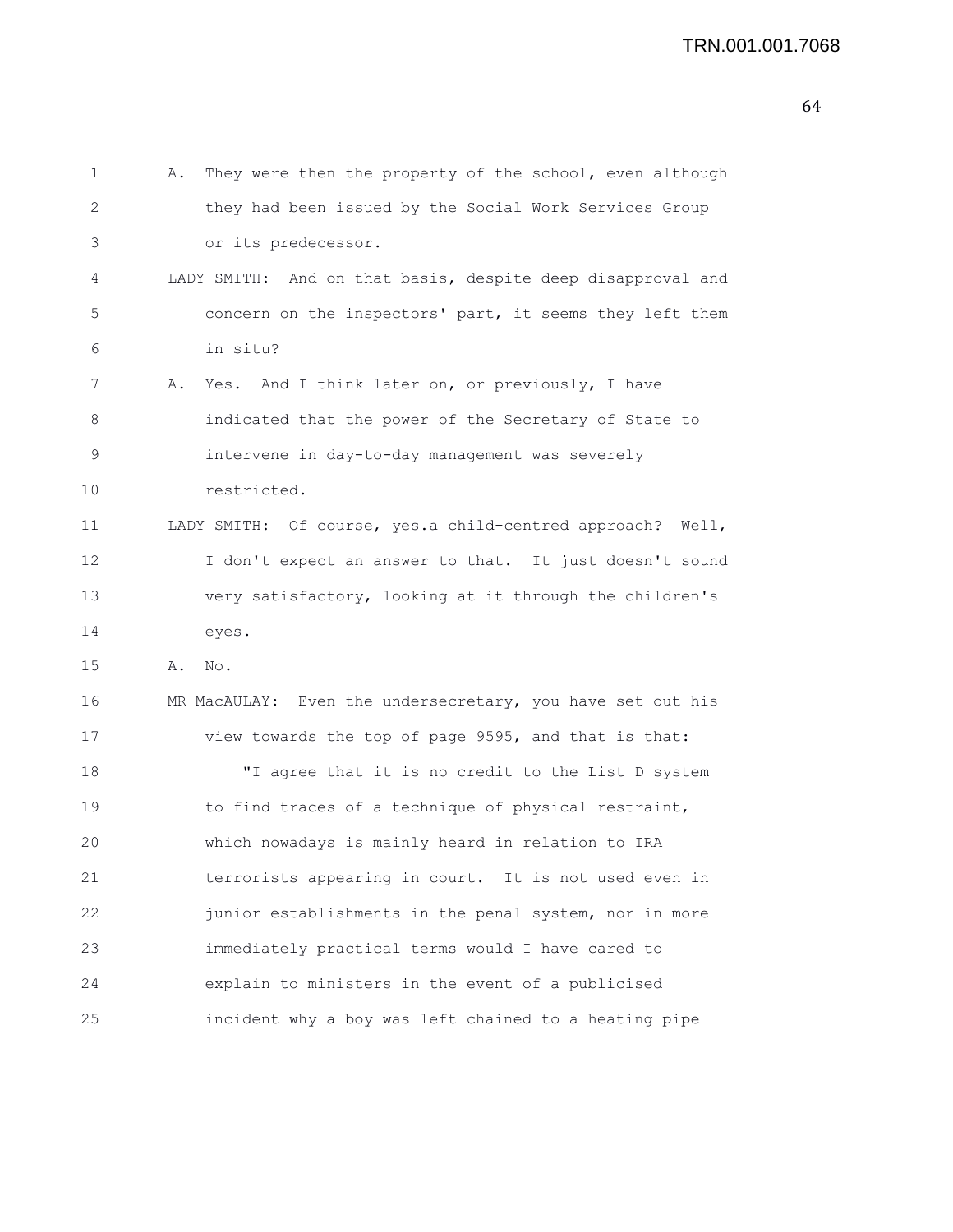1 A. They were then the property of the school, even although
2 they had been issued by the Social Work Services Group
3 or its predecessor.
4 LADY SMITH: And on that basis, despite deep disapproval and
5 concern on the inspectors' part, it seems they left them
6 in situ?
7 A. Yes. And I think later on, or previously, I have
8 indicated that the power of the Secretary of State to
9 intervene in day-to-day management was severely
10 restricted.
11 LADY SMITH: Of course, yes.a child-centred approach? Well,
12 I don't expect an answer to that. It just doesn't sound
13 very satisfactory, looking at it through the children's
14 eyes.
15 A. No.
16 MR MacAULAY: Even the undersecretary, you have set out his
17 view towards the top of page 9595, and that is that:
18 "I agree that it is no credit to the List D system
19 to find traces of a technique of physical restraint,
20 which nowadays is mainly heard in relation to IRA
21 terrorists appearing in court. It is not used even in
22 junior establishments in the penal system, nor in more
23 immediately practical terms would I have cared to
24 explain to ministers in the event of a publicised
25 incident why a boy was left chained to a heating pipe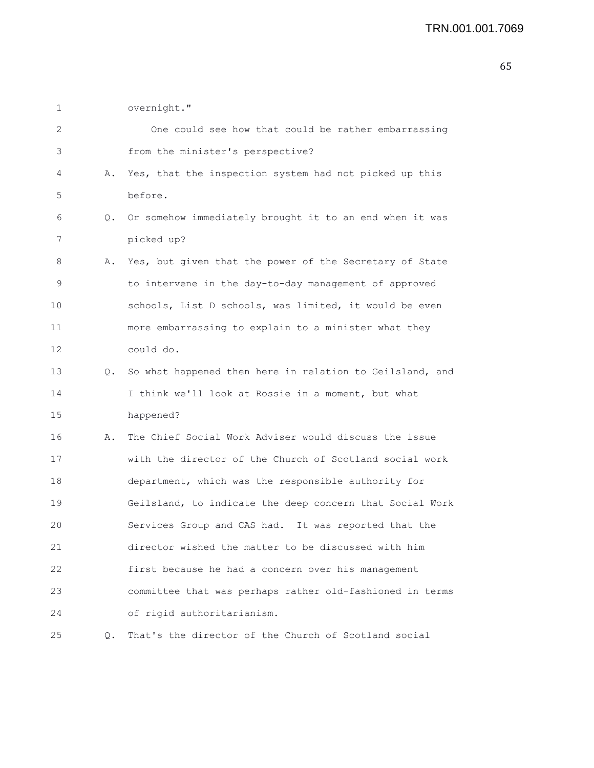overnight."

One could see how that could be rather embarrassing from the minister's perspective?

A. Yes, that the inspection system had not picked up this before.

Q. Or somehow immediately brought it to an end when it was picked up?

A. Yes, but given that the power of the Secretary of State to intervene in the day-to-day management of approved schools, List D schools, was limited, it would be even more embarrassing to explain to a minister what they could do.

Q. So what happened then here in relation to Geilsland, and I think we'll look at Rossie in a moment, but what happened?

A. The Chief Social Work Adviser would discuss the issue with the director of the Church of Scotland social work department, which was the responsible authority for Geilsland, to indicate the deep concern that Social Work Services Group and CAS had. It was reported that the director wished the matter to be discussed with him first because he had a concern over his management committee that was perhaps rather old-fashioned in terms of rigid authoritarianism.

Q. That's the director of the Church of Scotland social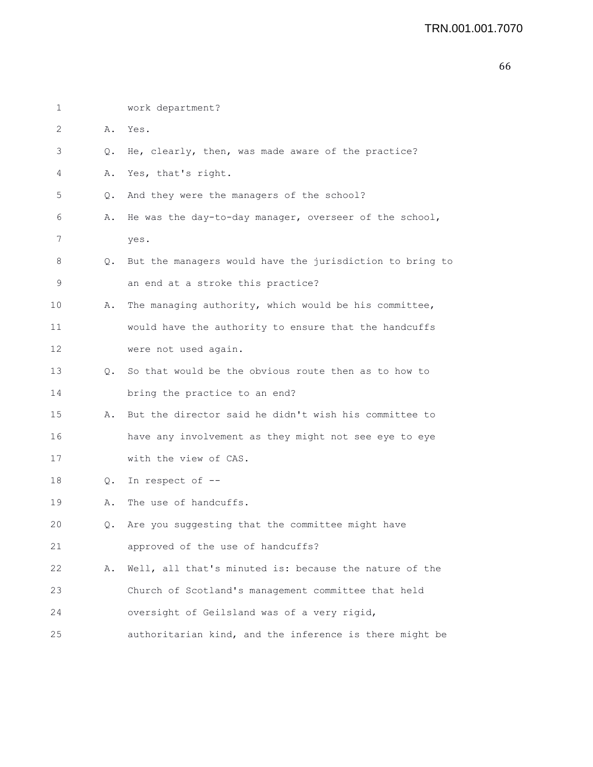1 work department?

2 A. Yes.

3 Q. He, clearly, then, was made aware of the practice?

4 A. Yes, that's right.

5 Q. And they were the managers of the school?

6 A. He was the day-to-day manager, overseer of the school,

7 yes.

8 Q. But the managers would have the jurisdiction to bring to

9 an end at a stroke this practice?

10 A. The managing authority, which would be his committee,

11 would have the authority to ensure that the handcuffs

12 were not used again.

13 Q. So that would be the obvious route then as to how to

14 bring the practice to an end?

15 A. But the director said he didn't wish his committee to

16 have any involvement as they might not see eye to eye

17 with the view of CAS.

18 Q. In respect of --

19 A. The use of handcuffs.

20 Q. Are you suggesting that the committee might have

21 approved of the use of handcuffs?

22 A. Well, all that's minuted is: because the nature of the

23 Church of Scotland's management committee that held

24 oversight of Geilsland was of a very rigid,

25 authoritarian kind, and the inference is there might be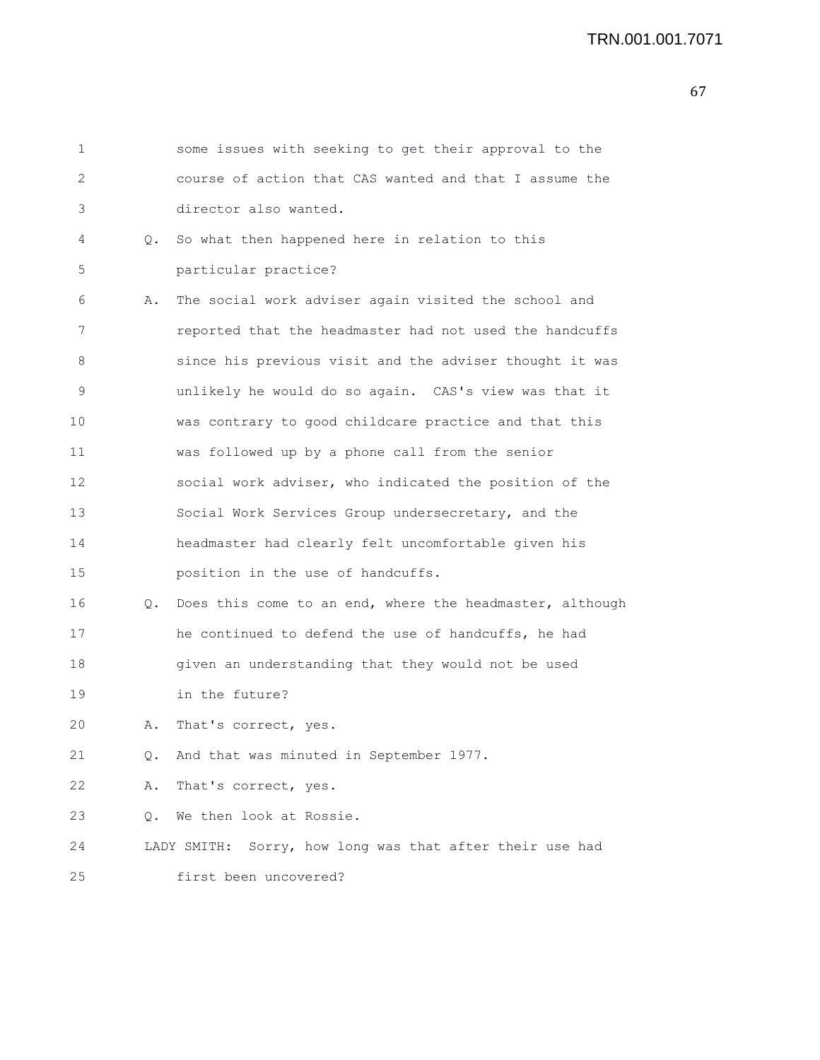some issues with seeking to get their approval to the course of action that CAS wanted and that I assume the director also wanted.

Q. So what then happened here in relation to this particular practice?

A. The social work adviser again visited the school and reported that the headmaster had not used the handcuffs since his previous visit and the adviser thought it was unlikely he would do so again. CAS's view was that it was contrary to good childcare practice and that this was followed up by a phone call from the senior social work adviser, who indicated the position of the Social Work Services Group undersecretary, and the headmaster had clearly felt uncomfortable given his position in the use of handcuffs.

Q. Does this come to an end, where the headmaster, although he continued to defend the use of handcuffs, he had given an understanding that they would not be used in the future?

A. That's correct, yes.

Q. And that was minuted in September 1977.

A. That's correct, yes.

Q. We then look at Rossie.

LADY SMITH: Sorry, how long was that after their use had first been uncovered?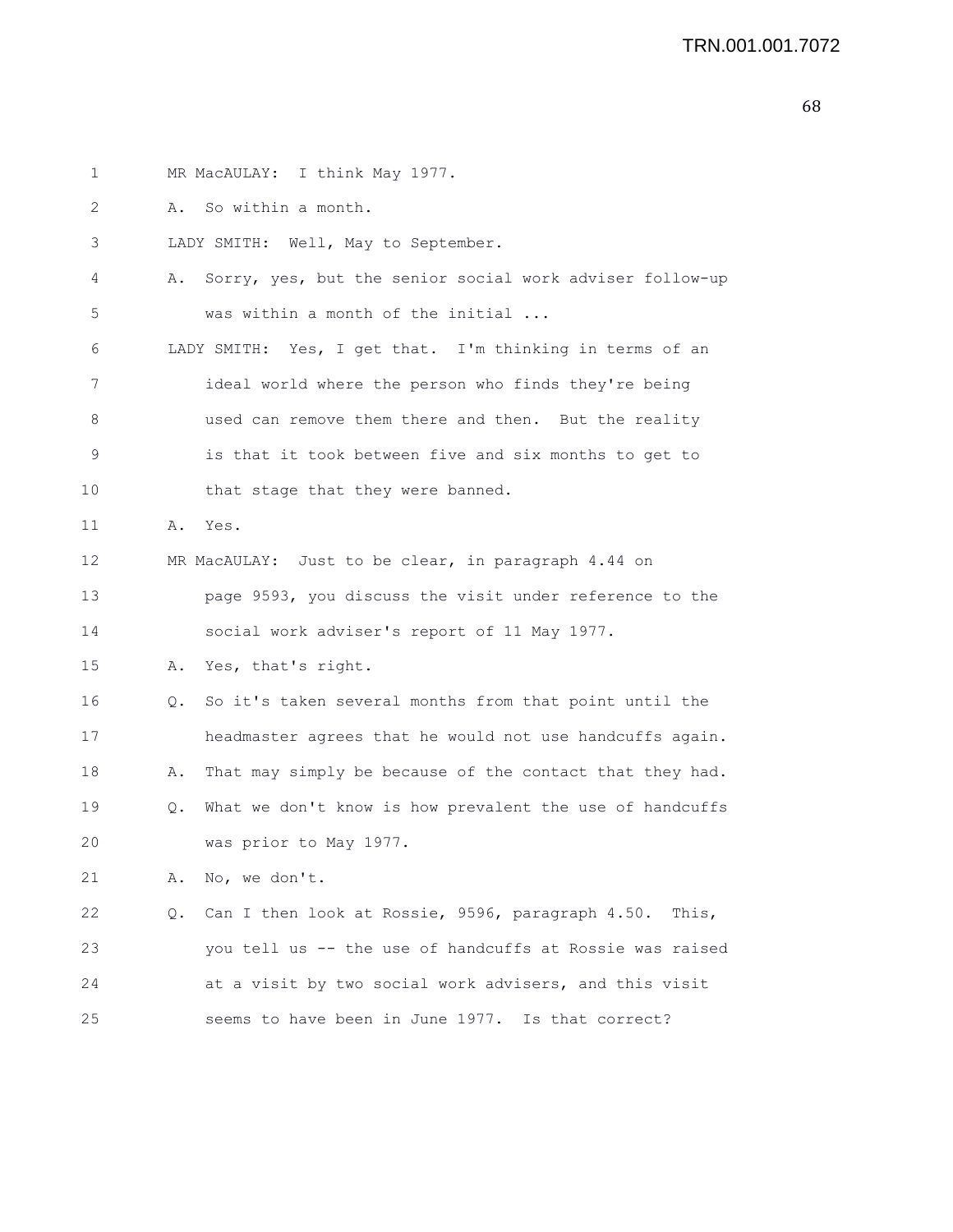MR MacAULAY: I think May 1977.

A. So within a month.

LADY SMITH: Well, May to September.

A. Sorry, yes, but the senior social work adviser follow-up was within a month of the initial ...

LADY SMITH: Yes, I get that. I'm thinking in terms of an ideal world where the person who finds they're being used can remove them there and then. But the reality is that it took between five and six months to get to that stage that they were banned.

A. Yes.

MR MacAULAY: Just to be clear, in paragraph 4.44 on page 9593, you discuss the visit under reference to the social work adviser's report of 11 May 1977.

A. Yes, that's right.

Q. So it's taken several months from that point until the headmaster agrees that he would not use handcuffs again.

A. That may simply be because of the contact that they had.

Q. What we don't know is how prevalent the use of handcuffs was prior to May 1977.

A. No, we don't.

Q. Can I then look at Rossie, 9596, paragraph 4.50. This, you tell us -- the use of handcuffs at Rossie was raised at a visit by two social work advisers, and this visit seems to have been in June 1977. Is that correct?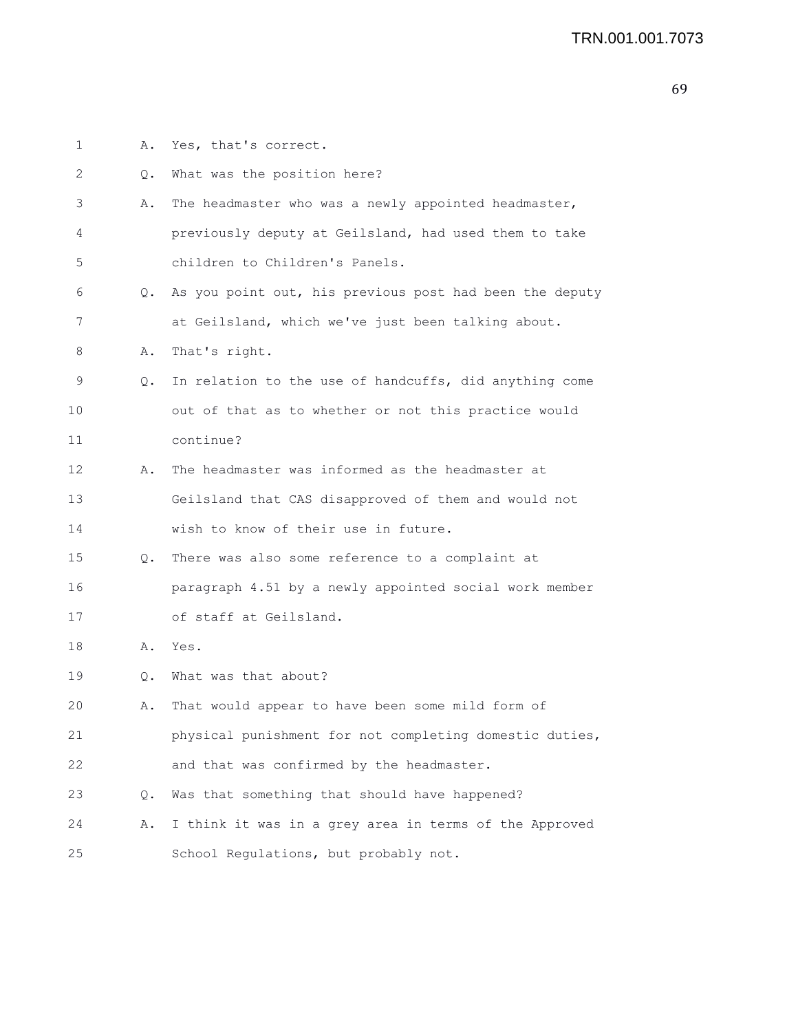1 A. Yes, that's correct.

2 Q. What was the position here?

3 A. The headmaster who was a newly appointed headmaster,

4 previously deputy at Geilsland, had used them to take

5 children to Children's Panels.

6 Q. As you point out, his previous post had been the deputy

7 at Geilsland, which we've just been talking about.

8 A. That's right.

9 Q. In relation to the use of handcuffs, did anything come

10 out of that as to whether or not this practice would

11 continue?

12 A. The headmaster was informed as the headmaster at

13 Geilsland that CAS disapproved of them and would not

14 wish to know of their use in future.

15 Q. There was also some reference to a complaint at

16 paragraph 4.51 by a newly appointed social work member

17 of staff at Geilsland.

18 A. Yes.

19 Q. What was that about?

20 A. That would appear to have been some mild form of

21 physical punishment for not completing domestic duties,

22 and that was confirmed by the headmaster.

23 Q. Was that something that should have happened?

24 A. I think it was in a grey area in terms of the Approved

25 School Regulations, but probably not.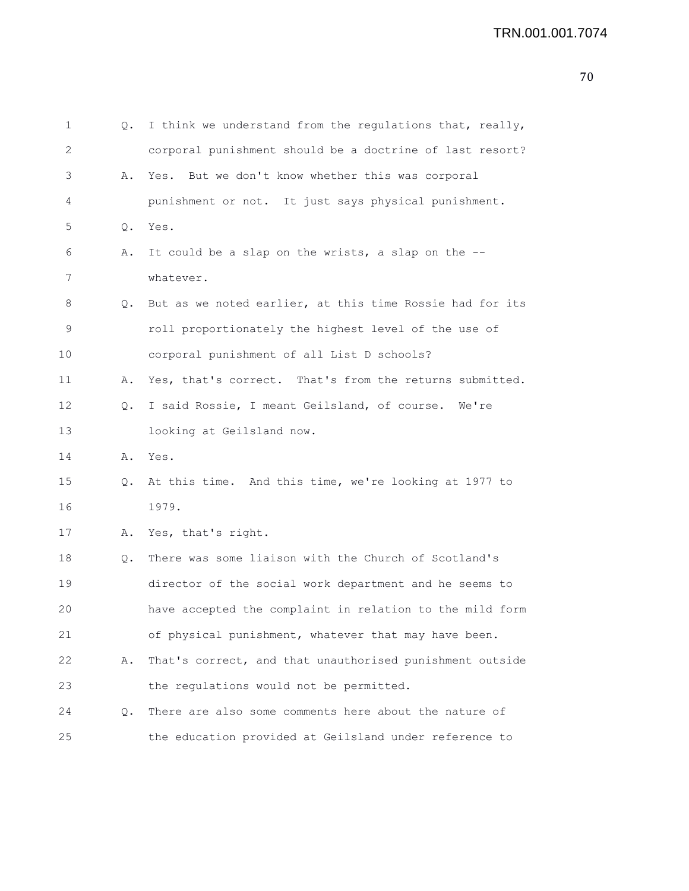1 Q. I think we understand from the regulations that, really,
2 corporal punishment should be a doctrine of last resort?
3 A. Yes. But we don't know whether this was corporal
4 punishment or not. It just says physical punishment.
5 Q. Yes.
6 A. It could be a slap on the wrists, a slap on the --
7 whatever.
8 Q. But as we noted earlier, at this time Rossie had for its
9 roll proportionately the highest level of the use of
10 corporal punishment of all List D schools?
11 A. Yes, that's correct. That's from the returns submitted.
12 Q. I said Rossie, I meant Geilsland, of course. We're
13 looking at Geilsland now.
14 A. Yes.
15 Q. At this time. And this time, we're looking at 1977 to
16 1979.
17 A. Yes, that's right.
18 Q. There was some liaison with the Church of Scotland's
19 director of the social work department and he seems to
20 have accepted the complaint in relation to the mild form
21 of physical punishment, whatever that may have been.
22 A. That's correct, and that unauthorised punishment outside
23 the regulations would not be permitted.
24 Q. There are also some comments here about the nature of
25 the education provided at Geilsland under reference to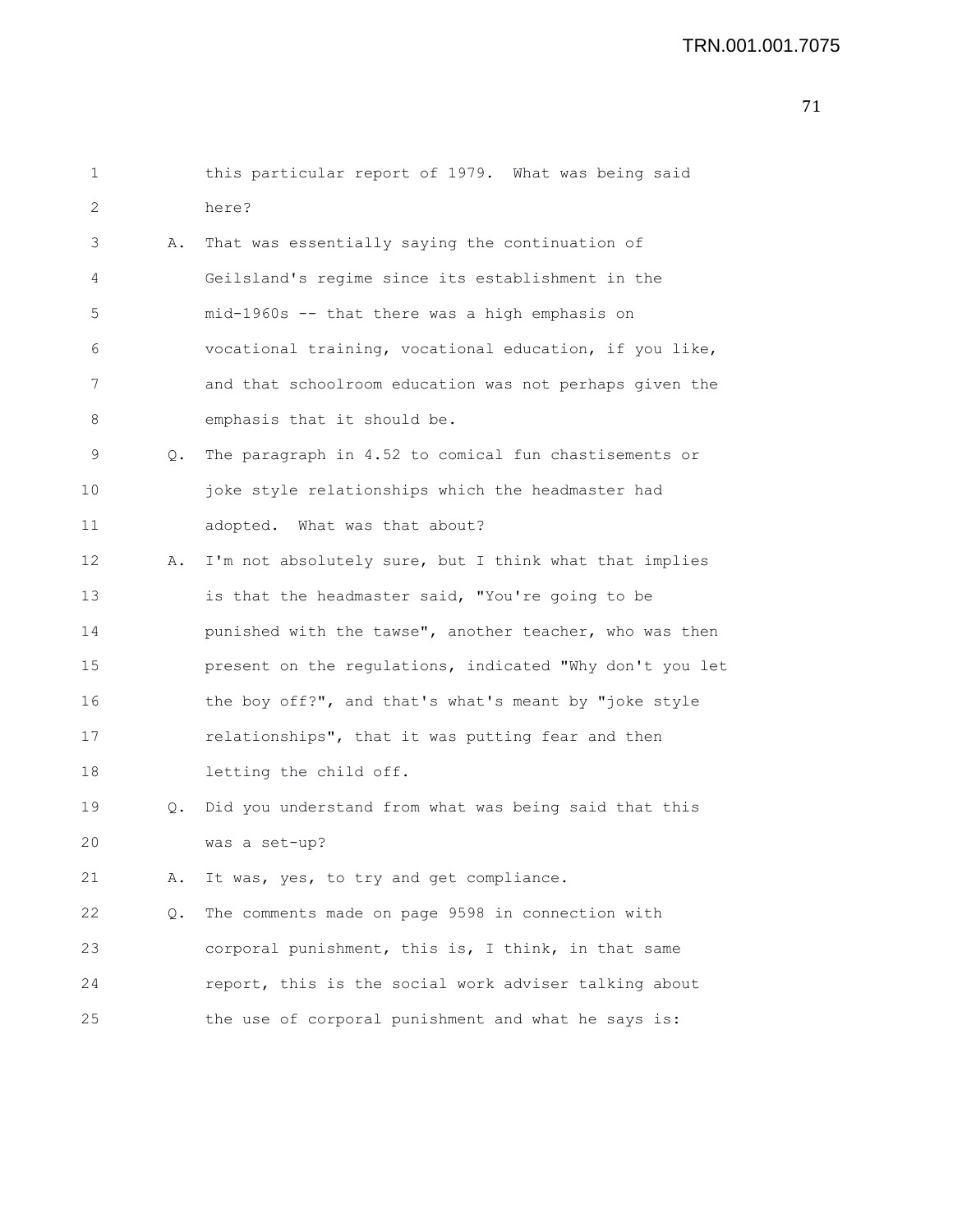1 this particular report of 1979. What was being said
2 here?

3 A. That was essentially saying the continuation of
4 Geilsland's regime since its establishment in the
5 mid-1960s -- that there was a high emphasis on
6 vocational training, vocational education, if you like,
7 and that schoolroom education was not perhaps given the
8 emphasis that it should be.

9 Q. The paragraph in 4.52 to comical fun chastisements or
10 joke style relationships which the headmaster had
11 adopted. What was that about?

12 A. I'm not absolutely sure, but I think what that implies
13 is that the headmaster said, "You're going to be
14 punished with the tawse", another teacher, who was then
15 present on the regulations, indicated "Why don't you let
16 the boy off?", and that's what's meant by "joke style
17 relationships", that it was putting fear and then
18 letting the child off.

19 Q. Did you understand from what was being said that this
20 was a set-up?

21 A. It was, yes, to try and get compliance.

22 Q. The comments made on page 9598 in connection with
23 corporal punishment, this is, I think, in that same
24 report, this is the social work adviser talking about
25 the use of corporal punishment and what he says is: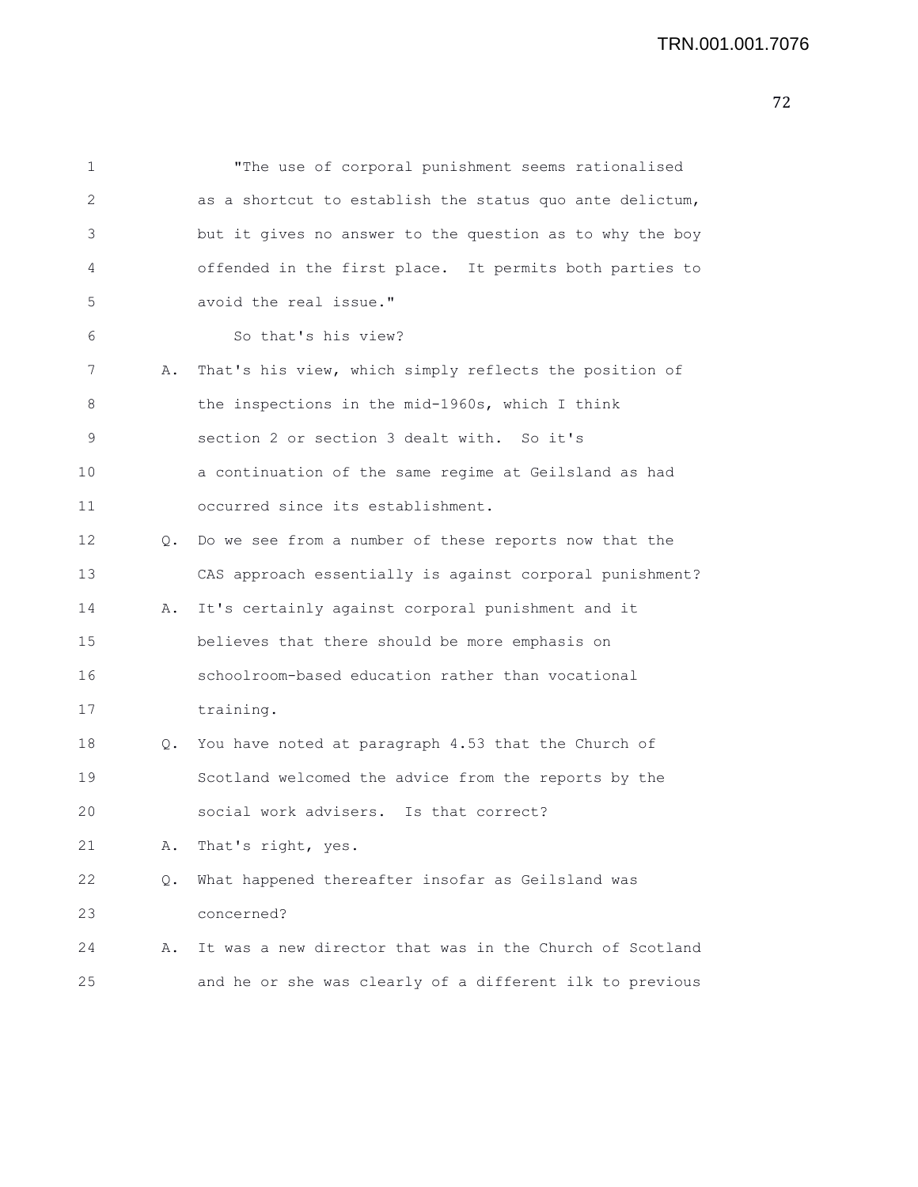"The use of corporal punishment seems rationalised as a shortcut to establish the status quo ante delictum, but it gives no answer to the question as to why the boy offended in the first place. It permits both parties to avoid the real issue."

So that's his view?

A. That's his view, which simply reflects the position of the inspections in the mid-1960s, which I think section 2 or section 3 dealt with. So it's a continuation of the same regime at Geilsland as had occurred since its establishment.

Q. Do we see from a number of these reports now that the CAS approach essentially is against corporal punishment?

A. It's certainly against corporal punishment and it believes that there should be more emphasis on schoolroom-based education rather than vocational training.

Q. You have noted at paragraph 4.53 that the Church of Scotland welcomed the advice from the reports by the social work advisers. Is that correct?

A. That's right, yes.

Q. What happened thereafter insofar as Geilsland was concerned?

A. It was a new director that was in the Church of Scotland and he or she was clearly of a different ilk to previous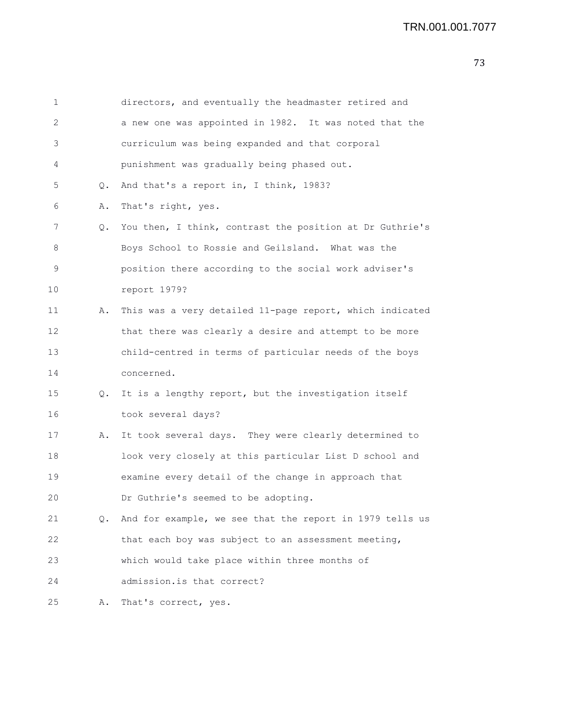1 directors, and eventually the headmaster retired and
2 a new one was appointed in 1982. It was noted that the
3 curriculum was being expanded and that corporal
4 punishment was gradually being phased out.
5 Q. And that's a report in, I think, 1983?
6 A. That's right, yes.
7 Q. You then, I think, contrast the position at Dr Guthrie's
8 Boys School to Rossie and Geilsland. What was the
9 position there according to the social work adviser's
10 report 1979?
11 A. This was a very detailed 11-page report, which indicated
12 that there was clearly a desire and attempt to be more
13 child-centred in terms of particular needs of the boys
14 concerned.
15 Q. It is a lengthy report, but the investigation itself
16 took several days?
17 A. It took several days. They were clearly determined to
18 look very closely at this particular List D school and
19 examine every detail of the change in approach that
20 Dr Guthrie's seemed to be adopting.
21 Q. And for example, we see that the report in 1979 tells us
22 that each boy was subject to an assessment meeting,
23 which would take place within three months of
24 admission.is that correct?
25 A. That's correct, yes.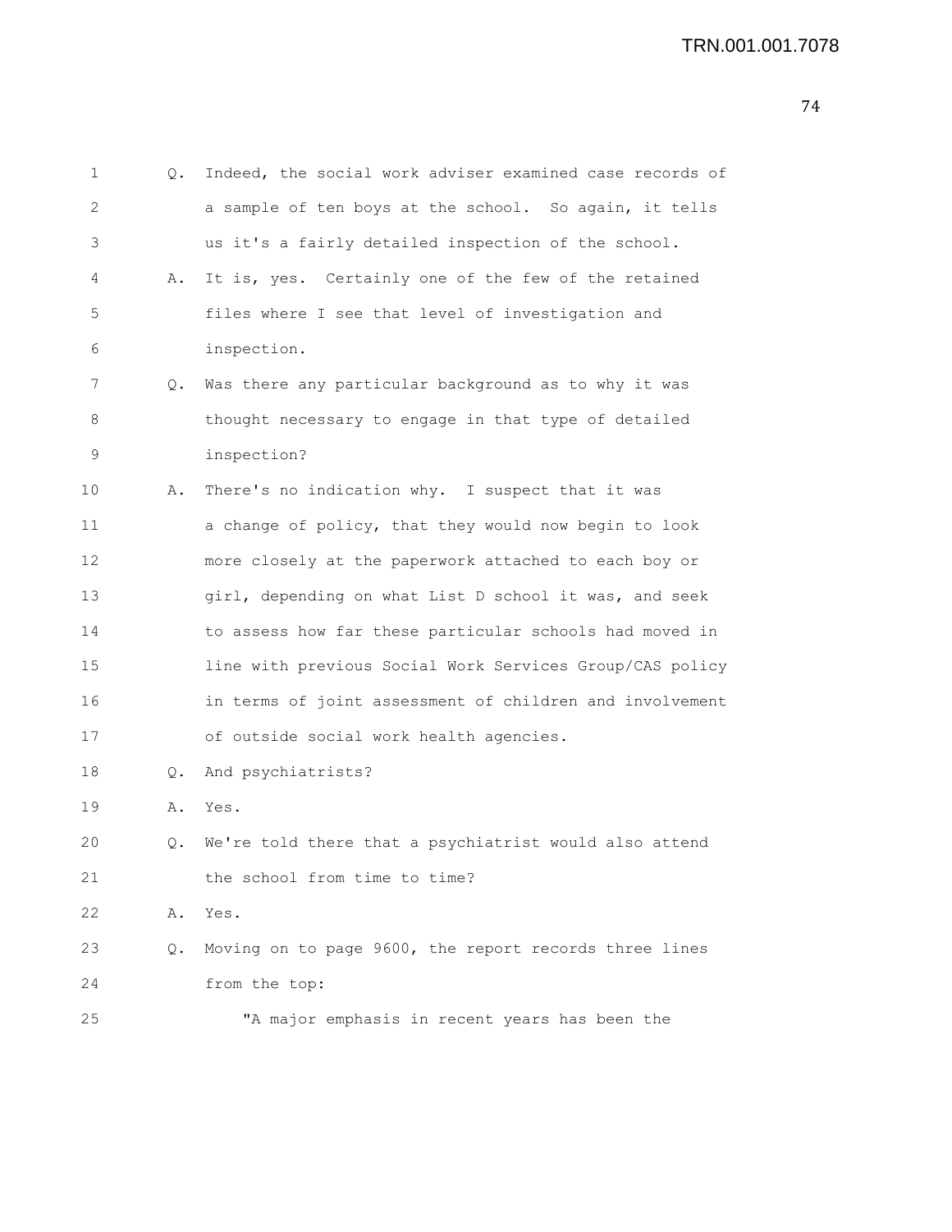Q. Indeed, the social work adviser examined case records of a sample of ten boys at the school. So again, it tells us it's a fairly detailed inspection of the school.

A. It is, yes. Certainly one of the few of the retained files where I see that level of investigation and inspection.

Q. Was there any particular background as to why it was thought necessary to engage in that type of detailed inspection?

A. There's no indication why. I suspect that it was a change of policy, that they would now begin to look more closely at the paperwork attached to each boy or girl, depending on what List D school it was, and seek to assess how far these particular schools had moved in line with previous Social Work Services Group/CAS policy in terms of joint assessment of children and involvement of outside social work health agencies.

Q. And psychiatrists?

A. Yes.

Q. We're told there that a psychiatrist would also attend the school from time to time?

A. Yes.

Q. Moving on to page 9600, the report records three lines from the top:

"A major emphasis in recent years has been the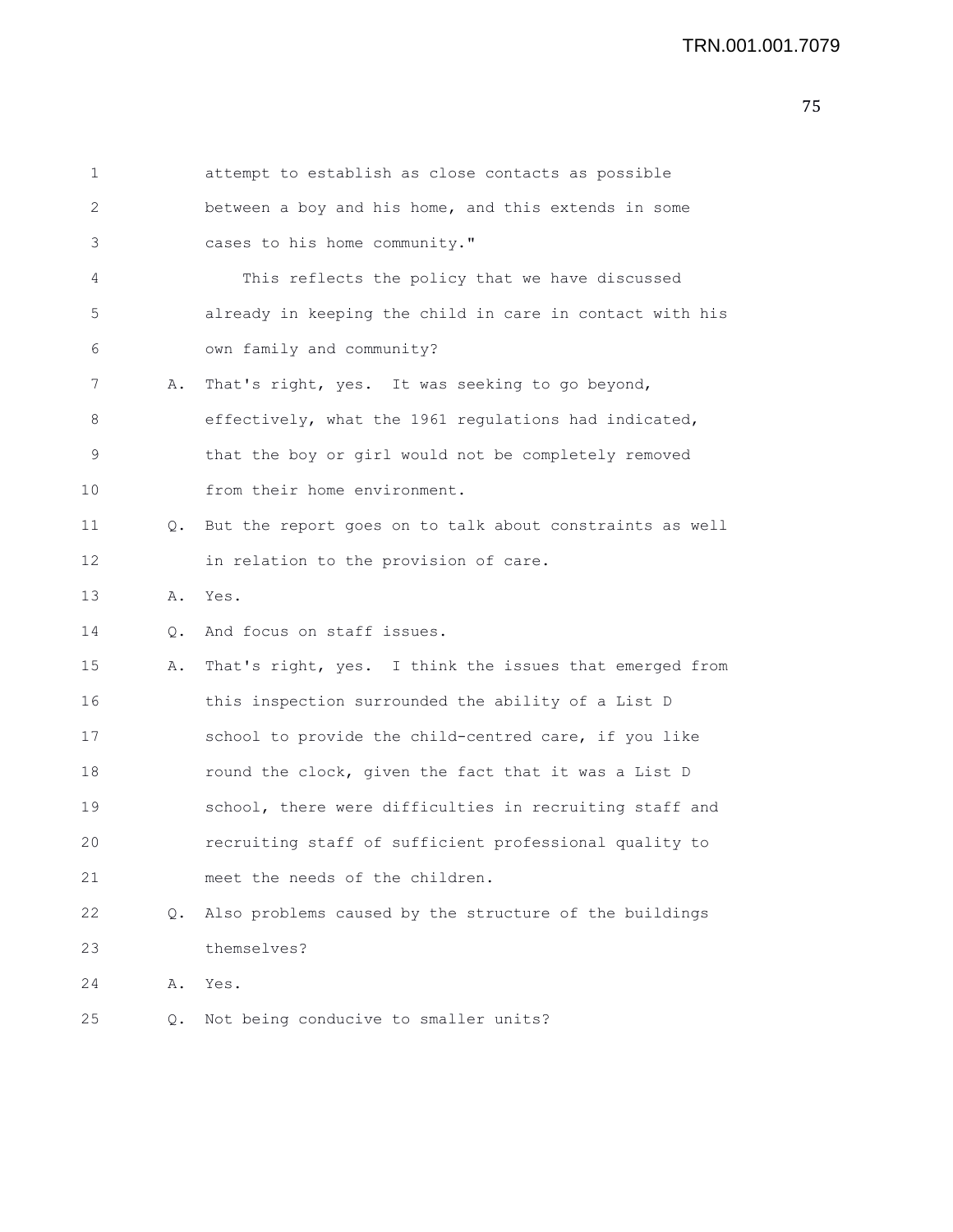1 attempt to establish as close contacts as possible
2 between a boy and his home, and this extends in some
3 cases to his home community."
4 This reflects the policy that we have discussed
5 already in keeping the child in care in contact with his
6 own family and community?
7 A. That's right, yes. It was seeking to go beyond,
8 effectively, what the 1961 regulations had indicated,
9 that the boy or girl would not be completely removed
10 from their home environment.
11 Q. But the report goes on to talk about constraints as well
12 in relation to the provision of care.
13 A. Yes.
14 Q. And focus on staff issues.
15 A. That's right, yes. I think the issues that emerged from
16 this inspection surrounded the ability of a List D
17 school to provide the child-centred care, if you like
18 round the clock, given the fact that it was a List D
19 school, there were difficulties in recruiting staff and
20 recruiting staff of sufficient professional quality to
21 meet the needs of the children.
22 Q. Also problems caused by the structure of the buildings
23 themselves?
24 A. Yes.
25 Q. Not being conducive to smaller units?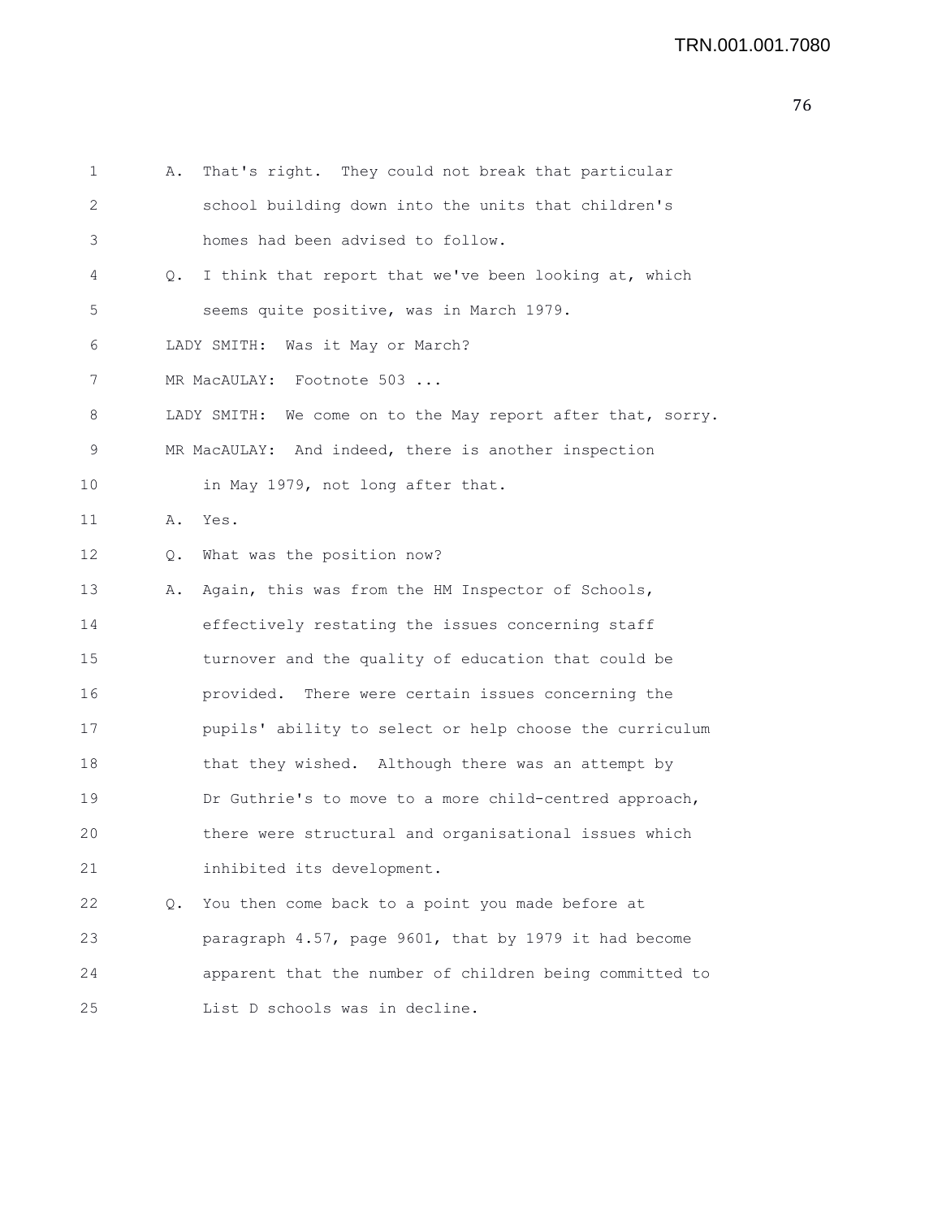A. That's right. They could not break that particular school building down into the units that children's homes had been advised to follow.

Q. I think that report that we've been looking at, which seems quite positive, was in March 1979.

LADY SMITH: Was it May or March?

MR MacAULAY: Footnote 503 ...

LADY SMITH: We come on to the May report after that, sorry.

MR MacAULAY: And indeed, there is another inspection in May 1979, not long after that.

A. Yes.

Q. What was the position now?

A. Again, this was from the HM Inspector of Schools, effectively restating the issues concerning staff turnover and the quality of education that could be provided. There were certain issues concerning the pupils' ability to select or help choose the curriculum that they wished. Although there was an attempt by Dr Guthrie's to move to a more child-centred approach, there were structural and organisational issues which inhibited its development.

Q. You then come back to a point you made before at paragraph 4.57, page 9601, that by 1979 it had become apparent that the number of children being committed to List D schools was in decline.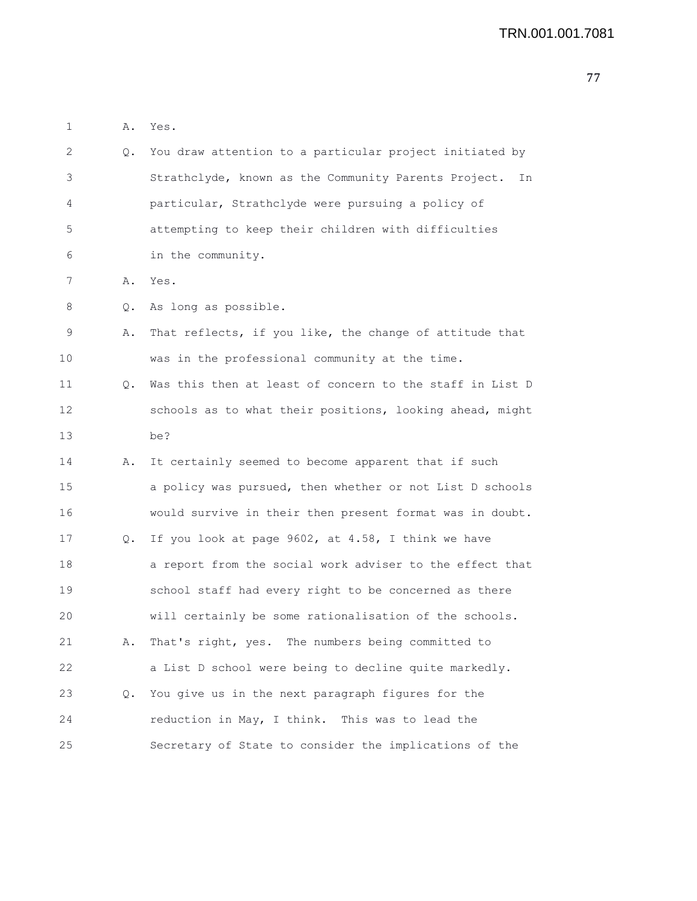A. Yes.

Q. You draw attention to a particular project initiated by Strathclyde, known as the Community Parents Project. In particular, Strathclyde were pursuing a policy of attempting to keep their children with difficulties in the community.

A. Yes.

Q. As long as possible.

A. That reflects, if you like, the change of attitude that was in the professional community at the time.

Q. Was this then at least of concern to the staff in List D schools as to what their positions, looking ahead, might be?

A. It certainly seemed to become apparent that if such a policy was pursued, then whether or not List D schools would survive in their then present format was in doubt.

Q. If you look at page 9602, at 4.58, I think we have a report from the social work adviser to the effect that school staff had every right to be concerned as there will certainly be some rationalisation of the schools.

A. That's right, yes. The numbers being committed to a List D school were being to decline quite markedly.

Q. You give us in the next paragraph figures for the reduction in May, I think. This was to lead the Secretary of State to consider the implications of the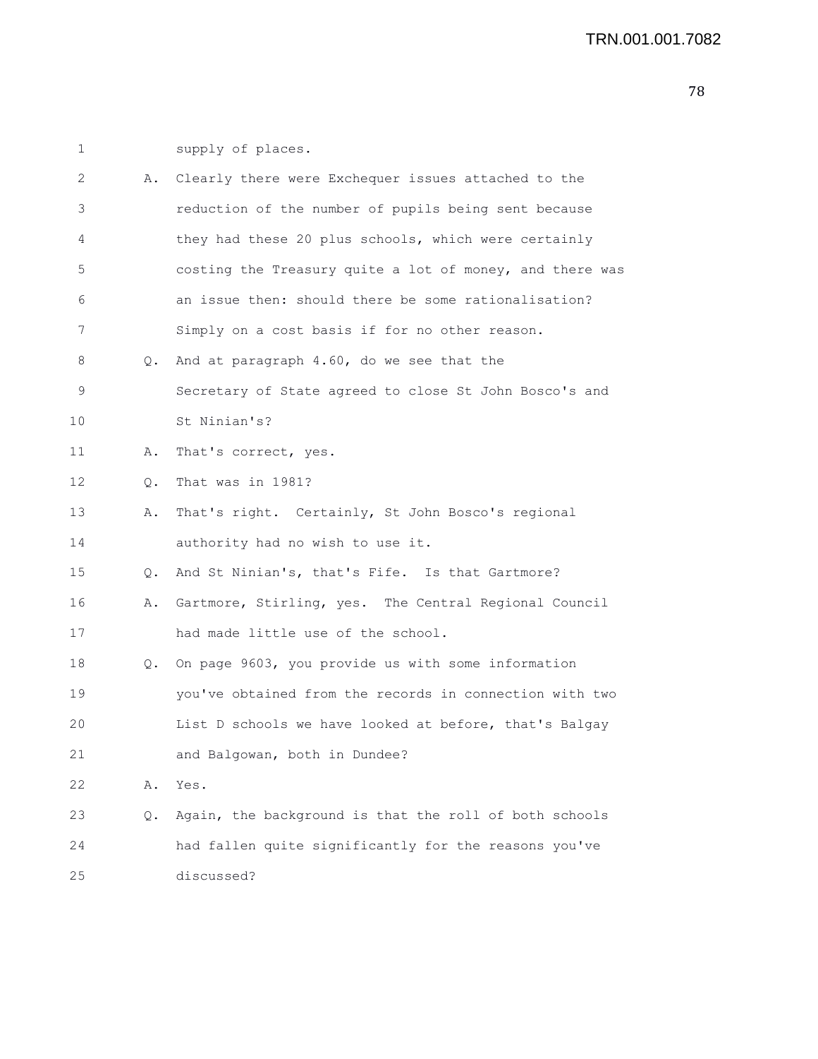1 supply of places.

2 A. Clearly there were Exchequer issues attached to the

3 reduction of the number of pupils being sent because

4 they had these 20 plus schools, which were certainly

5 costing the Treasury quite a lot of money, and there was

6 an issue then: should there be some rationalisation?

7 Simply on a cost basis if for no other reason.

8 Q. And at paragraph 4.60, do we see that the

9 Secretary of State agreed to close St John Bosco's and

10 St Ninian's?

11 A. That's correct, yes.

12 Q. That was in 1981?

13 A. That's right. Certainly, St John Bosco's regional

14 authority had no wish to use it.

15 Q. And St Ninian's, that's Fife. Is that Gartmore?

16 A. Gartmore, Stirling, yes. The Central Regional Council

17 had made little use of the school.

18 Q. On page 9603, you provide us with some information

19 you've obtained from the records in connection with two

20 List D schools we have looked at before, that's Balgay

21 and Balgowan, both in Dundee?

22 A. Yes.

23 Q. Again, the background is that the roll of both schools

24 had fallen quite significantly for the reasons you've

25 discussed?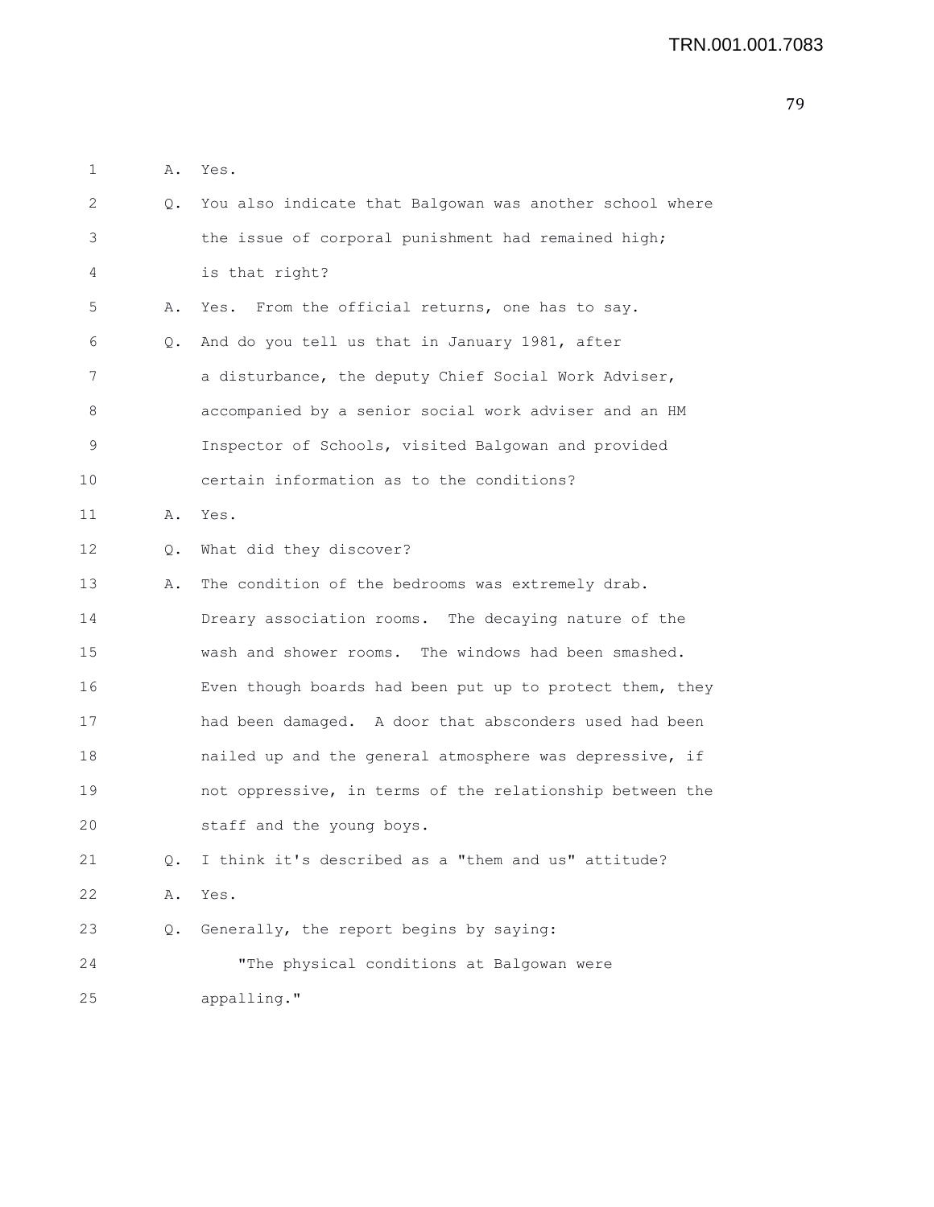A. Yes.

Q. You also indicate that Balgowan was another school where the issue of corporal punishment had remained high; is that right?

A. Yes. From the official returns, one has to say.

Q. And do you tell us that in January 1981, after a disturbance, the deputy Chief Social Work Adviser, accompanied by a senior social work adviser and an HM Inspector of Schools, visited Balgowan and provided certain information as to the conditions?

A. Yes.

Q. What did they discover?

A. The condition of the bedrooms was extremely drab. Dreary association rooms. The decaying nature of the wash and shower rooms. The windows had been smashed. Even though boards had been put up to protect them, they had been damaged. A door that absconders used had been nailed up and the general atmosphere was depressive, if not oppressive, in terms of the relationship between the staff and the young boys.

Q. I think it's described as a "them and us" attitude?

A. Yes.

Q. Generally, the report begins by saying:

"The physical conditions at Balgowan were appalling."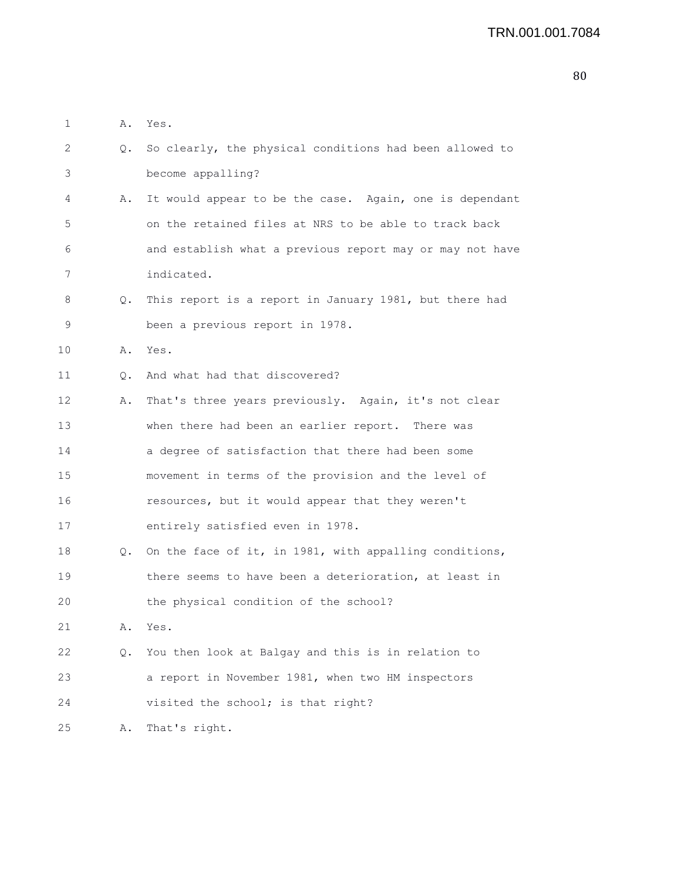1 A. Yes.

2 Q. So clearly, the physical conditions had been allowed to

3 become appalling?

4 A. It would appear to be the case. Again, one is dependant

5 on the retained files at NRS to be able to track back

6 and establish what a previous report may or may not have

7 indicated.

8 Q. This report is a report in January 1981, but there had

9 been a previous report in 1978.

10 A. Yes.

11 Q. And what had that discovered?

12 A. That's three years previously. Again, it's not clear

13 when there had been an earlier report. There was

14 a degree of satisfaction that there had been some

15 movement in terms of the provision and the level of

16 resources, but it would appear that they weren't

17 entirely satisfied even in 1978.

18 Q. On the face of it, in 1981, with appalling conditions,

19 there seems to have been a deterioration, at least in

20 the physical condition of the school?

21 A. Yes.

22 Q. You then look at Balgay and this is in relation to

23 a report in November 1981, when two HM inspectors

24 visited the school; is that right?

25 A. That's right.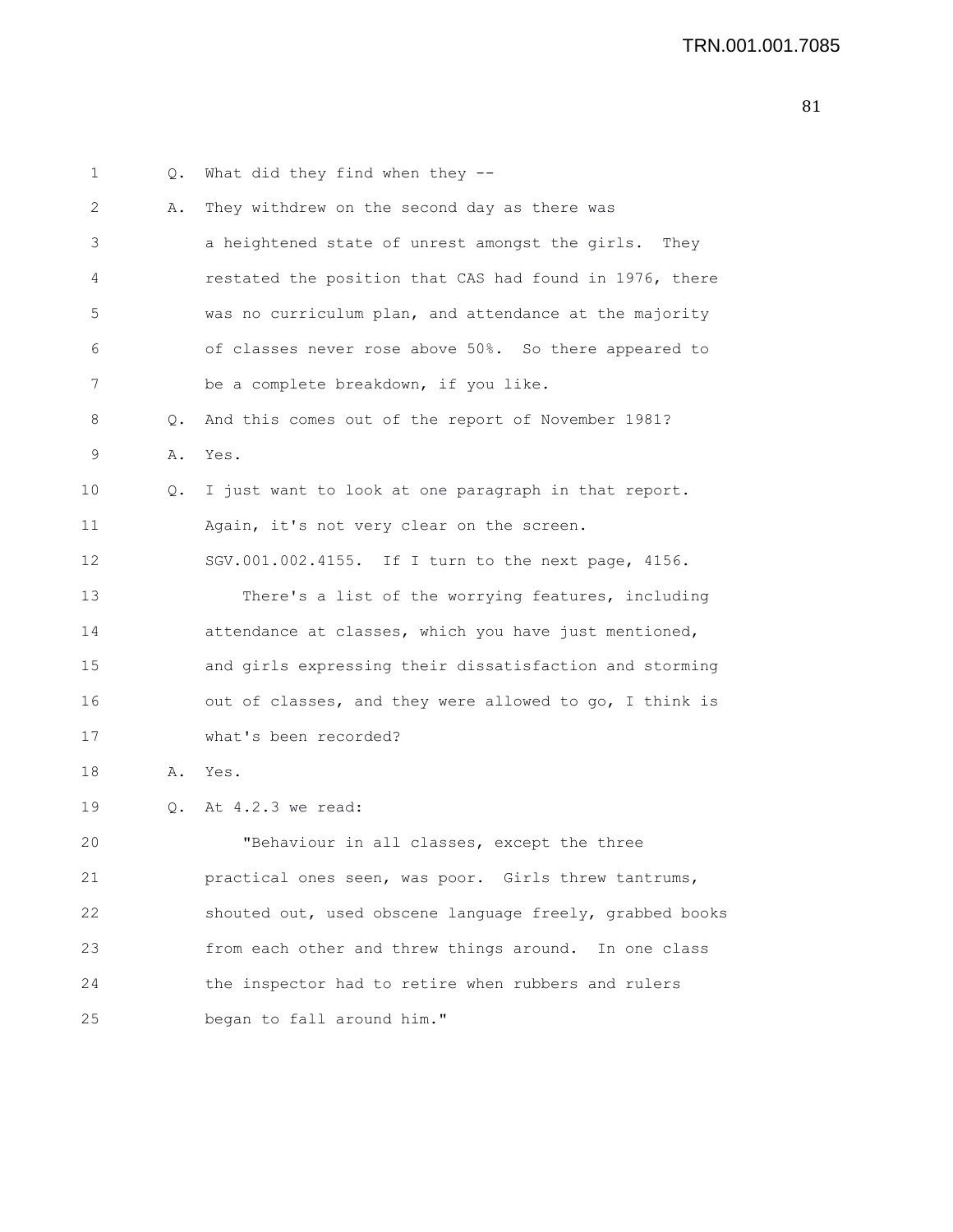1 Q. What did they find when they --

2 A. They withdrew on the second day as there was

3 a heightened state of unrest amongst the girls. They

4 restated the position that CAS had found in 1976, there

5 was no curriculum plan, and attendance at the majority

6 of classes never rose above 50%. So there appeared to

7 be a complete breakdown, if you like.

8 Q. And this comes out of the report of November 1981?

9 A. Yes.

10 Q. I just want to look at one paragraph in that report.

11 Again, it's not very clear on the screen.

12 SGV.001.002.4155. If I turn to the next page, 4156.

13 There's a list of the worrying features, including

14 attendance at classes, which you have just mentioned,

15 and girls expressing their dissatisfaction and storming

16 out of classes, and they were allowed to go, I think is

17 what's been recorded?

18 A. Yes.

19 Q. At 4.2.3 we read:

20 "Behaviour in all classes, except the three

21 practical ones seen, was poor. Girls threw tantrums,

22 shouted out, used obscene language freely, grabbed books

23 from each other and threw things around. In one class

24 the inspector had to retire when rubbers and rulers

25 began to fall around him."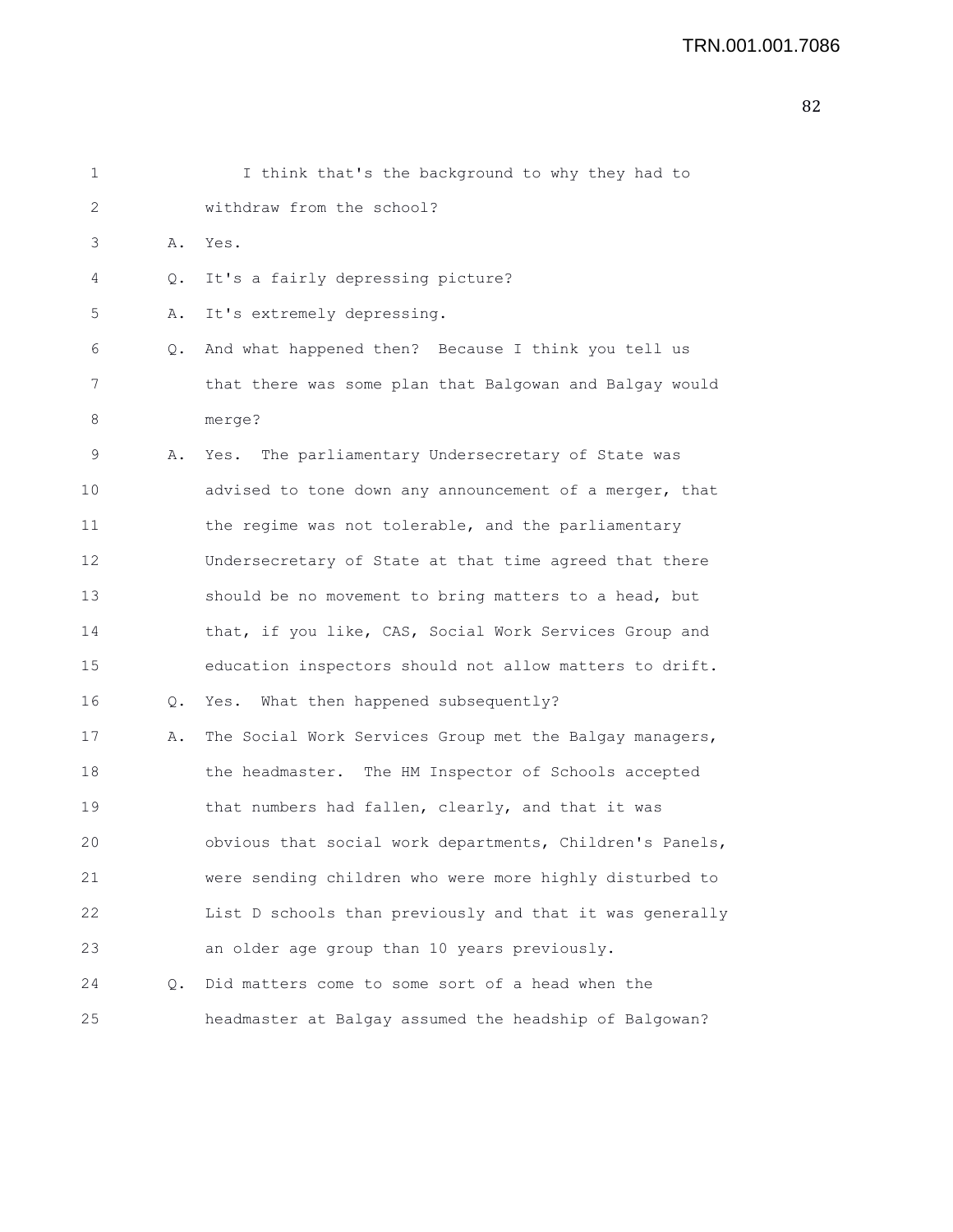I think that's the background to why they had to withdraw from the school?

A. Yes.

Q. It's a fairly depressing picture?

A. It's extremely depressing.

Q. And what happened then? Because I think you tell us that there was some plan that Balgowan and Balgay would merge?

A. Yes. The parliamentary Undersecretary of State was advised to tone down any announcement of a merger, that the regime was not tolerable, and the parliamentary Undersecretary of State at that time agreed that there should be no movement to bring matters to a head, but that, if you like, CAS, Social Work Services Group and education inspectors should not allow matters to drift.

Q. Yes. What then happened subsequently?

A. The Social Work Services Group met the Balgay managers, the headmaster. The HM Inspector of Schools accepted that numbers had fallen, clearly, and that it was obvious that social work departments, Children's Panels, were sending children who were more highly disturbed to List D schools than previously and that it was generally an older age group than 10 years previously.

Q. Did matters come to some sort of a head when the headmaster at Balgay assumed the headship of Balgowan?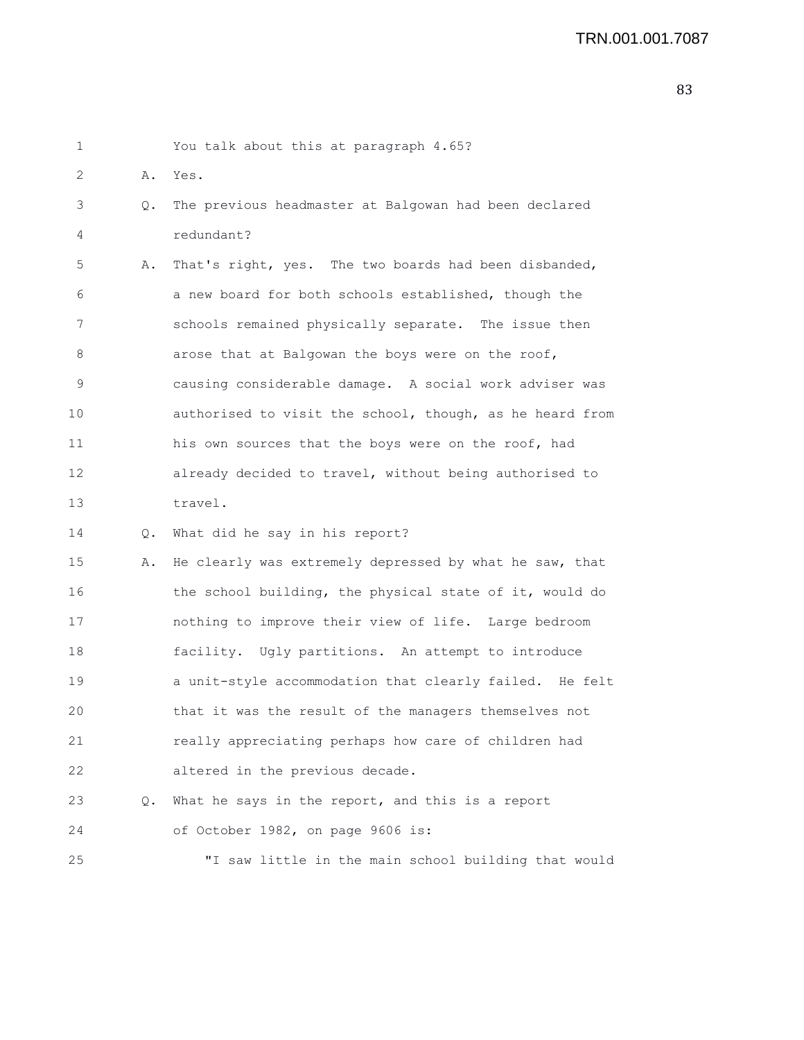You talk about this at paragraph 4.65?

A. Yes.

Q. The previous headmaster at Balgowan had been declared redundant?

A. That's right, yes. The two boards had been disbanded, a new board for both schools established, though the schools remained physically separate. The issue then arose that at Balgowan the boys were on the roof, causing considerable damage. A social work adviser was authorised to visit the school, though, as he heard from his own sources that the boys were on the roof, had already decided to travel, without being authorised to travel.

Q. What did he say in his report?

A. He clearly was extremely depressed by what he saw, that the school building, the physical state of it, would do nothing to improve their view of life. Large bedroom facility. Ugly partitions. An attempt to introduce a unit-style accommodation that clearly failed. He felt that it was the result of the managers themselves not really appreciating perhaps how care of children had altered in the previous decade.

Q. What he says in the report, and this is a report of October 1982, on page 9606 is:

"I saw little in the main school building that would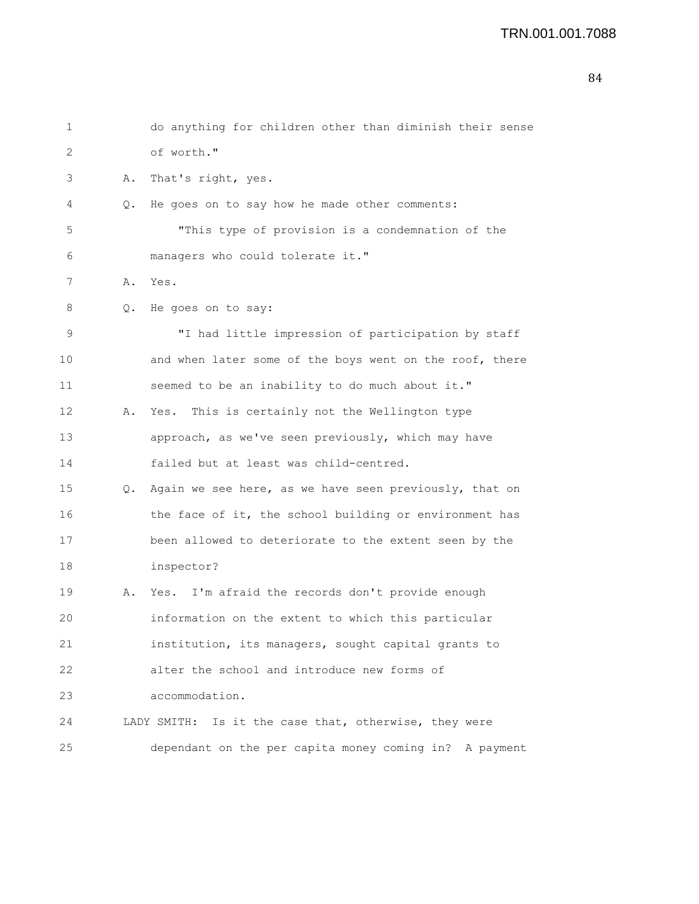do anything for children other than diminish their sense of worth."

A. That's right, yes.

Q. He goes on to say how he made other comments:

"This type of provision is a condemnation of the managers who could tolerate it."

A. Yes.

Q. He goes on to say:

"I had little impression of participation by staff and when later some of the boys went on the roof, there seemed to be an inability to do much about it."

A. Yes. This is certainly not the Wellington type approach, as we've seen previously, which may have failed but at least was child-centred.

Q. Again we see here, as we have seen previously, that on the face of it, the school building or environment has been allowed to deteriorate to the extent seen by the inspector?

A. Yes. I'm afraid the records don't provide enough information on the extent to which this particular institution, its managers, sought capital grants to alter the school and introduce new forms of accommodation.

LADY SMITH: Is it the case that, otherwise, they were dependant on the per capita money coming in? A payment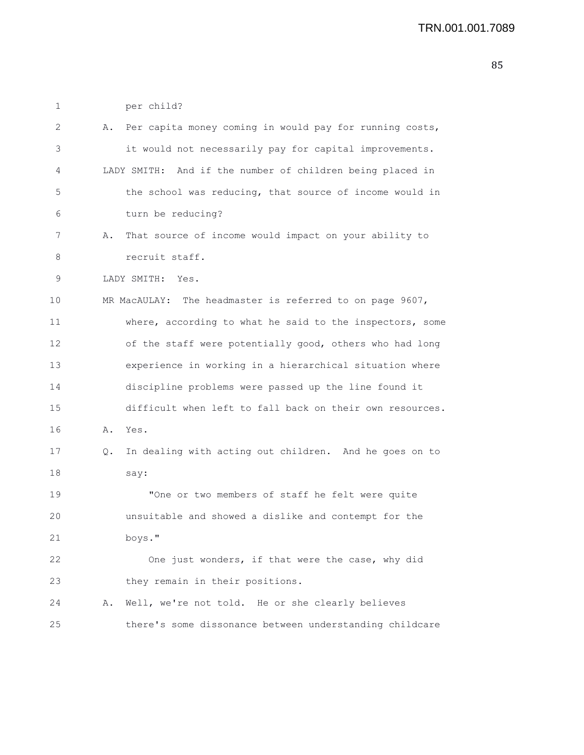per child?

A. Per capita money coming in would pay for running costs, it would not necessarily pay for capital improvements.

LADY SMITH: And if the number of children being placed in the school was reducing, that source of income would in turn be reducing?

A. That source of income would impact on your ability to recruit staff.

LADY SMITH: Yes.

MR MacAULAY: The headmaster is referred to on page 9607, where, according to what he said to the inspectors, some of the staff were potentially good, others who had long experience in working in a hierarchical situation where discipline problems were passed up the line found it difficult when left to fall back on their own resources.

A. Yes.

Q. In dealing with acting out children. And he goes on to say:

"One or two members of staff he felt were quite unsuitable and showed a dislike and contempt for the boys."

One just wonders, if that were the case, why did they remain in their positions.

A. Well, we're not told. He or she clearly believes there's some dissonance between understanding childcare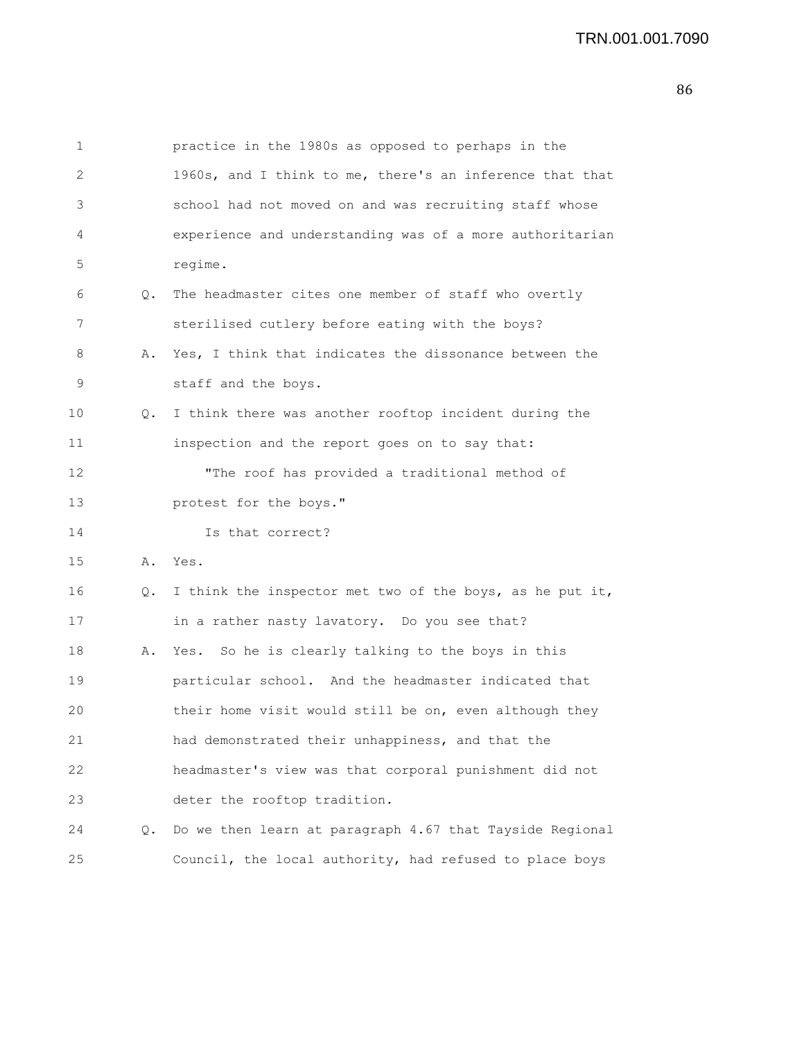practice in the 1980s as opposed to perhaps in the 1960s, and I think to me, there's an inference that that school had not moved on and was recruiting staff whose experience and understanding was of a more authoritarian regime.

Q. The headmaster cites one member of staff who overtly sterilised cutlery before eating with the boys?

A. Yes, I think that indicates the dissonance between the staff and the boys.

Q. I think there was another rooftop incident during the inspection and the report goes on to say that:

"The roof has provided a traditional method of protest for the boys."

Is that correct?

A. Yes.

Q. I think the inspector met two of the boys, as he put it, in a rather nasty lavatory. Do you see that?

A. Yes. So he is clearly talking to the boys in this particular school. And the headmaster indicated that their home visit would still be on, even although they had demonstrated their unhappiness, and that the headmaster's view was that corporal punishment did not deter the rooftop tradition.

Q. Do we then learn at paragraph 4.67 that Tayside Regional Council, the local authority, had refused to place boys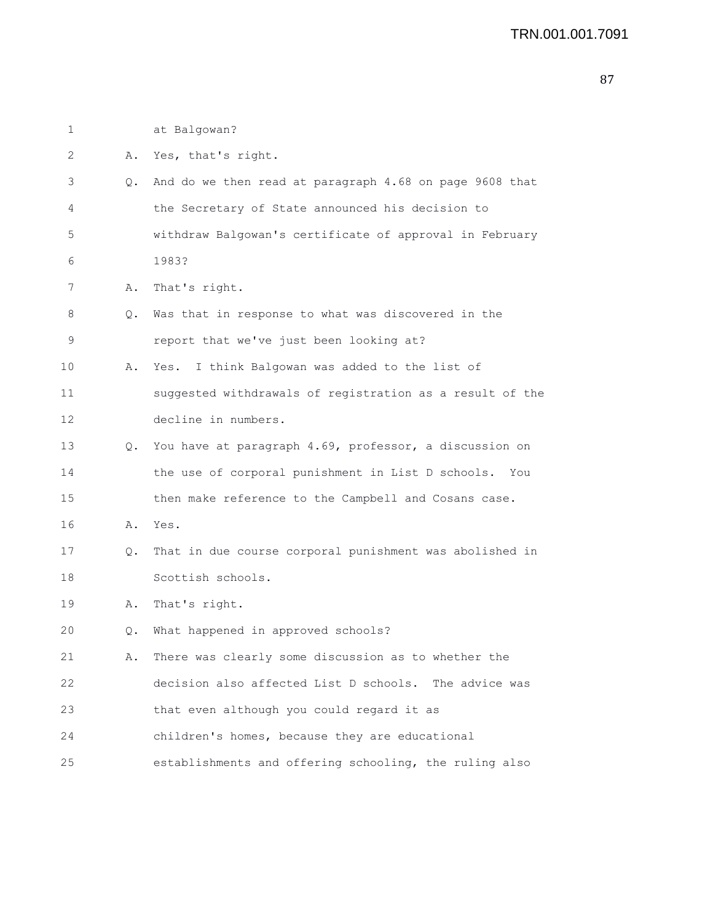at Balgowan?

A. Yes, that's right.

Q. And do we then read at paragraph 4.68 on page 9608 that the Secretary of State announced his decision to withdraw Balgowan's certificate of approval in February 1983?

A. That's right.

Q. Was that in response to what was discovered in the report that we've just been looking at?

A. Yes. I think Balgowan was added to the list of suggested withdrawals of registration as a result of the decline in numbers.

Q. You have at paragraph 4.69, professor, a discussion on the use of corporal punishment in List D schools. You then make reference to the Campbell and Cosans case.

A. Yes.

Q. That in due course corporal punishment was abolished in Scottish schools.

A. That's right.

Q. What happened in approved schools?

A. There was clearly some discussion as to whether the decision also affected List D schools. The advice was that even although you could regard it as children's homes, because they are educational establishments and offering schooling, the ruling also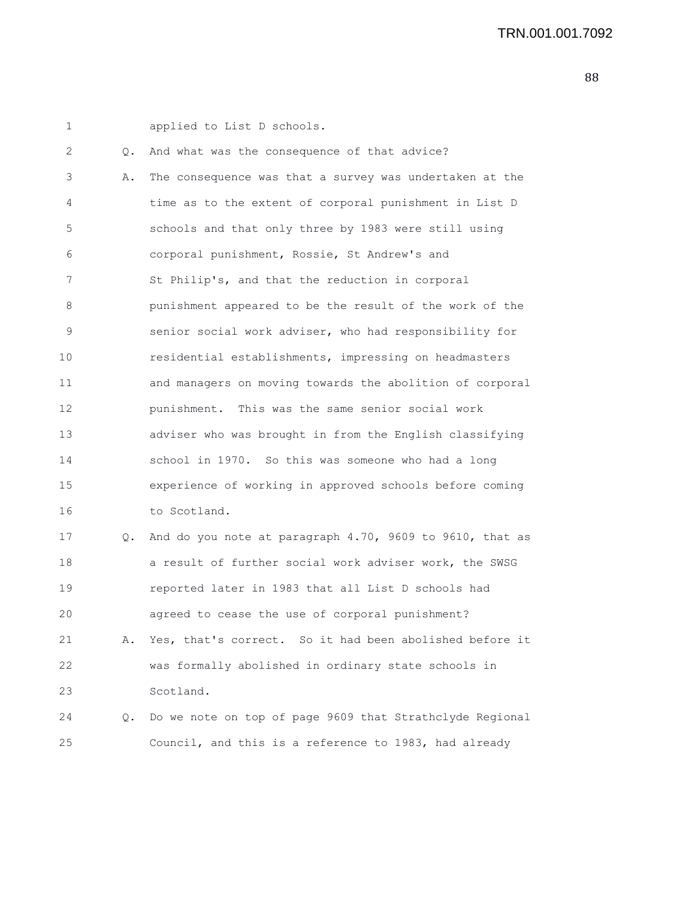applied to List D schools.

Q. And what was the consequence of that advice?

A. The consequence was that a survey was undertaken at the time as to the extent of corporal punishment in List D schools and that only three by 1983 were still using corporal punishment, Rossie, St Andrew's and St Philip's, and that the reduction in corporal punishment appeared to be the result of the work of the senior social work adviser, who had responsibility for residential establishments, impressing on headmasters and managers on moving towards the abolition of corporal punishment. This was the same senior social work adviser who was brought in from the English classifying school in 1970. So this was someone who had a long experience of working in approved schools before coming to Scotland.

Q. And do you note at paragraph 4.70, 9609 to 9610, that as a result of further social work adviser work, the SWSG reported later in 1983 that all List D schools had agreed to cease the use of corporal punishment?

A. Yes, that's correct. So it had been abolished before it was formally abolished in ordinary state schools in Scotland.

Q. Do we note on top of page 9609 that Strathclyde Regional Council, and this is a reference to 1983, had already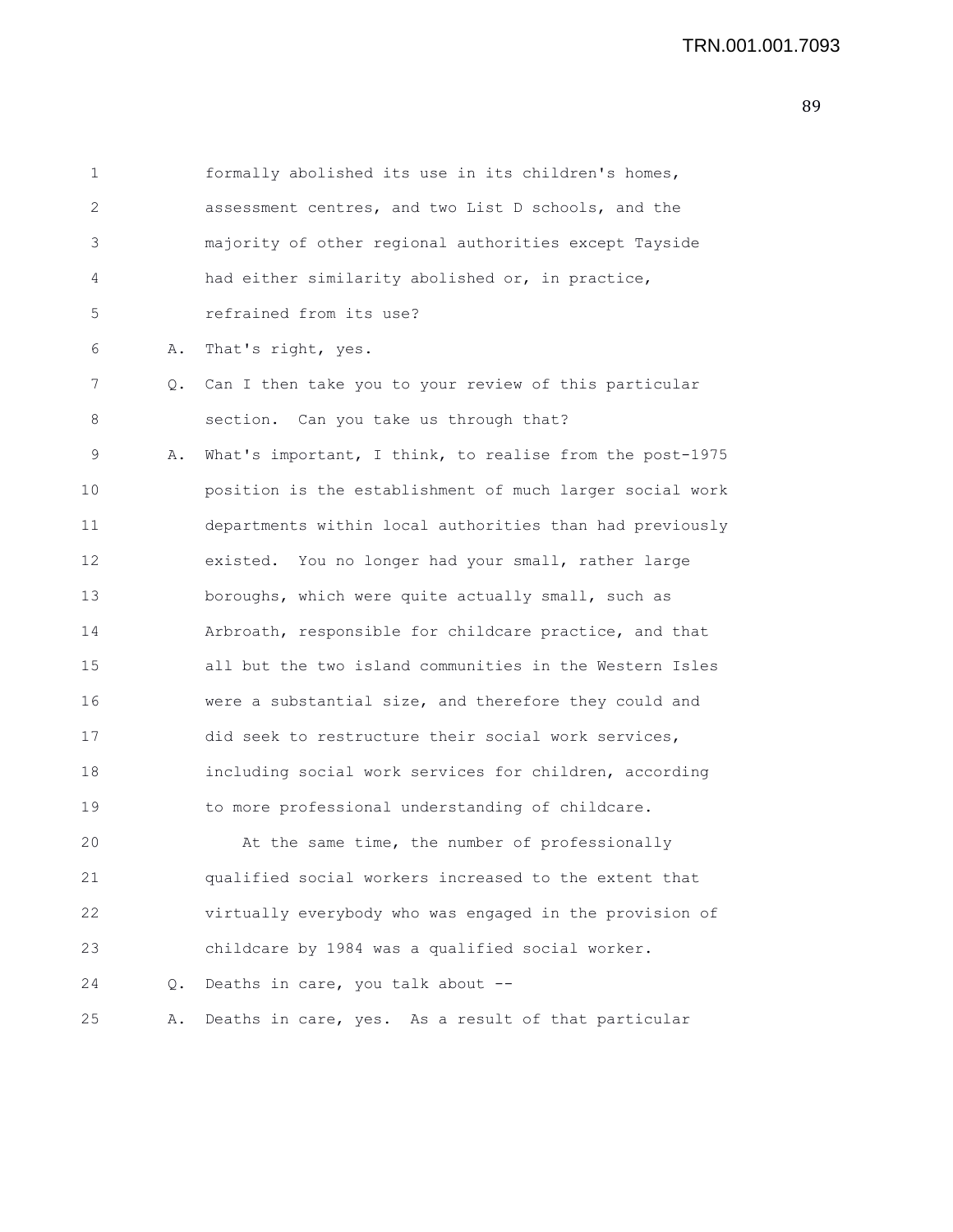1 formally abolished its use in its children's homes,
2 assessment centres, and two List D schools, and the
3 majority of other regional authorities except Tayside
4 had either similarity abolished or, in practice,
5 refrained from its use?

6 A. That's right, yes.

7 Q. Can I then take you to your review of this particular
8 section. Can you take us through that?

9 A. What's important, I think, to realise from the post-1975
10 position is the establishment of much larger social work
11 departments within local authorities than had previously
12 existed. You no longer had your small, rather large
13 boroughs, which were quite actually small, such as
14 Arbroath, responsible for childcare practice, and that
15 all but the two island communities in the Western Isles
16 were a substantial size, and therefore they could and
17 did seek to restructure their social work services,
18 including social work services for children, according
19 to more professional understanding of childcare.

20 At the same time, the number of professionally
21 qualified social workers increased to the extent that
22 virtually everybody who was engaged in the provision of
23 childcare by 1984 was a qualified social worker.

24 Q. Deaths in care, you talk about --

25 A. Deaths in care, yes. As a result of that particular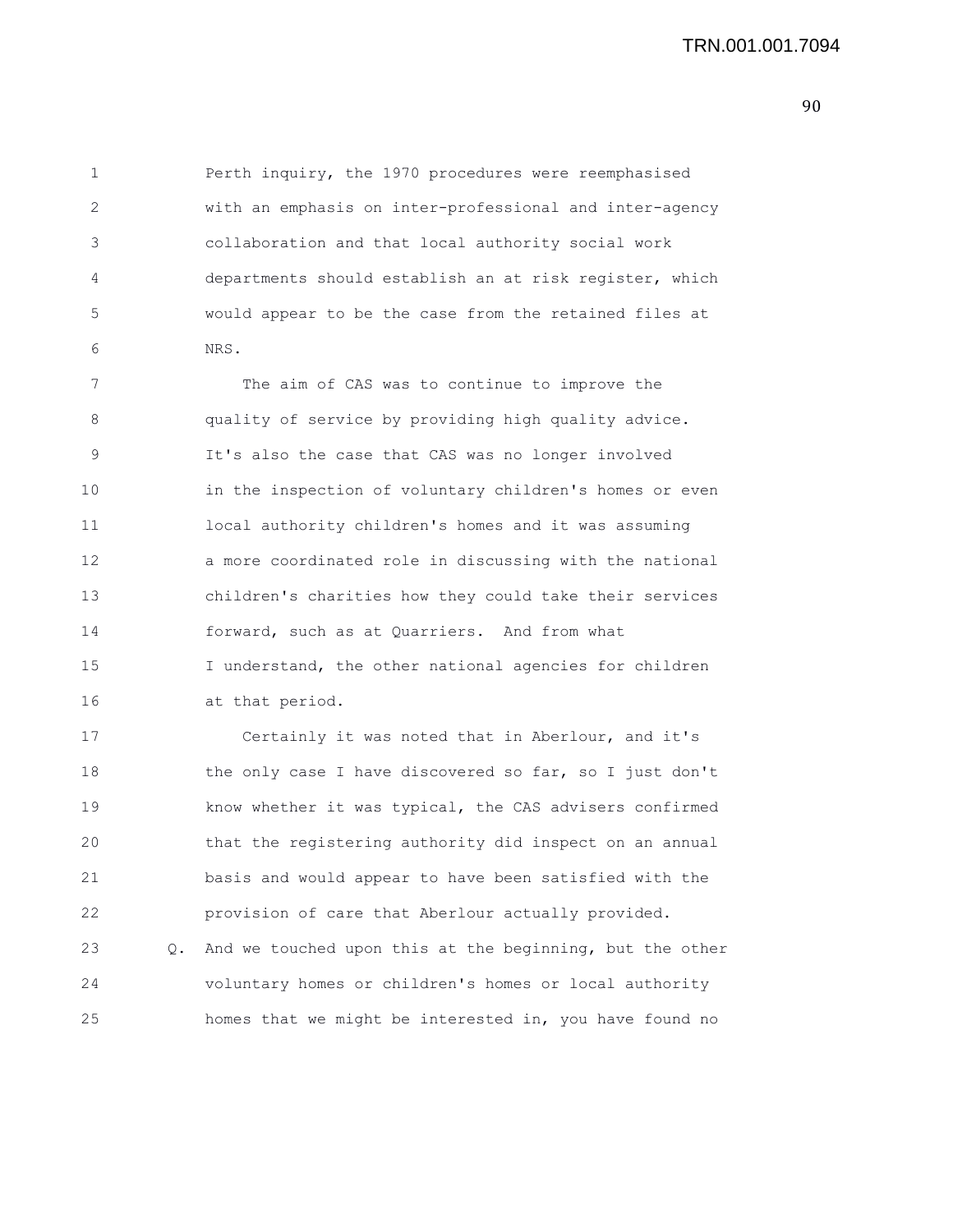Perth inquiry, the 1970 procedures were reemphasised with an emphasis on inter-professional and inter-agency collaboration and that local authority social work departments should establish an at risk register, which would appear to be the case from the retained files at NRS.

The aim of CAS was to continue to improve the quality of service by providing high quality advice. It's also the case that CAS was no longer involved in the inspection of voluntary children's homes or even local authority children's homes and it was assuming a more coordinated role in discussing with the national children's charities how they could take their services forward, such as at Quarriers. And from what I understand, the other national agencies for children at that period.

Certainly it was noted that in Aberlour, and it's the only case I have discovered so far, so I just don't know whether it was typical, the CAS advisers confirmed that the registering authority did inspect on an annual basis and would appear to have been satisfied with the provision of care that Aberlour actually provided.

Q. And we touched upon this at the beginning, but the other voluntary homes or children's homes or local authority homes that we might be interested in, you have found no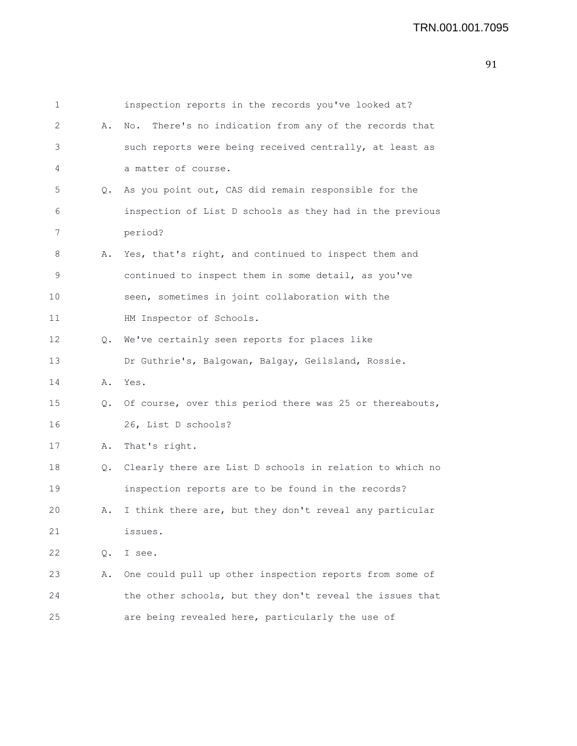1 inspection reports in the records you've looked at?

2 A. No. There's no indication from any of the records that

3 such reports were being received centrally, at least as

4 a matter of course.

5 Q. As you point out, CAS did remain responsible for the

6 inspection of List D schools as they had in the previous

7 period?

8 A. Yes, that's right, and continued to inspect them and

9 continued to inspect them in some detail, as you've

10 seen, sometimes in joint collaboration with the

11 HM Inspector of Schools.

12 Q. We've certainly seen reports for places like

13 Dr Guthrie's, Balgowan, Balgay, Geilsland, Rossie.

14 A. Yes.

15 Q. Of course, over this period there was 25 or thereabouts,

16 26, List D schools?

17 A. That's right.

18 Q. Clearly there are List D schools in relation to which no

19 inspection reports are to be found in the records?

20 A. I think there are, but they don't reveal any particular

21 issues.

22 Q. I see.

23 A. One could pull up other inspection reports from some of

24 the other schools, but they don't reveal the issues that

25 are being revealed here, particularly the use of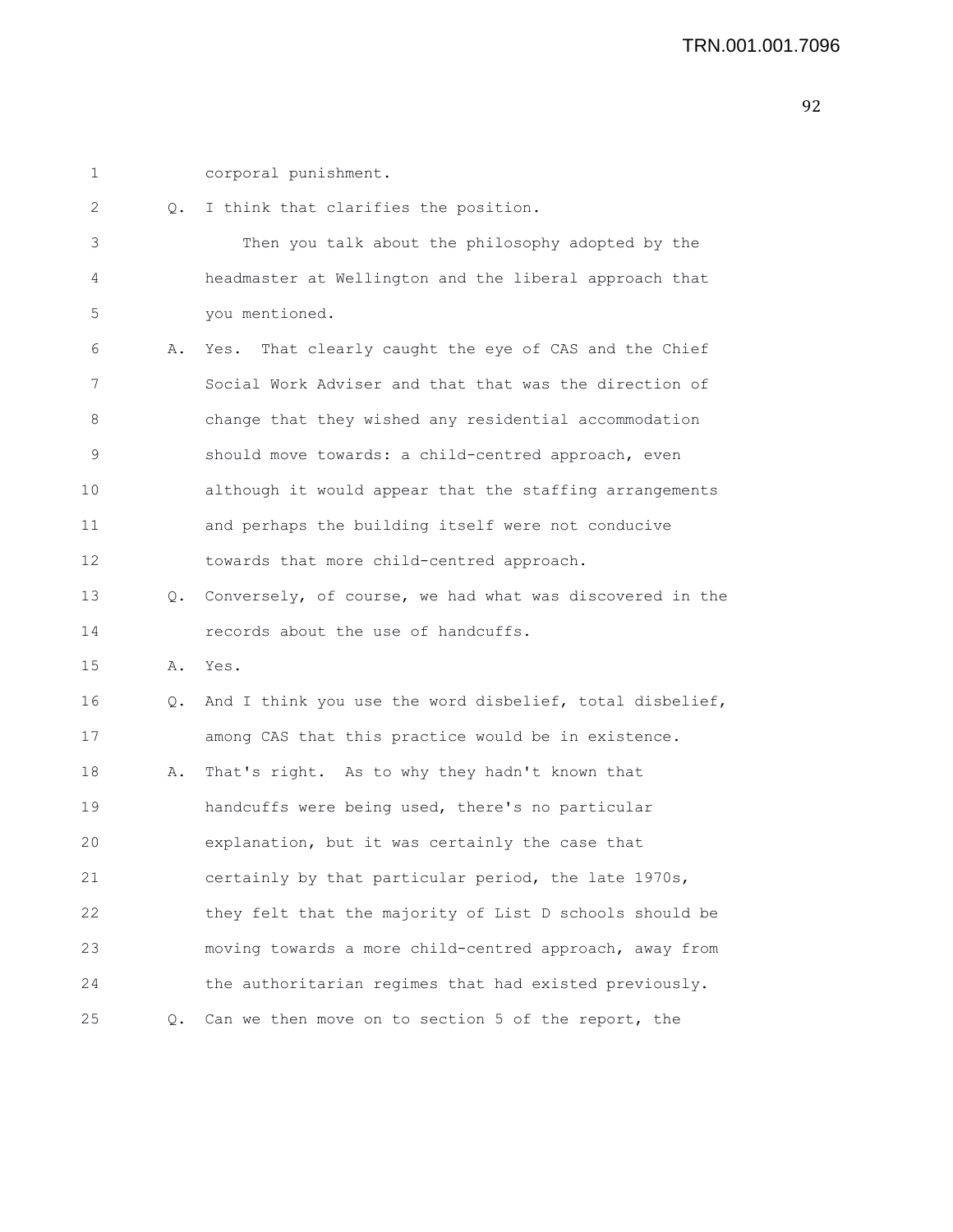corporal punishment.

Q. I think that clarifies the position.

Then you talk about the philosophy adopted by the headmaster at Wellington and the liberal approach that you mentioned.

A. Yes. That clearly caught the eye of CAS and the Chief Social Work Adviser and that that was the direction of change that they wished any residential accommodation should move towards: a child-centred approach, even although it would appear that the staffing arrangements and perhaps the building itself were not conducive towards that more child-centred approach.

Q. Conversely, of course, we had what was discovered in the records about the use of handcuffs.

A. Yes.

Q. And I think you use the word disbelief, total disbelief, among CAS that this practice would be in existence.

A. That's right. As to why they hadn't known that handcuffs were being used, there's no particular explanation, but it was certainly the case that certainly by that particular period, the late 1970s, they felt that the majority of List D schools should be moving towards a more child-centred approach, away from the authoritarian regimes that had existed previously.

Q. Can we then move on to section 5 of the report, the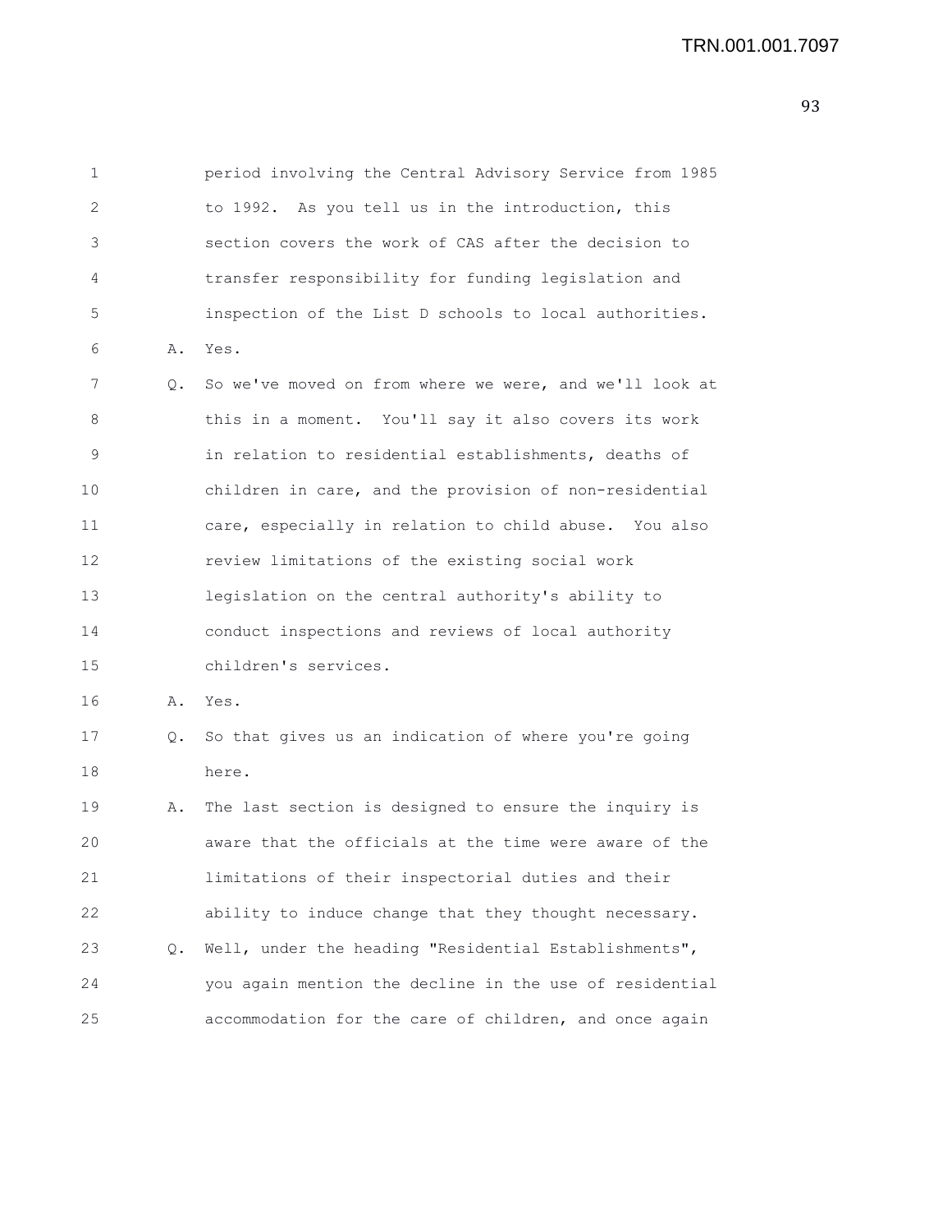period involving the Central Advisory Service from 1985 to 1992. As you tell us in the introduction, this section covers the work of CAS after the decision to transfer responsibility for funding legislation and inspection of the List D schools to local authorities.

A. Yes.

Q. So we've moved on from where we were, and we'll look at this in a moment. You'll say it also covers its work in relation to residential establishments, deaths of children in care, and the provision of non-residential care, especially in relation to child abuse. You also review limitations of the existing social work legislation on the central authority's ability to conduct inspections and reviews of local authority children's services.

A. Yes.

Q. So that gives us an indication of where you're going here.

A. The last section is designed to ensure the inquiry is aware that the officials at the time were aware of the limitations of their inspectorial duties and their ability to induce change that they thought necessary.

Q. Well, under the heading "Residential Establishments", you again mention the decline in the use of residential accommodation for the care of children, and once again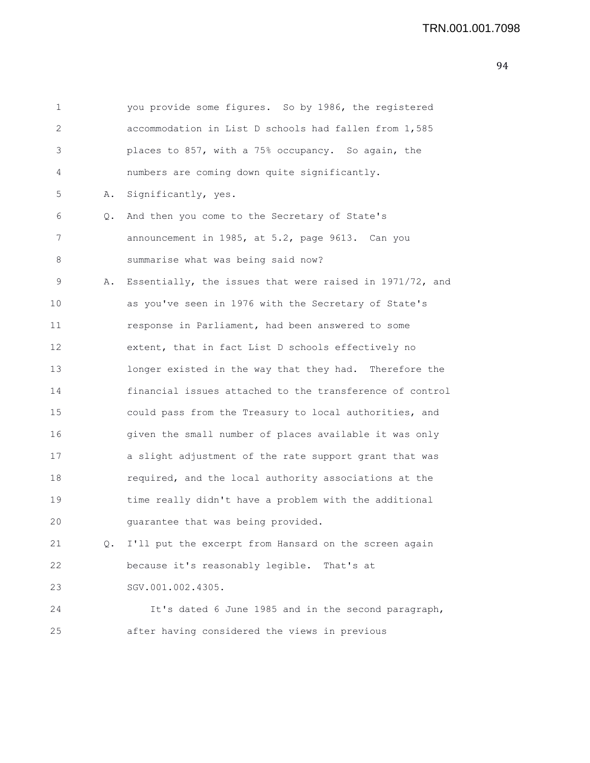1 you provide some figures. So by 1986, the registered
2 accommodation in List D schools had fallen from 1,585
3 places to 857, with a 75% occupancy. So again, the
4 numbers are coming down quite significantly.

5 A. Significantly, yes.

6 Q. And then you come to the Secretary of State's
7 announcement in 1985, at 5.2, page 9613. Can you
8 summarise what was being said now?

9 A. Essentially, the issues that were raised in 1971/72, and
10 as you've seen in 1976 with the Secretary of State's
11 response in Parliament, had been answered to some
12 extent, that in fact List D schools effectively no
13 longer existed in the way that they had. Therefore the
14 financial issues attached to the transference of control
15 could pass from the Treasury to local authorities, and
16 given the small number of places available it was only
17 a slight adjustment of the rate support grant that was
18 required, and the local authority associations at the
19 time really didn't have a problem with the additional
20 guarantee that was being provided.

21 Q. I'll put the excerpt from Hansard on the screen again
22 because it's reasonably legible. That's at
23 SGV.001.002.4305.

24 It's dated 6 June 1985 and in the second paragraph,
25 after having considered the views in previous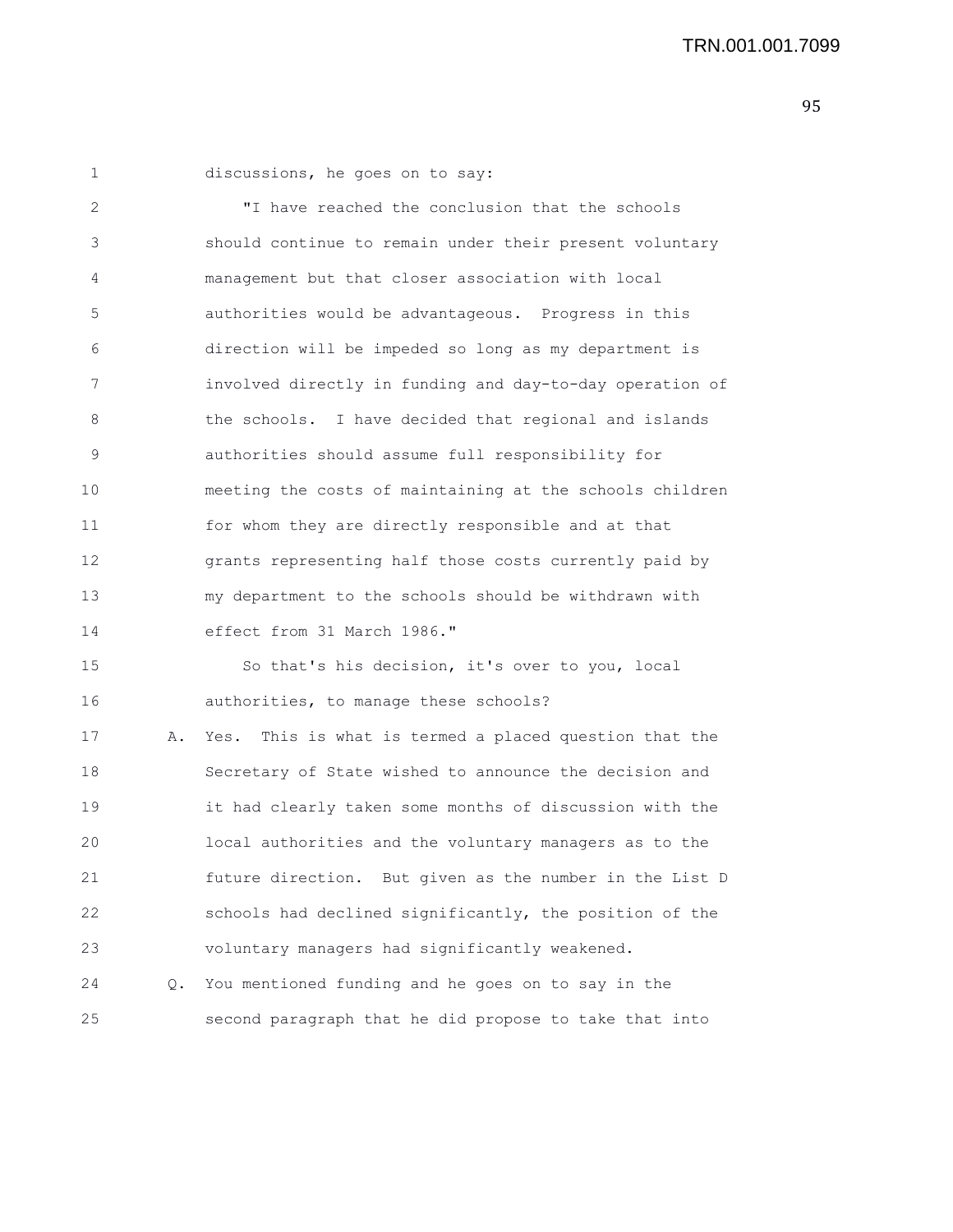discussions, he goes on to say:

"I have reached the conclusion that the schools should continue to remain under their present voluntary management but that closer association with local authorities would be advantageous. Progress in this direction will be impeded so long as my department is involved directly in funding and day-to-day operation of the schools. I have decided that regional and islands authorities should assume full responsibility for meeting the costs of maintaining at the schools children for whom they are directly responsible and at that grants representing half those costs currently paid by my department to the schools should be withdrawn with effect from 31 March 1986."

So that's his decision, it's over to you, local authorities, to manage these schools?

A. Yes. This is what is termed a placed question that the Secretary of State wished to announce the decision and it had clearly taken some months of discussion with the local authorities and the voluntary managers as to the future direction. But given as the number in the List D schools had declined significantly, the position of the voluntary managers had significantly weakened.

Q. You mentioned funding and he goes on to say in the second paragraph that he did propose to take that into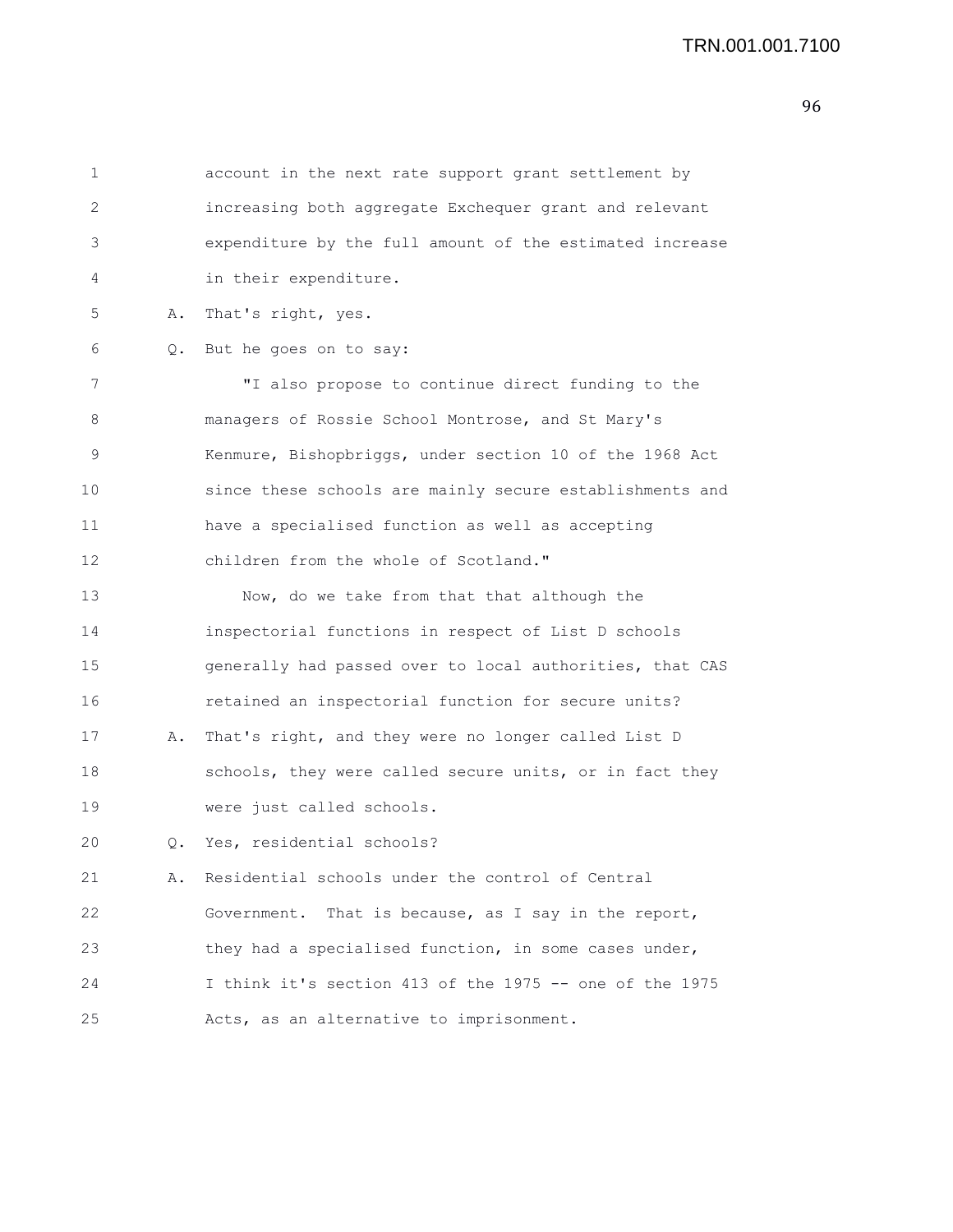account in the next rate support grant settlement by increasing both aggregate Exchequer grant and relevant expenditure by the full amount of the estimated increase in their expenditure.

A. That's right, yes.

Q. But he goes on to say:

"I also propose to continue direct funding to the managers of Rossie School Montrose, and St Mary's Kenmure, Bishopbriggs, under section 10 of the 1968 Act since these schools are mainly secure establishments and have a specialised function as well as accepting children from the whole of Scotland."

Now, do we take from that that although the inspectorial functions in respect of List D schools generally had passed over to local authorities, that CAS retained an inspectorial function for secure units?

A. That's right, and they were no longer called List D schools, they were called secure units, or in fact they were just called schools.

Q. Yes, residential schools?

A. Residential schools under the control of Central Government. That is because, as I say in the report, they had a specialised function, in some cases under, I think it's section 413 of the 1975 -- one of the 1975 Acts, as an alternative to imprisonment.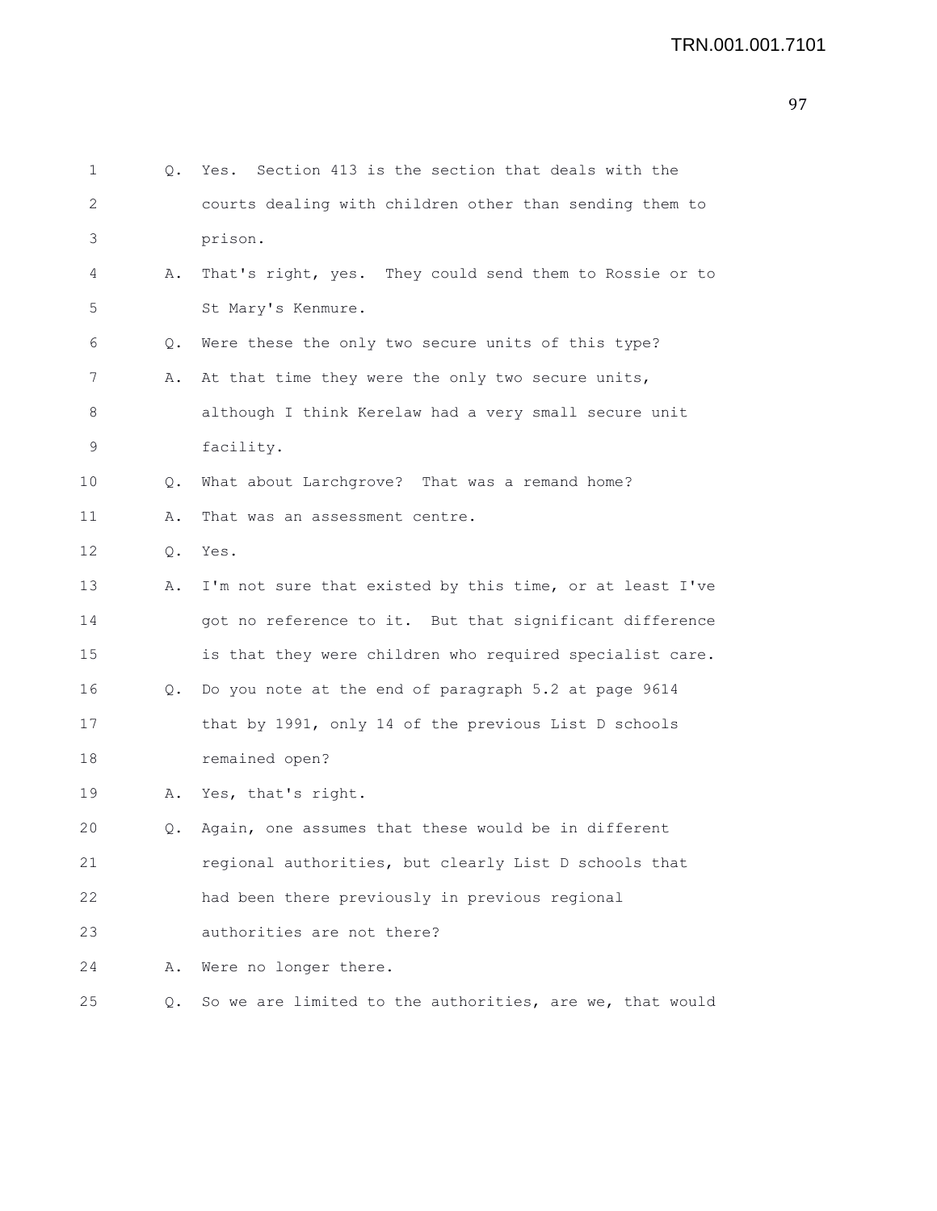Q. Yes. Section 413 is the section that deals with the courts dealing with children other than sending them to prison.

A. That's right, yes. They could send them to Rossie or to St Mary's Kenmure.

Q. Were these the only two secure units of this type?

A. At that time they were the only two secure units, although I think Kerelaw had a very small secure unit facility.

Q. What about Larchgrove? That was a remand home?

A. That was an assessment centre.

Q. Yes.

A. I'm not sure that existed by this time, or at least I've got no reference to it. But that significant difference is that they were children who required specialist care.

Q. Do you note at the end of paragraph 5.2 at page 9614 that by 1991, only 14 of the previous List D schools remained open?

A. Yes, that's right.

Q. Again, one assumes that these would be in different regional authorities, but clearly List D schools that had been there previously in previous regional authorities are not there?

A. Were no longer there.

Q. So we are limited to the authorities, are we, that would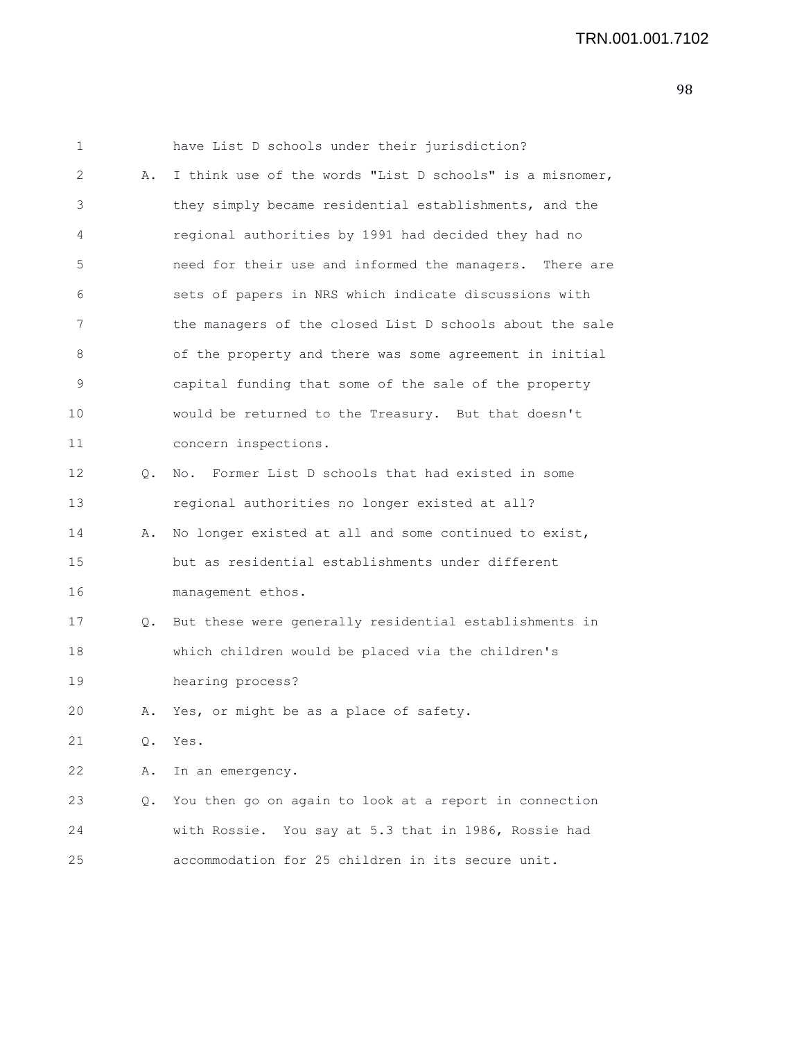TRN.001.001.7102

1 have List D schools under their jurisdiction?

2 A. I think use of the words "List D schools" is a misnomer,
3 they simply became residential establishments, and the
4 regional authorities by 1991 had decided they had no
5 need for their use and informed the managers. There are
6 sets of papers in NRS which indicate discussions with
7 the managers of the closed List D schools about the sale
8 of the property and there was some agreement in initial
9 capital funding that some of the sale of the property
10 would be returned to the Treasury. But that doesn't
11 concern inspections.

12 Q. No. Former List D schools that had existed in some
13 regional authorities no longer existed at all?

14 A. No longer existed at all and some continued to exist,
15 but as residential establishments under different
16 management ethos.

17 Q. But these were generally residential establishments in
18 which children would be placed via the children's
19 hearing process?

20 A. Yes, or might be as a place of safety.

21 Q. Yes.

22 A. In an emergency.

23 Q. You then go on again to look at a report in connection
24 with Rossie. You say at 5.3 that in 1986, Rossie had
25 accommodation for 25 children in its secure unit.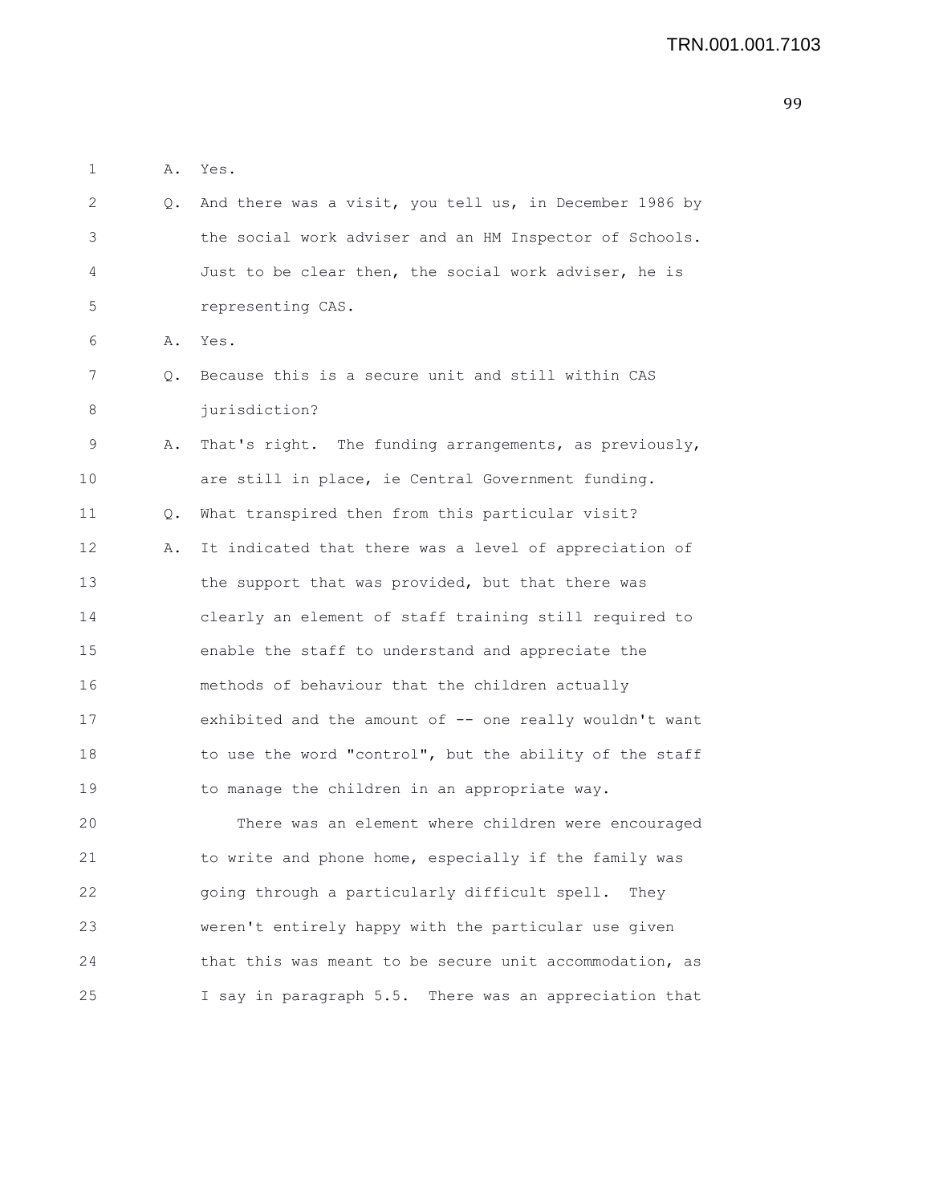A. Yes.

Q. And there was a visit, you tell us, in December 1986 by the social work adviser and an HM Inspector of Schools. Just to be clear then, the social work adviser, he is representing CAS.

A. Yes.

Q. Because this is a secure unit and still within CAS jurisdiction?

A. That's right. The funding arrangements, as previously, are still in place, ie Central Government funding.

Q. What transpired then from this particular visit?

A. It indicated that there was a level of appreciation of the support that was provided, but that there was clearly an element of staff training still required to enable the staff to understand and appreciate the methods of behaviour that the children actually exhibited and the amount of -- one really wouldn't want to use the word "control", but the ability of the staff to manage the children in an appropriate way.

There was an element where children were encouraged to write and phone home, especially if the family was going through a particularly difficult spell. They weren't entirely happy with the particular use given that this was meant to be secure unit accommodation, as I say in paragraph 5.5. There was an appreciation that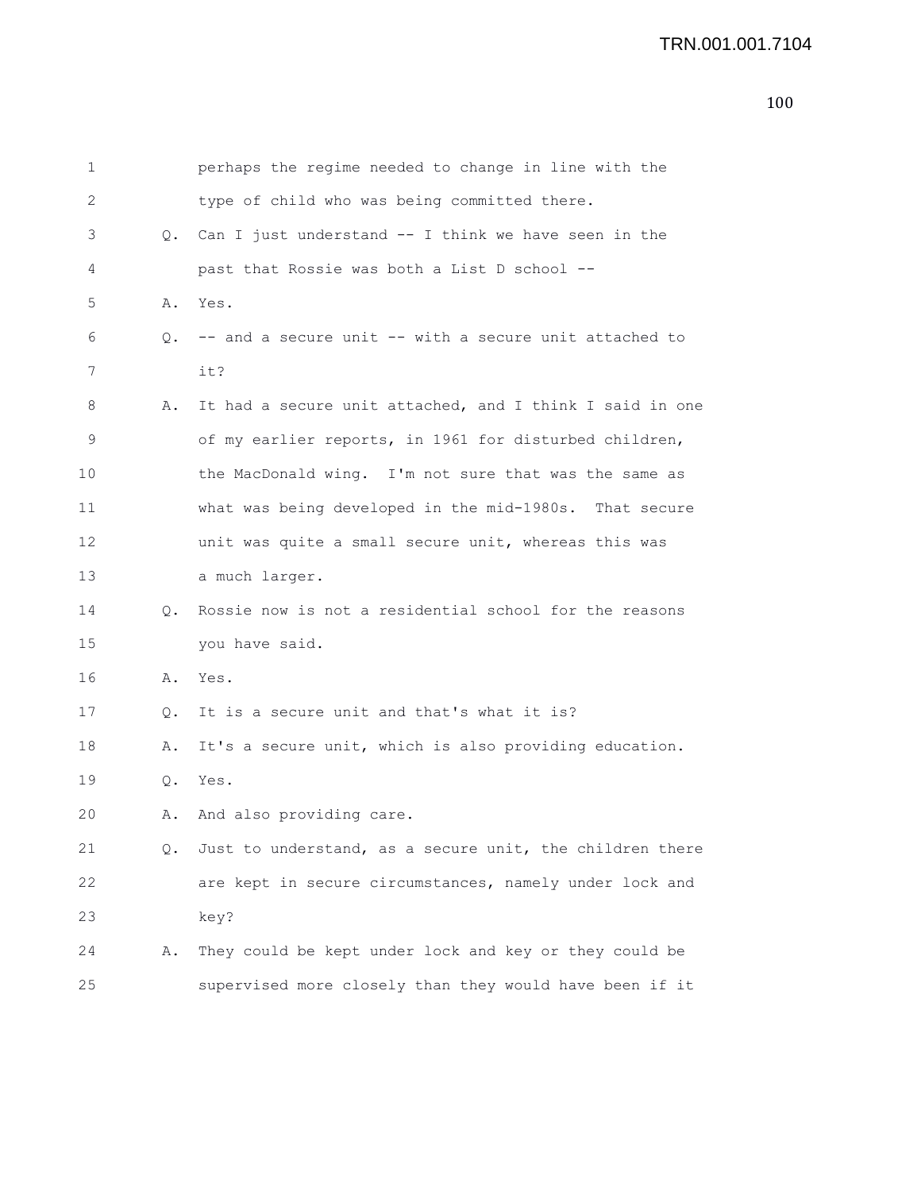perhaps the regime needed to change in line with the type of child who was being committed there.

Q. Can I just understand -- I think we have seen in the past that Rossie was both a List D school --

A. Yes.

Q. -- and a secure unit -- with a secure unit attached to it?

A. It had a secure unit attached, and I think I said in one of my earlier reports, in 1961 for disturbed children, the MacDonald wing. I'm not sure that was the same as what was being developed in the mid-1980s. That secure unit was quite a small secure unit, whereas this was a much larger.

Q. Rossie now is not a residential school for the reasons you have said.

A. Yes.

Q. It is a secure unit and that's what it is?

A. It's a secure unit, which is also providing education.

Q. Yes.

A. And also providing care.

Q. Just to understand, as a secure unit, the children there are kept in secure circumstances, namely under lock and key?

A. They could be kept under lock and key or they could be supervised more closely than they would have been if it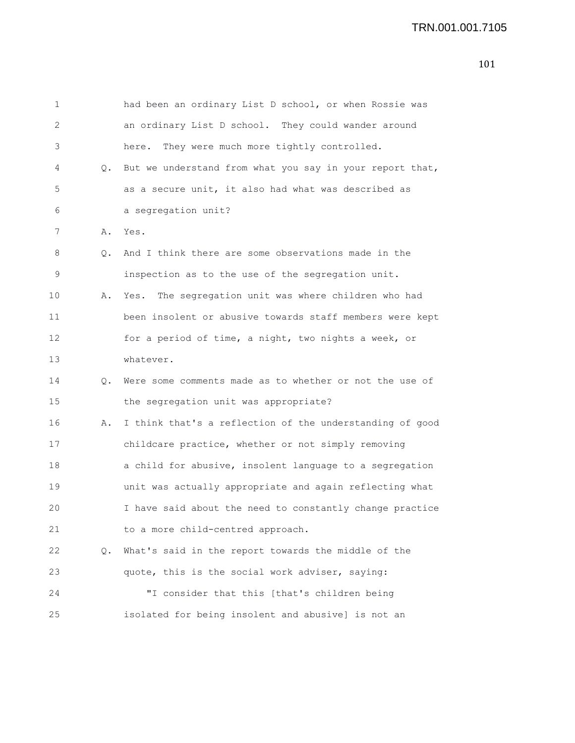had been an ordinary List D school, or when Rossie was an ordinary List D school. They could wander around here. They were much more tightly controlled.

Q. But we understand from what you say in your report that, as a secure unit, it also had what was described as a segregation unit?

A. Yes.

Q. And I think there are some observations made in the inspection as to the use of the segregation unit.

A. Yes. The segregation unit was where children who had been insolent or abusive towards staff members were kept for a period of time, a night, two nights a week, or whatever.

Q. Were some comments made as to whether or not the use of the segregation unit was appropriate?

A. I think that's a reflection of the understanding of good childcare practice, whether or not simply removing a child for abusive, insolent language to a segregation unit was actually appropriate and again reflecting what I have said about the need to constantly change practice to a more child-centred approach.

Q. What's said in the report towards the middle of the quote, this is the social work adviser, saying:

"I consider that this [that's children being isolated for being insolent and abusive] is not an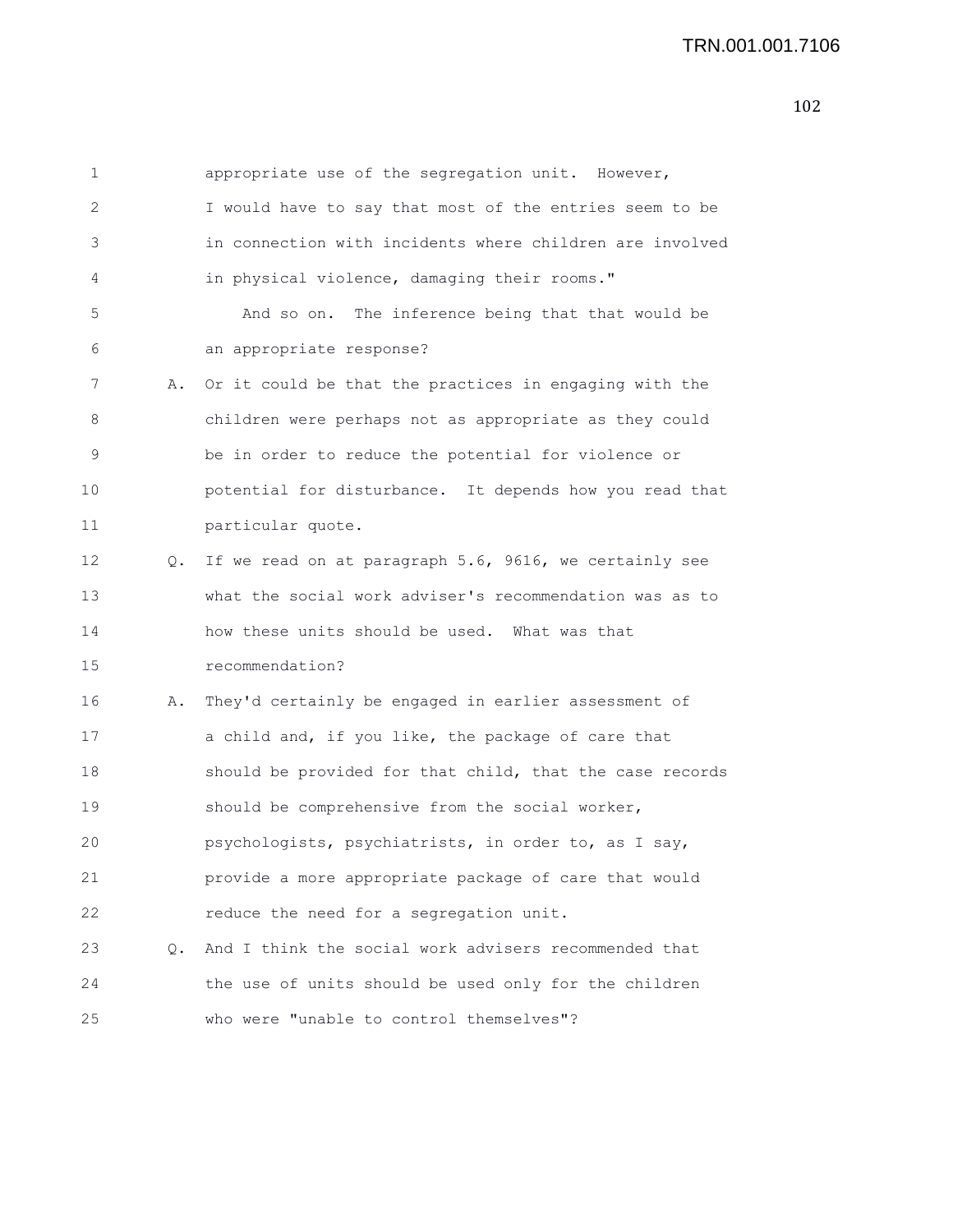appropriate use of the segregation unit. However, I would have to say that most of the entries seem to be in connection with incidents where children are involved in physical violence, damaging their rooms."

And so on. The inference being that that would be an appropriate response?

A. Or it could be that the practices in engaging with the children were perhaps not as appropriate as they could be in order to reduce the potential for violence or potential for disturbance. It depends how you read that particular quote.

Q. If we read on at paragraph 5.6, 9616, we certainly see what the social work adviser's recommendation was as to how these units should be used. What was that recommendation?

A. They'd certainly be engaged in earlier assessment of a child and, if you like, the package of care that should be provided for that child, that the case records should be comprehensive from the social worker, psychologists, psychiatrists, in order to, as I say, provide a more appropriate package of care that would reduce the need for a segregation unit.

Q. And I think the social work advisers recommended that the use of units should be used only for the children who were "unable to control themselves"?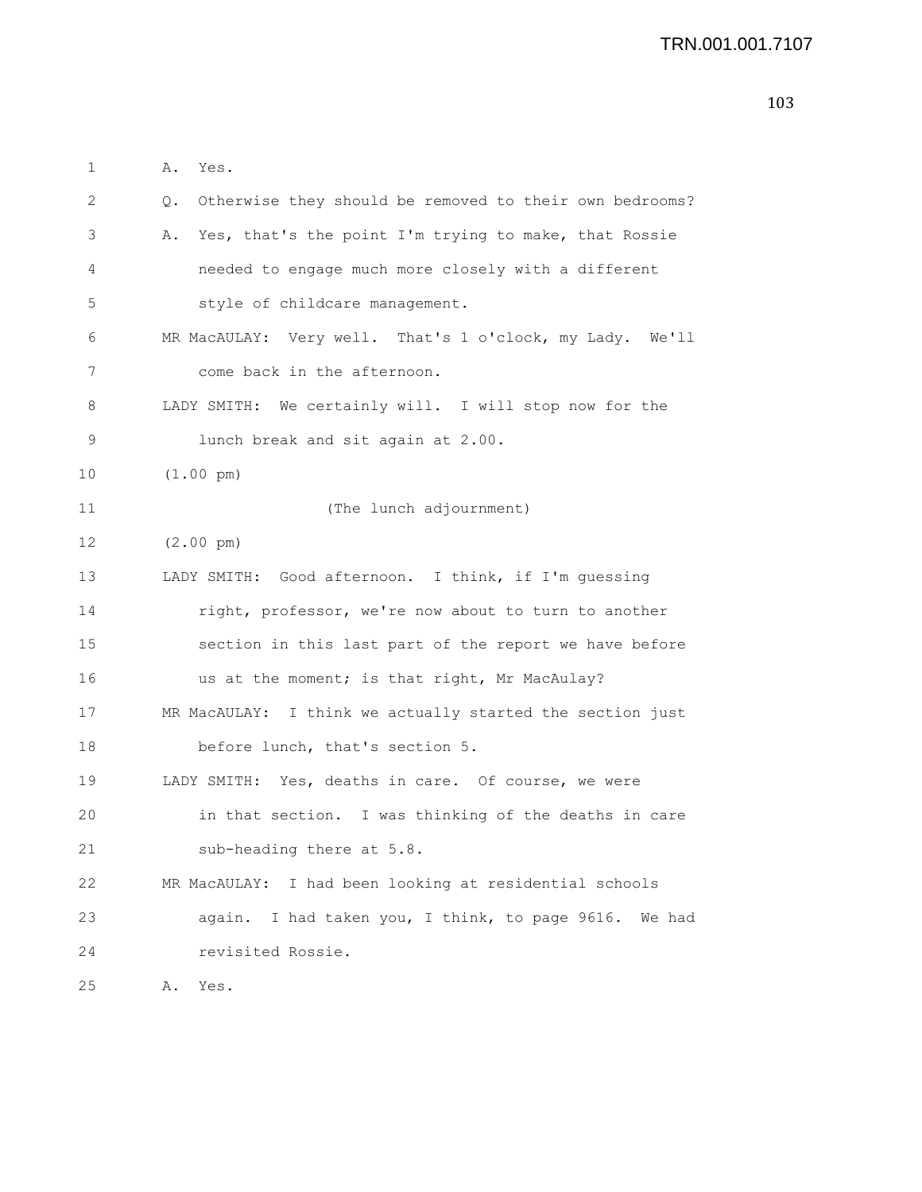A. Yes.

Q. Otherwise they should be removed to their own bedrooms?

A. Yes, that's the point I'm trying to make, that Rossie needed to engage much more closely with a different style of childcare management.

MR MacAULAY: Very well. That's 1 o'clock, my Lady. We'll come back in the afternoon.

LADY SMITH: We certainly will. I will stop now for the lunch break and sit again at 2.00.

(1.00 pm)

(The lunch adjournment)

(2.00 pm)

LADY SMITH: Good afternoon. I think, if I'm guessing right, professor, we're now about to turn to another section in this last part of the report we have before us at the moment; is that right, Mr MacAulay?

MR MacAULAY: I think we actually started the section just before lunch, that's section 5.

LADY SMITH: Yes, deaths in care. Of course, we were in that section. I was thinking of the deaths in care sub-heading there at 5.8.

MR MacAULAY: I had been looking at residential schools again. I had taken you, I think, to page 9616. We had revisited Rossie.

A. Yes.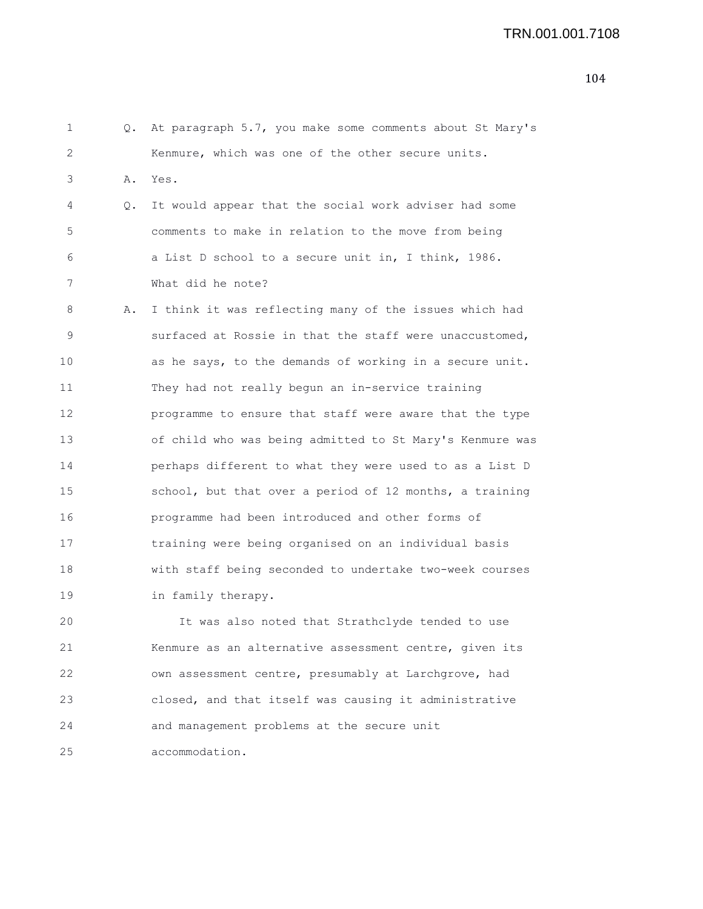Q. At paragraph 5.7, you make some comments about St Mary's Kenmure, which was one of the other secure units.

A. Yes.

Q. It would appear that the social work adviser had some comments to make in relation to the move from being a List D school to a secure unit in, I think, 1986. What did he note?

A. I think it was reflecting many of the issues which had surfaced at Rossie in that the staff were unaccustomed, as he says, to the demands of working in a secure unit. They had not really begun an in-service training programme to ensure that staff were aware that the type of child who was being admitted to St Mary's Kenmure was perhaps different to what they were used to as a List D school, but that over a period of 12 months, a training programme had been introduced and other forms of training were being organised on an individual basis with staff being seconded to undertake two-week courses in family therapy.

It was also noted that Strathclyde tended to use Kenmure as an alternative assessment centre, given its own assessment centre, presumably at Larchgrove, had closed, and that itself was causing it administrative and management problems at the secure unit accommodation.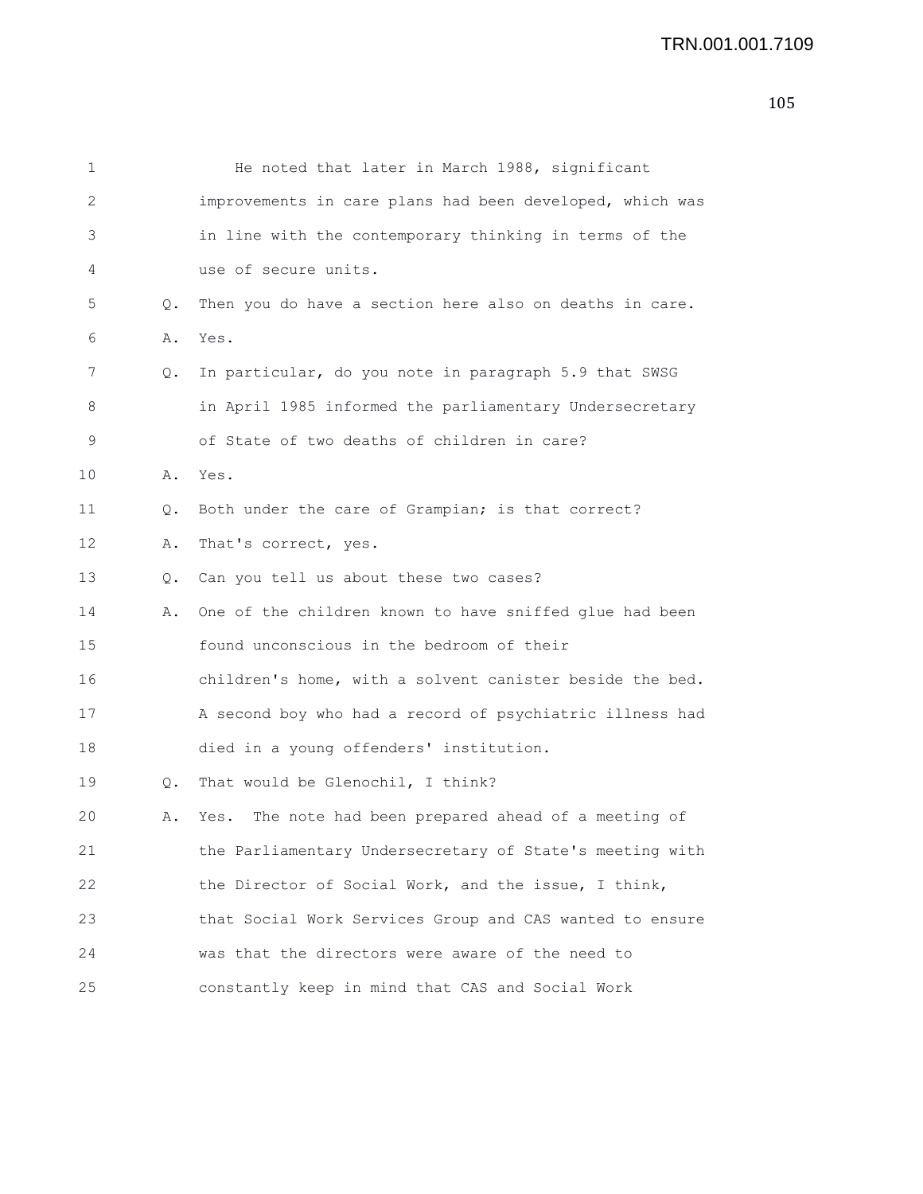He noted that later in March 1988, significant improvements in care plans had been developed, which was in line with the contemporary thinking in terms of the use of secure units.

Q. Then you do have a section here also on deaths in care.

A. Yes.

Q. In particular, do you note in paragraph 5.9 that SWSG in April 1985 informed the parliamentary Undersecretary of State of two deaths of children in care?

A. Yes.

Q. Both under the care of Grampian; is that correct?

A. That's correct, yes.

Q. Can you tell us about these two cases?

A. One of the children known to have sniffed glue had been found unconscious in the bedroom of their children's home, with a solvent canister beside the bed. A second boy who had a record of psychiatric illness had died in a young offenders' institution.

Q. That would be Glenochil, I think?

A. Yes. The note had been prepared ahead of a meeting of the Parliamentary Undersecretary of State's meeting with the Director of Social Work, and the issue, I think, that Social Work Services Group and CAS wanted to ensure was that the directors were aware of the need to constantly keep in mind that CAS and Social Work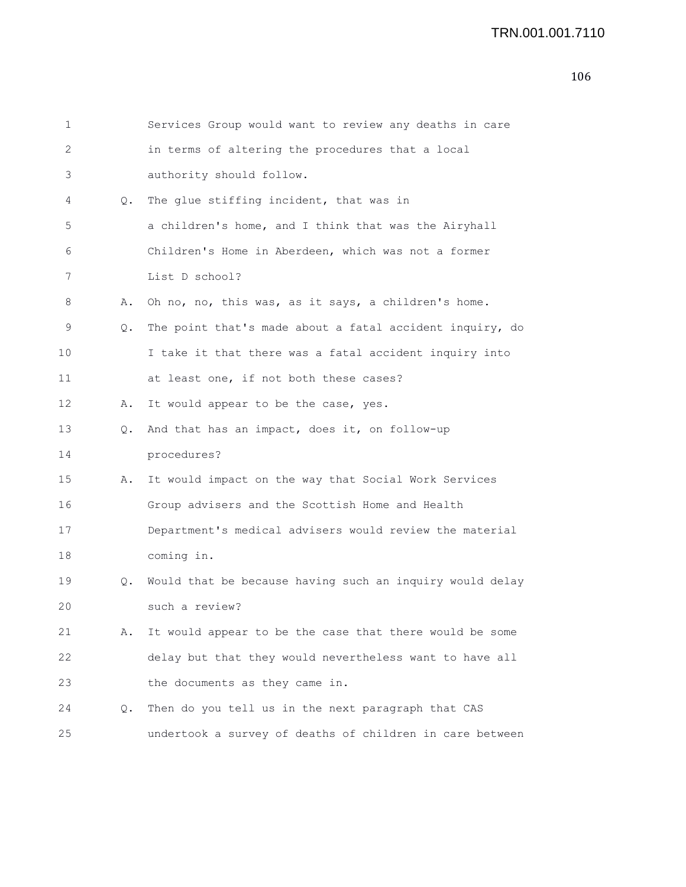Services Group would want to review any deaths in care in terms of altering the procedures that a local authority should follow.

Q. The glue stiffing incident, that was in a children's home, and I think that was the Airyhall Children's Home in Aberdeen, which was not a former List D school?

A. Oh no, no, this was, as it says, a children's home.

Q. The point that's made about a fatal accident inquiry, do I take it that there was a fatal accident inquiry into at least one, if not both these cases?

A. It would appear to be the case, yes.

Q. And that has an impact, does it, on follow-up procedures?

A. It would impact on the way that Social Work Services Group advisers and the Scottish Home and Health Department's medical advisers would review the material coming in.

Q. Would that be because having such an inquiry would delay such a review?

A. It would appear to be the case that there would be some delay but that they would nevertheless want to have all the documents as they came in.

Q. Then do you tell us in the next paragraph that CAS undertook a survey of deaths of children in care between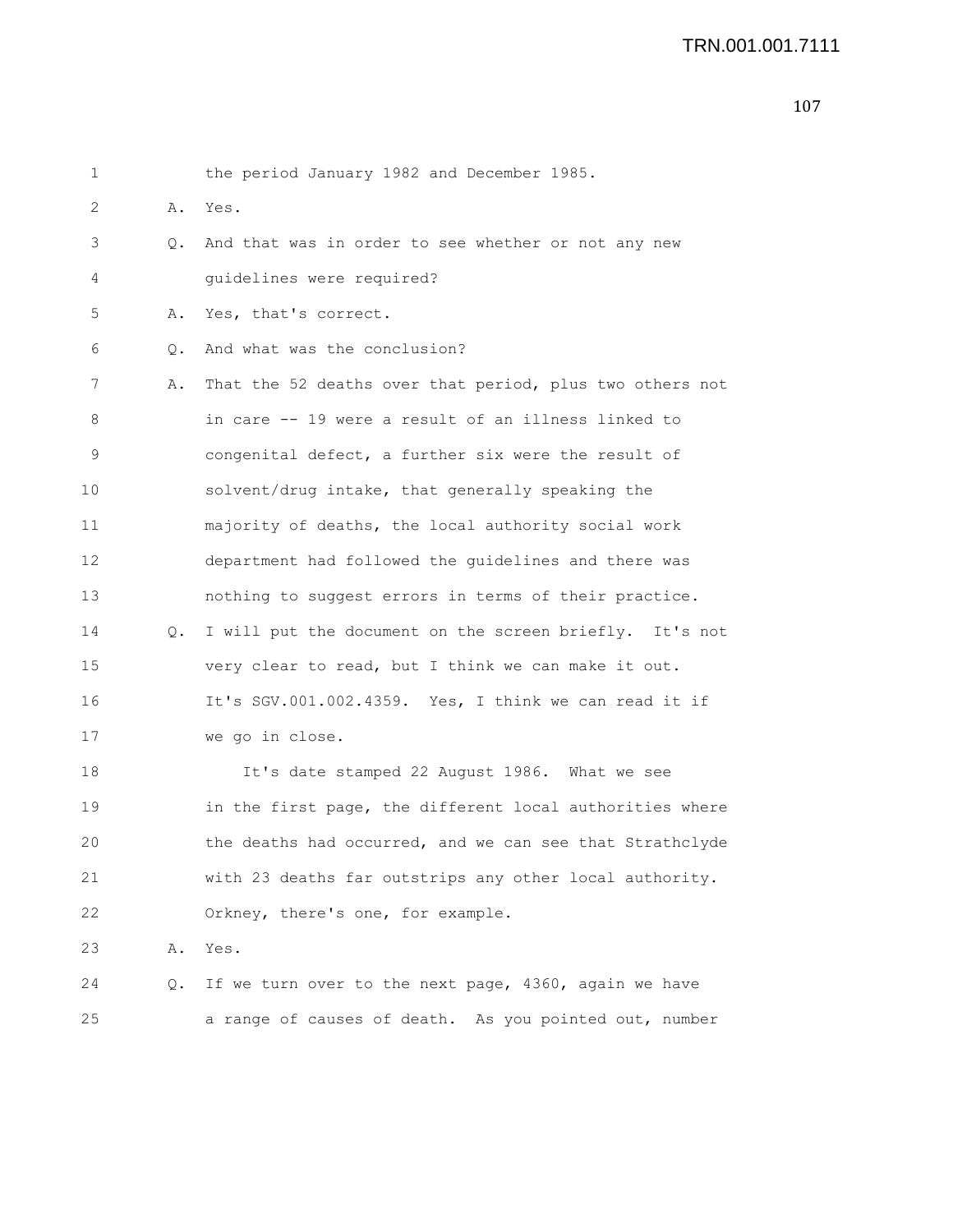1 the period January 1982 and December 1985.

2 A. Yes.

3 Q. And that was in order to see whether or not any new

4 guidelines were required?

5 A. Yes, that's correct.

6 Q. And what was the conclusion?

7 A. That the 52 deaths over that period, plus two others not

8 in care -- 19 were a result of an illness linked to

9 congenital defect, a further six were the result of

10 solvent/drug intake, that generally speaking the

11 majority of deaths, the local authority social work

12 department had followed the guidelines and there was

13 nothing to suggest errors in terms of their practice.

14 Q. I will put the document on the screen briefly. It's not

15 very clear to read, but I think we can make it out.

16 It's SGV.001.002.4359. Yes, I think we can read it if

17 we go in close.

18 It's date stamped 22 August 1986. What we see

19 in the first page, the different local authorities where

20 the deaths had occurred, and we can see that Strathclyde

21 with 23 deaths far outstrips any other local authority.

22 Orkney, there's one, for example.

23 A. Yes.

24 Q. If we turn over to the next page, 4360, again we have

25 a range of causes of death. As you pointed out, number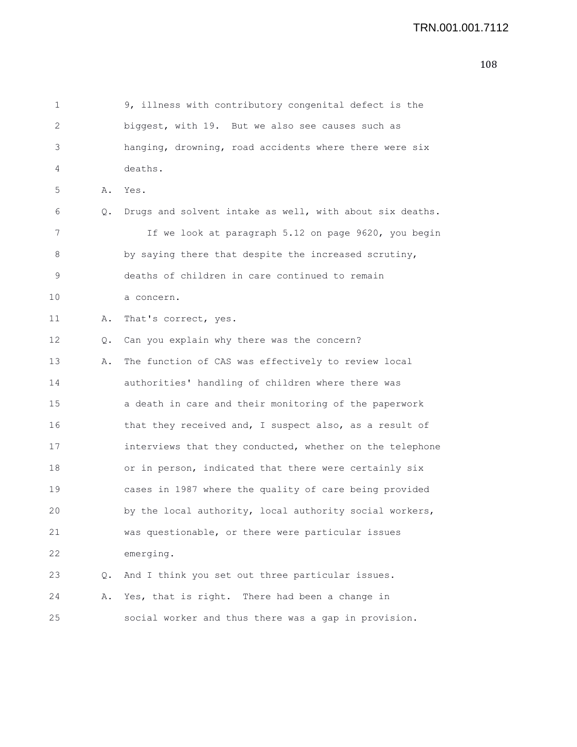1 9, illness with contributory congenital defect is the
2 biggest, with 19. But we also see causes such as
3 hanging, drowning, road accidents where there were six
4 deaths.

5 A. Yes.

6 Q. Drugs and solvent intake as well, with about six deaths.
7 If we look at paragraph 5.12 on page 9620, you begin
8 by saying there that despite the increased scrutiny,
9 deaths of children in care continued to remain
10 a concern.

11 A. That's correct, yes.

12 Q. Can you explain why there was the concern?

13 A. The function of CAS was effectively to review local
14 authorities' handling of children where there was
15 a death in care and their monitoring of the paperwork
16 that they received and, I suspect also, as a result of
17 interviews that they conducted, whether on the telephone
18 or in person, indicated that there were certainly six
19 cases in 1987 where the quality of care being provided
20 by the local authority, local authority social workers,
21 was questionable, or there were particular issues
22 emerging.

23 Q. And I think you set out three particular issues.

24 A. Yes, that is right. There had been a change in
25 social worker and thus there was a gap in provision.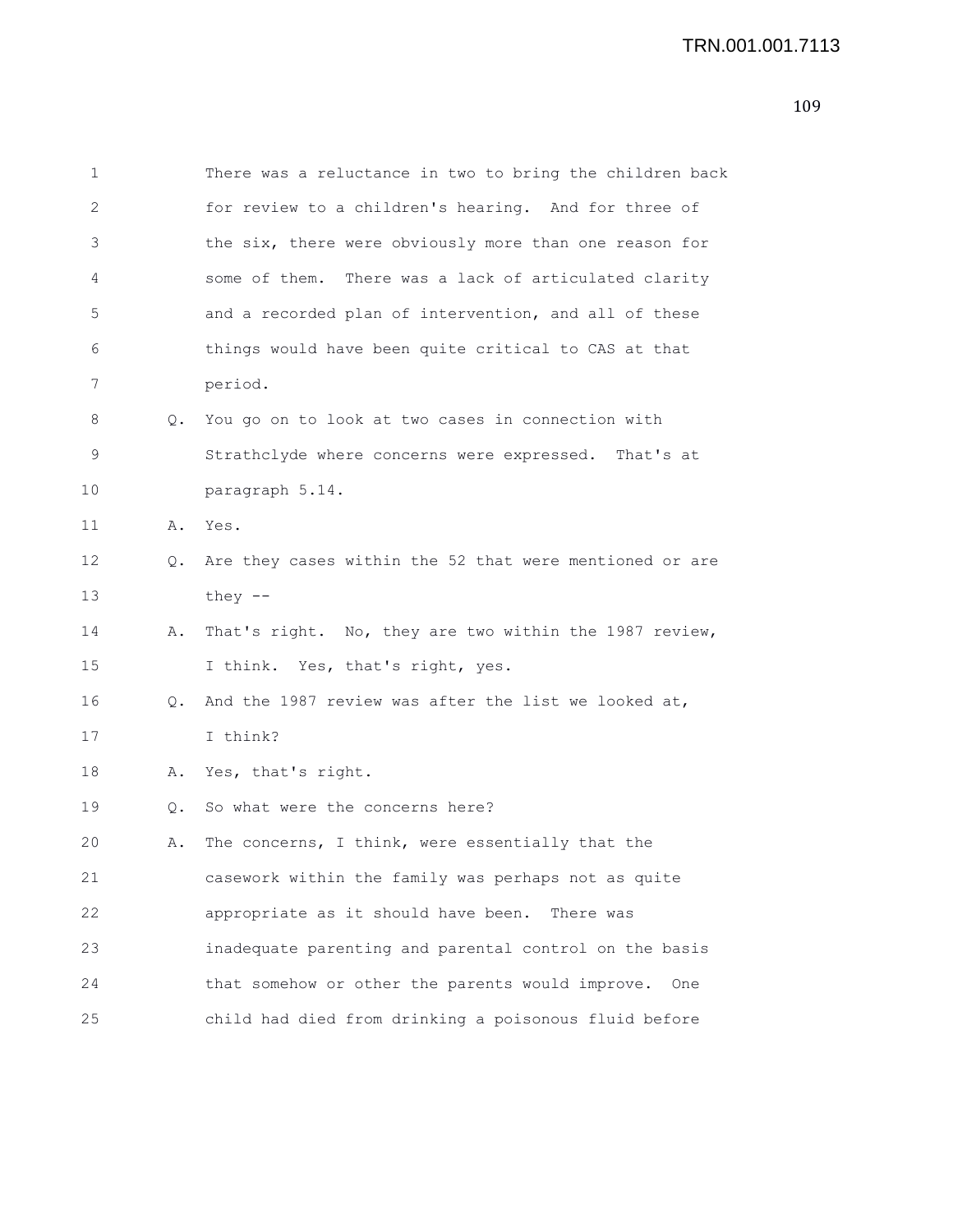There was a reluctance in two to bring the children back for review to a children's hearing. And for three of the six, there were obviously more than one reason for some of them. There was a lack of articulated clarity and a recorded plan of intervention, and all of these things would have been quite critical to CAS at that period.

Q. You go on to look at two cases in connection with Strathclyde where concerns were expressed. That's at paragraph 5.14.

A. Yes.

Q. Are they cases within the 52 that were mentioned or are they --

A. That's right. No, they are two within the 1987 review, I think. Yes, that's right, yes.

Q. And the 1987 review was after the list we looked at, I think?

A. Yes, that's right.

Q. So what were the concerns here?

A. The concerns, I think, were essentially that the casework within the family was perhaps not as quite appropriate as it should have been. There was inadequate parenting and parental control on the basis that somehow or other the parents would improve. One child had died from drinking a poisonous fluid before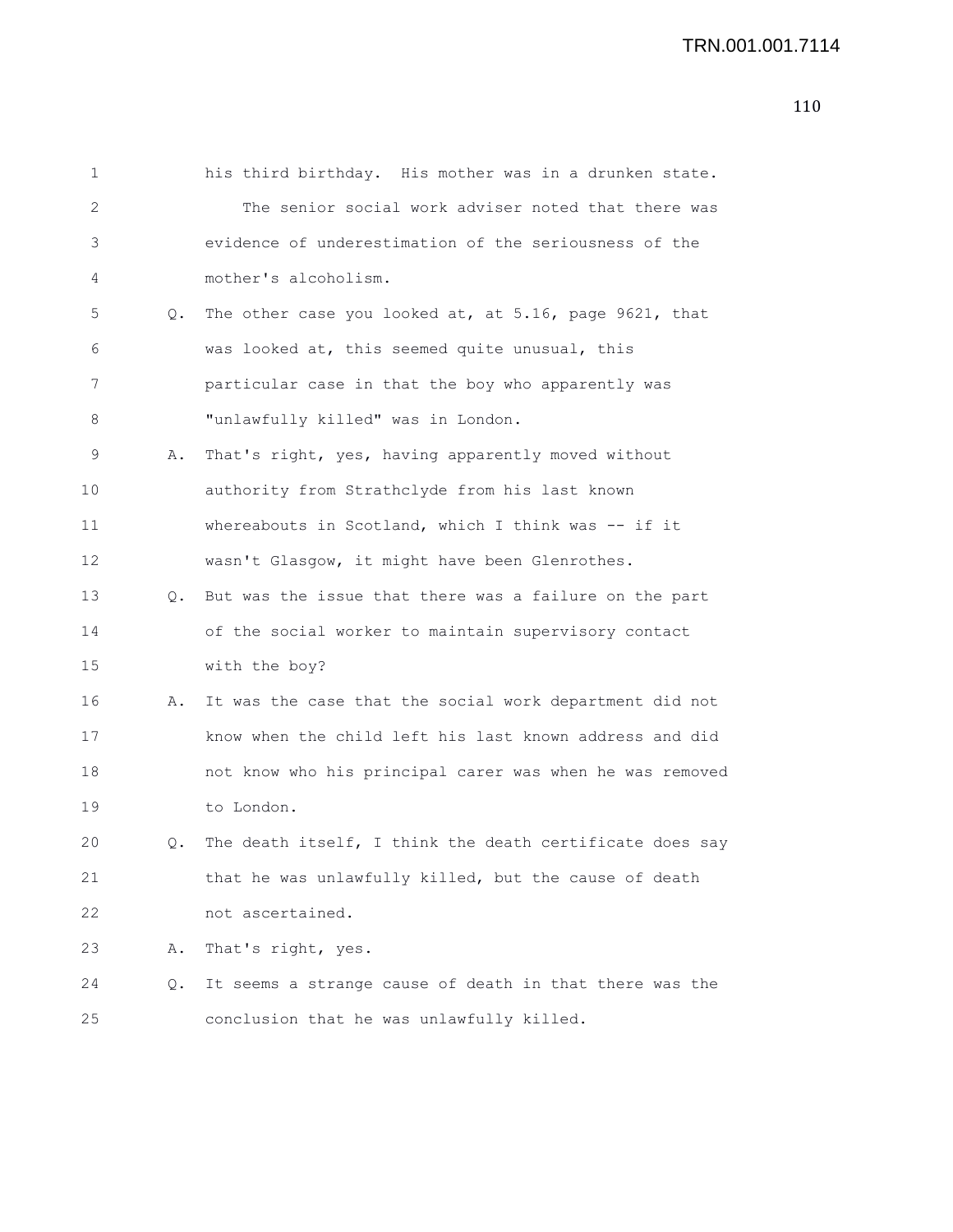his third birthday. His mother was in a drunken state.

The senior social work adviser noted that there was evidence of underestimation of the seriousness of the mother's alcoholism.

Q. The other case you looked at, at 5.16, page 9621, that was looked at, this seemed quite unusual, this particular case in that the boy who apparently was "unlawfully killed" was in London.

A. That's right, yes, having apparently moved without authority from Strathclyde from his last known whereabouts in Scotland, which I think was -- if it wasn't Glasgow, it might have been Glenrothes.

Q. But was the issue that there was a failure on the part of the social worker to maintain supervisory contact with the boy?

A. It was the case that the social work department did not know when the child left his last known address and did not know who his principal carer was when he was removed to London.

Q. The death itself, I think the death certificate does say that he was unlawfully killed, but the cause of death not ascertained.

A. That's right, yes.

Q. It seems a strange cause of death in that there was the conclusion that he was unlawfully killed.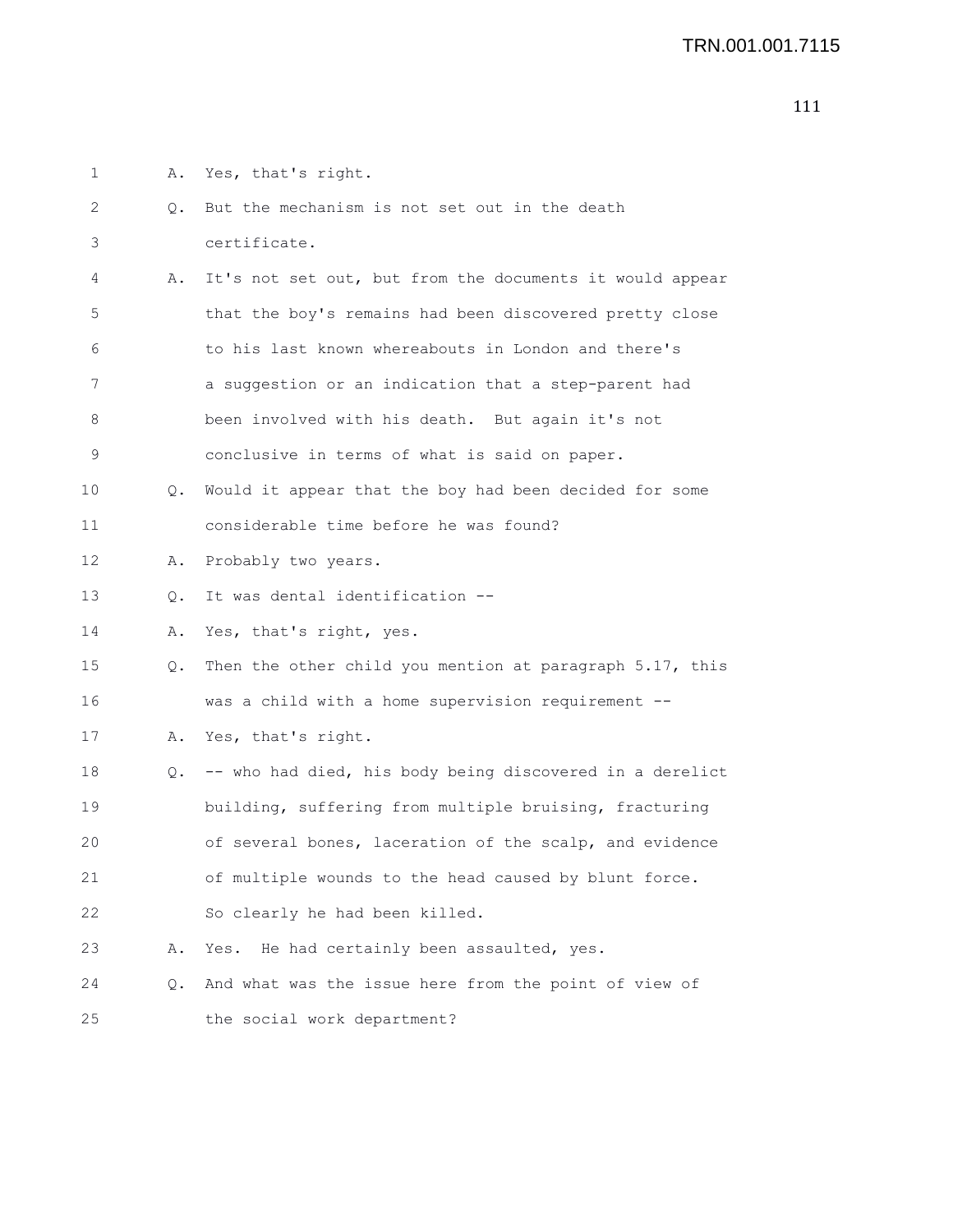TRN.001.001.7115

1 A. Yes, that's right.

2 Q. But the mechanism is not set out in the death
3 certificate.

4 A. It's not set out, but from the documents it would appear
5 that the boy's remains had been discovered pretty close
6 to his last known whereabouts in London and there's
7 a suggestion or an indication that a step-parent had
8 been involved with his death. But again it's not
9 conclusive in terms of what is said on paper.

10 Q. Would it appear that the boy had been decided for some
11 considerable time before he was found?

12 A. Probably two years.

13 Q. It was dental identification --

14 A. Yes, that's right, yes.

15 Q. Then the other child you mention at paragraph 5.17, this
16 was a child with a home supervision requirement --

17 A. Yes, that's right.

18 Q. -- who had died, his body being discovered in a derelict
19 building, suffering from multiple bruising, fracturing
20 of several bones, laceration of the scalp, and evidence
21 of multiple wounds to the head caused by blunt force.
22 So clearly he had been killed.

23 A. Yes. He had certainly been assaulted, yes.

24 Q. And what was the issue here from the point of view of
25 the social work department?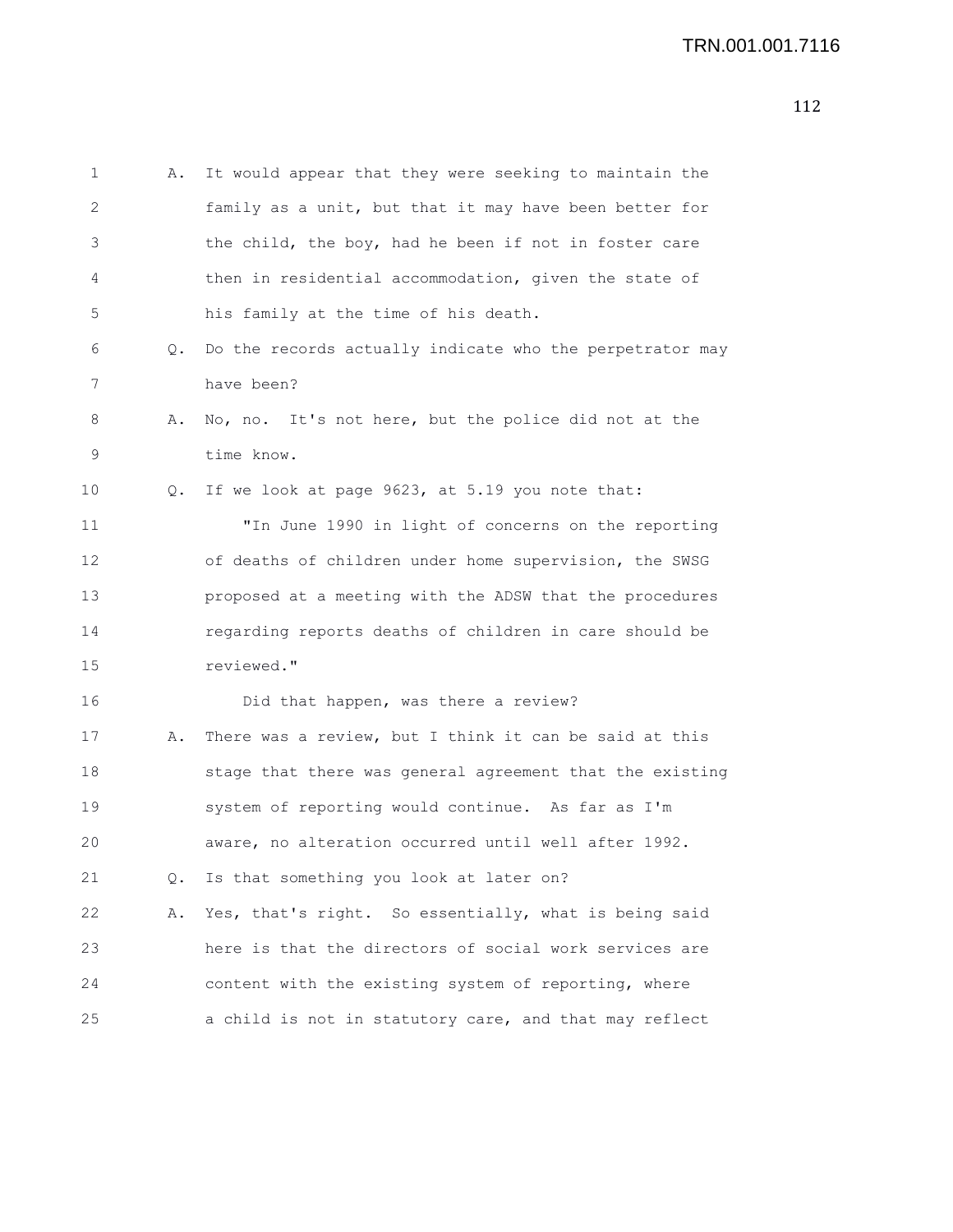A. It would appear that they were seeking to maintain the family as a unit, but that it may have been better for the child, the boy, had he been if not in foster care then in residential accommodation, given the state of his family at the time of his death.

Q. Do the records actually indicate who the perpetrator may have been?

A. No, no. It's not here, but the police did not at the time know.

Q. If we look at page 9623, at 5.19 you note that:

"In June 1990 in light of concerns on the reporting of deaths of children under home supervision, the SWSG proposed at a meeting with the ADSW that the procedures regarding reports deaths of children in care should be reviewed."

Did that happen, was there a review?

A. There was a review, but I think it can be said at this stage that there was general agreement that the existing system of reporting would continue. As far as I'm aware, no alteration occurred until well after 1992.

Q. Is that something you look at later on?

A. Yes, that's right. So essentially, what is being said here is that the directors of social work services are content with the existing system of reporting, where a child is not in statutory care, and that may reflect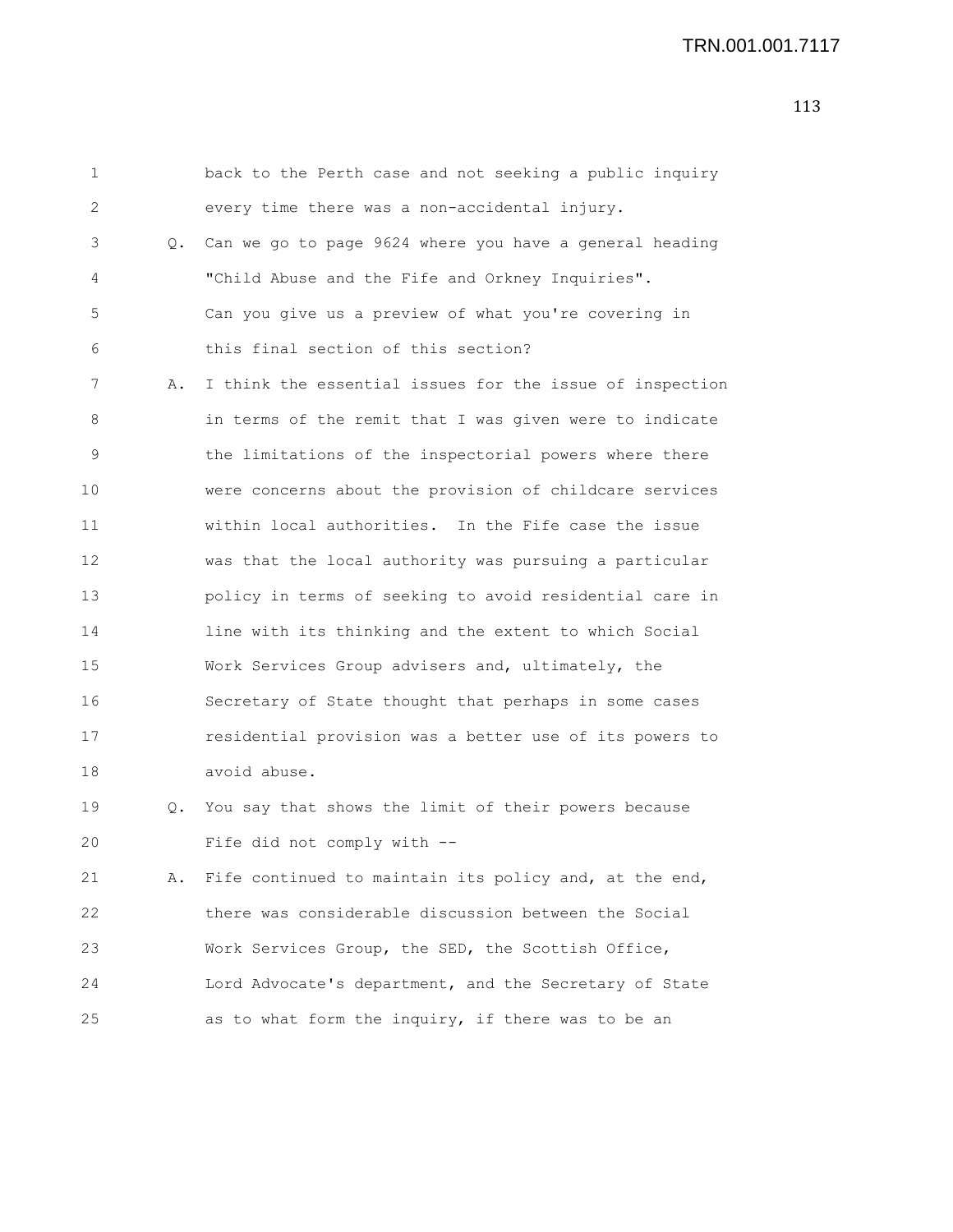back to the Perth case and not seeking a public inquiry every time there was a non-accidental injury.

Q. Can we go to page 9624 where you have a general heading "Child Abuse and the Fife and Orkney Inquiries". Can you give us a preview of what you're covering in this final section of this section?

A. I think the essential issues for the issue of inspection in terms of the remit that I was given were to indicate the limitations of the inspectorial powers where there were concerns about the provision of childcare services within local authorities. In the Fife case the issue was that the local authority was pursuing a particular policy in terms of seeking to avoid residential care in line with its thinking and the extent to which Social Work Services Group advisers and, ultimately, the Secretary of State thought that perhaps in some cases residential provision was a better use of its powers to avoid abuse.

Q. You say that shows the limit of their powers because Fife did not comply with --

A. Fife continued to maintain its policy and, at the end, there was considerable discussion between the Social Work Services Group, the SED, the Scottish Office, Lord Advocate's department, and the Secretary of State as to what form the inquiry, if there was to be an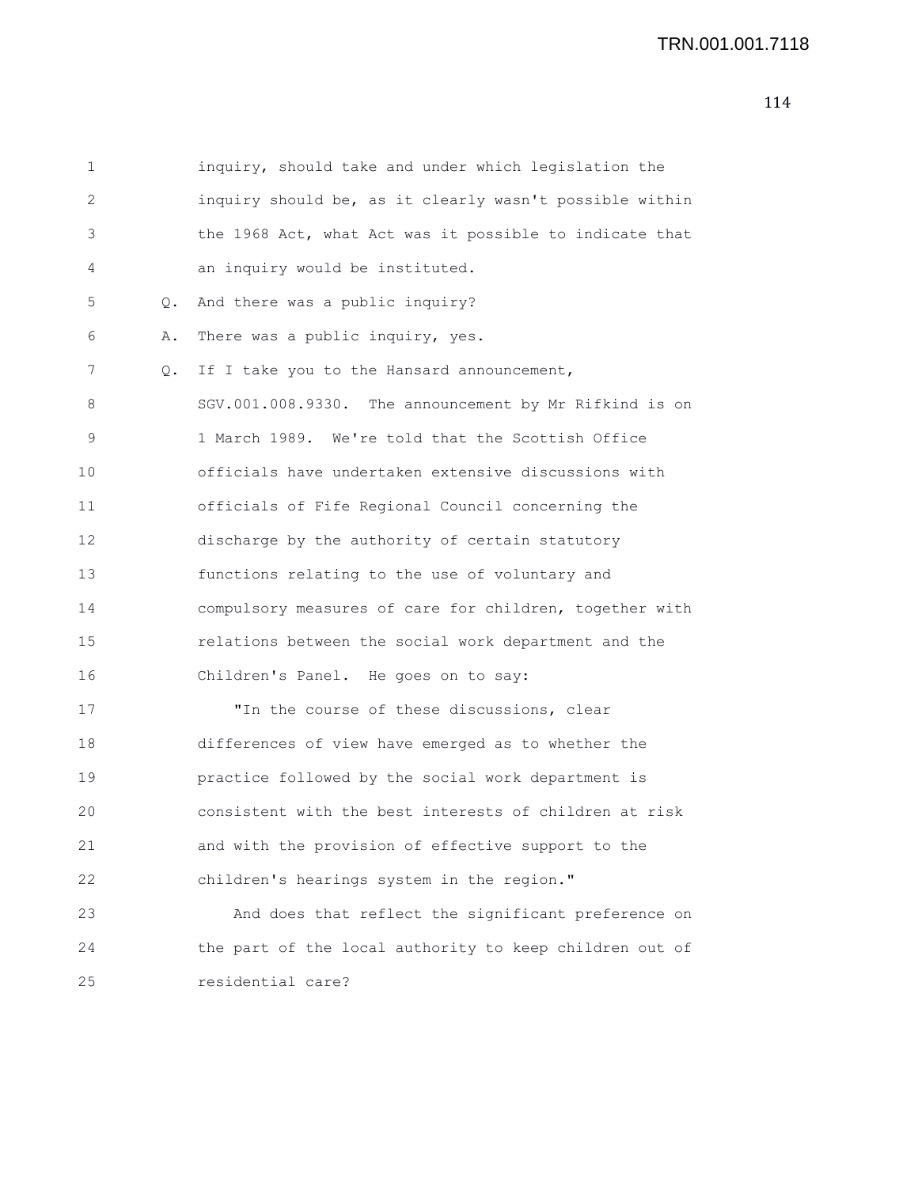1 inquiry, should take and under which legislation the
2 inquiry should be, as it clearly wasn't possible within
3 the 1968 Act, what Act was it possible to indicate that
4 an inquiry would be instituted.

5 Q. And there was a public inquiry?

6 A. There was a public inquiry, yes.

7 Q. If I take you to the Hansard announcement,
8 SGV.001.008.9330. The announcement by Mr Rifkind is on
9 1 March 1989. We're told that the Scottish Office
10 officials have undertaken extensive discussions with
11 officials of Fife Regional Council concerning the
12 discharge by the authority of certain statutory
13 functions relating to the use of voluntary and
14 compulsory measures of care for children, together with
15 relations between the social work department and the
16 Children's Panel. He goes on to say:

17 "In the course of these discussions, clear
18 differences of view have emerged as to whether the
19 practice followed by the social work department is
20 consistent with the best interests of children at risk
21 and with the provision of effective support to the
22 children's hearings system in the region."

23 And does that reflect the significant preference on
24 the part of the local authority to keep children out of
25 residential care?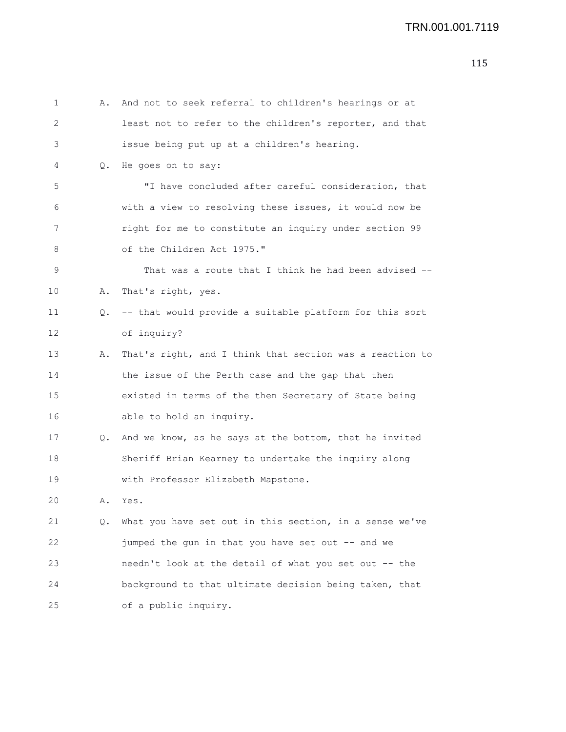A. And not to seek referral to children's hearings or at least not to refer to the children's reporter, and that issue being put up at a children's hearing.

Q. He goes on to say:

"I have concluded after careful consideration, that with a view to resolving these issues, it would now be right for me to constitute an inquiry under section 99 of the Children Act 1975."

That was a route that I think he had been advised --

A. That's right, yes.

Q. -- that would provide a suitable platform for this sort of inquiry?

A. That's right, and I think that section was a reaction to the issue of the Perth case and the gap that then existed in terms of the then Secretary of State being able to hold an inquiry.

Q. And we know, as he says at the bottom, that he invited Sheriff Brian Kearney to undertake the inquiry along with Professor Elizabeth Mapstone.

A. Yes.

Q. What you have set out in this section, in a sense we've jumped the gun in that you have set out -- and we needn't look at the detail of what you set out -- the background to that ultimate decision being taken, that of a public inquiry.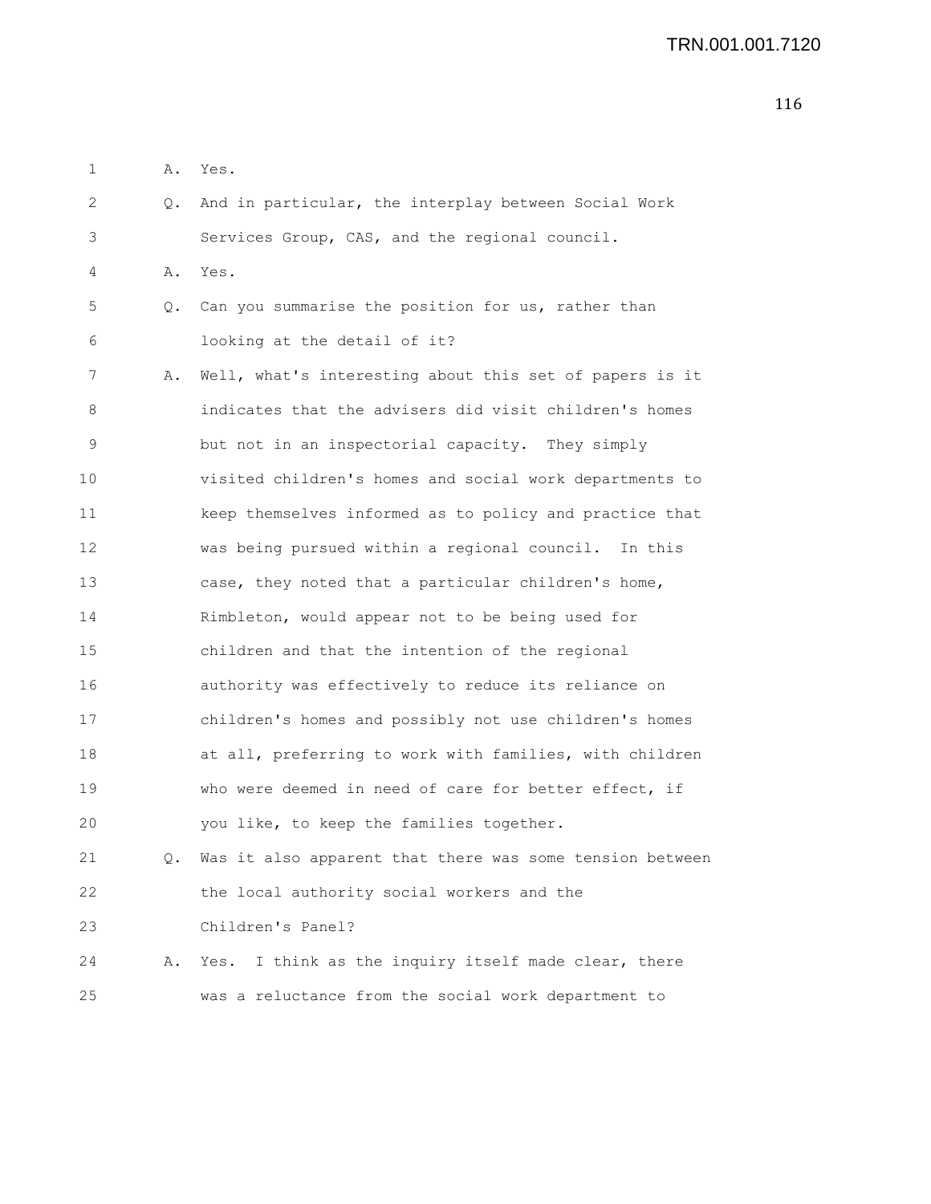1 A. Yes.

2 Q. And in particular, the interplay between Social Work

3 Services Group, CAS, and the regional council.

4 A. Yes.

5 Q. Can you summarise the position for us, rather than

6 looking at the detail of it?

7 A. Well, what's interesting about this set of papers is it

8 indicates that the advisers did visit children's homes

9 but not in an inspectorial capacity. They simply

10 visited children's homes and social work departments to

11 keep themselves informed as to policy and practice that

12 was being pursued within a regional council. In this

13 case, they noted that a particular children's home,

14 Rimbleton, would appear not to be being used for

15 children and that the intention of the regional

16 authority was effectively to reduce its reliance on

17 children's homes and possibly not use children's homes

18 at all, preferring to work with families, with children

19 who were deemed in need of care for better effect, if

20 you like, to keep the families together.

21 Q. Was it also apparent that there was some tension between

22 the local authority social workers and the

23 Children's Panel?

24 A. Yes. I think as the inquiry itself made clear, there

25 was a reluctance from the social work department to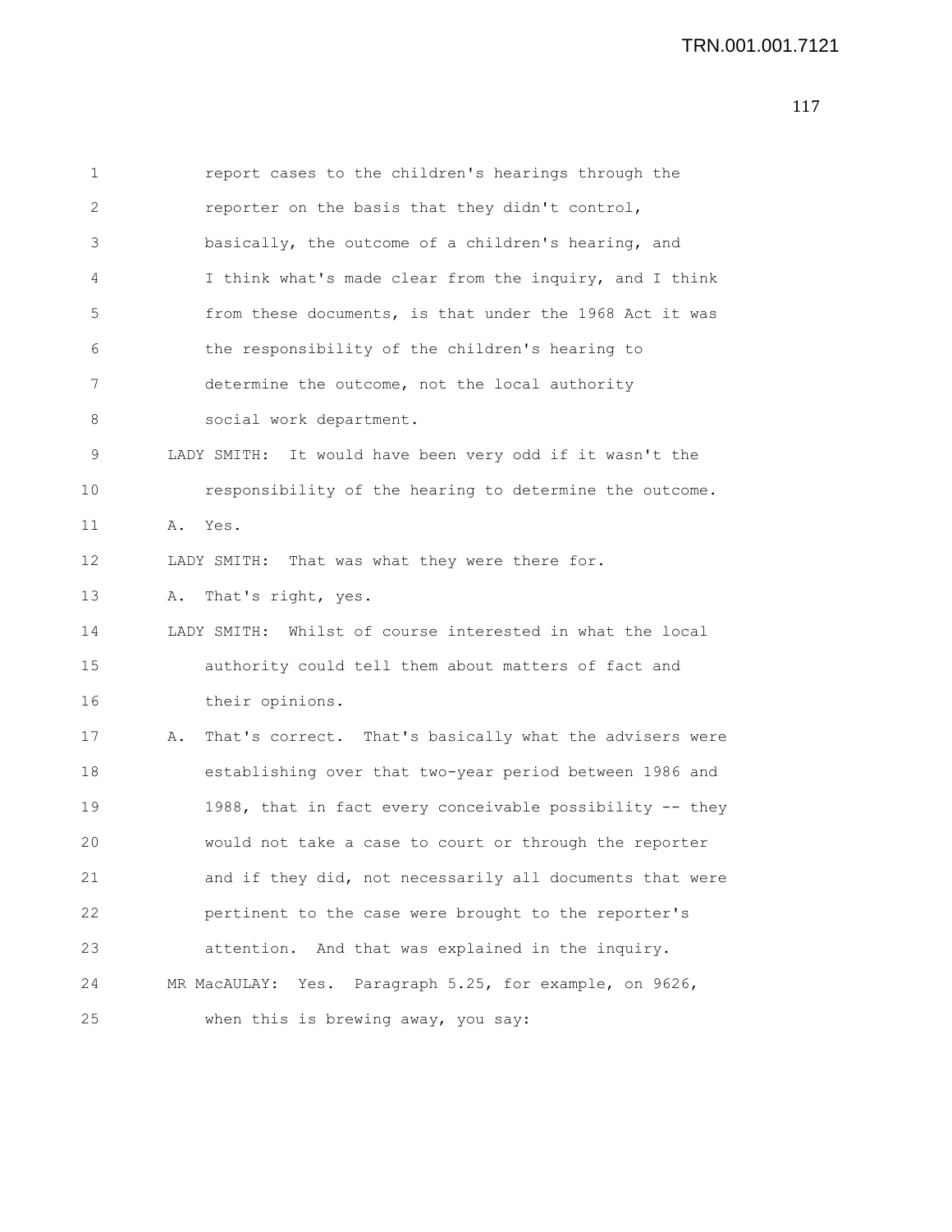1 report cases to the children's hearings through the
2 reporter on the basis that they didn't control,
3 basically, the outcome of a children's hearing, and
4 I think what's made clear from the inquiry, and I think
5 from these documents, is that under the 1968 Act it was
6 the responsibility of the children's hearing to
7 determine the outcome, not the local authority
8 social work department.

9 LADY SMITH: It would have been very odd if it wasn't the
10 responsibility of the hearing to determine the outcome.

11 A. Yes.

12 LADY SMITH: That was what they were there for.

13 A. That's right, yes.

14 LADY SMITH: Whilst of course interested in what the local
15 authority could tell them about matters of fact and
16 their opinions.

17 A. That's correct. That's basically what the advisers were
18 establishing over that two-year period between 1986 and
19 1988, that in fact every conceivable possibility -- they
20 would not take a case to court or through the reporter
21 and if they did, not necessarily all documents that were
22 pertinent to the case were brought to the reporter's
23 attention. And that was explained in the inquiry.

24 MR MacAULAY: Yes. Paragraph 5.25, for example, on 9626,
25 when this is brewing away, you say: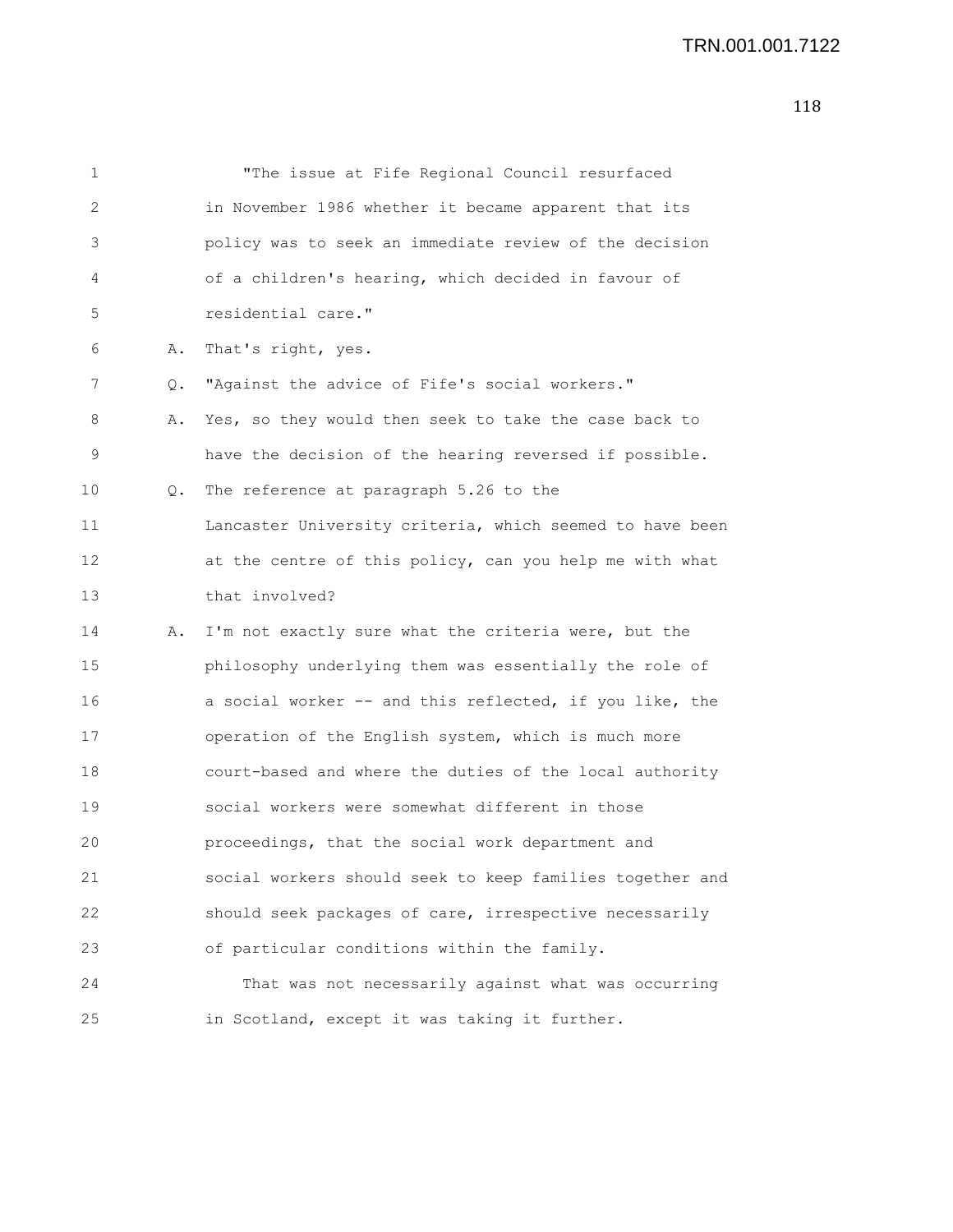1 "The issue at Fife Regional Council resurfaced
2 in November 1986 whether it became apparent that its
3 policy was to seek an immediate review of the decision
4 of a children's hearing, which decided in favour of
5 residential care."

6 A. That's right, yes.

7 Q. "Against the advice of Fife's social workers."

8 A. Yes, so they would then seek to take the case back to
9 have the decision of the hearing reversed if possible.

10 Q. The reference at paragraph 5.26 to the
11 Lancaster University criteria, which seemed to have been
12 at the centre of this policy, can you help me with what
13 that involved?

14 A. I'm not exactly sure what the criteria were, but the
15 philosophy underlying them was essentially the role of
16 a social worker -- and this reflected, if you like, the
17 operation of the English system, which is much more
18 court-based and where the duties of the local authority
19 social workers were somewhat different in those
20 proceedings, that the social work department and
21 social workers should seek to keep families together and
22 should seek packages of care, irrespective necessarily
23 of particular conditions within the family.

24 That was not necessarily against what was occurring
25 in Scotland, except it was taking it further.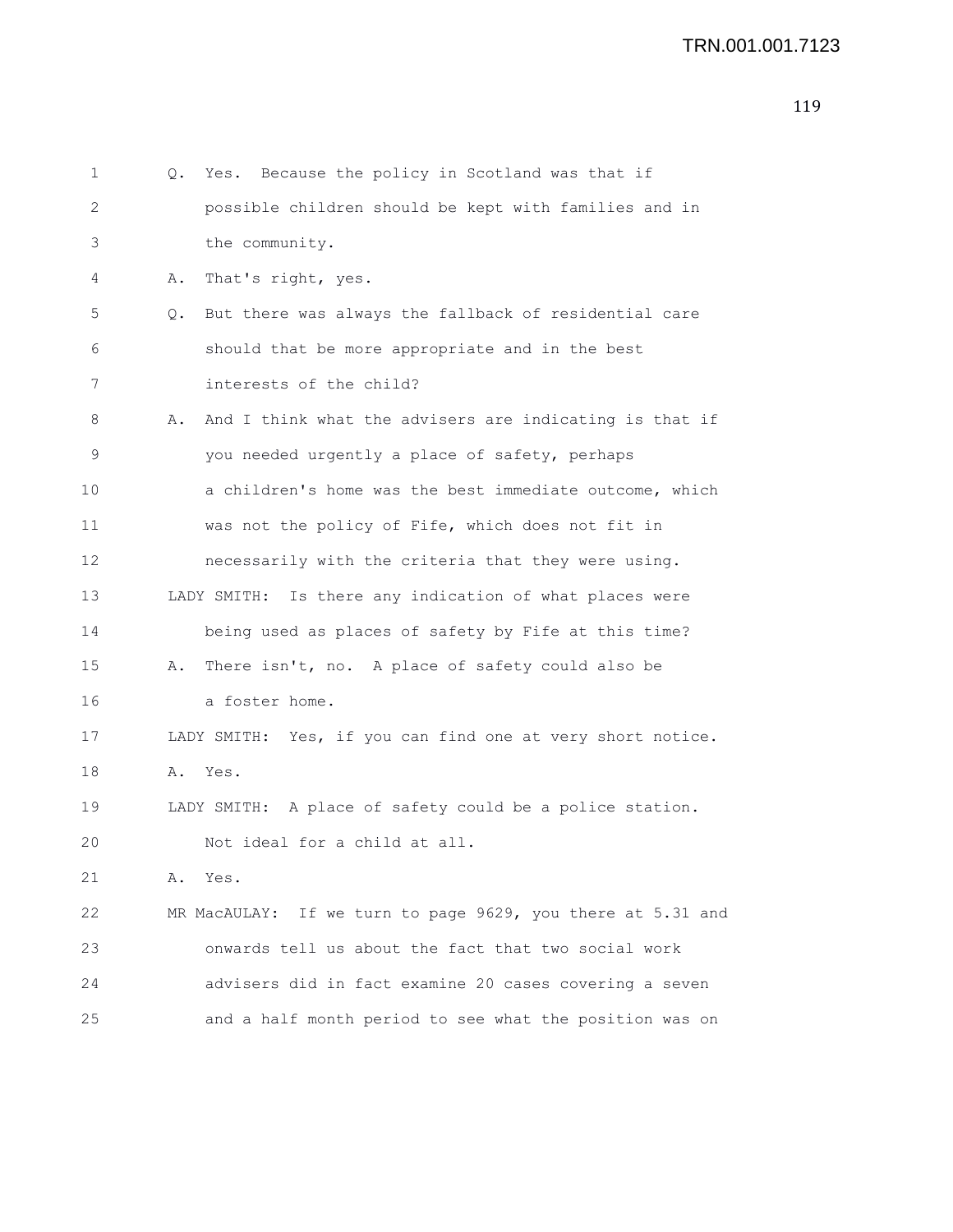Q. Yes. Because the policy in Scotland was that if possible children should be kept with families and in the community.

A. That's right, yes.

Q. But there was always the fallback of residential care should that be more appropriate and in the best interests of the child?

A. And I think what the advisers are indicating is that if you needed urgently a place of safety, perhaps a children's home was the best immediate outcome, which was not the policy of Fife, which does not fit in necessarily with the criteria that they were using.

LADY SMITH: Is there any indication of what places were being used as places of safety by Fife at this time?

A. There isn't, no. A place of safety could also be a foster home.

LADY SMITH: Yes, if you can find one at very short notice.

A. Yes.

LADY SMITH: A place of safety could be a police station. Not ideal for a child at all.

A. Yes.

MR MacAULAY: If we turn to page 9629, you there at 5.31 and onwards tell us about the fact that two social work advisers did in fact examine 20 cases covering a seven and a half month period to see what the position was on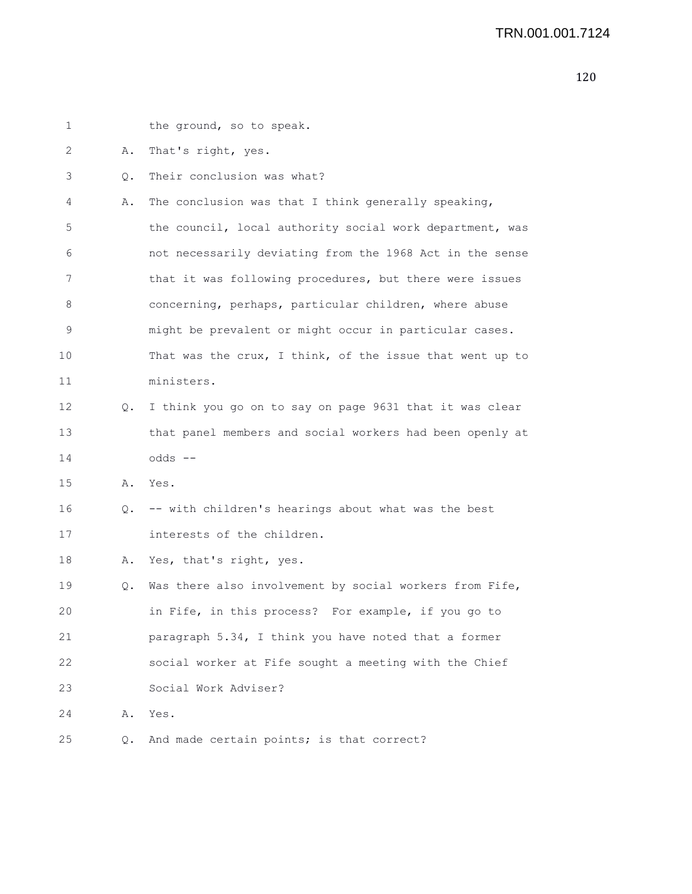1 the ground, so to speak.

2 A. That's right, yes.

3 Q. Their conclusion was what?

4 A. The conclusion was that I think generally speaking,

5 the council, local authority social work department, was

6 not necessarily deviating from the 1968 Act in the sense

7 that it was following procedures, but there were issues

8 concerning, perhaps, particular children, where abuse

9 might be prevalent or might occur in particular cases.

10 That was the crux, I think, of the issue that went up to

11 ministers.

12 Q. I think you go on to say on page 9631 that it was clear

13 that panel members and social workers had been openly at

14 odds --

15 A. Yes.

16 Q. -- with children's hearings about what was the best

17 interests of the children.

18 A. Yes, that's right, yes.

19 Q. Was there also involvement by social workers from Fife,

20 in Fife, in this process? For example, if you go to

21 paragraph 5.34, I think you have noted that a former

22 social worker at Fife sought a meeting with the Chief

23 Social Work Adviser?

24 A. Yes.

25 Q. And made certain points; is that correct?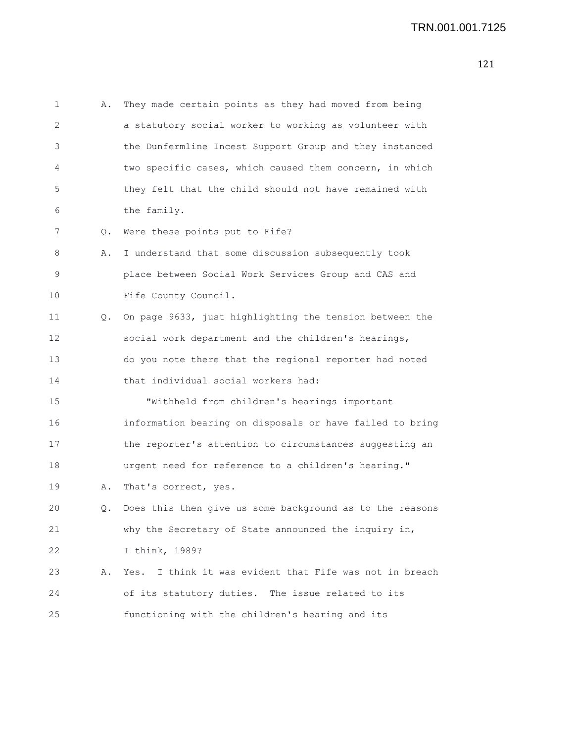1 A. They made certain points as they had moved from being
2 a statutory social worker to working as volunteer with
3 the Dunfermline Incest Support Group and they instanced
4 two specific cases, which caused them concern, in which
5 they felt that the child should not have remained with
6 the family.
7 Q. Were these points put to Fife?
8 A. I understand that some discussion subsequently took
9 place between Social Work Services Group and CAS and
10 Fife County Council.
11 Q. On page 9633, just highlighting the tension between the
12 social work department and the children's hearings,
13 do you note there that the regional reporter had noted
14 that individual social workers had:
15 "Withheld from children's hearings important
16 information bearing on disposals or have failed to bring
17 the reporter's attention to circumstances suggesting an
18 urgent need for reference to a children's hearing."
19 A. That's correct, yes.
20 Q. Does this then give us some background as to the reasons
21 why the Secretary of State announced the inquiry in,
22 I think, 1989?
23 A. Yes. I think it was evident that Fife was not in breach
24 of its statutory duties. The issue related to its
25 functioning with the children's hearing and its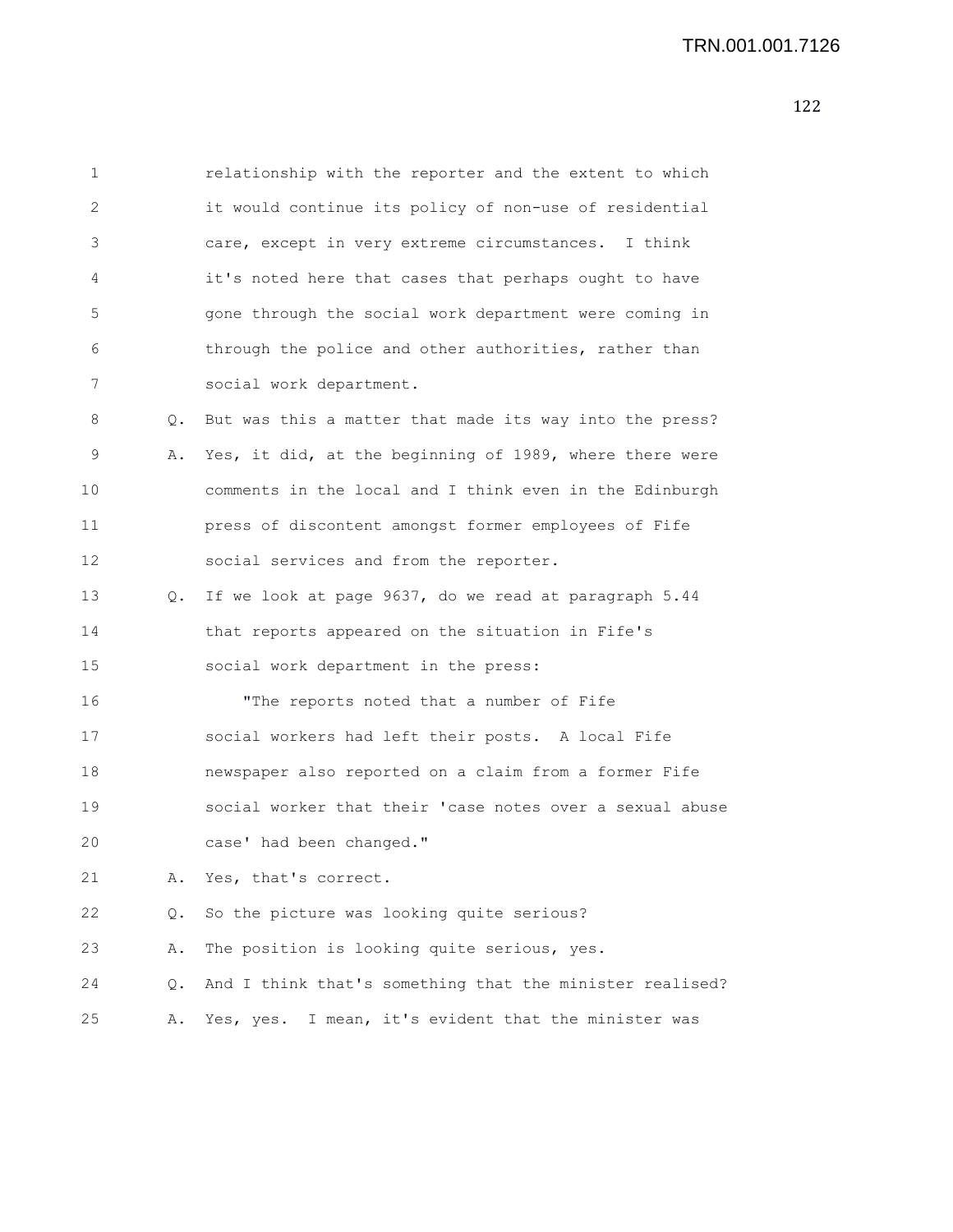1 relationship with the reporter and the extent to which
2 it would continue its policy of non-use of residential
3 care, except in very extreme circumstances. I think
4 it's noted here that cases that perhaps ought to have
5 gone through the social work department were coming in
6 through the police and other authorities, rather than
7 social work department.

8 Q. But was this a matter that made its way into the press?

9 A. Yes, it did, at the beginning of 1989, where there were
10 comments in the local and I think even in the Edinburgh
11 press of discontent amongst former employees of Fife
12 social services and from the reporter.

13 Q. If we look at page 9637, do we read at paragraph 5.44
14 that reports appeared on the situation in Fife's
15 social work department in the press:

16 "The reports noted that a number of Fife
17 social workers had left their posts. A local Fife
18 newspaper also reported on a claim from a former Fife
19 social worker that their 'case notes over a sexual abuse
20 case' had been changed."

21 A. Yes, that's correct.

22 Q. So the picture was looking quite serious?

23 A. The position is looking quite serious, yes.

24 Q. And I think that's something that the minister realised?

25 A. Yes, yes. I mean, it's evident that the minister was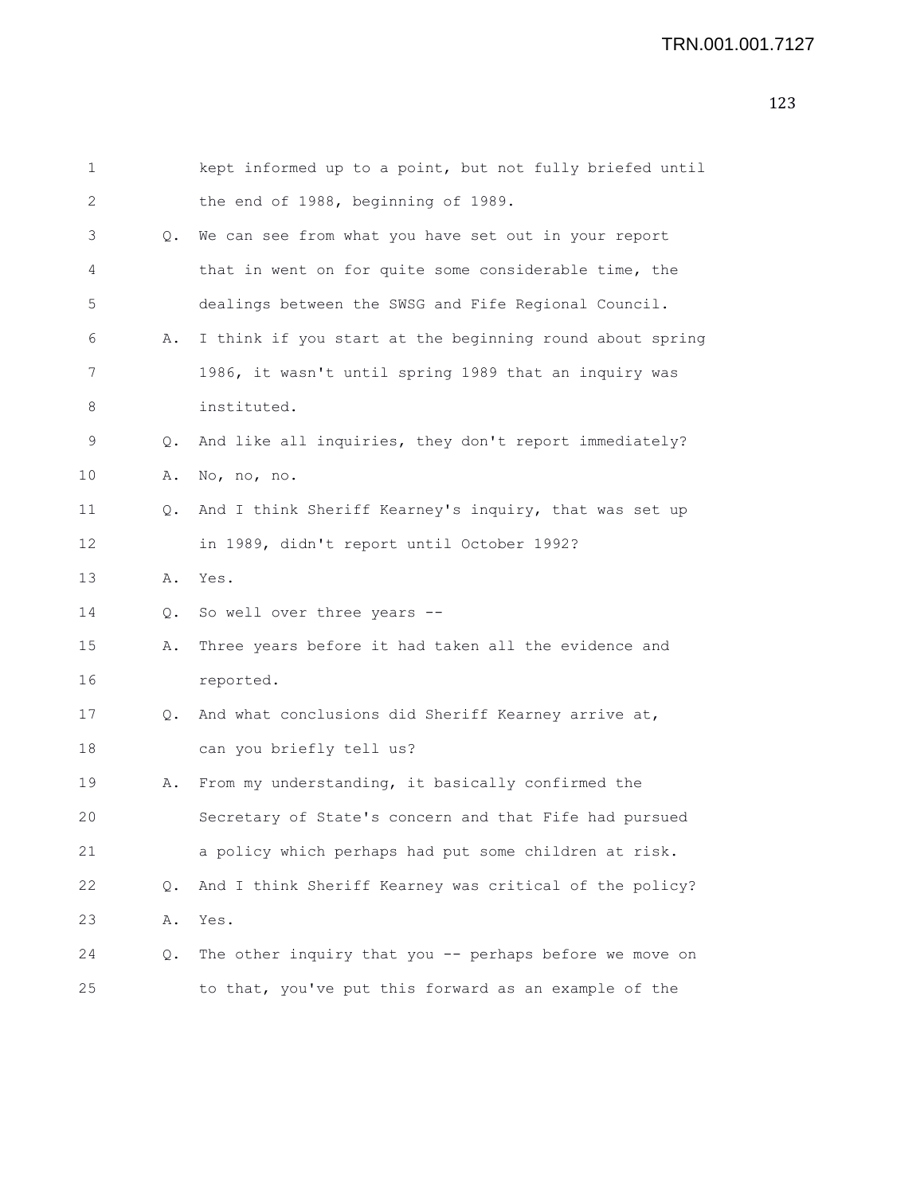1 kept informed up to a point, but not fully briefed until
2 the end of 1988, beginning of 1989.

3 Q. We can see from what you have set out in your report
4 that in went on for quite some considerable time, the
5 dealings between the SWSG and Fife Regional Council.

6 A. I think if you start at the beginning round about spring
7 1986, it wasn't until spring 1989 that an inquiry was
8 instituted.

9 Q. And like all inquiries, they don't report immediately?

10 A. No, no, no.

11 Q. And I think Sheriff Kearney's inquiry, that was set up
12 in 1989, didn't report until October 1992?

13 A. Yes.

14 Q. So well over three years --

15 A. Three years before it had taken all the evidence and
16 reported.

17 Q. And what conclusions did Sheriff Kearney arrive at,
18 can you briefly tell us?

19 A. From my understanding, it basically confirmed the
20 Secretary of State's concern and that Fife had pursued
21 a policy which perhaps had put some children at risk.

22 Q. And I think Sheriff Kearney was critical of the policy?

23 A. Yes.

24 Q. The other inquiry that you -- perhaps before we move on
25 to that, you've put this forward as an example of the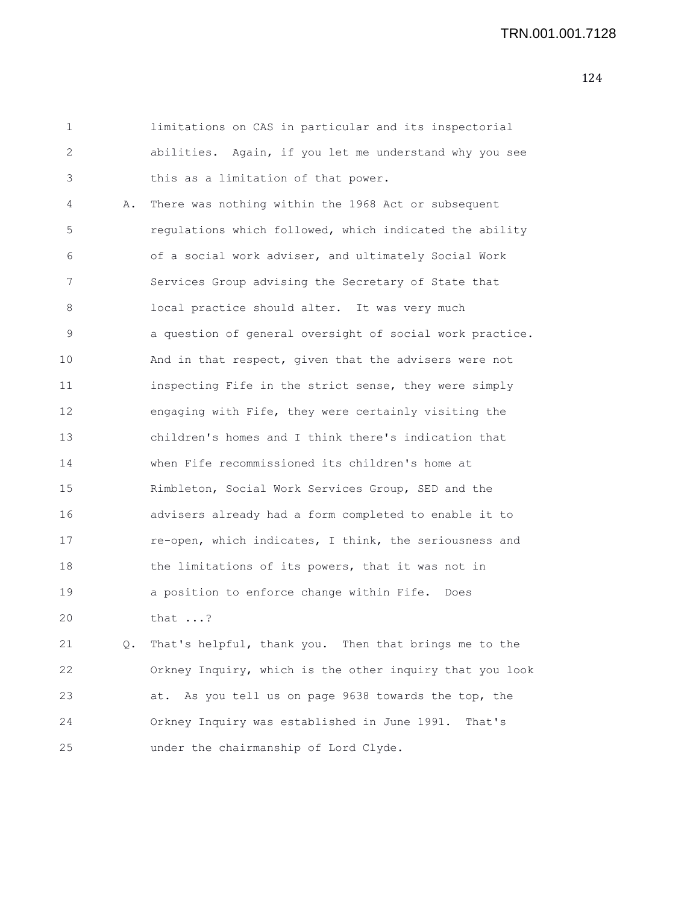1 limitations on CAS in particular and its inspectorial
2 abilities. Again, if you let me understand why you see
3 this as a limitation of that power.

4 A. There was nothing within the 1968 Act or subsequent
5 regulations which followed, which indicated the ability
6 of a social work adviser, and ultimately Social Work
7 Services Group advising the Secretary of State that
8 local practice should alter. It was very much
9 a question of general oversight of social work practice.
10 And in that respect, given that the advisers were not
11 inspecting Fife in the strict sense, they were simply
12 engaging with Fife, they were certainly visiting the
13 children's homes and I think there's indication that
14 when Fife recommissioned its children's home at
15 Rimbleton, Social Work Services Group, SED and the
16 advisers already had a form completed to enable it to
17 re-open, which indicates, I think, the seriousness and
18 the limitations of its powers, that it was not in
19 a position to enforce change within Fife. Does
20 that ...?

21 Q. That's helpful, thank you. Then that brings me to the
22 Orkney Inquiry, which is the other inquiry that you look
23 at. As you tell us on page 9638 towards the top, the
24 Orkney Inquiry was established in June 1991. That's
25 under the chairmanship of Lord Clyde.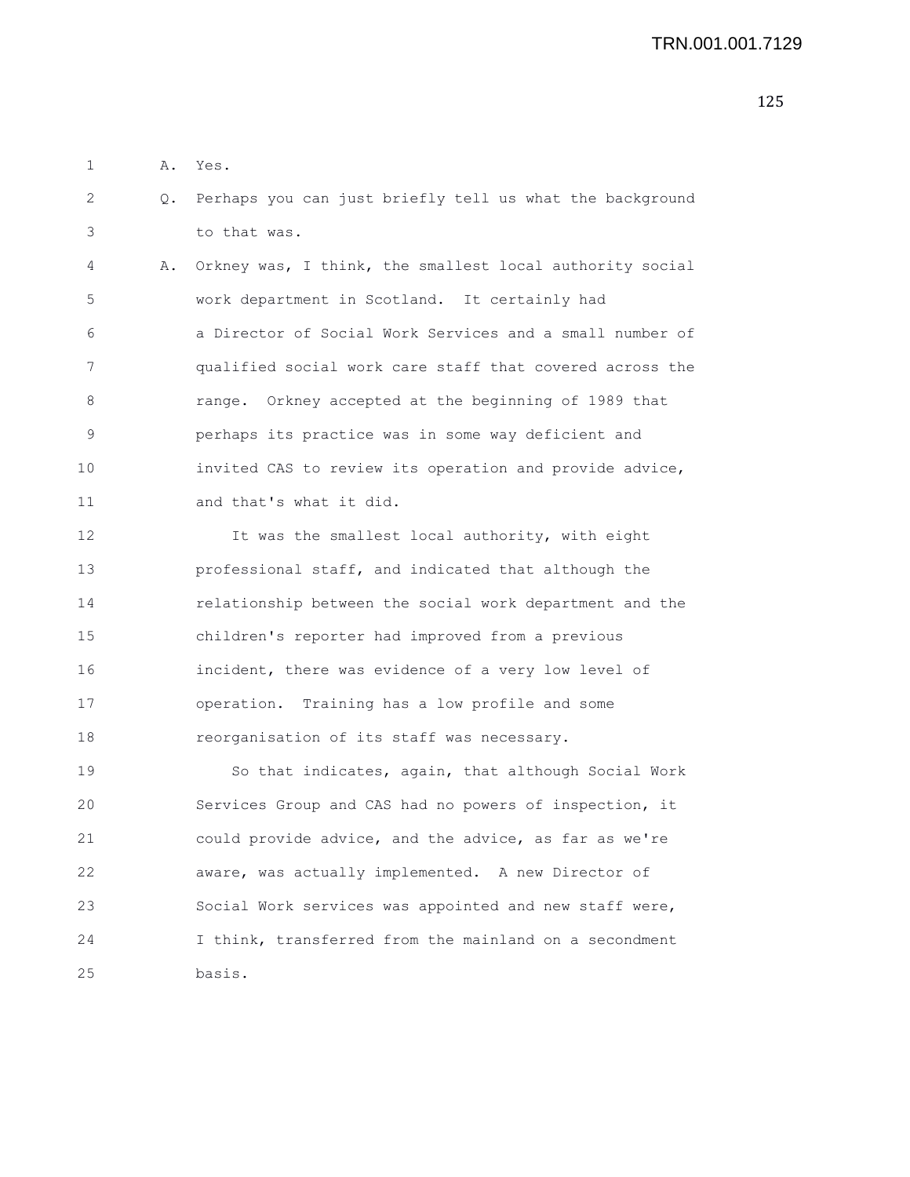A. Yes.

Q. Perhaps you can just briefly tell us what the background to that was.

A. Orkney was, I think, the smallest local authority social work department in Scotland. It certainly had a Director of Social Work Services and a small number of qualified social work care staff that covered across the range. Orkney accepted at the beginning of 1989 that perhaps its practice was in some way deficient and invited CAS to review its operation and provide advice, and that's what it did.

It was the smallest local authority, with eight professional staff, and indicated that although the relationship between the social work department and the children's reporter had improved from a previous incident, there was evidence of a very low level of operation. Training has a low profile and some reorganisation of its staff was necessary.

So that indicates, again, that although Social Work Services Group and CAS had no powers of inspection, it could provide advice, and the advice, as far as we're aware, was actually implemented. A new Director of Social Work services was appointed and new staff were, I think, transferred from the mainland on a secondment basis.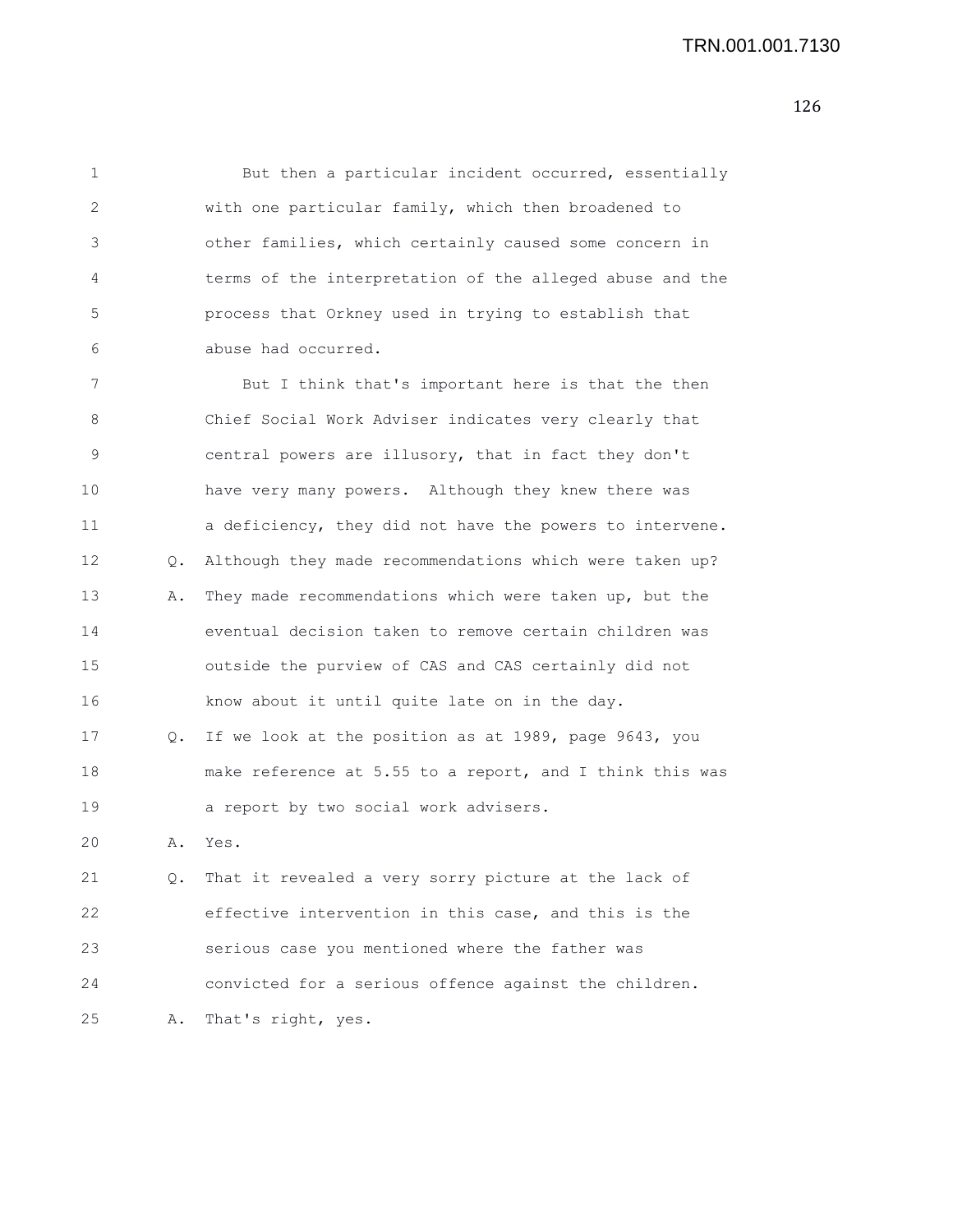But then a particular incident occurred, essentially with one particular family, which then broadened to other families, which certainly caused some concern in terms of the interpretation of the alleged abuse and the process that Orkney used in trying to establish that abuse had occurred.

But I think that's important here is that the then Chief Social Work Adviser indicates very clearly that central powers are illusory, that in fact they don't have very many powers. Although they knew there was a deficiency, they did not have the powers to intervene.

Q. Although they made recommendations which were taken up?

A. They made recommendations which were taken up, but the eventual decision taken to remove certain children was outside the purview of CAS and CAS certainly did not know about it until quite late on in the day.

Q. If we look at the position as at 1989, page 9643, you make reference at 5.55 to a report, and I think this was a report by two social work advisers.

A. Yes.

Q. That it revealed a very sorry picture at the lack of effective intervention in this case, and this is the serious case you mentioned where the father was convicted for a serious offence against the children.

A. That's right, yes.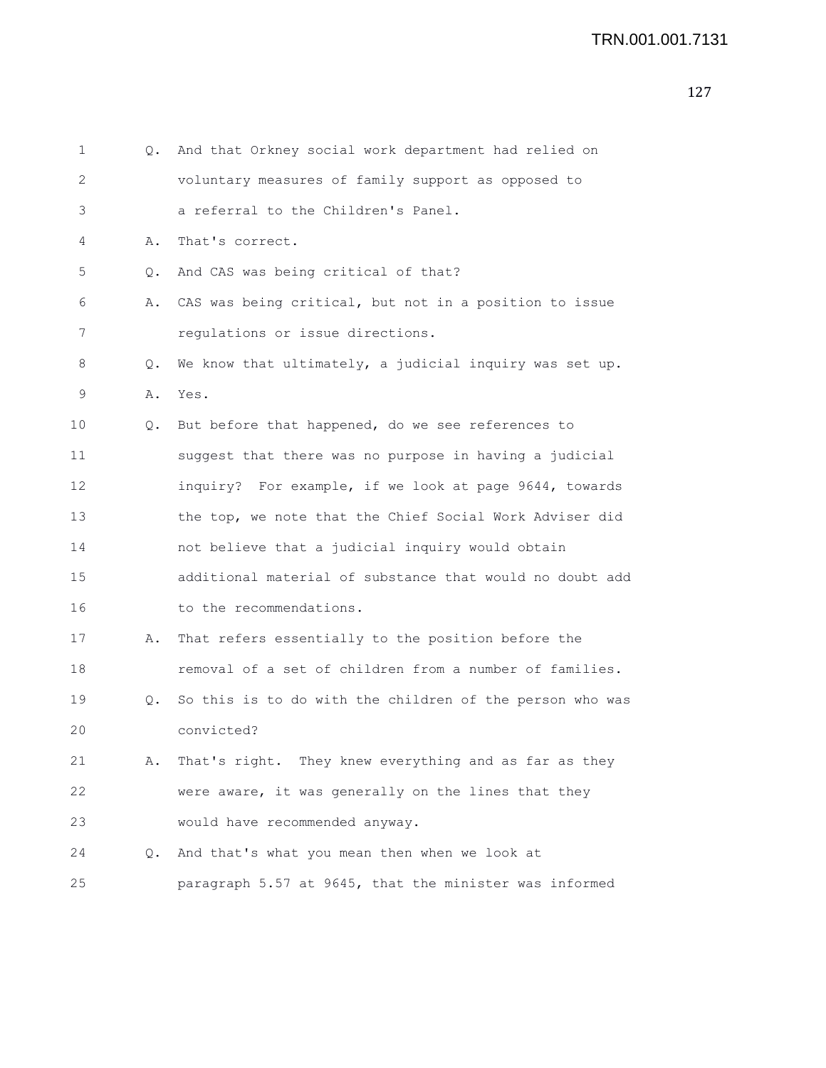Q. And that Orkney social work department had relied on voluntary measures of family support as opposed to a referral to the Children's Panel.

A. That's correct.

Q. And CAS was being critical of that?

A. CAS was being critical, but not in a position to issue regulations or issue directions.

Q. We know that ultimately, a judicial inquiry was set up.

A. Yes.

Q. But before that happened, do we see references to suggest that there was no purpose in having a judicial inquiry? For example, if we look at page 9644, towards the top, we note that the Chief Social Work Adviser did not believe that a judicial inquiry would obtain additional material of substance that would no doubt add to the recommendations.

A. That refers essentially to the position before the removal of a set of children from a number of families.

Q. So this is to do with the children of the person who was convicted?

A. That's right. They knew everything and as far as they were aware, it was generally on the lines that they would have recommended anyway.

Q. And that's what you mean then when we look at paragraph 5.57 at 9645, that the minister was informed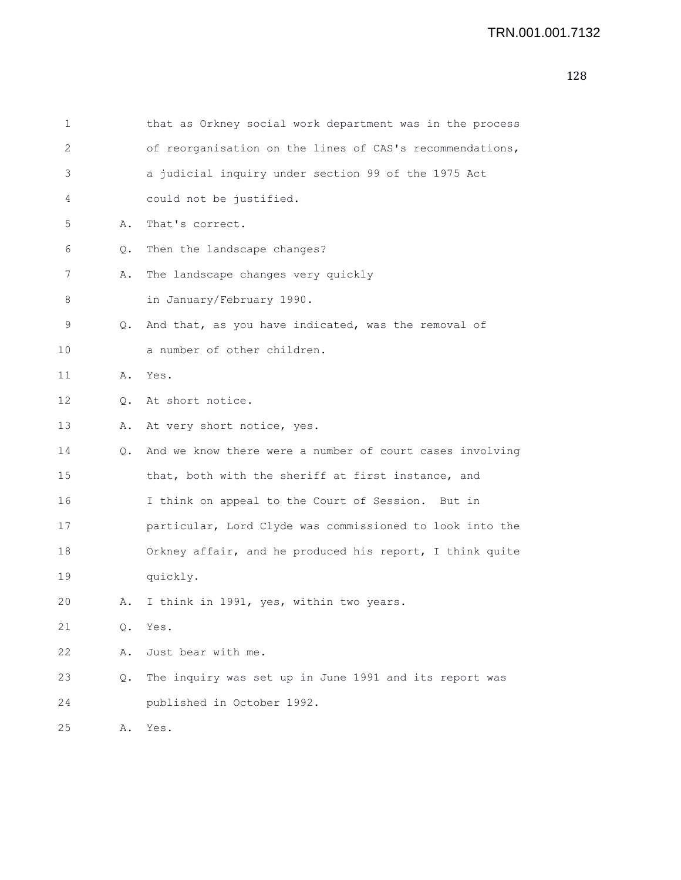that as Orkney social work department was in the process of reorganisation on the lines of CAS's recommendations, a judicial inquiry under section 99 of the 1975 Act could not be justified.

A. That's correct.

Q. Then the landscape changes?

A. The landscape changes very quickly in January/February 1990.

Q. And that, as you have indicated, was the removal of a number of other children.

A. Yes.

Q. At short notice.

A. At very short notice, yes.

Q. And we know there were a number of court cases involving that, both with the sheriff at first instance, and I think on appeal to the Court of Session. But in particular, Lord Clyde was commissioned to look into the Orkney affair, and he produced his report, I think quite quickly.

A. I think in 1991, yes, within two years.

Q. Yes.

A. Just bear with me.

Q. The inquiry was set up in June 1991 and its report was published in October 1992.

A. Yes.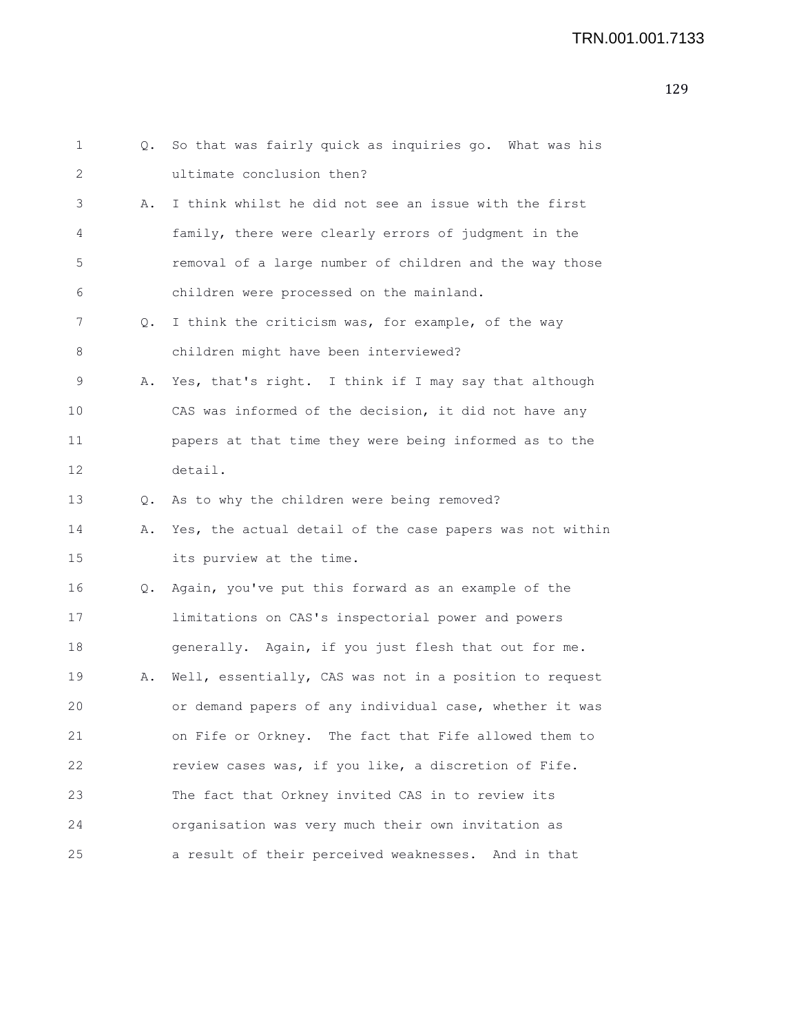1 Q. So that was fairly quick as inquiries go. What was his
2 ultimate conclusion then?
3 A. I think whilst he did not see an issue with the first
4 family, there were clearly errors of judgment in the
5 removal of a large number of children and the way those
6 children were processed on the mainland.
7 Q. I think the criticism was, for example, of the way
8 children might have been interviewed?
9 A. Yes, that's right. I think if I may say that although
10 CAS was informed of the decision, it did not have any
11 papers at that time they were being informed as to the
12 detail.
13 Q. As to why the children were being removed?
14 A. Yes, the actual detail of the case papers was not within
15 its purview at the time.
16 Q. Again, you've put this forward as an example of the
17 limitations on CAS's inspectorial power and powers
18 generally. Again, if you just flesh that out for me.
19 A. Well, essentially, CAS was not in a position to request
20 or demand papers of any individual case, whether it was
21 on Fife or Orkney. The fact that Fife allowed them to
22 review cases was, if you like, a discretion of Fife.
23 The fact that Orkney invited CAS in to review its
24 organisation was very much their own invitation as
25 a result of their perceived weaknesses. And in that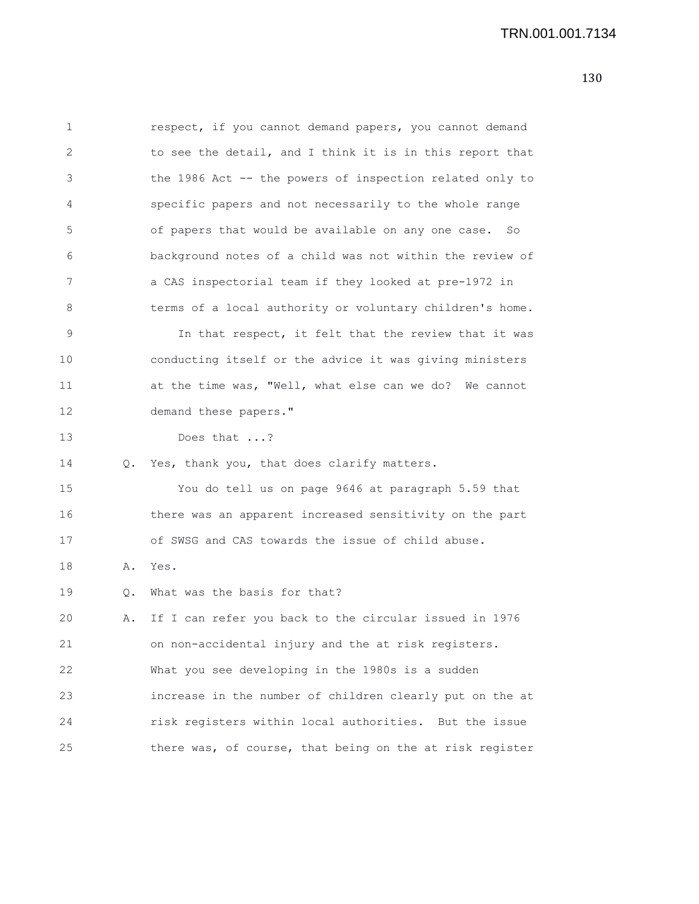respect, if you cannot demand papers, you cannot demand to see the detail, and I think it is in this report that the 1986 Act -- the powers of inspection related only to specific papers and not necessarily to the whole range of papers that would be available on any one case. So background notes of a child was not within the review of a CAS inspectorial team if they looked at pre-1972 in terms of a local authority or voluntary children's home.

In that respect, it felt that the review that it was conducting itself or the advice it was giving ministers at the time was, "Well, what else can we do? We cannot demand these papers."

Does that ...?

Q. Yes, thank you, that does clarify matters.

You do tell us on page 9646 at paragraph 5.59 that there was an apparent increased sensitivity on the part of SWSG and CAS towards the issue of child abuse.

A. Yes.

Q. What was the basis for that?

A. If I can refer you back to the circular issued in 1976 on non-accidental injury and the at risk registers. What you see developing in the 1980s is a sudden increase in the number of children clearly put on the at risk registers within local authorities. But the issue there was, of course, that being on the at risk register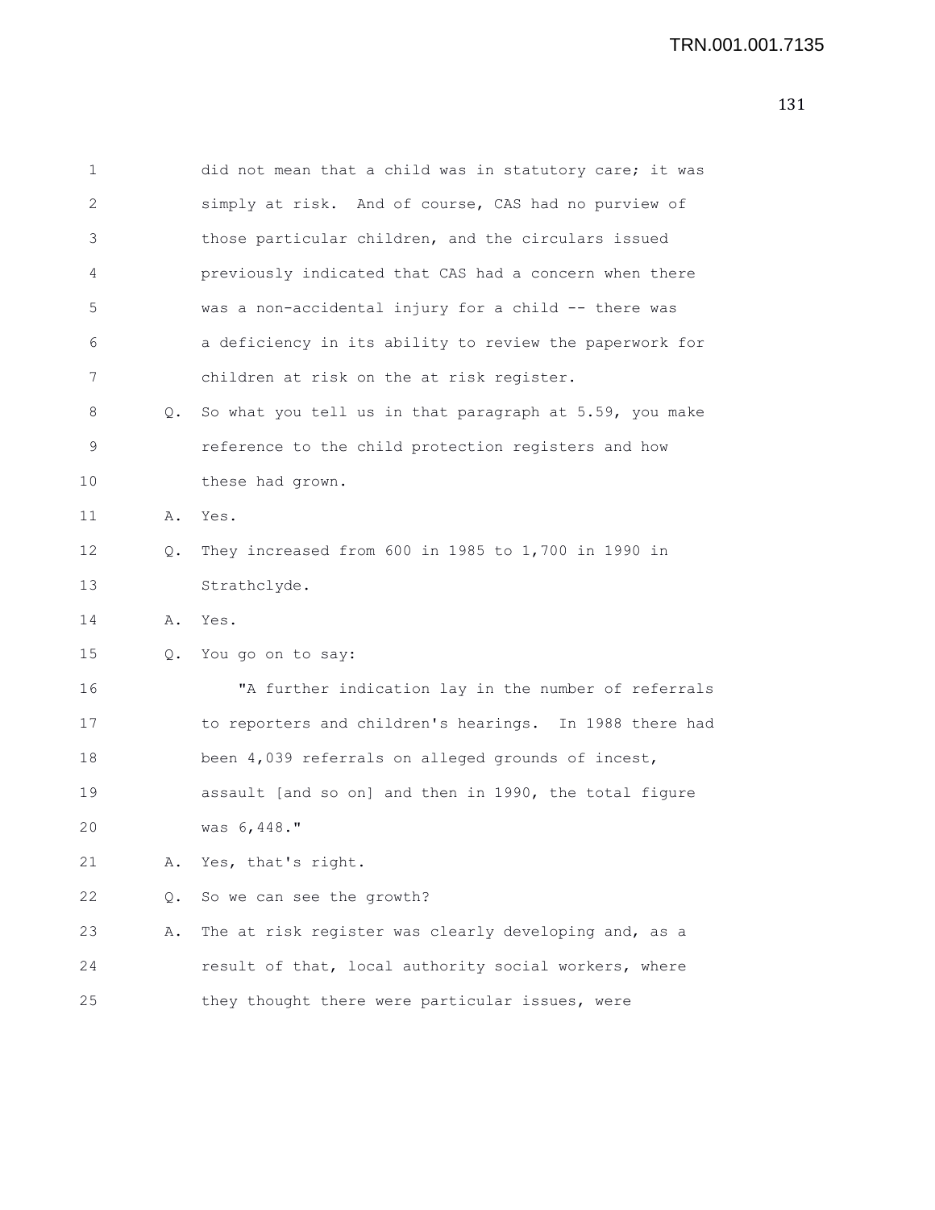did not mean that a child was in statutory care; it was simply at risk. And of course, CAS had no purview of those particular children, and the circulars issued previously indicated that CAS had a concern when there was a non-accidental injury for a child -- there was a deficiency in its ability to review the paperwork for children at risk on the at risk register.

Q. So what you tell us in that paragraph at 5.59, you make reference to the child protection registers and how these had grown.

A. Yes.

Q. They increased from 600 in 1985 to 1,700 in 1990 in Strathclyde.

A. Yes.

Q. You go on to say:

"A further indication lay in the number of referrals to reporters and children's hearings. In 1988 there had been 4,039 referrals on alleged grounds of incest, assault [and so on] and then in 1990, the total figure was 6,448."

A. Yes, that's right.

Q. So we can see the growth?

A. The at risk register was clearly developing and, as a result of that, local authority social workers, where they thought there were particular issues, were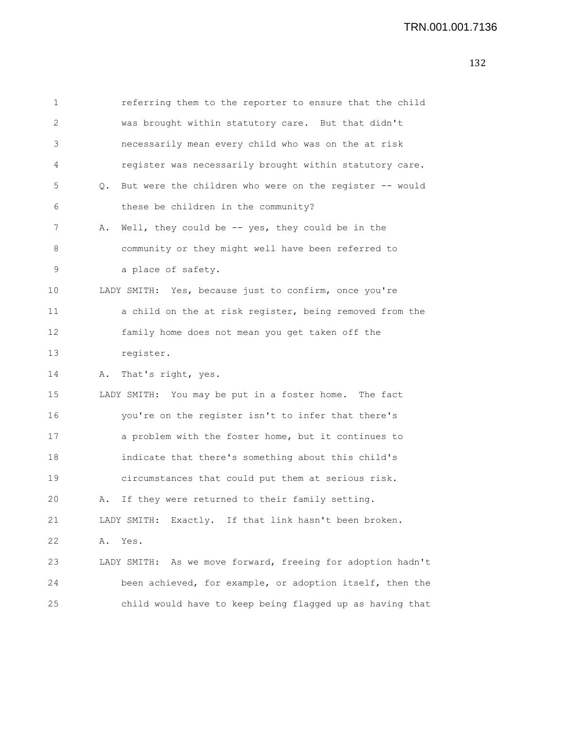referring them to the reporter to ensure that the child was brought within statutory care. But that didn't necessarily mean every child who was on the at risk register was necessarily brought within statutory care.

Q. But were the children who were on the register -- would these be children in the community?

A. Well, they could be -- yes, they could be in the community or they might well have been referred to a place of safety.

LADY SMITH: Yes, because just to confirm, once you're a child on the at risk register, being removed from the family home does not mean you get taken off the register.

A. That's right, yes.

LADY SMITH: You may be put in a foster home. The fact you're on the register isn't to infer that there's a problem with the foster home, but it continues to indicate that there's something about this child's circumstances that could put them at serious risk.

A. If they were returned to their family setting.

LADY SMITH: Exactly. If that link hasn't been broken.

A. Yes.

LADY SMITH: As we move forward, freeing for adoption hadn't been achieved, for example, or adoption itself, then the child would have to keep being flagged up as having that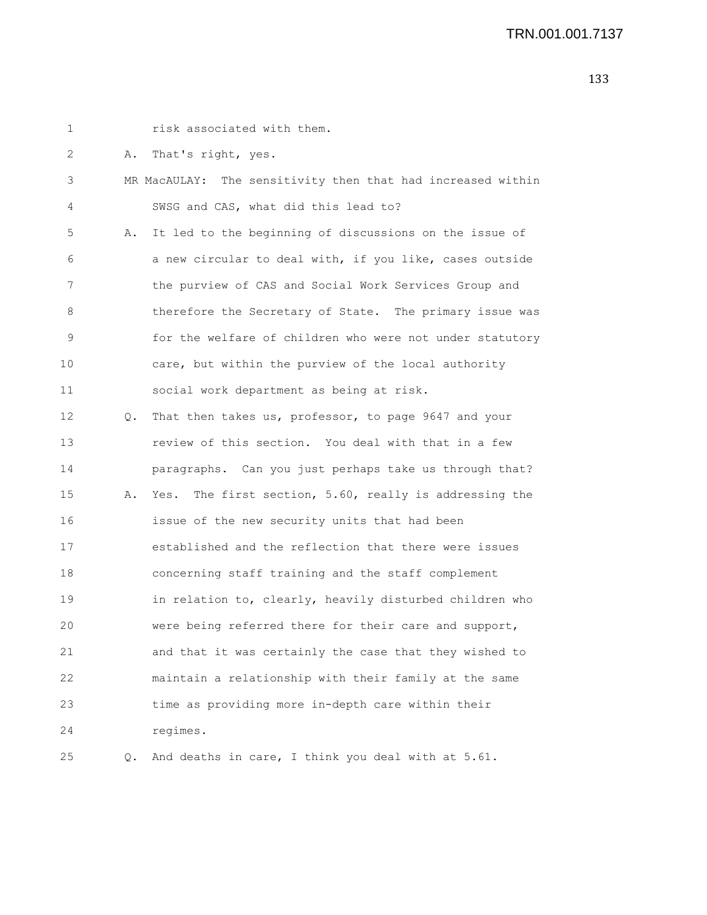risk associated with them.

A. That's right, yes.

MR MacAULAY: The sensitivity then that had increased within SWSG and CAS, what did this lead to?

A. It led to the beginning of discussions on the issue of a new circular to deal with, if you like, cases outside the purview of CAS and Social Work Services Group and therefore the Secretary of State. The primary issue was for the welfare of children who were not under statutory care, but within the purview of the local authority social work department as being at risk.

Q. That then takes us, professor, to page 9647 and your review of this section. You deal with that in a few paragraphs. Can you just perhaps take us through that?

A. Yes. The first section, 5.60, really is addressing the issue of the new security units that had been established and the reflection that there were issues concerning staff training and the staff complement in relation to, clearly, heavily disturbed children who were being referred there for their care and support, and that it was certainly the case that they wished to maintain a relationship with their family at the same time as providing more in-depth care within their regimes.

Q. And deaths in care, I think you deal with at 5.61.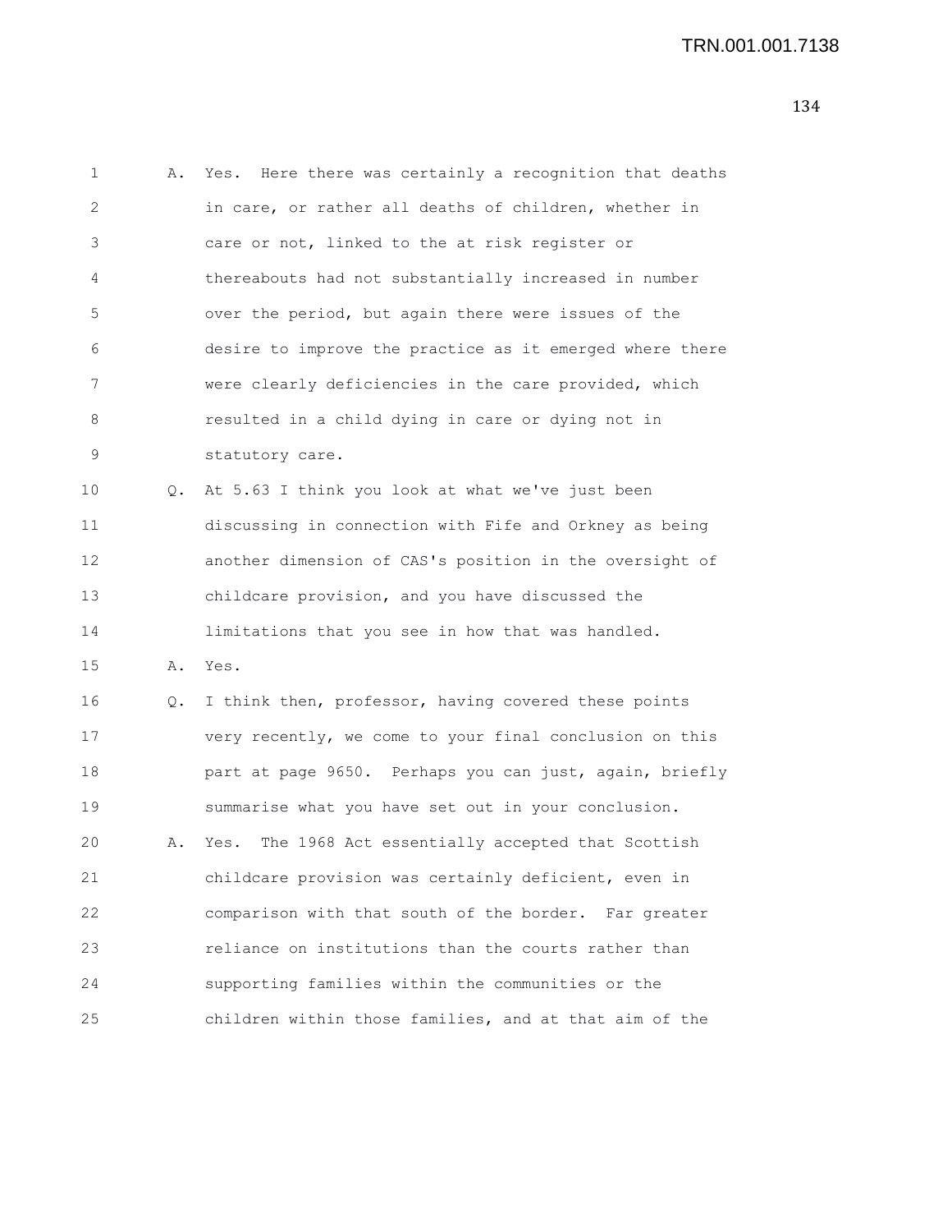A. Yes. Here there was certainly a recognition that deaths in care, or rather all deaths of children, whether in care or not, linked to the at risk register or thereabouts had not substantially increased in number over the period, but again there were issues of the desire to improve the practice as it emerged where there were clearly deficiencies in the care provided, which resulted in a child dying in care or dying not in statutory care.

Q. At 5.63 I think you look at what we've just been discussing in connection with Fife and Orkney as being another dimension of CAS's position in the oversight of childcare provision, and you have discussed the limitations that you see in how that was handled.

A. Yes.

Q. I think then, professor, having covered these points very recently, we come to your final conclusion on this part at page 9650. Perhaps you can just, again, briefly summarise what you have set out in your conclusion.

A. Yes. The 1968 Act essentially accepted that Scottish childcare provision was certainly deficient, even in comparison with that south of the border. Far greater reliance on institutions than the courts rather than supporting families within the communities or the children within those families, and at that aim of the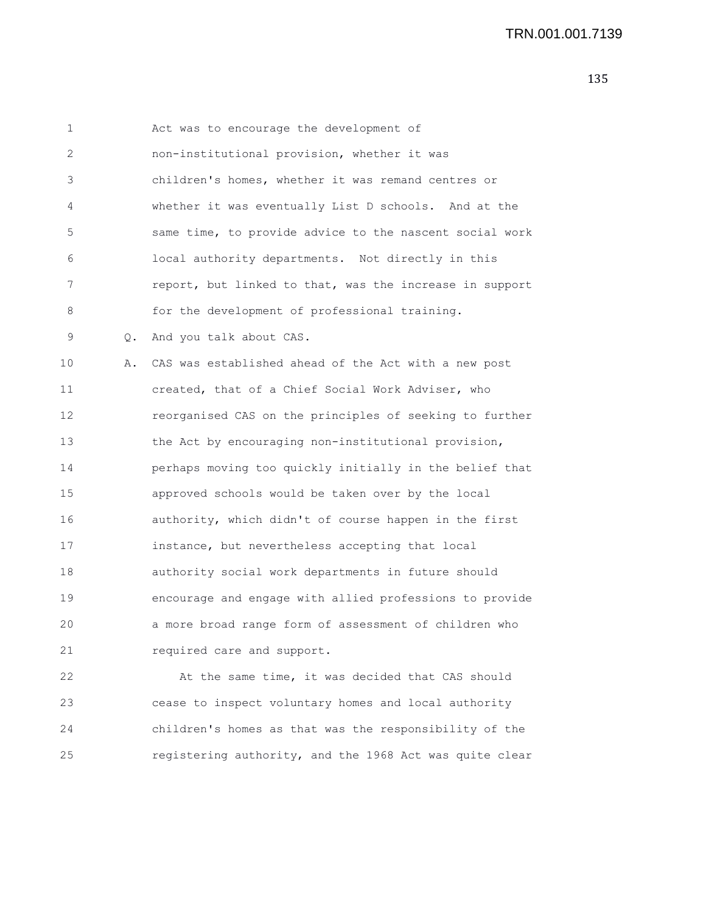Act was to encourage the development of non-institutional provision, whether it was children's homes, whether it was remand centres or whether it was eventually List D schools. And at the same time, to provide advice to the nascent social work local authority departments. Not directly in this report, but linked to that, was the increase in support for the development of professional training.

Q. And you talk about CAS.

A. CAS was established ahead of the Act with a new post created, that of a Chief Social Work Adviser, who reorganised CAS on the principles of seeking to further the Act by encouraging non-institutional provision, perhaps moving too quickly initially in the belief that approved schools would be taken over by the local authority, which didn't of course happen in the first instance, but nevertheless accepting that local authority social work departments in future should encourage and engage with allied professions to provide a more broad range form of assessment of children who required care and support.

At the same time, it was decided that CAS should cease to inspect voluntary homes and local authority children's homes as that was the responsibility of the registering authority, and the 1968 Act was quite clear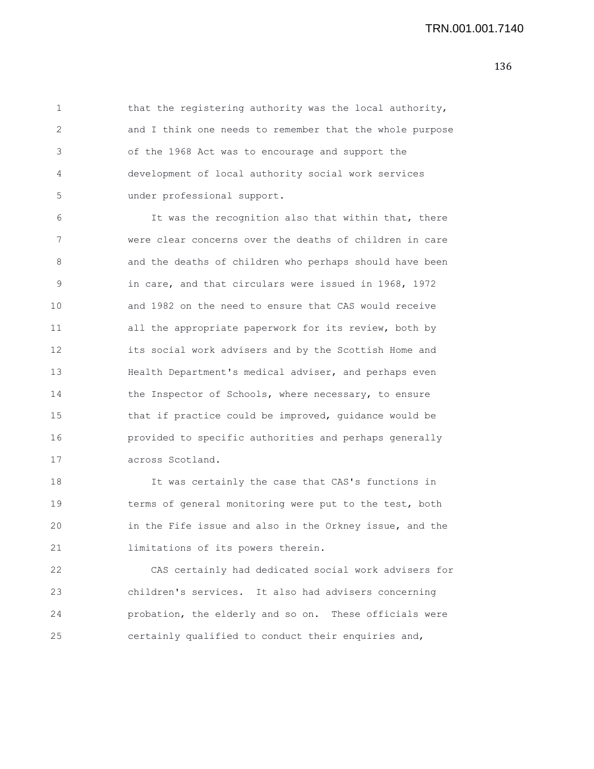that the registering authority was the local authority, and I think one needs to remember that the whole purpose of the 1968 Act was to encourage and support the development of local authority social work services under professional support.

It was the recognition also that within that, there were clear concerns over the deaths of children in care and the deaths of children who perhaps should have been in care, and that circulars were issued in 1968, 1972 and 1982 on the need to ensure that CAS would receive all the appropriate paperwork for its review, both by its social work advisers and by the Scottish Home and Health Department's medical adviser, and perhaps even the Inspector of Schools, where necessary, to ensure that if practice could be improved, guidance would be provided to specific authorities and perhaps generally across Scotland.

It was certainly the case that CAS's functions in terms of general monitoring were put to the test, both in the Fife issue and also in the Orkney issue, and the limitations of its powers therein.

CAS certainly had dedicated social work advisers for children's services. It also had advisers concerning probation, the elderly and so on. These officials were certainly qualified to conduct their enquiries and,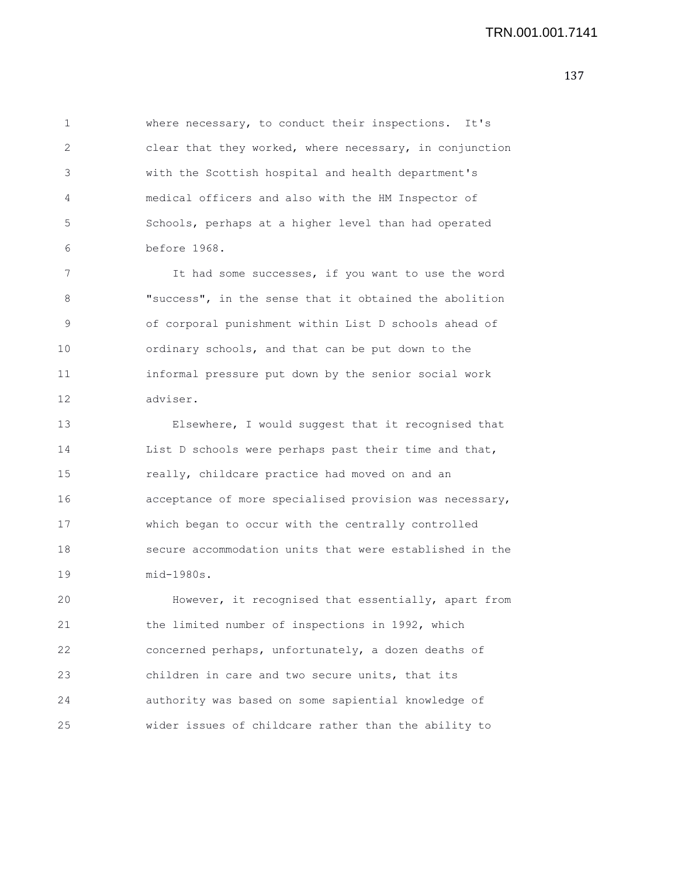where necessary, to conduct their inspections. It's clear that they worked, where necessary, in conjunction with the Scottish hospital and health department's medical officers and also with the HM Inspector of Schools, perhaps at a higher level than had operated before 1968.

It had some successes, if you want to use the word "success", in the sense that it obtained the abolition of corporal punishment within List D schools ahead of ordinary schools, and that can be put down to the informal pressure put down by the senior social work adviser.

Elsewhere, I would suggest that it recognised that List D schools were perhaps past their time and that, really, childcare practice had moved on and an acceptance of more specialised provision was necessary, which began to occur with the centrally controlled secure accommodation units that were established in the mid-1980s.

However, it recognised that essentially, apart from the limited number of inspections in 1992, which concerned perhaps, unfortunately, a dozen deaths of children in care and two secure units, that its authority was based on some sapiential knowledge of wider issues of childcare rather than the ability to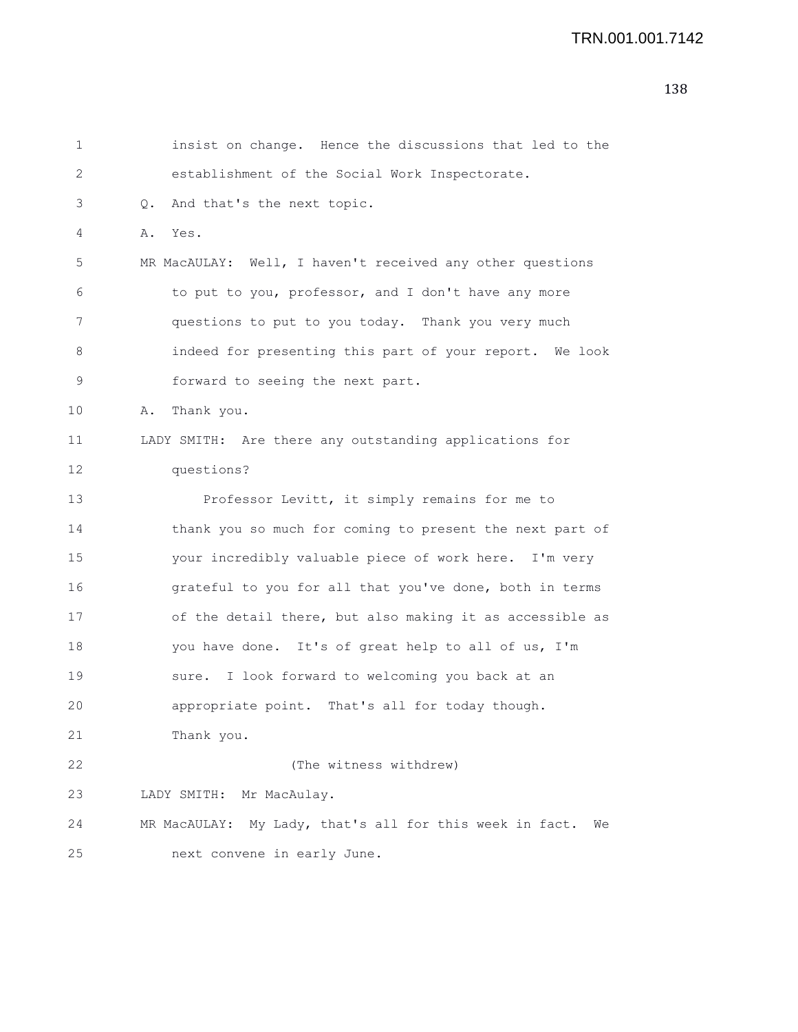insist on change. Hence the discussions that led to the establishment of the Social Work Inspectorate.

Q. And that's the next topic.

A. Yes.

MR MacAULAY: Well, I haven't received any other questions to put to you, professor, and I don't have any more questions to put to you today. Thank you very much indeed for presenting this part of your report. We look forward to seeing the next part.

A. Thank you.

LADY SMITH: Are there any outstanding applications for questions?

Professor Levitt, it simply remains for me to thank you so much for coming to present the next part of your incredibly valuable piece of work here. I'm very grateful to you for all that you've done, both in terms of the detail there, but also making it as accessible as you have done. It's of great help to all of us, I'm sure. I look forward to welcoming you back at an appropriate point. That's all for today though. Thank you.

(The witness withdrew)

LADY SMITH: Mr MacAulay.

MR MacAULAY: My Lady, that's all for this week in fact. We next convene in early June.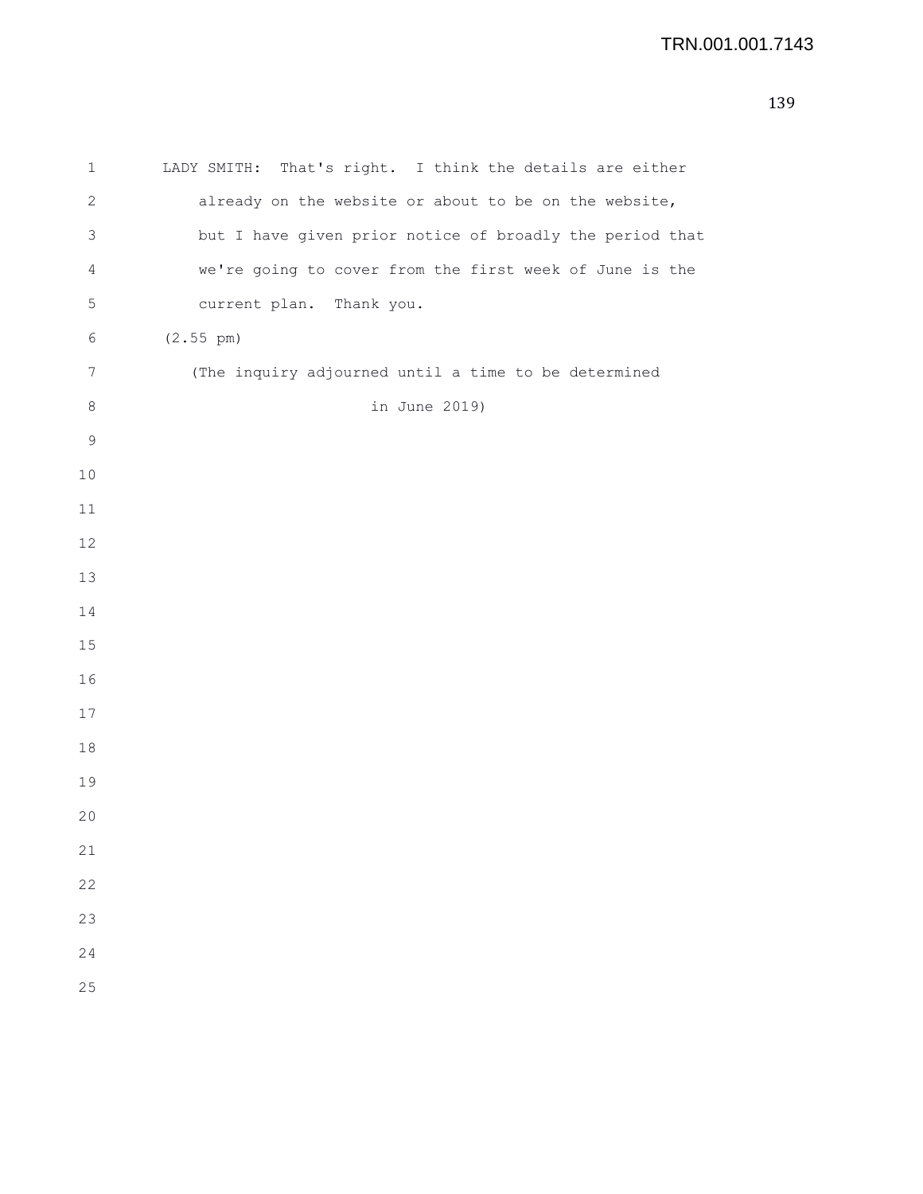LADY SMITH: That's right. I think the details are either already on the website or about to be on the website, but I have given prior notice of broadly the period that we're going to cover from the first week of June is the current plan. Thank you.

(2.55 pm)

(The inquiry adjourned until a time to be determined in June 2019)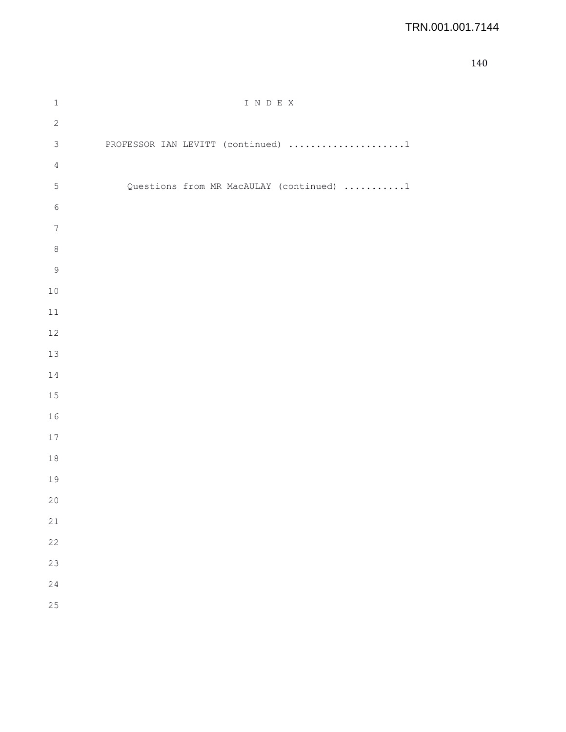I N D E X

PROFESSOR IAN LEVITT (continued) .....................1

Questions from MR MacAULAY (continued) ...........1